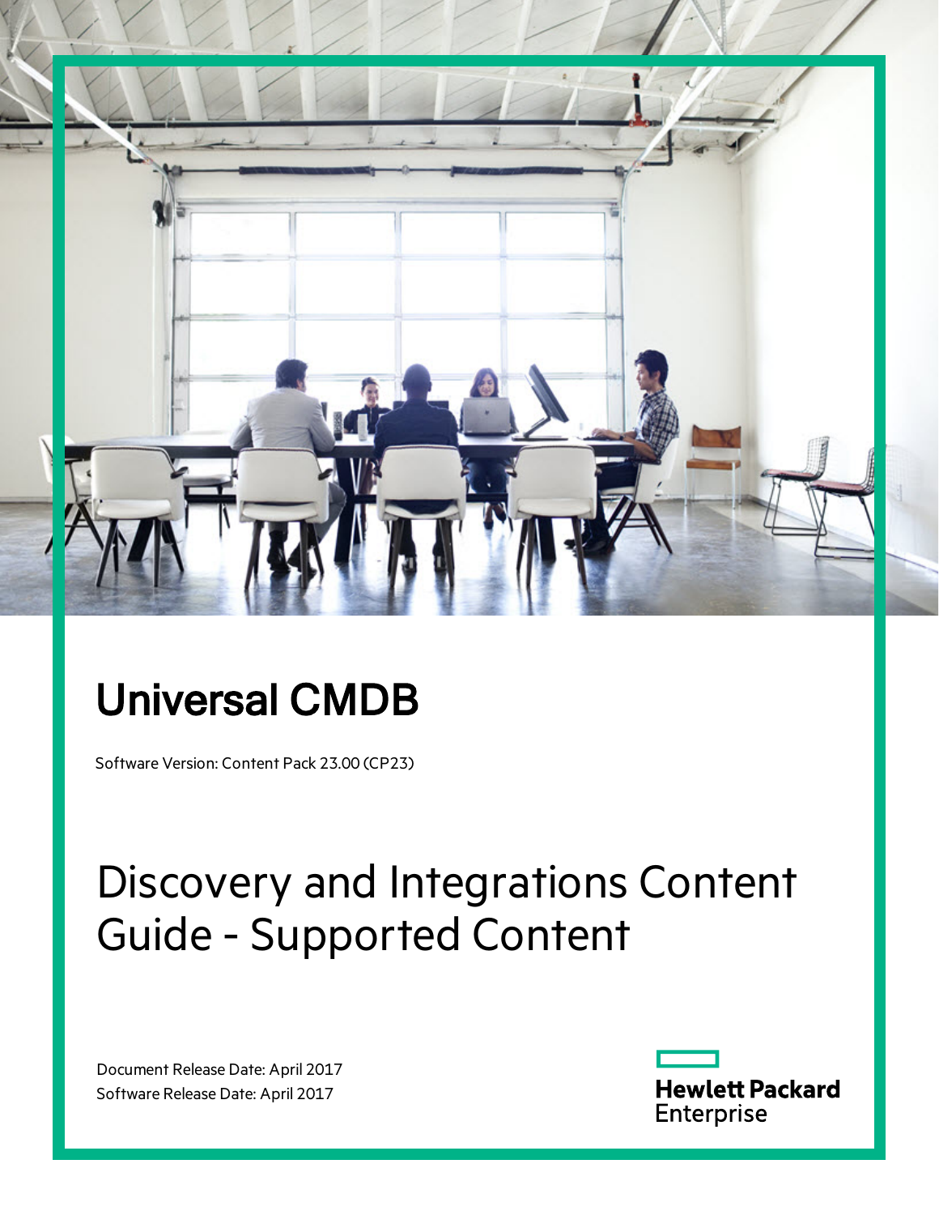# Universal CMDB

Software Version: Content Pack 23.00 (CP23)

# Discovery and Integrations Content Guide - Supported Content

Document Release Date: April 2017
Software Release Date: April 2017

Hewlett Packard Enterprise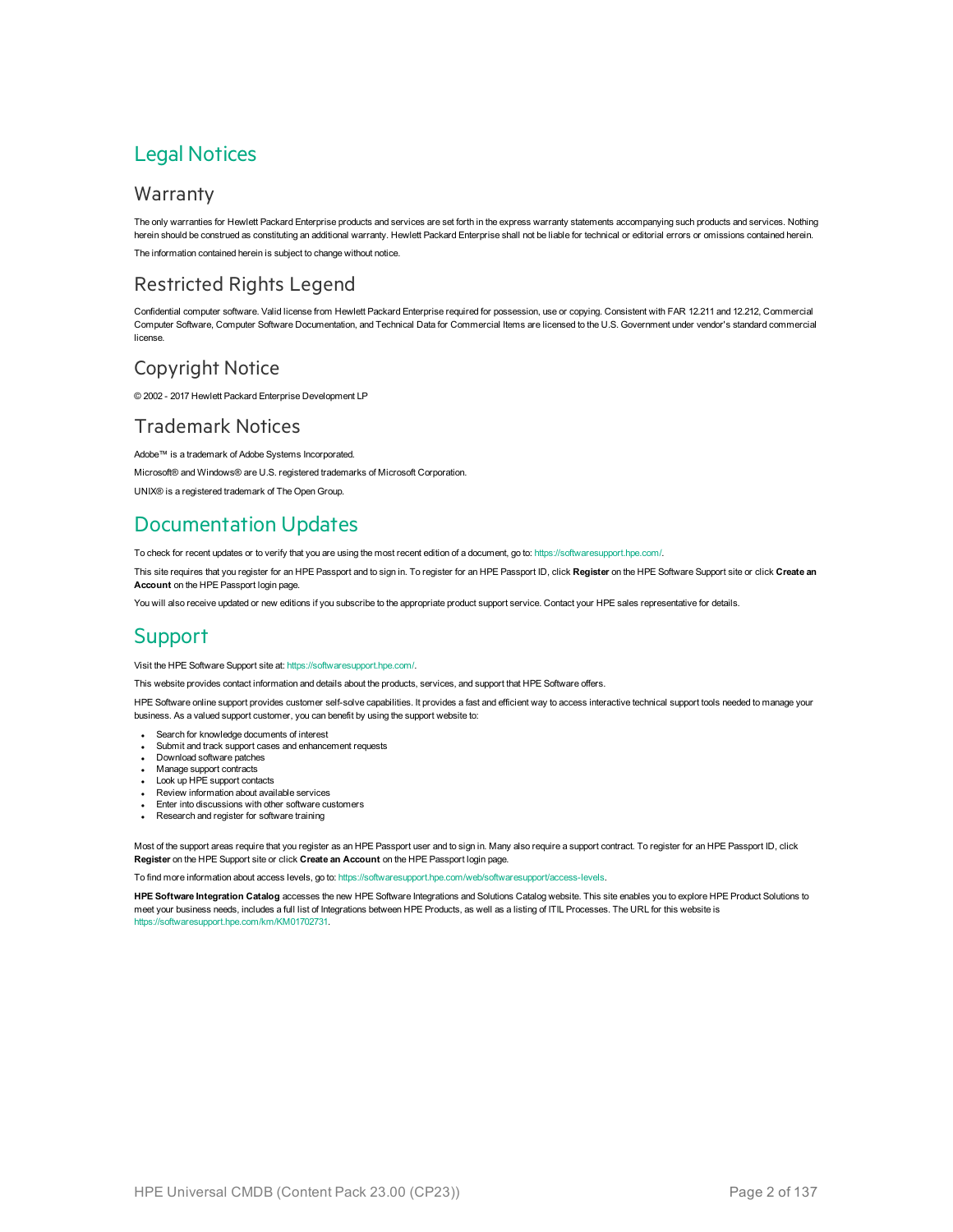# Legal Notices

## Warranty

The only warranties for Hewlett Packard Enterprise products and services are set forth in the express warranty statements accompanying such products and services. Nothing herein should be construed as constituting an additional warranty. Hewlett Packard Enterprise shall not be liable for technical or editorial errors or omissions contained herein.

The information contained herein is subject to change without notice.

## Restricted Rights Legend

Confidential computer software. Valid license from Hewlett Packard Enterprise required for possession, use or copying. Consistent with FAR 12.211 and 12.212, Commercial Computer Software, Computer Software Documentation, and Technical Data for Commercial Items are licensed to the U.S. Government under vendor's standard commercial license.

## Copyright Notice

© 2002 - 2017 Hewlett Packard Enterprise Development LP

## Trademark Notices

Adobe™ is a trademark of Adobe Systems Incorporated.

Microsoft® and Windows® are U.S. registered trademarks of Microsoft Corporation.

UNIX® is a registered trademark of The Open Group.

# Documentation Updates

To check for recent updates or to verify that you are using the most recent edition of a document, go to: https://softwaresupport.hpe.com/.

This site requires that you register for an HPE Passport and to sign in. To register for an HPE Passport ID, click **Register** on the HPE Software Support site or click **Create an Account** on the HPE Passport login page.

You will also receive updated or new editions if you subscribe to the appropriate product support service. Contact your HPE sales representative for details.

# Support

Visit the HPE Software Support site at: https://softwaresupport.hpe.com/.

This website provides contact information and details about the products, services, and support that HPE Software offers.

HPE Software online support provides customer self-solve capabilities. It provides a fast and efficient way to access interactive technical support tools needed to manage your business. As a valued support customer, you can benefit by using the support website to:

- Search for knowledge documents of interest
- Submit and track support cases and enhancement requests
- Download software patches
- Manage support contracts
- Look up HPE support contacts
- Review information about available services
- Enter into discussions with other software customers
- Research and register for software training

Most of the support areas require that you register as an HPE Passport user and to sign in. Many also require a support contract. To register for an HPE Passport ID, click **Register** on the HPE Support site or click **Create an Account** on the HPE Passport login page.

To find more information about access levels, go to: https://softwaresupport.hpe.com/web/softwaresupport/access-levels.

**HPE Software Integration Catalog** accesses the new HPE Software Integrations and Solutions Catalog website. This site enables you to explore HPE Product Solutions to meet your business needs, includes a full list of Integrations between HPE Products, as well as a listing of ITIL Processes. The URL for this website is https://softwaresupport.hpe.com/km/KM01702731.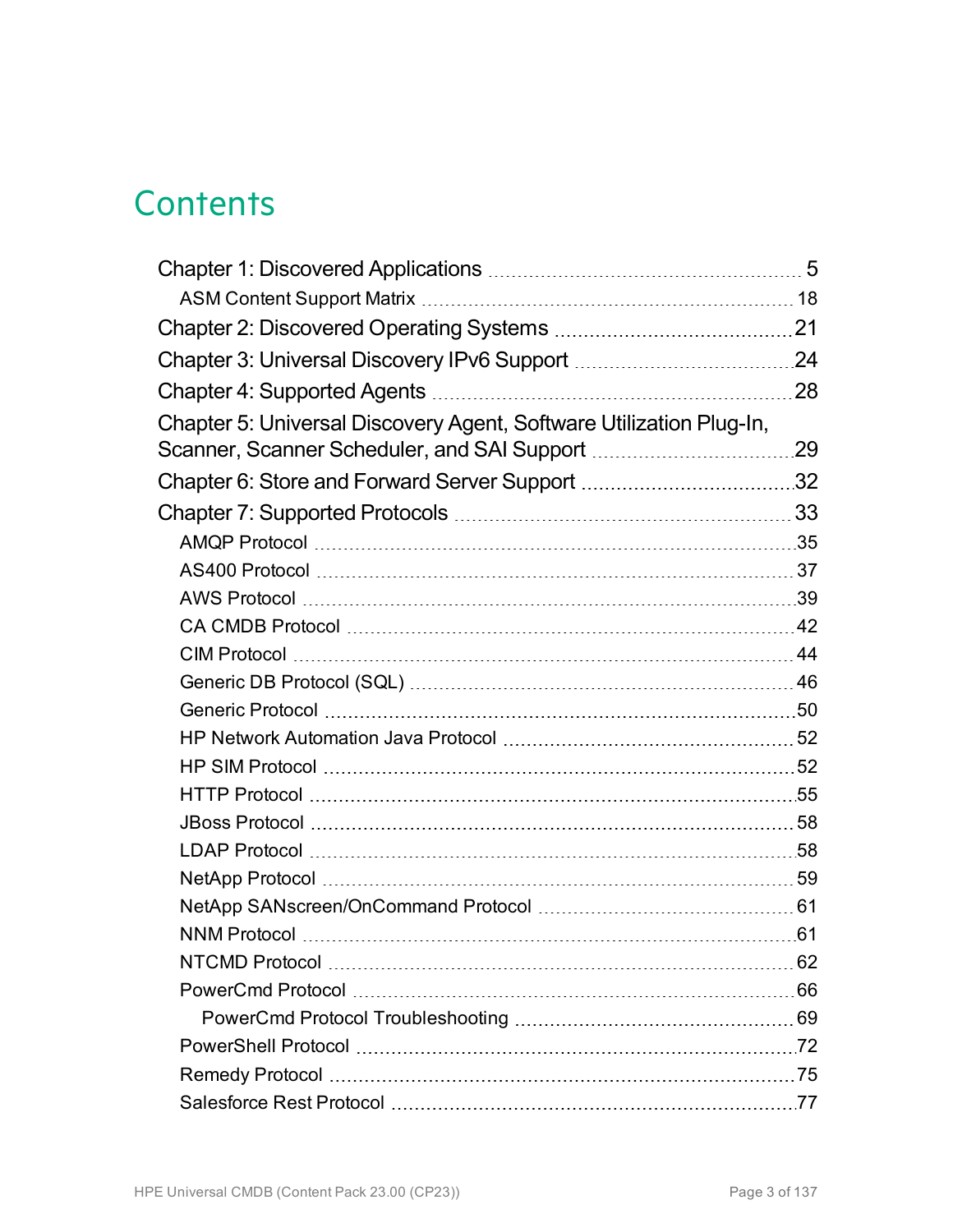# Contents

- Chapter 1: Discovered Applications ... 5
  - ASM Content Support Matrix ... 18
- Chapter 2: Discovered Operating Systems ... 21
- Chapter 3: Universal Discovery IPv6 Support ... 24
- Chapter 4: Supported Agents ... 28
- Chapter 5: Universal Discovery Agent, Software Utilization Plug-In, Scanner, Scanner Scheduler, and SAI Support ... 29
- Chapter 6: Store and Forward Server Support ... 32
- Chapter 7: Supported Protocols ... 33
  - AMQP Protocol ... 35
  - AS400 Protocol ... 37
  - AWS Protocol ... 39
  - CA CMDB Protocol ... 42
  - CIM Protocol ... 44
  - Generic DB Protocol (SQL) ... 46
  - Generic Protocol ... 50
  - HP Network Automation Java Protocol ... 52
  - HP SIM Protocol ... 52
  - HTTP Protocol ... 55
  - JBoss Protocol ... 58
  - LDAP Protocol ... 58
  - NetApp Protocol ... 59
  - NetApp SANscreen/OnCommand Protocol ... 61
  - NNM Protocol ... 61
  - NTCMD Protocol ... 62
  - PowerCmd Protocol ... 66
    - PowerCmd Protocol Troubleshooting ... 69
  - PowerShell Protocol ... 72
  - Remedy Protocol ... 75
  - Salesforce Rest Protocol ... 77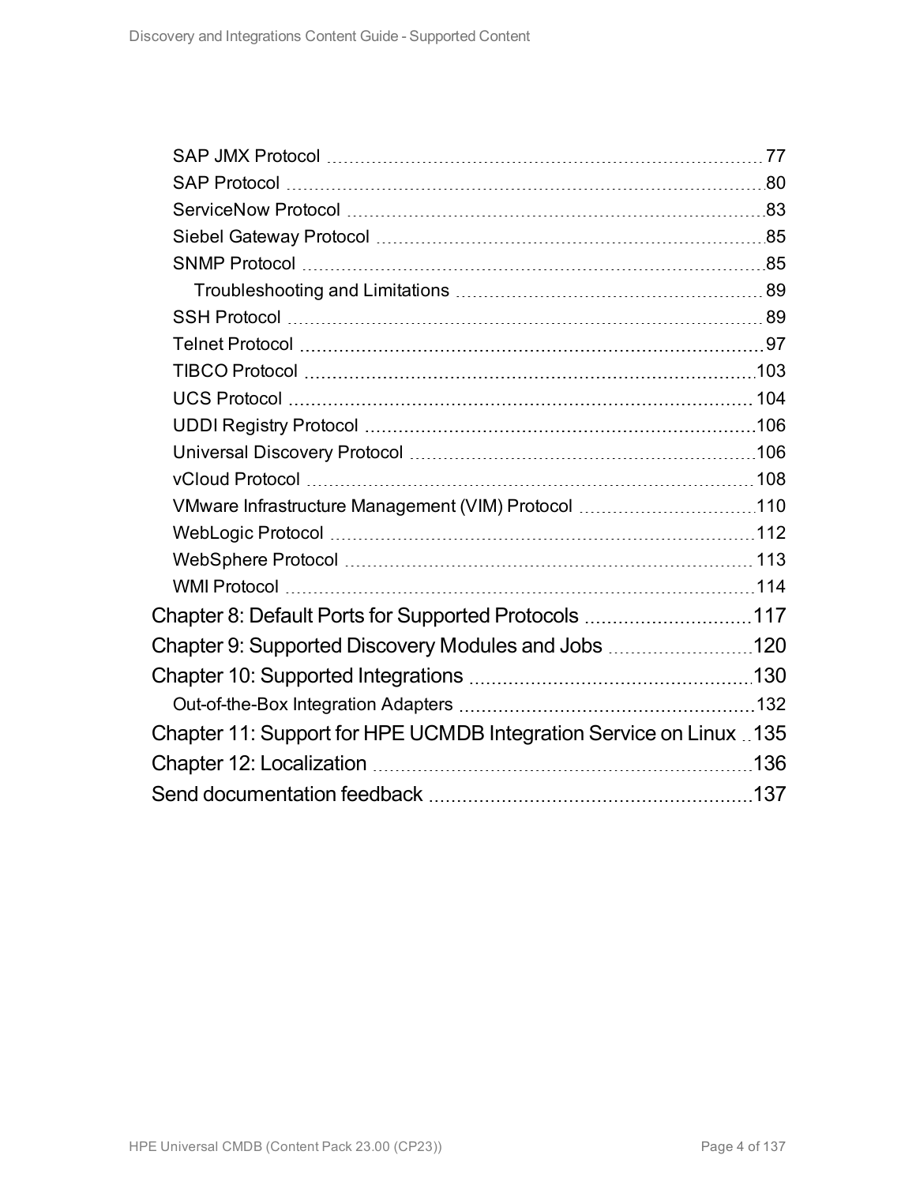- SAP JMX Protocol 77
- SAP Protocol 80
- ServiceNow Protocol 83
- Siebel Gateway Protocol 85
- SNMP Protocol 85
  - Troubleshooting and Limitations 89
- SSH Protocol 89
- Telnet Protocol 97
- TIBCO Protocol 103
- UCS Protocol 104
- UDDI Registry Protocol 106
- Universal Discovery Protocol 106
- vCloud Protocol 108
- VMware Infrastructure Management (VIM) Protocol 110
- WebLogic Protocol 112
- WebSphere Protocol 113
- WMI Protocol 114

Chapter 8: Default Ports for Supported Protocols 117

Chapter 9: Supported Discovery Modules and Jobs 120

Chapter 10: Supported Integrations 130

- Out-of-the-Box Integration Adapters 132

Chapter 11: Support for HPE UCMDB Integration Service on Linux 135

Chapter 12: Localization 136

Send documentation feedback 137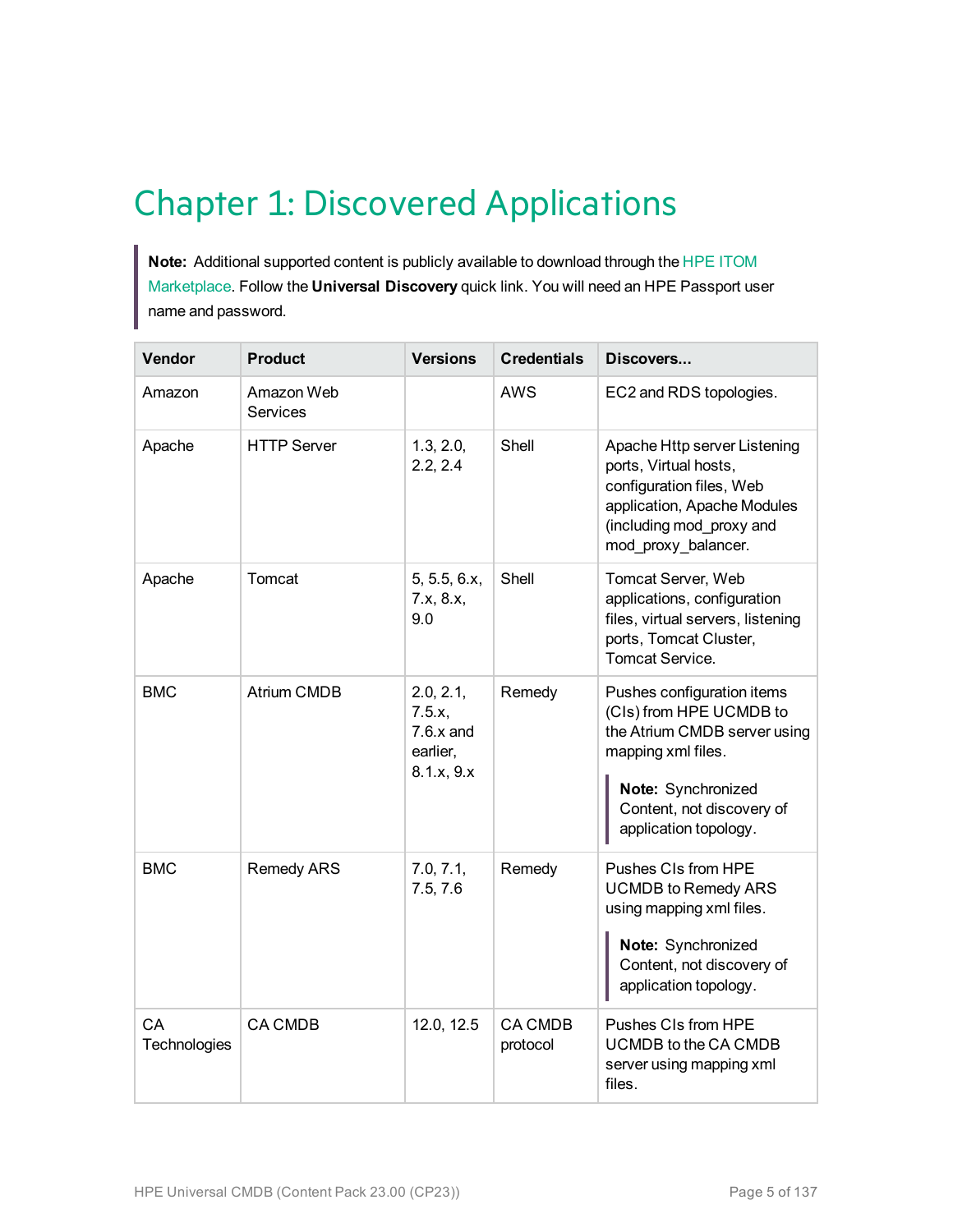# Chapter 1: Discovered Applications

> **Note:** Additional supported content is publicly available to download through the HPE ITOM Marketplace. Follow the **Universal Discovery** quick link. You will need an HPE Passport user name and password.

| Vendor | Product | Versions | Credentials | Discovers... |
|---|---|---|---|---|
| Amazon | Amazon Web Services | | AWS | EC2 and RDS topologies. |
| Apache | HTTP Server | 1.3, 2.0, 2.2, 2.4 | Shell | Apache Http server Listening ports, Virtual hosts, configuration files, Web application, Apache Modules (including mod_proxy and mod_proxy_balancer. |
| Apache | Tomcat | 5, 5.5, 6.x, 7.x, 8.x, 9.0 | Shell | Tomcat Server, Web applications, configuration files, virtual servers, listening ports, Tomcat Cluster, Tomcat Service. |
| BMC | Atrium CMDB | 2.0, 2.1, 7.5.x, 7.6.x and earlier, 8.1.x, 9.x | Remedy | Pushes configuration items (CIs) from HPE UCMDB to the Atrium CMDB server using mapping xml files.<br><br>**Note:** Synchronized Content, not discovery of application topology. |
| BMC | Remedy ARS | 7.0, 7.1, 7.5, 7.6 | Remedy | Pushes CIs from HPE UCMDB to Remedy ARS using mapping xml files.<br><br>**Note:** Synchronized Content, not discovery of application topology. |
| CA Technologies | CA CMDB | 12.0, 12.5 | CA CMDB protocol | Pushes CIs from HPE UCMDB to the CA CMDB server using mapping xml files. |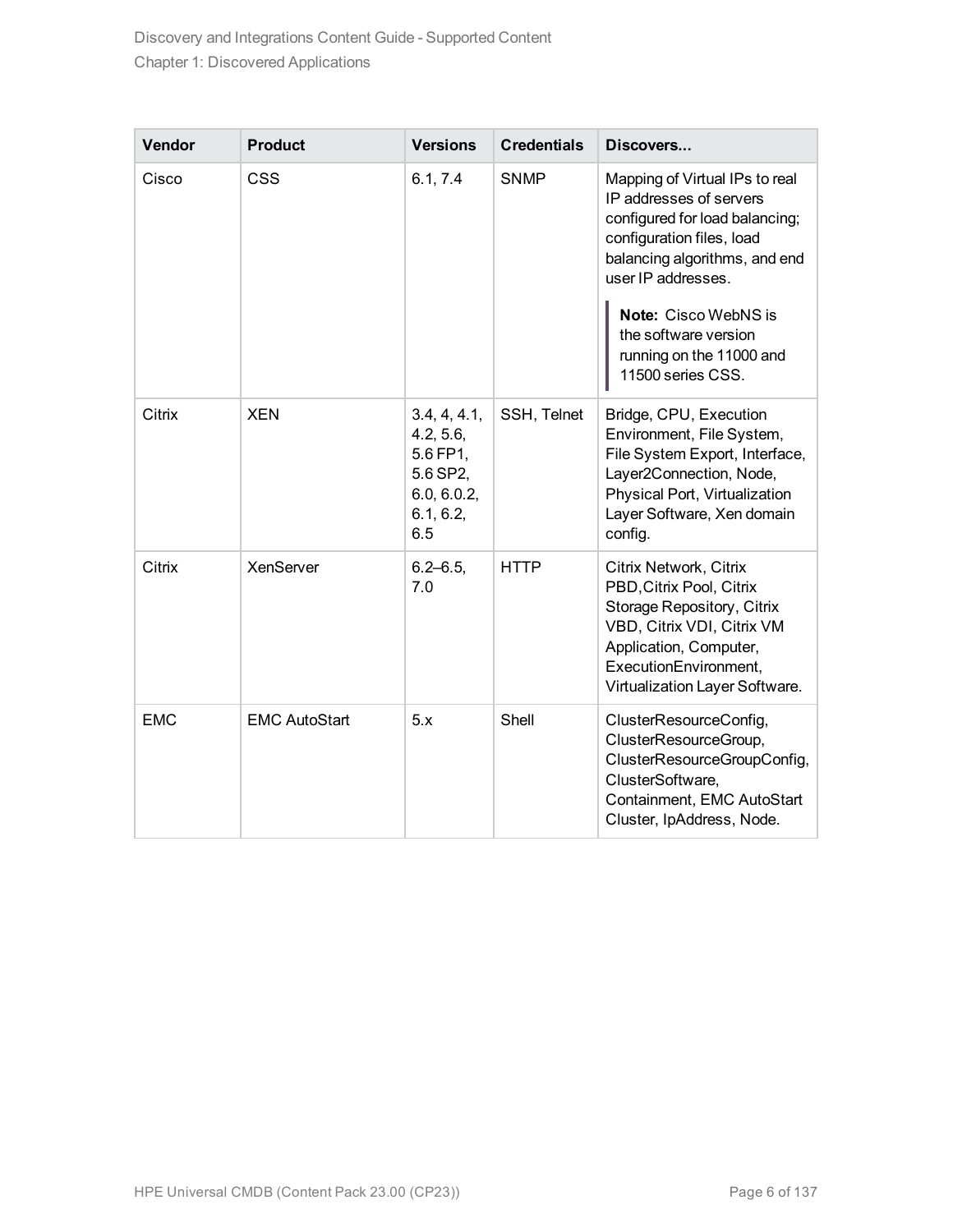| Vendor | Product | Versions | Credentials | Discovers... |
| --- | --- | --- | --- | --- |
| Cisco | CSS | 6.1, 7.4 | SNMP | Mapping of Virtual IPs to real IP addresses of servers configured for load balancing; configuration files, load balancing algorithms, and end user IP addresses.<br><br>**Note:** Cisco WebNS is the software version running on the 11000 and 11500 series CSS. |
| Citrix | XEN | 3.4, 4, 4.1, 4.2, 5.6, 5.6 FP1, 5.6 SP2, 6.0, 6.0.2, 6.1, 6.2, 6.5 | SSH, Telnet | Bridge, CPU, Execution Environment, File System, File System Export, Interface, Layer2Connection, Node, Physical Port, Virtualization Layer Software, Xen domain config. |
| Citrix | XenServer | 6.2–6.5, 7.0 | HTTP | Citrix Network, Citrix PBD,Citrix Pool, Citrix Storage Repository, Citrix VBD, Citrix VDI, Citrix VM Application, Computer, ExecutionEnvironment, Virtualization Layer Software. |
| EMC | EMC AutoStart | 5.x | Shell | ClusterResourceConfig, ClusterResourceGroup, ClusterResourceGroupConfig, ClusterSoftware, Containment, EMC AutoStart Cluster, IpAddress, Node. |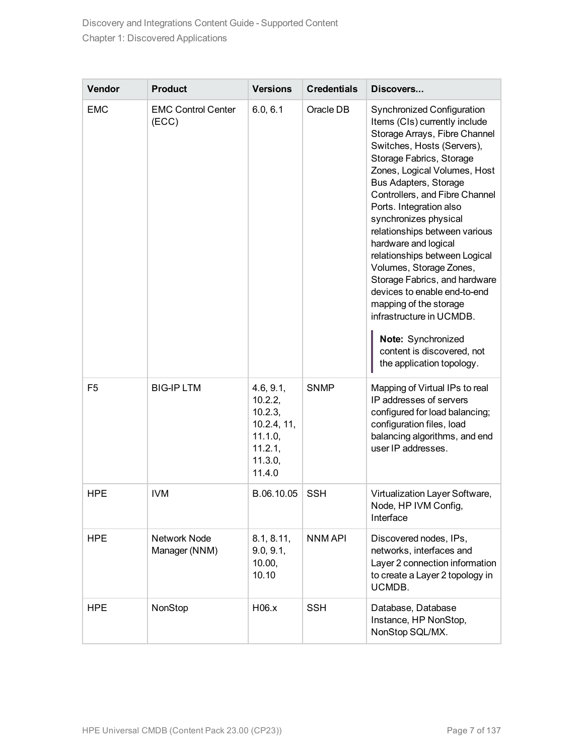| Vendor | Product | Versions | Credentials | Discovers... |
|---|---|---|---|---|
| EMC | EMC Control Center (ECC) | 6.0, 6.1 | Oracle DB | Synchronized Configuration Items (CIs) currently include Storage Arrays, Fibre Channel Switches, Hosts (Servers), Storage Fabrics, Storage Zones, Logical Volumes, Host Bus Adapters, Storage Controllers, and Fibre Channel Ports. Integration also synchronizes physical relationships between various hardware and logical relationships between Logical Volumes, Storage Zones, Storage Fabrics, and hardware devices to enable end-to-end mapping of the storage infrastructure in UCMDB. **Note:** Synchronized content is discovered, not the application topology. |
| F5 | BIG-IP LTM | 4.6, 9.1, 10.2.2, 10.2.3, 10.2.4, 11, 11.1.0, 11.2.1, 11.3.0, 11.4.0 | SNMP | Mapping of Virtual IPs to real IP addresses of servers configured for load balancing; configuration files, load balancing algorithms, and end user IP addresses. |
| HPE | IVM | B.06.10.05 | SSH | Virtualization Layer Software, Node, HP IVM Config, Interface |
| HPE | Network Node Manager (NNM) | 8.1, 8.11, 9.0, 9.1, 10.00, 10.10 | NNM API | Discovered nodes, IPs, networks, interfaces and Layer 2 connection information to create a Layer 2 topology in UCMDB. |
| HPE | NonStop | H06.x | SSH | Database, Database Instance, HP NonStop, NonStop SQL/MX. |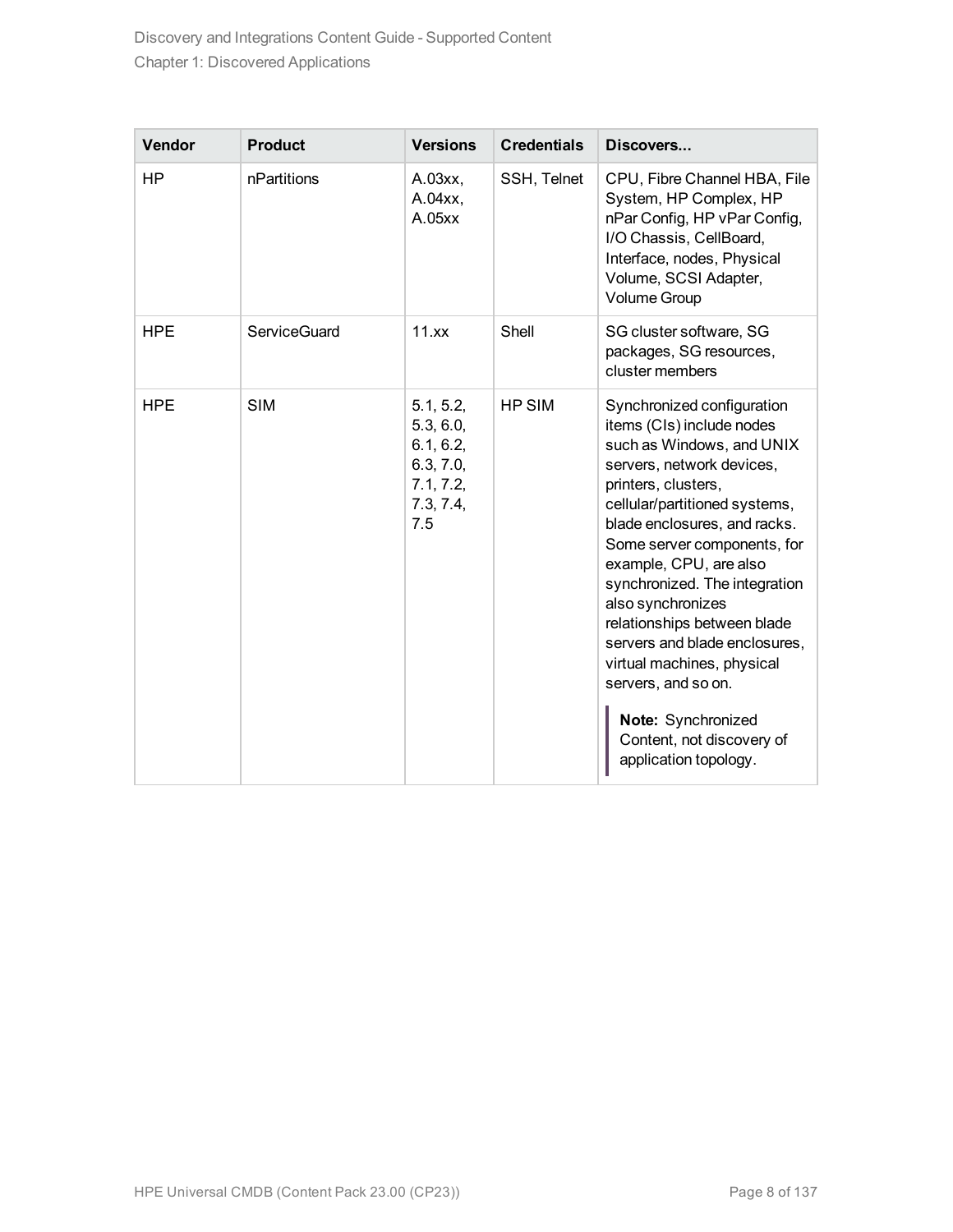| Vendor | Product | Versions | Credentials | Discovers... |
|---|---|---|---|---|
| HP | nPartitions | A.03xx, A.04xx, A.05xx | SSH, Telnet | CPU, Fibre Channel HBA, File System, HP Complex, HP nPar Config, HP vPar Config, I/O Chassis, CellBoard, Interface, nodes, Physical Volume, SCSI Adapter, Volume Group |
| HPE | ServiceGuard | 11.xx | Shell | SG cluster software, SG packages, SG resources, cluster members |
| HPE | SIM | 5.1, 5.2, 5.3, 6.0, 6.1, 6.2, 6.3, 7.0, 7.1, 7.2, 7.3, 7.4, 7.5 | HP SIM | Synchronized configuration items (CIs) include nodes such as Windows, and UNIX servers, network devices, printers, clusters, cellular/partitioned systems, blade enclosures, and racks. Some server components, for example, CPU, are also synchronized. The integration also synchronizes relationships between blade servers and blade enclosures, virtual machines, physical servers, and so on.<br><br>**Note:** Synchronized Content, not discovery of application topology. |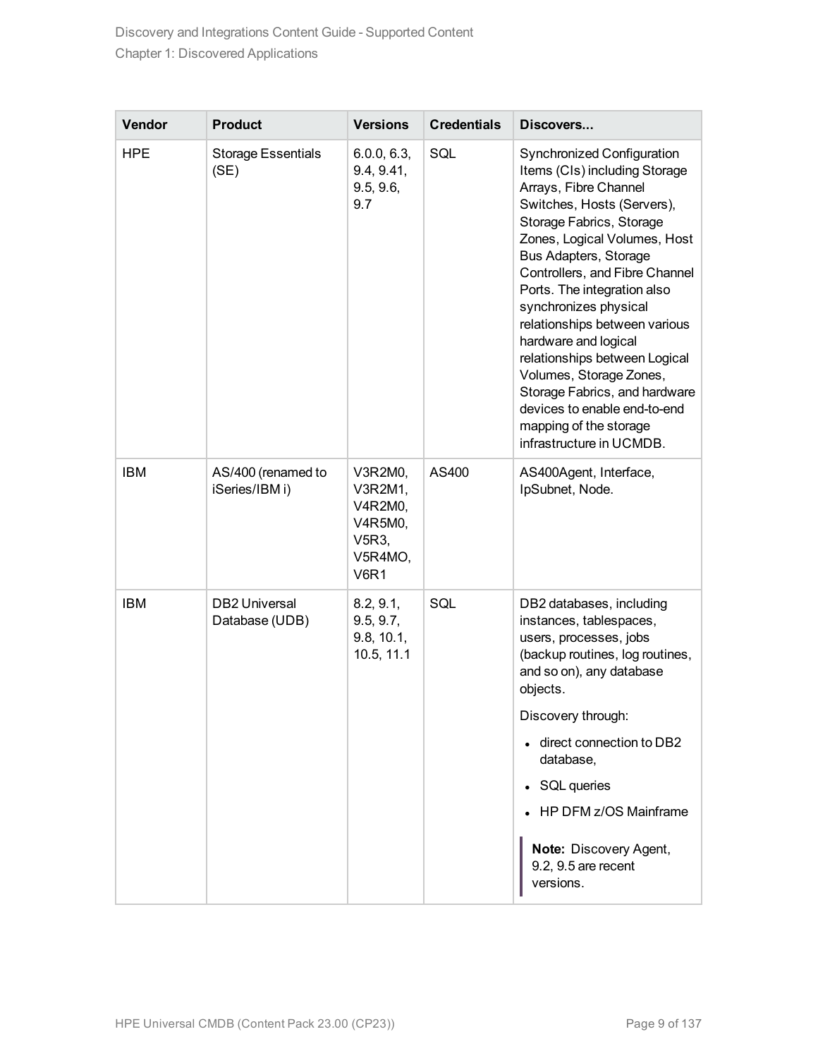| Vendor | Product | Versions | Credentials | Discovers... |
|---|---|---|---|---|
| HPE | Storage Essentials (SE) | 6.0.0, 6.3, 9.4, 9.41, 9.5, 9.6, 9.7 | SQL | Synchronized Configuration Items (CIs) including Storage Arrays, Fibre Channel Switches, Hosts (Servers), Storage Fabrics, Storage Zones, Logical Volumes, Host Bus Adapters, Storage Controllers, and Fibre Channel Ports. The integration also synchronizes physical relationships between various hardware and logical relationships between Logical Volumes, Storage Zones, Storage Fabrics, and hardware devices to enable end-to-end mapping of the storage infrastructure in UCMDB. |
| IBM | AS/400 (renamed to iSeries/IBM i) | V3R2M0, V3R2M1, V4R2M0, V4R5M0, V5R3, V5R4MO, V6R1 | AS400 | AS400Agent, Interface, IpSubnet, Node. |
| IBM | DB2 Universal Database (UDB) | 8.2, 9.1, 9.5, 9.7, 9.8, 10.1, 10.5, 11.1 | SQL | DB2 databases, including instances, tablespaces, users, processes, jobs (backup routines, log routines, and so on), any database objects.<br><br>Discovery through:<br>• direct connection to DB2 database,<br>• SQL queries<br>• HP DFM z/OS Mainframe<br><br>**Note:** Discovery Agent, 9.2, 9.5 are recent versions. |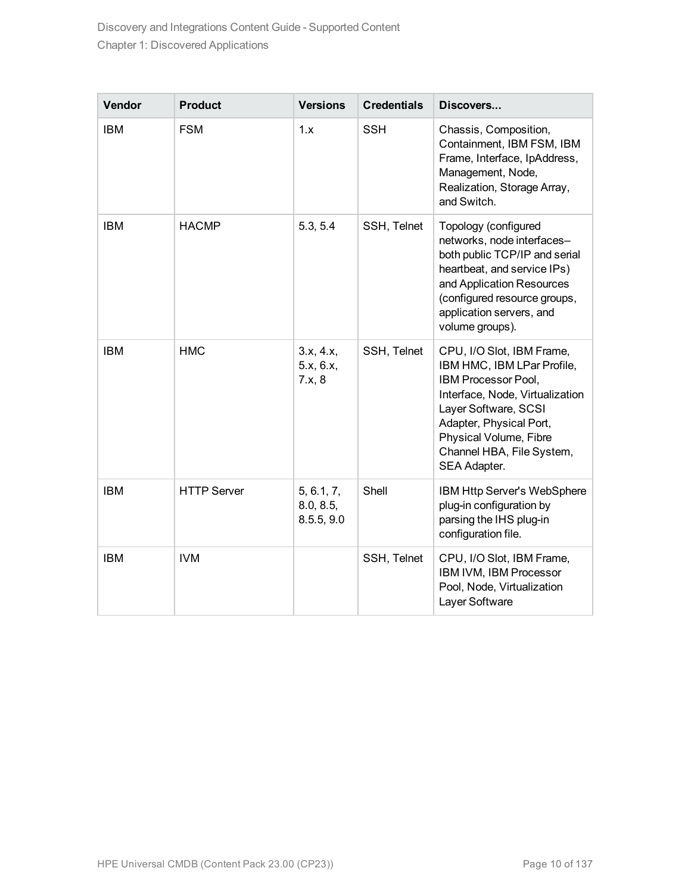| Vendor | Product | Versions | Credentials | Discovers... |
| --- | --- | --- | --- | --- |
| IBM | FSM | 1.x | SSH | Chassis, Composition, Containment, IBM FSM, IBM Frame, Interface, IpAddress, Management, Node, Realization, Storage Array, and Switch. |
| IBM | HACMP | 5.3, 5.4 | SSH, Telnet | Topology (configured networks, node interfaces– both public TCP/IP and serial heartbeat, and service IPs) and Application Resources (configured resource groups, application servers, and volume groups). |
| IBM | HMC | 3.x, 4.x, 5.x, 6.x, 7.x, 8 | SSH, Telnet | CPU, I/O Slot, IBM Frame, IBM HMC, IBM LPar Profile, IBM Processor Pool, Interface, Node, Virtualization Layer Software, SCSI Adapter, Physical Port, Physical Volume, Fibre Channel HBA, File System, SEA Adapter. |
| IBM | HTTP Server | 5, 6.1, 7, 8.0, 8.5, 8.5.5, 9.0 | Shell | IBM Http Server's WebSphere plug-in configuration by parsing the IHS plug-in configuration file. |
| IBM | IVM | | SSH, Telnet | CPU, I/O Slot, IBM Frame, IBM IVM, IBM Processor Pool, Node, Virtualization Layer Software |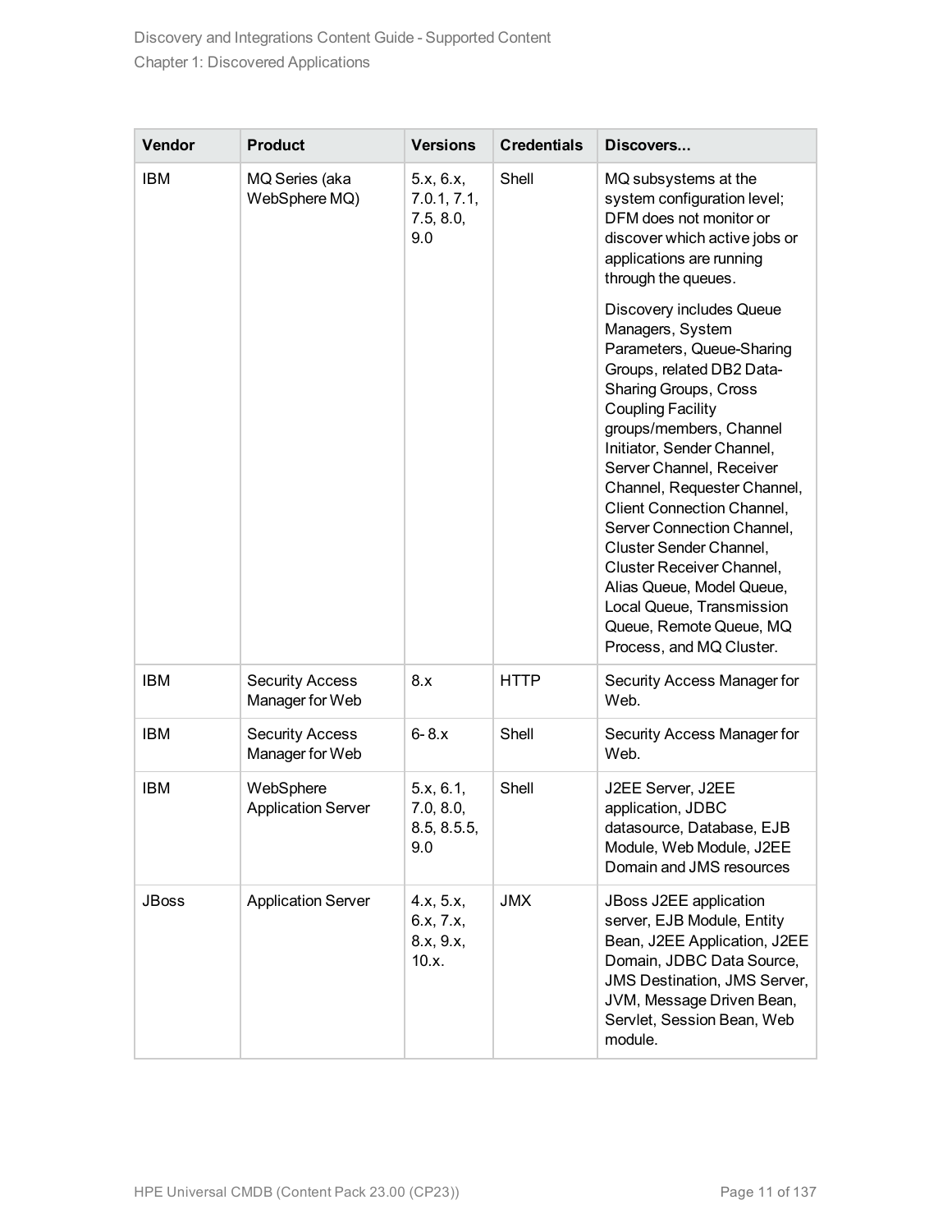| Vendor | Product | Versions | Credentials | Discovers... |
| --- | --- | --- | --- | --- |
| IBM | MQ Series (aka WebSphere MQ) | 5.x, 6.x, 7.0.1, 7.1, 7.5, 8.0, 9.0 | Shell | MQ subsystems at the system configuration level; DFM does not monitor or discover which active jobs or applications are running through the queues.<br><br>Discovery includes Queue Managers, System Parameters, Queue-Sharing Groups, related DB2 Data-Sharing Groups, Cross Coupling Facility groups/members, Channel Initiator, Sender Channel, Server Channel, Receiver Channel, Requester Channel, Client Connection Channel, Server Connection Channel, Cluster Sender Channel, Cluster Receiver Channel, Alias Queue, Model Queue, Local Queue, Transmission Queue, Remote Queue, MQ Process, and MQ Cluster. |
| IBM | Security Access Manager for Web | 8.x | HTTP | Security Access Manager for Web. |
| IBM | Security Access Manager for Web | 6- 8.x | Shell | Security Access Manager for Web. |
| IBM | WebSphere Application Server | 5.x, 6.1, 7.0, 8.0, 8.5, 8.5.5, 9.0 | Shell | J2EE Server, J2EE application, JDBC datasource, Database, EJB Module, Web Module, J2EE Domain and JMS resources |
| JBoss | Application Server | 4.x, 5.x, 6.x, 7.x, 8.x, 9.x, 10.x. | JMX | JBoss J2EE application server, EJB Module, Entity Bean, J2EE Application, J2EE Domain, JDBC Data Source, JMS Destination, JMS Server, JVM, Message Driven Bean, Servlet, Session Bean, Web module. |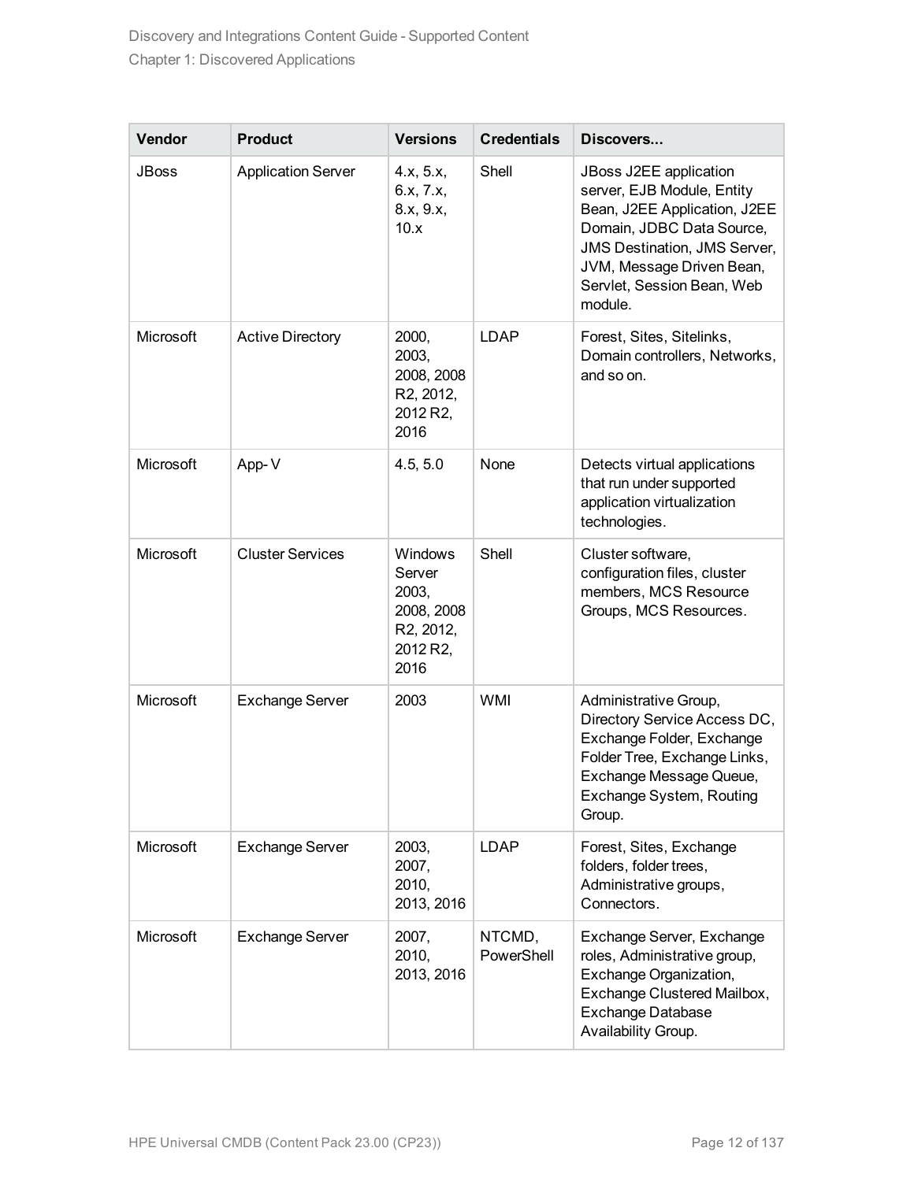| Vendor | Product | Versions | Credentials | Discovers... |
| --- | --- | --- | --- | --- |
| JBoss | Application Server | 4.x, 5.x, 6.x, 7.x, 8.x, 9.x, 10.x | Shell | JBoss J2EE application server, EJB Module, Entity Bean, J2EE Application, J2EE Domain, JDBC Data Source, JMS Destination, JMS Server, JVM, Message Driven Bean, Servlet, Session Bean, Web module. |
| Microsoft | Active Directory | 2000, 2003, 2008, 2008 R2, 2012, 2012 R2, 2016 | LDAP | Forest, Sites, Sitelinks, Domain controllers, Networks, and so on. |
| Microsoft | App-V | 4.5, 5.0 | None | Detects virtual applications that run under supported application virtualization technologies. |
| Microsoft | Cluster Services | Windows Server 2003, 2008, 2008 R2, 2012, 2012 R2, 2016 | Shell | Cluster software, configuration files, cluster members, MCS Resource Groups, MCS Resources. |
| Microsoft | Exchange Server | 2003 | WMI | Administrative Group, Directory Service Access DC, Exchange Folder, Exchange Folder Tree, Exchange Links, Exchange Message Queue, Exchange System, Routing Group. |
| Microsoft | Exchange Server | 2003, 2007, 2010, 2013, 2016 | LDAP | Forest, Sites, Exchange folders, folder trees, Administrative groups, Connectors. |
| Microsoft | Exchange Server | 2007, 2010, 2013, 2016 | NTCMD, PowerShell | Exchange Server, Exchange roles, Administrative group, Exchange Organization, Exchange Clustered Mailbox, Exchange Database Availability Group. |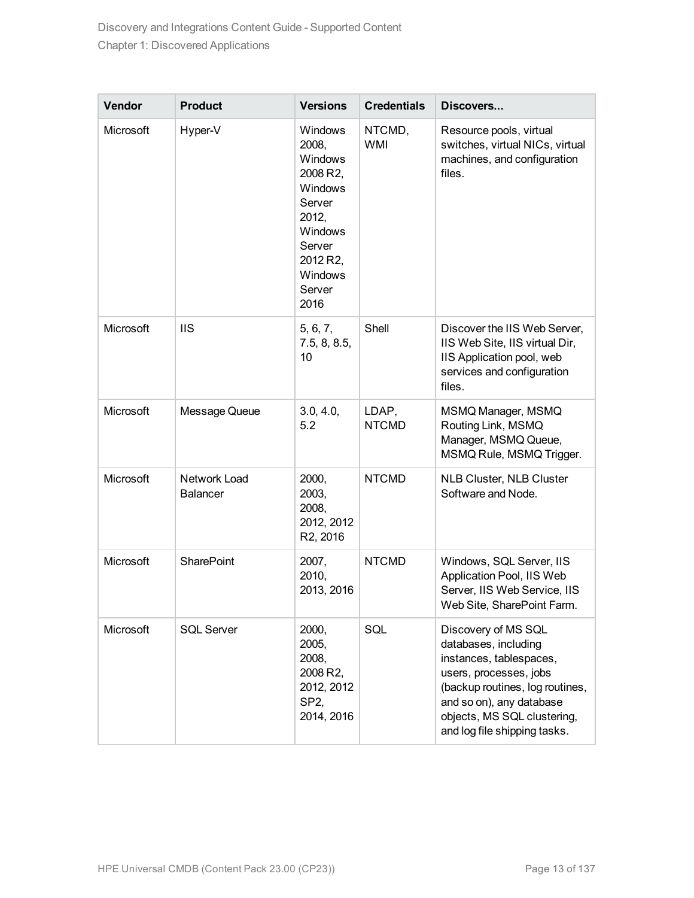| Vendor | Product | Versions | Credentials | Discovers... |
| --- | --- | --- | --- | --- |
| Microsoft | Hyper-V | Windows 2008, Windows 2008 R2, Windows Server 2012, Windows Server 2012 R2, Windows Server 2016 | NTCMD, WMI | Resource pools, virtual switches, virtual NICs, virtual machines, and configuration files. |
| Microsoft | IIS | 5, 6, 7, 7.5, 8, 8.5, 10 | Shell | Discover the IIS Web Server, IIS Web Site, IIS virtual Dir, IIS Application pool, web services and configuration files. |
| Microsoft | Message Queue | 3.0, 4.0, 5.2 | LDAP, NTCMD | MSMQ Manager, MSMQ Routing Link, MSMQ Manager, MSMQ Queue, MSMQ Rule, MSMQ Trigger. |
| Microsoft | Network Load Balancer | 2000, 2003, 2008, 2012, 2012 R2, 2016 | NTCMD | NLB Cluster, NLB Cluster Software and Node. |
| Microsoft | SharePoint | 2007, 2010, 2013, 2016 | NTCMD | Windows, SQL Server, IIS Application Pool, IIS Web Server, IIS Web Service, IIS Web Site, SharePoint Farm. |
| Microsoft | SQL Server | 2000, 2005, 2008, 2008 R2, 2012, 2012 SP2, 2014, 2016 | SQL | Discovery of MS SQL databases, including instances, tablespaces, users, processes, jobs (backup routines, log routines, and so on), any database objects, MS SQL clustering, and log file shipping tasks. |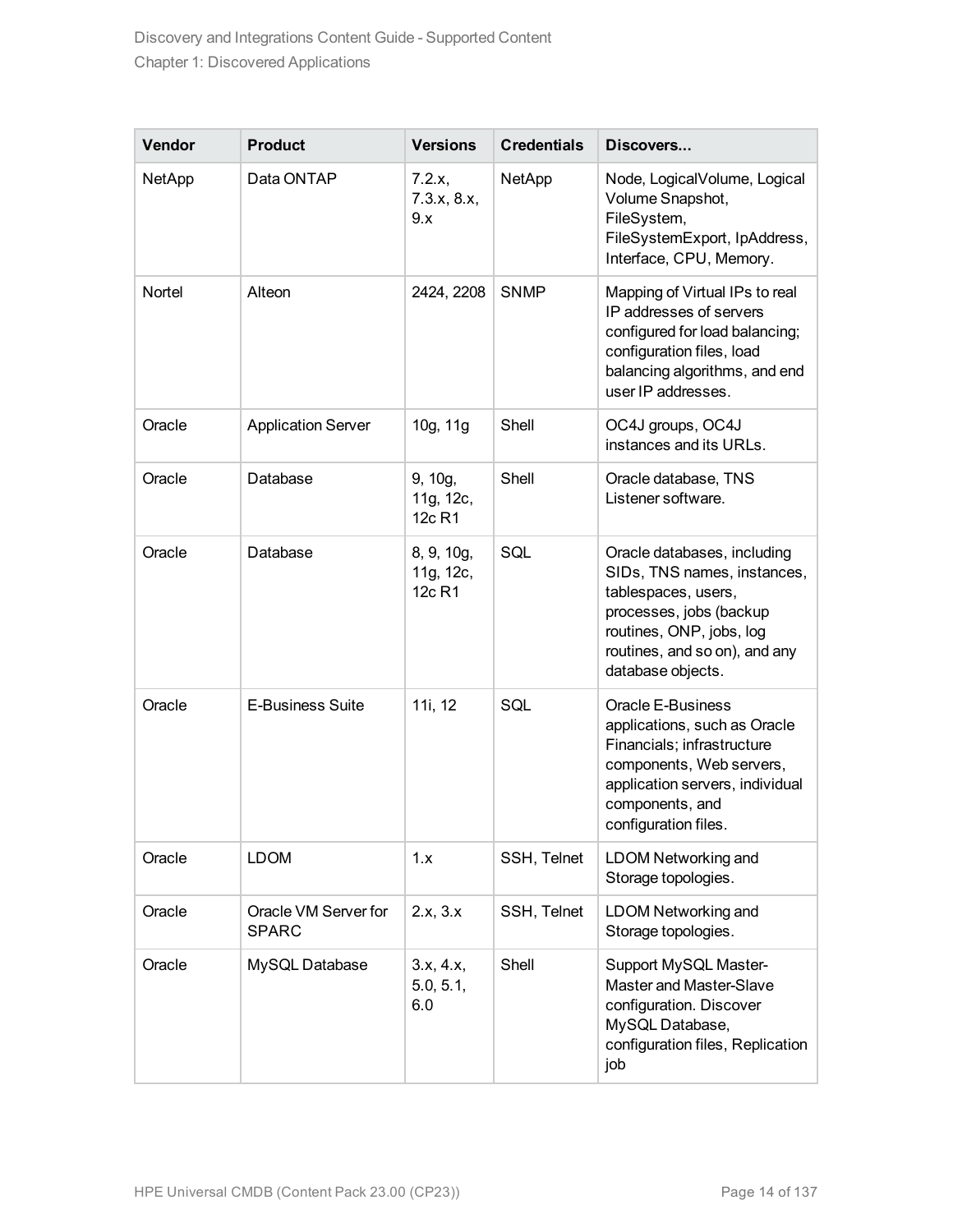| Vendor | Product | Versions | Credentials | Discovers... |
|---|---|---|---|---|
| NetApp | Data ONTAP | 7.2.x, 7.3.x, 8.x, 9.x | NetApp | Node, LogicalVolume, Logical Volume Snapshot, FileSystem, FileSystemExport, IpAddress, Interface, CPU, Memory. |
| Nortel | Alteon | 2424, 2208 | SNMP | Mapping of Virtual IPs to real IP addresses of servers configured for load balancing; configuration files, load balancing algorithms, and end user IP addresses. |
| Oracle | Application Server | 10g, 11g | Shell | OC4J groups, OC4J instances and its URLs. |
| Oracle | Database | 9, 10g, 11g, 12c, 12c R1 | Shell | Oracle database, TNS Listener software. |
| Oracle | Database | 8, 9, 10g, 11g, 12c, 12c R1 | SQL | Oracle databases, including SIDs, TNS names, instances, tablespaces, users, processes, jobs (backup routines, ONP, jobs, log routines, and so on), and any database objects. |
| Oracle | E-Business Suite | 11i, 12 | SQL | Oracle E-Business applications, such as Oracle Financials; infrastructure components, Web servers, application servers, individual components, and configuration files. |
| Oracle | LDOM | 1.x | SSH, Telnet | LDOM Networking and Storage topologies. |
| Oracle | Oracle VM Server for SPARC | 2.x, 3.x | SSH, Telnet | LDOM Networking and Storage topologies. |
| Oracle | MySQL Database | 3.x, 4.x, 5.0, 5.1, 6.0 | Shell | Support MySQL Master-Master and Master-Slave configuration. Discover MySQL Database, configuration files, Replication job |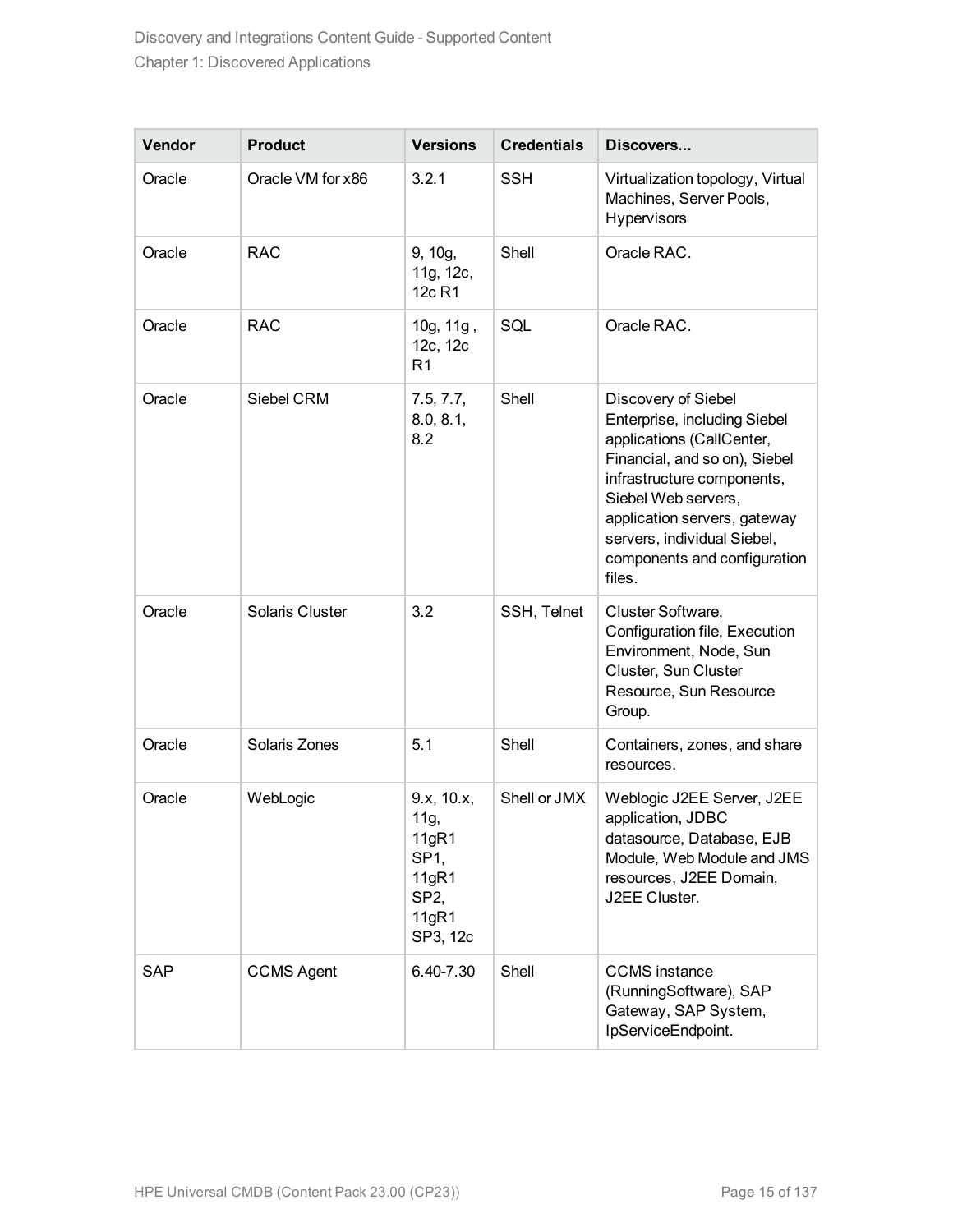| Vendor | Product | Versions | Credentials | Discovers... |
|---|---|---|---|---|
| Oracle | Oracle VM for x86 | 3.2.1 | SSH | Virtualization topology, Virtual Machines, Server Pools, Hypervisors |
| Oracle | RAC | 9, 10g, 11g, 12c, 12c R1 | Shell | Oracle RAC. |
| Oracle | RAC | 10g, 11g , 12c, 12c R1 | SQL | Oracle RAC. |
| Oracle | Siebel CRM | 7.5, 7.7, 8.0, 8.1, 8.2 | Shell | Discovery of Siebel Enterprise, including Siebel applications (CallCenter, Financial, and so on), Siebel infrastructure components, Siebel Web servers, application servers, gateway servers, individual Siebel, components and configuration files. |
| Oracle | Solaris Cluster | 3.2 | SSH, Telnet | Cluster Software, Configuration file, Execution Environment, Node, Sun Cluster, Sun Cluster Resource, Sun Resource Group. |
| Oracle | Solaris Zones | 5.1 | Shell | Containers, zones, and share resources. |
| Oracle | WebLogic | 9.x, 10.x, 11g, 11gR1 SP1, 11gR1 SP2, 11gR1 SP3, 12c | Shell or JMX | Weblogic J2EE Server, J2EE application, JDBC datasource, Database, EJB Module, Web Module and JMS resources, J2EE Domain, J2EE Cluster. |
| SAP | CCMS Agent | 6.40-7.30 | Shell | CCMS instance (RunningSoftware), SAP Gateway, SAP System, IpServiceEndpoint. |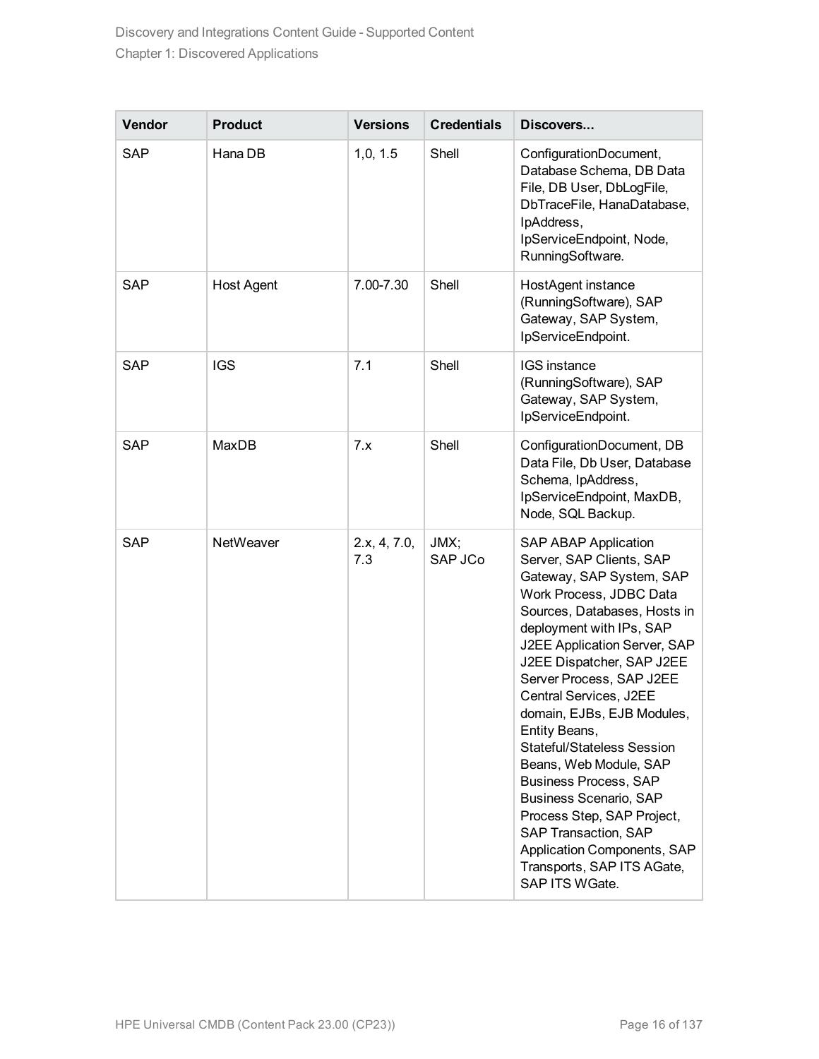| Vendor | Product | Versions | Credentials | Discovers... |
|---|---|---|---|---|
| SAP | Hana DB | 1,0, 1.5 | Shell | ConfigurationDocument, Database Schema, DB Data File, DB User, DbLogFile, DbTraceFile, HanaDatabase, IpAddress, IpServiceEndpoint, Node, RunningSoftware. |
| SAP | Host Agent | 7.00-7.30 | Shell | HostAgent instance (RunningSoftware), SAP Gateway, SAP System, IpServiceEndpoint. |
| SAP | IGS | 7.1 | Shell | IGS instance (RunningSoftware), SAP Gateway, SAP System, IpServiceEndpoint. |
| SAP | MaxDB | 7.x | Shell | ConfigurationDocument, DB Data File, Db User, Database Schema, IpAddress, IpServiceEndpoint, MaxDB, Node, SQL Backup. |
| SAP | NetWeaver | 2.x, 4, 7.0, 7.3 | JMX; SAP JCo | SAP ABAP Application Server, SAP Clients, SAP Gateway, SAP System, SAP Work Process, JDBC Data Sources, Databases, Hosts in deployment with IPs, SAP J2EE Application Server, SAP J2EE Dispatcher, SAP J2EE Server Process, SAP J2EE Central Services, J2EE domain, EJBs, EJB Modules, Entity Beans, Stateful/Stateless Session Beans, Web Module, SAP Business Process, SAP Business Scenario, SAP Process Step, SAP Project, SAP Transaction, SAP Application Components, SAP Transports, SAP ITS AGate, SAP ITS WGate. |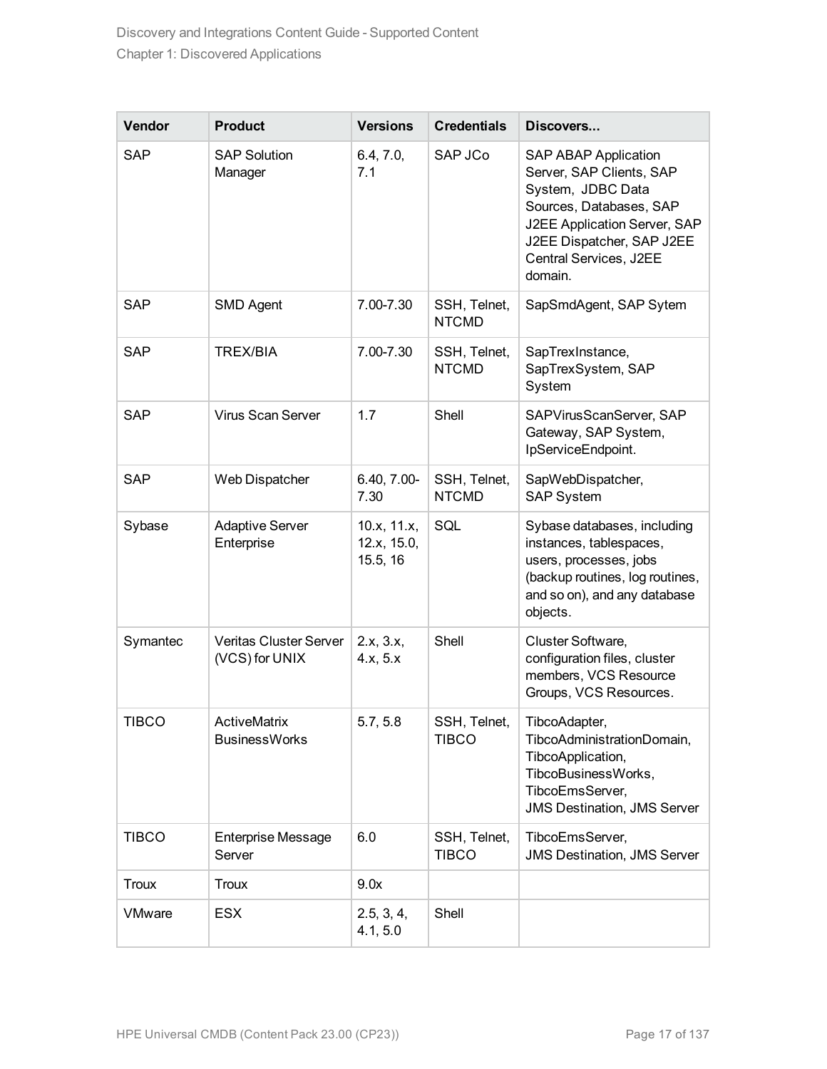| Vendor | Product | Versions | Credentials | Discovers... |
|---|---|---|---|---|
| SAP | SAP Solution Manager | 6.4, 7.0, 7.1 | SAP JCo | SAP ABAP Application Server, SAP Clients, SAP System, JDBC Data Sources, Databases, SAP J2EE Application Server, SAP J2EE Dispatcher, SAP J2EE Central Services, J2EE domain. |
| SAP | SMD Agent | 7.00-7.30 | SSH, Telnet, NTCMD | SapSmdAgent, SAP Sytem |
| SAP | TREX/BIA | 7.00-7.30 | SSH, Telnet, NTCMD | SapTrexInstance, SapTrexSystem, SAP System |
| SAP | Virus Scan Server | 1.7 | Shell | SAPVirusScanServer, SAP Gateway, SAP System, IpServiceEndpoint. |
| SAP | Web Dispatcher | 6.40, 7.00-7.30 | SSH, Telnet, NTCMD | SapWebDispatcher, SAP System |
| Sybase | Adaptive Server Enterprise | 10.x, 11.x, 12.x, 15.0, 15.5, 16 | SQL | Sybase databases, including instances, tablespaces, users, processes, jobs (backup routines, log routines, and so on), and any database objects. |
| Symantec | Veritas Cluster Server (VCS) for UNIX | 2.x, 3.x, 4.x, 5.x | Shell | Cluster Software, configuration files, cluster members, VCS Resource Groups, VCS Resources. |
| TIBCO | ActiveMatrix BusinessWorks | 5.7, 5.8 | SSH, Telnet, TIBCO | TibcoAdapter, TibcoAdministrationDomain, TibcoApplication, TibcoBusinessWorks, TibcoEmsServer, JMS Destination, JMS Server |
| TIBCO | Enterprise Message Server | 6.0 | SSH, Telnet, TIBCO | TibcoEmsServer, JMS Destination, JMS Server |
| Troux | Troux | 9.0x | | |
| VMware | ESX | 2.5, 3, 4, 4.1, 5.0 | Shell | |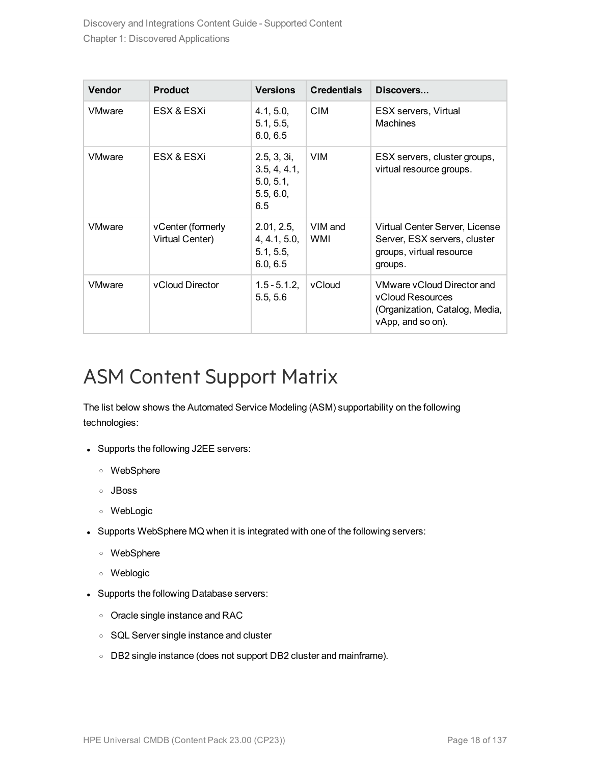| Vendor | Product | Versions | Credentials | Discovers... |
| --- | --- | --- | --- | --- |
| VMware | ESX & ESXi | 4.1, 5.0, 5.1, 5.5, 6.0, 6.5 | CIM | ESX servers, Virtual Machines |
| VMware | ESX & ESXi | 2.5, 3, 3i, 3.5, 4, 4.1, 5.0, 5.1, 5.5, 6.0, 6.5 | VIM | ESX servers, cluster groups, virtual resource groups. |
| VMware | vCenter (formerly Virtual Center) | 2.01, 2.5, 4, 4.1, 5.0, 5.1, 5.5, 6.0, 6.5 | VIM and WMI | Virtual Center Server, License Server, ESX servers, cluster groups, virtual resource groups. |
| VMware | vCloud Director | 1.5 - 5.1.2, 5.5, 5.6 | vCloud | VMware vCloud Director and vCloud Resources (Organization, Catalog, Media, vApp, and so on). |

# ASM Content Support Matrix

The list below shows the Automated Service Modeling (ASM) supportability on the following technologies:

- Supports the following J2EE servers:
  - WebSphere
  - JBoss
  - WebLogic
- Supports WebSphere MQ when it is integrated with one of the following servers:
  - WebSphere
  - Weblogic
- Supports the following Database servers:
  - Oracle single instance and RAC
  - SQL Server single instance and cluster
  - DB2 single instance (does not support DB2 cluster and mainframe).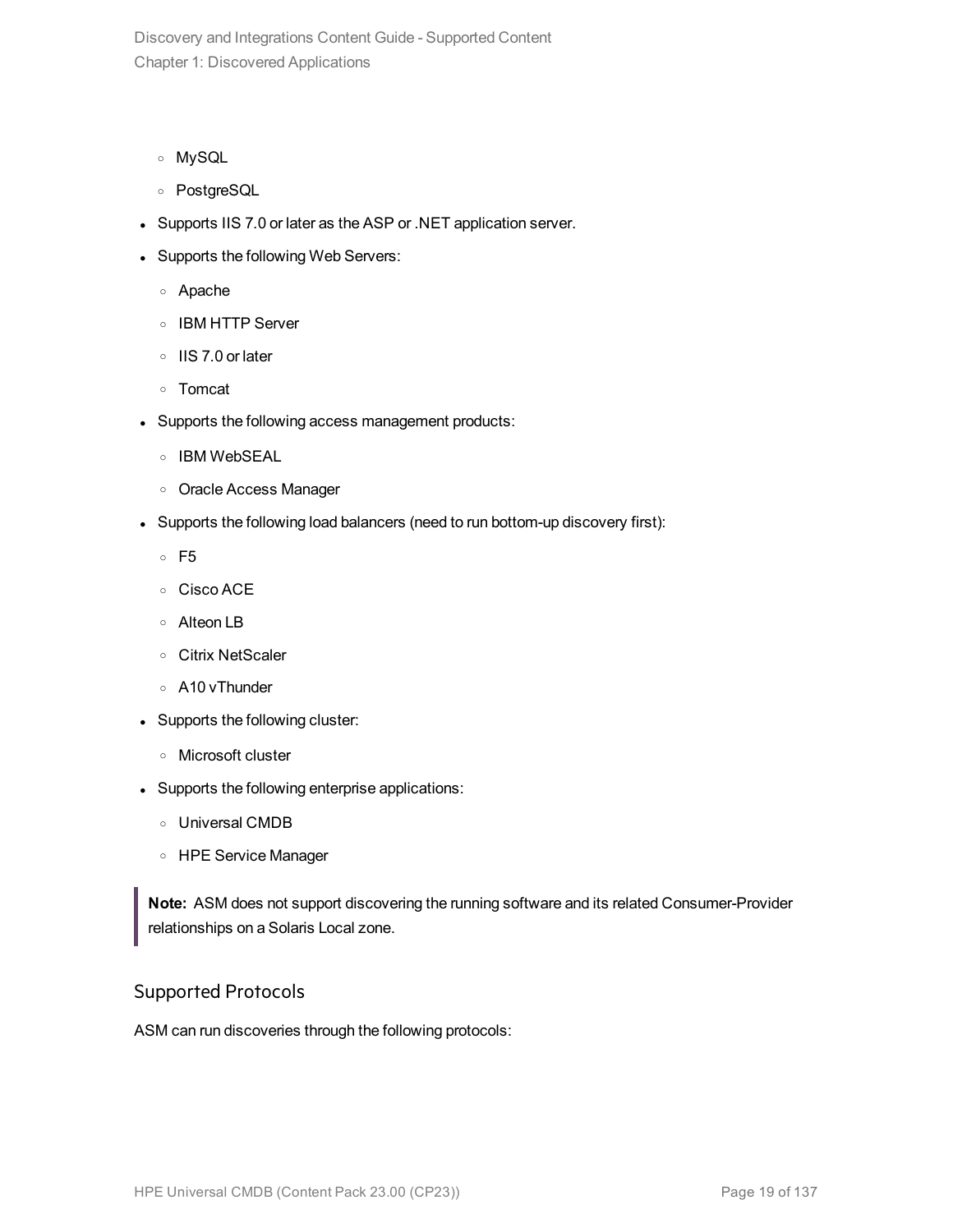- MySQL
   - PostgreSQL
- Supports IIS 7.0 or later as the ASP or .NET application server.
- Supports the following Web Servers:
   - Apache
   - IBM HTTP Server
   - IIS 7.0 or later
   - Tomcat
- Supports the following access management products:
   - IBM WebSEAL
   - Oracle Access Manager
- Supports the following load balancers (need to run bottom-up discovery first):
   - F5
   - Cisco ACE
   - Alteon LB
   - Citrix NetScaler
   - A10 vThunder
- Supports the following cluster:
   - Microsoft cluster
- Supports the following enterprise applications:
   - Universal CMDB
   - HPE Service Manager

> **Note:** ASM does not support discovering the running software and its related Consumer-Provider relationships on a Solaris Local zone.

### Supported Protocols

ASM can run discoveries through the following protocols: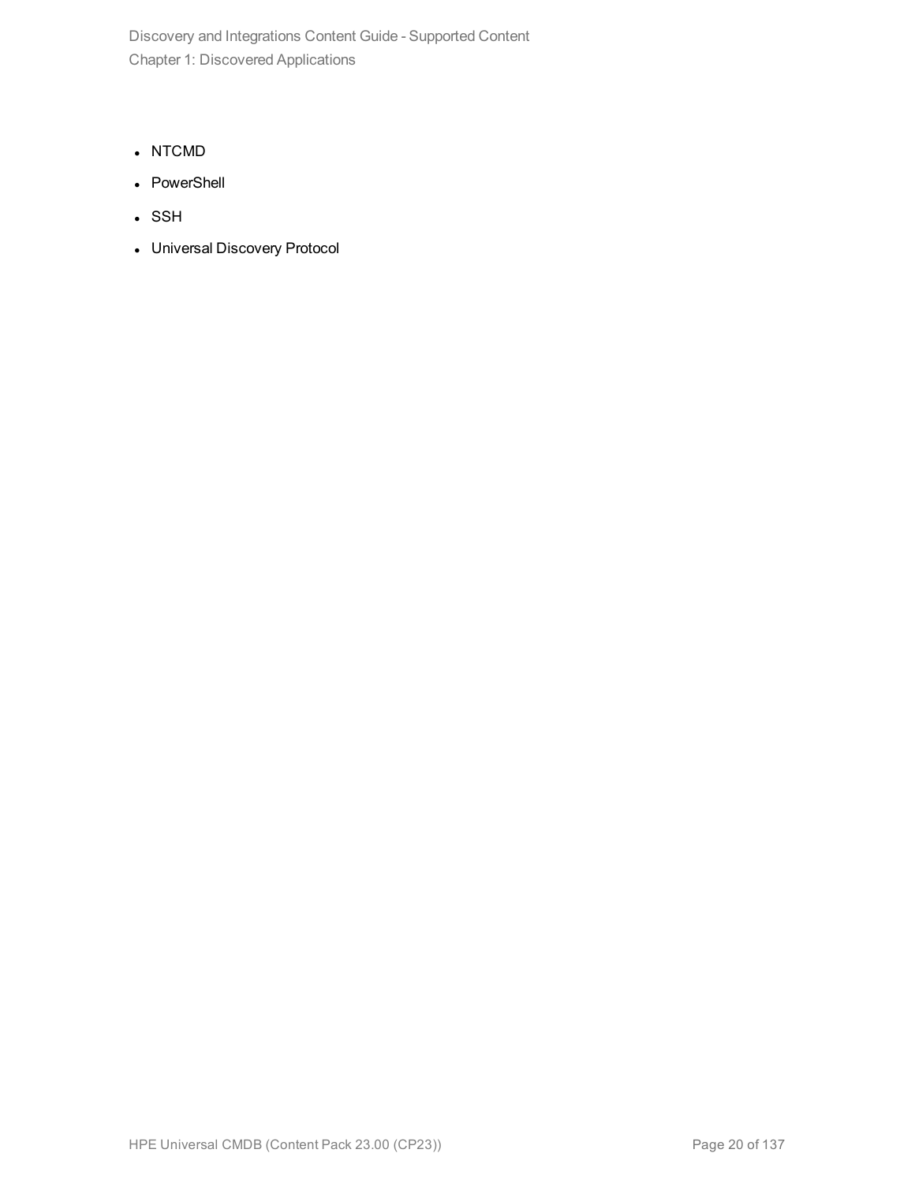- NTCMD
- PowerShell
- SSH
- Universal Discovery Protocol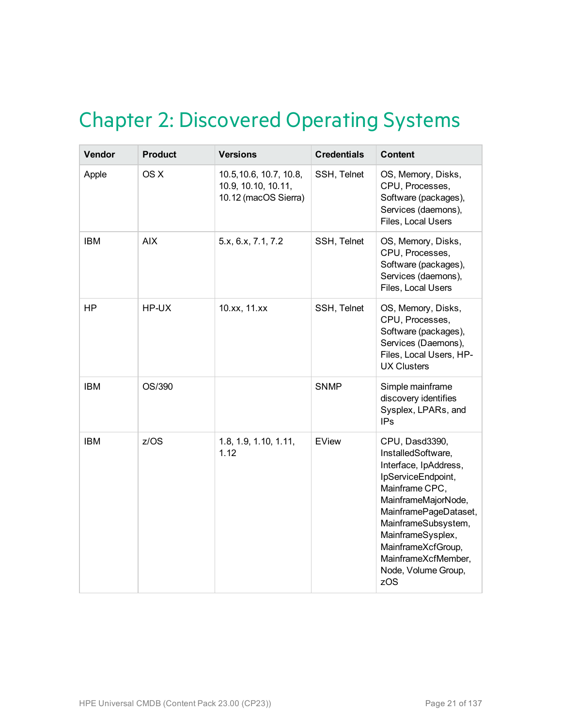# Chapter 2: Discovered Operating Systems

| Vendor | Product | Versions | Credentials | Content |
| --- | --- | --- | --- | --- |
| Apple | OS X | 10.5,10.6, 10.7, 10.8, 10.9, 10.10, 10.11, 10.12 (macOS Sierra) | SSH, Telnet | OS, Memory, Disks, CPU, Processes, Software (packages), Services (daemons), Files, Local Users |
| IBM | AIX | 5.x, 6.x, 7.1, 7.2 | SSH, Telnet | OS, Memory, Disks, CPU, Processes, Software (packages), Services (daemons), Files, Local Users |
| HP | HP-UX | 10.xx, 11.xx | SSH, Telnet | OS, Memory, Disks, CPU, Processes, Software (packages), Services (Daemons), Files, Local Users, HP-UX Clusters |
| IBM | OS/390 | | SNMP | Simple mainframe discovery identifies Sysplex, LPARs, and IPs |
| IBM | z/OS | 1.8, 1.9, 1.10, 1.11, 1.12 | EView | CPU, Dasd3390, InstalledSoftware, Interface, IpAddress, IpServiceEndpoint, Mainframe CPC, MainframeMajorNode, MainframePageDataset, MainframeSubsystem, MainframeSysplex, MainframeXcfGroup, MainframeXcfMember, Node, Volume Group, zOS |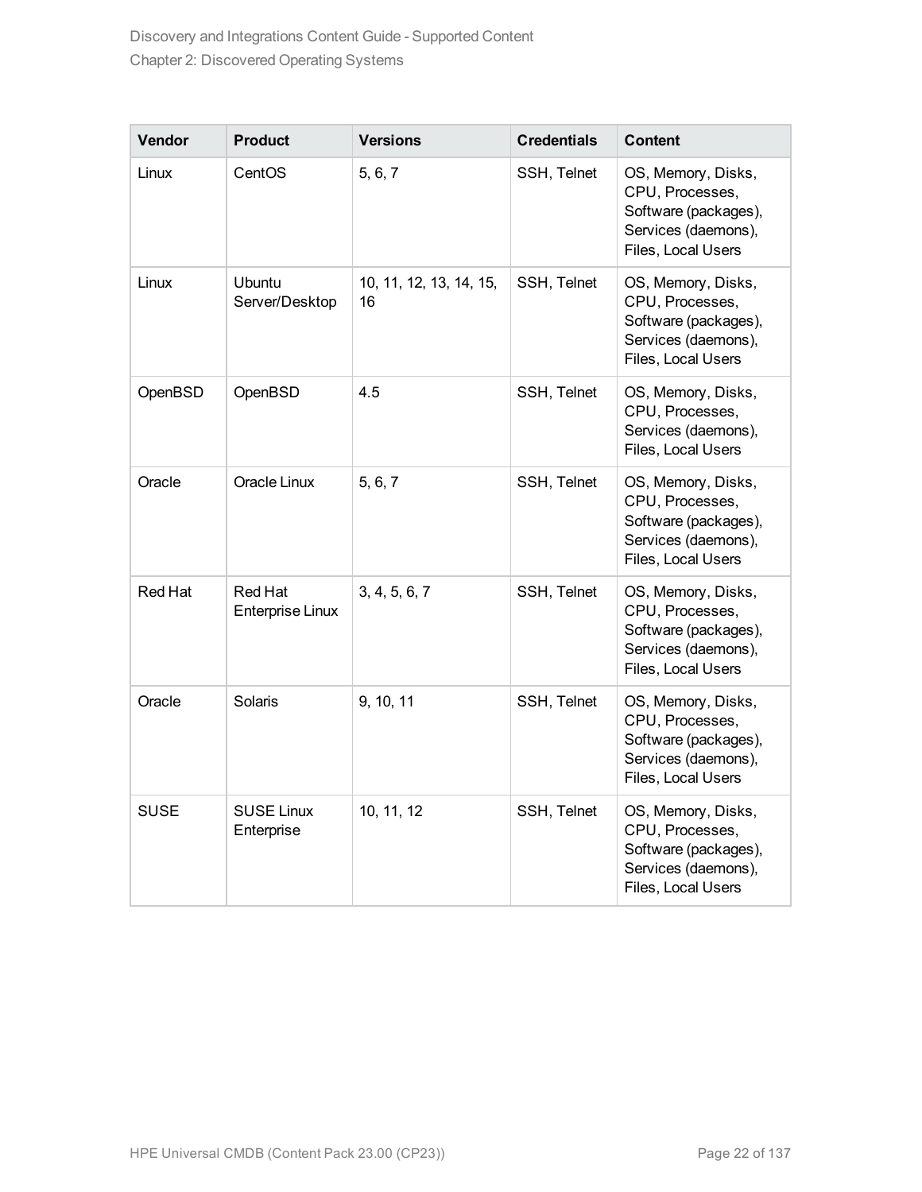| Vendor | Product | Versions | Credentials | Content |
|---|---|---|---|---|
| Linux | CentOS | 5, 6, 7 | SSH, Telnet | OS, Memory, Disks, CPU, Processes, Software (packages), Services (daemons), Files, Local Users |
| Linux | Ubuntu Server/Desktop | 10, 11, 12, 13, 14, 15, 16 | SSH, Telnet | OS, Memory, Disks, CPU, Processes, Software (packages), Services (daemons), Files, Local Users |
| OpenBSD | OpenBSD | 4.5 | SSH, Telnet | OS, Memory, Disks, CPU, Processes, Services (daemons), Files, Local Users |
| Oracle | Oracle Linux | 5, 6, 7 | SSH, Telnet | OS, Memory, Disks, CPU, Processes, Software (packages), Services (daemons), Files, Local Users |
| Red Hat | Red Hat Enterprise Linux | 3, 4, 5, 6, 7 | SSH, Telnet | OS, Memory, Disks, CPU, Processes, Software (packages), Services (daemons), Files, Local Users |
| Oracle | Solaris | 9, 10, 11 | SSH, Telnet | OS, Memory, Disks, CPU, Processes, Software (packages), Services (daemons), Files, Local Users |
| SUSE | SUSE Linux Enterprise | 10, 11, 12 | SSH, Telnet | OS, Memory, Disks, CPU, Processes, Software (packages), Services (daemons), Files, Local Users |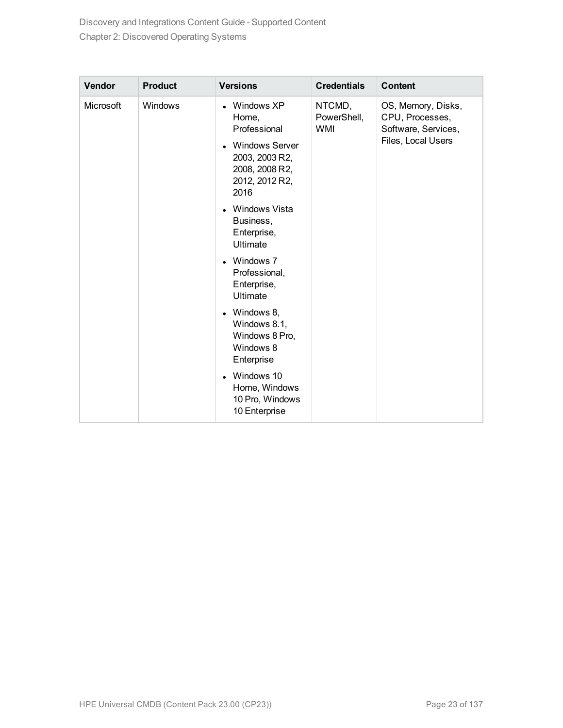| Vendor | Product | Versions | Credentials | Content |
|---|---|---|---|---|
| Microsoft | Windows | • Windows XP Home, Professional<br>• Windows Server 2003, 2003 R2, 2008, 2008 R2, 2012, 2012 R2, 2016<br>• Windows Vista Business, Enterprise, Ultimate<br>• Windows 7 Professional, Enterprise, Ultimate<br>• Windows 8, Windows 8.1, Windows 8 Pro, Windows 8 Enterprise<br>• Windows 10 Home, Windows 10 Pro, Windows 10 Enterprise | NTCMD, PowerShell, WMI | OS, Memory, Disks, CPU, Processes, Software, Services, Files, Local Users |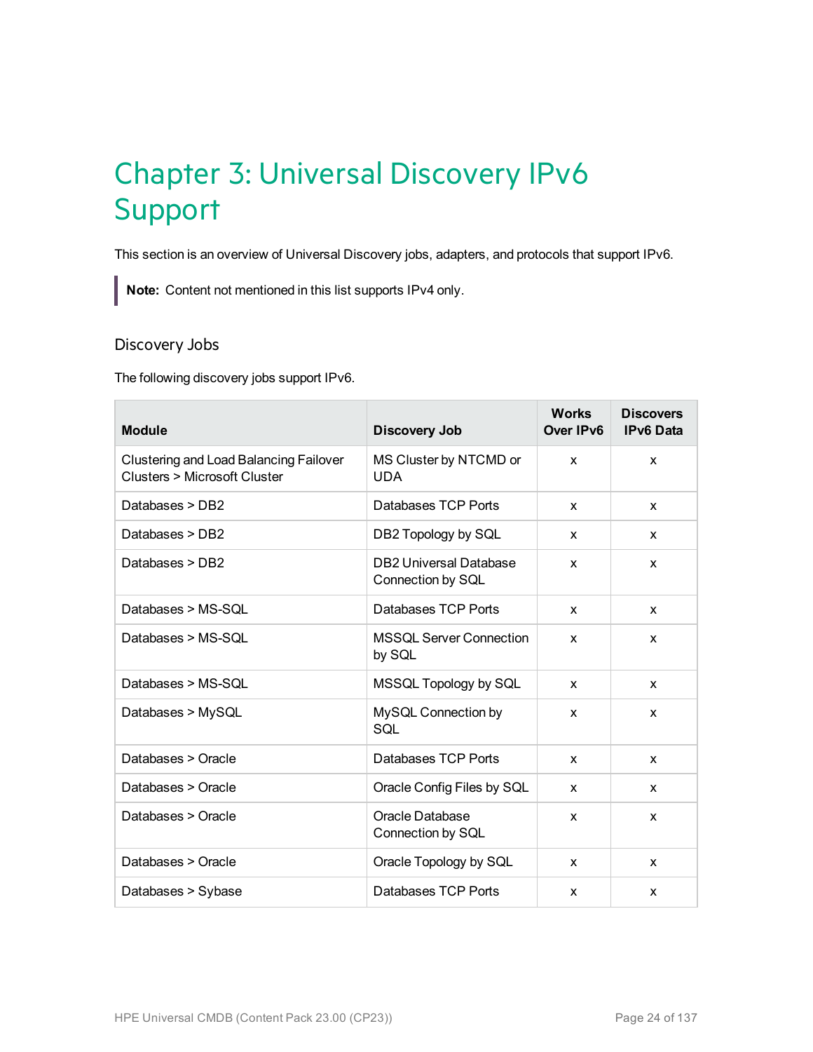# Chapter 3: Universal Discovery IPv6 Support

This section is an overview of Universal Discovery jobs, adapters, and protocols that support IPv6.

> **Note:** Content not mentioned in this list supports IPv4 only.

## Discovery Jobs

The following discovery jobs support IPv6.

| Module | Discovery Job | Works Over IPv6 | Discovers IPv6 Data |
|---|---|---|---|
| Clustering and Load Balancing Failover Clusters > Microsoft Cluster | MS Cluster by NTCMD or UDA | x | x |
| Databases > DB2 | Databases TCP Ports | x | x |
| Databases > DB2 | DB2 Topology by SQL | x | x |
| Databases > DB2 | DB2 Universal Database Connection by SQL | x | x |
| Databases > MS-SQL | Databases TCP Ports | x | x |
| Databases > MS-SQL | MSSQL Server Connection by SQL | x | x |
| Databases > MS-SQL | MSSQL Topology by SQL | x | x |
| Databases > MySQL | MySQL Connection by SQL | x | x |
| Databases > Oracle | Databases TCP Ports | x | x |
| Databases > Oracle | Oracle Config Files by SQL | x | x |
| Databases > Oracle | Oracle Database Connection by SQL | x | x |
| Databases > Oracle | Oracle Topology by SQL | x | x |
| Databases > Sybase | Databases TCP Ports | x | x |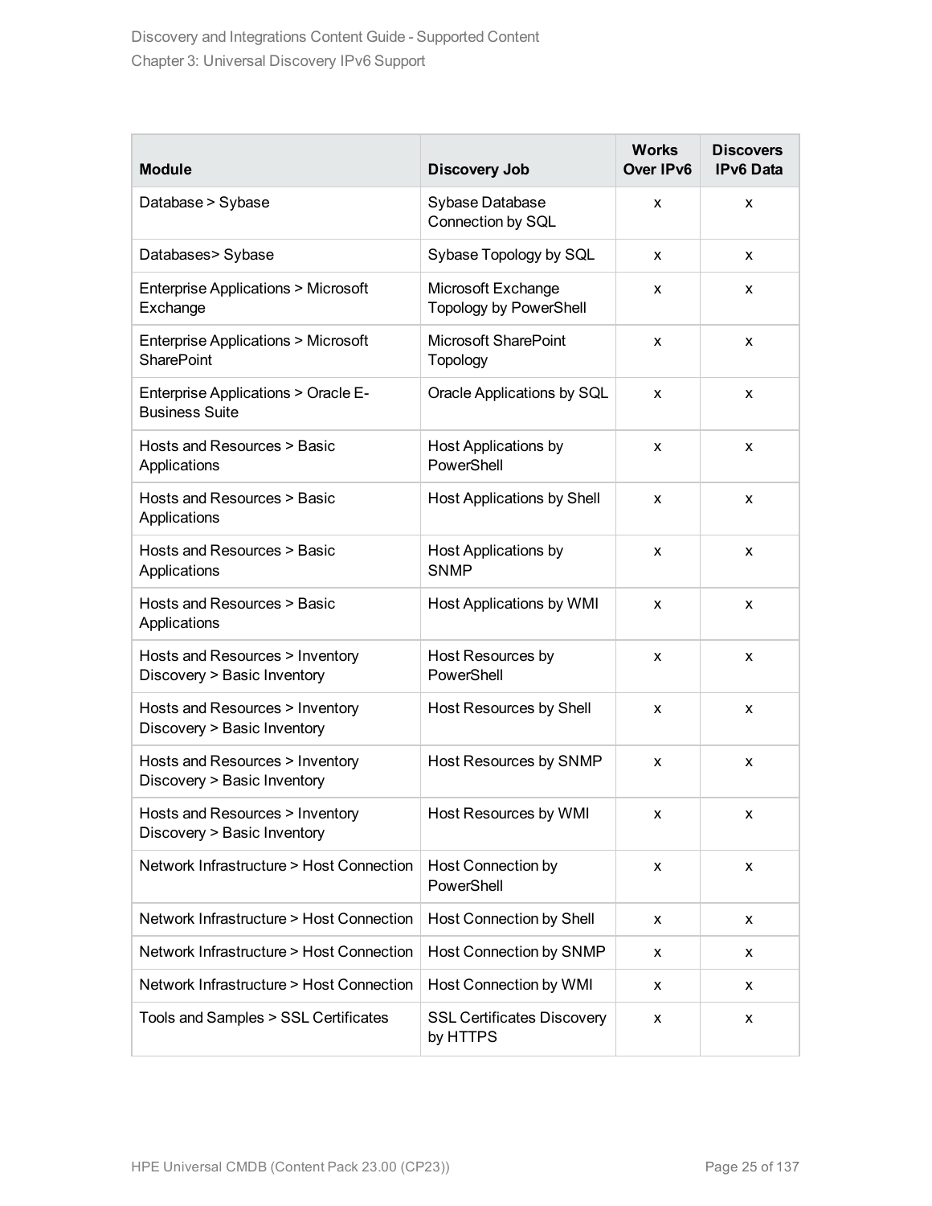| Module | Discovery Job | Works Over IPv6 | Discovers IPv6 Data |
|---|---|---|---|
| Database > Sybase | Sybase Database Connection by SQL | x | x |
| Databases> Sybase | Sybase Topology by SQL | x | x |
| Enterprise Applications > Microsoft Exchange | Microsoft Exchange Topology by PowerShell | x | x |
| Enterprise Applications > Microsoft SharePoint | Microsoft SharePoint Topology | x | x |
| Enterprise Applications > Oracle E-Business Suite | Oracle Applications by SQL | x | x |
| Hosts and Resources > Basic Applications | Host Applications by PowerShell | x | x |
| Hosts and Resources > Basic Applications | Host Applications by Shell | x | x |
| Hosts and Resources > Basic Applications | Host Applications by SNMP | x | x |
| Hosts and Resources > Basic Applications | Host Applications by WMI | x | x |
| Hosts and Resources > Inventory Discovery > Basic Inventory | Host Resources by PowerShell | x | x |
| Hosts and Resources > Inventory Discovery > Basic Inventory | Host Resources by Shell | x | x |
| Hosts and Resources > Inventory Discovery > Basic Inventory | Host Resources by SNMP | x | x |
| Hosts and Resources > Inventory Discovery > Basic Inventory | Host Resources by WMI | x | x |
| Network Infrastructure > Host Connection | Host Connection by PowerShell | x | x |
| Network Infrastructure > Host Connection | Host Connection by Shell | x | x |
| Network Infrastructure > Host Connection | Host Connection by SNMP | x | x |
| Network Infrastructure > Host Connection | Host Connection by WMI | x | x |
| Tools and Samples > SSL Certificates | SSL Certificates Discovery by HTTPS | x | x |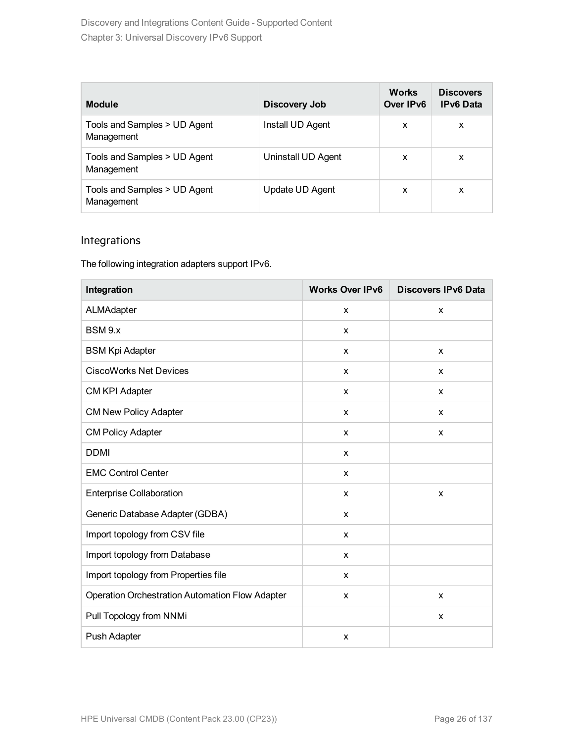| Module | Discovery Job | Works Over IPv6 | Discovers IPv6 Data |
|---|---|---|---|
| Tools and Samples > UD Agent Management | Install UD Agent | x | x |
| Tools and Samples > UD Agent Management | Uninstall UD Agent | x | x |
| Tools and Samples > UD Agent Management | Update UD Agent | x | x |

## Integrations

The following integration adapters support IPv6.

| Integration | Works Over IPv6 | Discovers IPv6 Data |
|---|---|---|
| ALMAdapter | x | x |
| BSM 9.x | x | |
| BSM Kpi Adapter | x | x |
| CiscoWorks Net Devices | x | x |
| CM KPI Adapter | x | x |
| CM New Policy Adapter | x | x |
| CM Policy Adapter | x | x |
| DDMI | x | |
| EMC Control Center | x | |
| Enterprise Collaboration | x | x |
| Generic Database Adapter (GDBA) | x | |
| Import topology from CSV file | x | |
| Import topology from Database | x | |
| Import topology from Properties file | x | |
| Operation Orchestration Automation Flow Adapter | x | x |
| Pull Topology from NNMi | | x |
| Push Adapter | x | |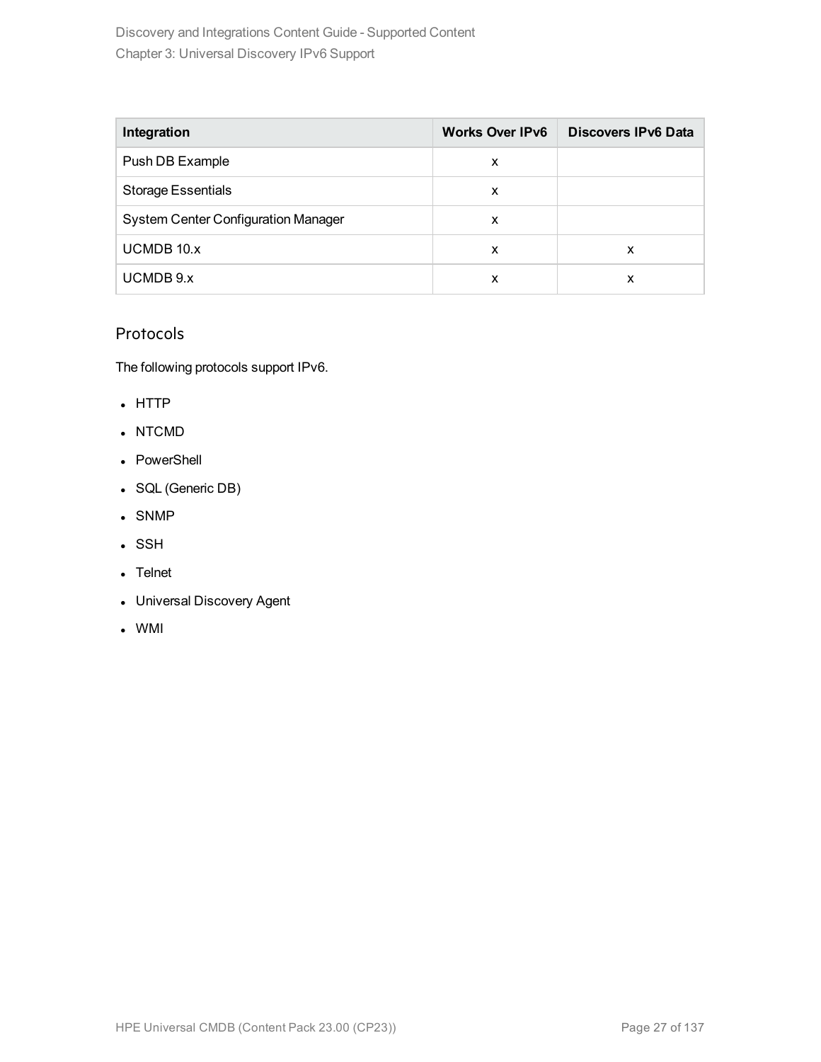| Integration | Works Over IPv6 | Discovers IPv6 Data |
| --- | --- | --- |
| Push DB Example | x | |
| Storage Essentials | x | |
| System Center Configuration Manager | x | |
| UCMDB 10.x | x | x |
| UCMDB 9.x | x | x |

## Protocols

The following protocols support IPv6.

- HTTP
- NTCMD
- PowerShell
- SQL (Generic DB)
- SNMP
- SSH
- Telnet
- Universal Discovery Agent
- WMI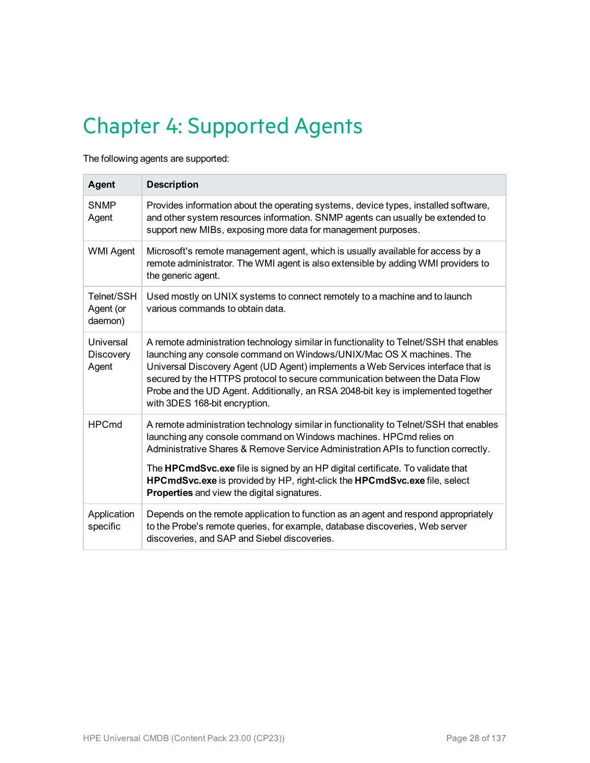# Chapter 4: Supported Agents

The following agents are supported:

| Agent | Description |
|---|---|
| SNMP Agent | Provides information about the operating systems, device types, installed software, and other system resources information. SNMP agents can usually be extended to support new MIBs, exposing more data for management purposes. |
| WMI Agent | Microsoft's remote management agent, which is usually available for access by a remote administrator. The WMI agent is also extensible by adding WMI providers to the generic agent. |
| Telnet/SSH Agent (or daemon) | Used mostly on UNIX systems to connect remotely to a machine and to launch various commands to obtain data. |
| Universal Discovery Agent | A remote administration technology similar in functionality to Telnet/SSH that enables launching any console command on Windows/UNIX/Mac OS X machines. The Universal Discovery Agent (UD Agent) implements a Web Services interface that is secured by the HTTPS protocol to secure communication between the Data Flow Probe and the UD Agent. Additionally, an RSA 2048-bit key is implemented together with 3DES 168-bit encryption. |
| HPCmd | A remote administration technology similar in functionality to Telnet/SSH that enables launching any console command on Windows machines. HPCmd relies on Administrative Shares & Remove Service Administration APIs to function correctly.<br><br>The **HPCmdSvc.exe** file is signed by an HP digital certificate. To validate that **HPCmdSvc.exe** is provided by HP, right-click the **HPCmdSvc.exe** file, select **Properties** and view the digital signatures. |
| Application specific | Depends on the remote application to function as an agent and respond appropriately to the Probe's remote queries, for example, database discoveries, Web server discoveries, and SAP and Siebel discoveries. |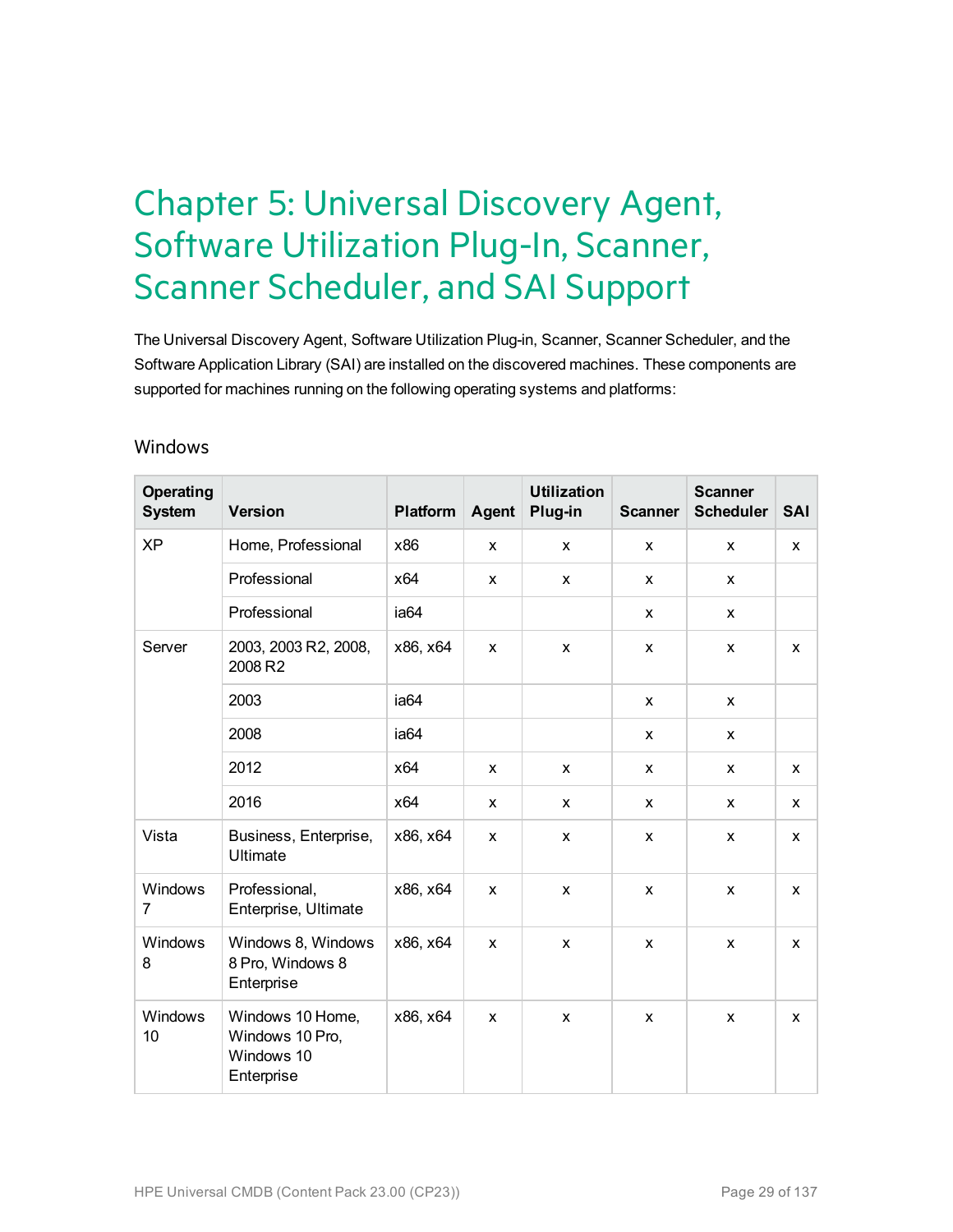# Chapter 5: Universal Discovery Agent, Software Utilization Plug-In, Scanner, Scanner Scheduler, and SAI Support

The Universal Discovery Agent, Software Utilization Plug-in, Scanner, Scanner Scheduler, and the Software Application Library (SAI) are installed on the discovered machines. These components are supported for machines running on the following operating systems and platforms:

## Windows

| Operating System | Version | Platform | Agent | Utilization Plug-in | Scanner | Scanner Scheduler | SAI |
|---|---|---|---|---|---|---|---|
| XP | Home, Professional | x86 | x | x | x | x | x |
| | Professional | x64 | x | x | x | x | |
| | Professional | ia64 | | | x | x | |
| Server | 2003, 2003 R2, 2008, 2008 R2 | x86, x64 | x | x | x | x | x |
| | 2003 | ia64 | | | x | x | |
| | 2008 | ia64 | | | x | x | |
| | 2012 | x64 | x | x | x | x | x |
| | 2016 | x64 | x | x | x | x | x |
| Vista | Business, Enterprise, Ultimate | x86, x64 | x | x | x | x | x |
| Windows 7 | Professional, Enterprise, Ultimate | x86, x64 | x | x | x | x | x |
| Windows 8 | Windows 8, Windows 8 Pro, Windows 8 Enterprise | x86, x64 | x | x | x | x | x |
| Windows 10 | Windows 10 Home, Windows 10 Pro, Windows 10 Enterprise | x86, x64 | x | x | x | x | x |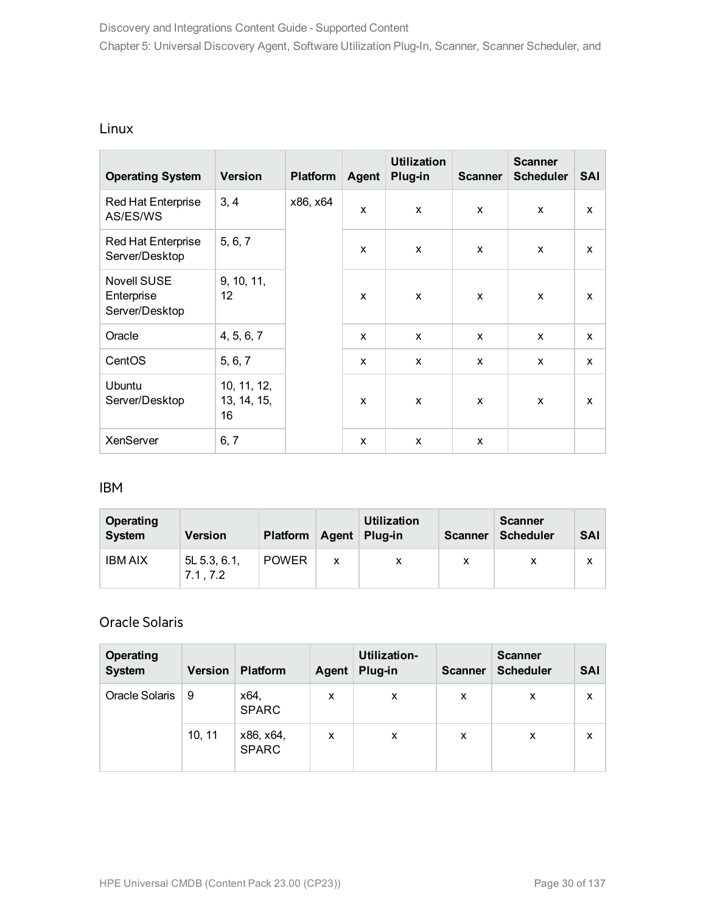## Linux

| Operating System | Version | Platform | Agent | Utilization Plug-in | Scanner | Scanner Scheduler | SAI |
|---|---|---|---|---|---|---|---|
| Red Hat Enterprise AS/ES/WS | 3, 4 | x86, x64 | x | x | x | x | x |
| Red Hat Enterprise Server/Desktop | 5, 6, 7 | | x | x | x | x | x |
| Novell SUSE Enterprise Server/Desktop | 9, 10, 11, 12 | | x | x | x | x | x |
| Oracle | 4, 5, 6, 7 | | x | x | x | x | x |
| CentOS | 5, 6, 7 | | x | x | x | x | x |
| Ubuntu Server/Desktop | 10, 11, 12, 13, 14, 15, 16 | | x | x | x | x | x |
| XenServer | 6, 7 | | x | x | x | | |

## IBM

| Operating System | Version | Platform | Agent | Utilization Plug-in | Scanner | Scanner Scheduler | SAI |
|---|---|---|---|---|---|---|---|
| IBM AIX | 5L 5.3, 6.1, 7.1 , 7.2 | POWER | x | x | x | x | x |

## Oracle Solaris

| Operating System | Version | Platform | Agent | Utilization-Plug-in | Scanner | Scanner Scheduler | SAI |
|---|---|---|---|---|---|---|---|
| Oracle Solaris | 9 | x64, SPARC | x | x | x | x | x |
| | 10, 11 | x86, x64, SPARC | x | x | x | x | x |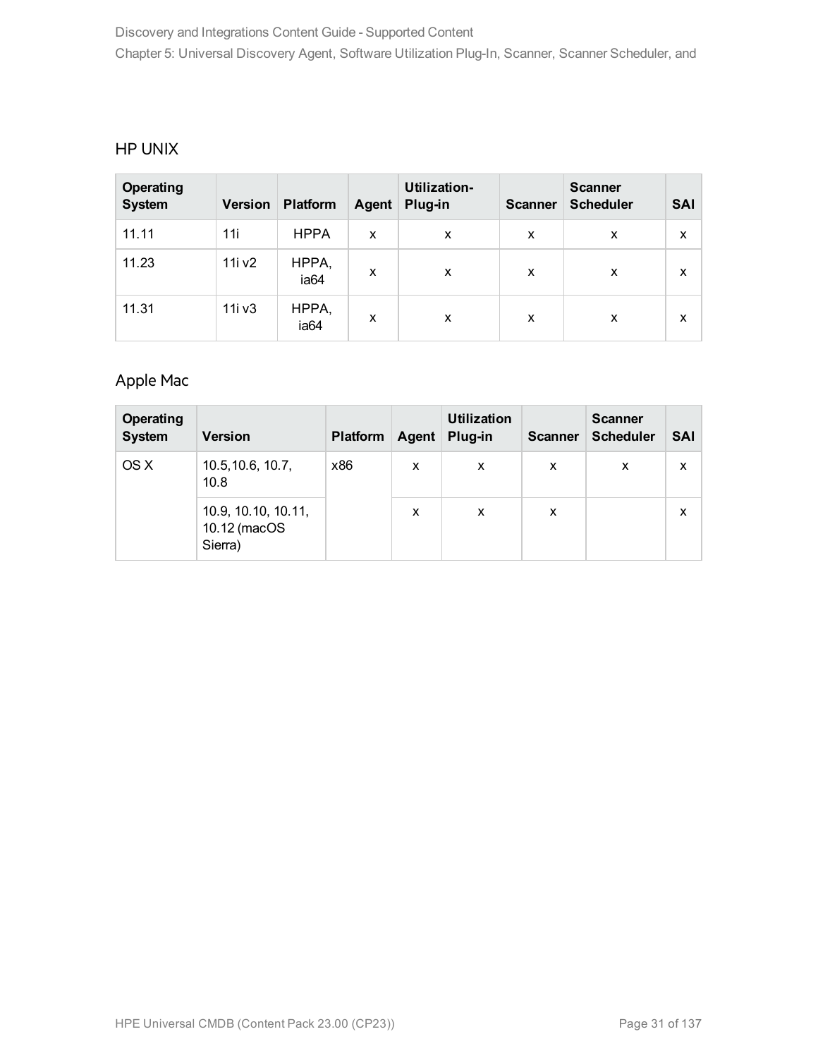### HP UNIX

| Operating System | Version | Platform | Agent | Utilization-Plug-in | Scanner | Scanner Scheduler | SAI |
|---|---|---|---|---|---|---|---|
| 11.11 | 11i | HPPA | x | x | x | x | x |
| 11.23 | 11i v2 | HPPA, ia64 | x | x | x | x | x |
| 11.31 | 11i v3 | HPPA, ia64 | x | x | x | x | x |

### Apple Mac

| Operating System | Version | Platform | Agent | Utilization Plug-in | Scanner | Scanner Scheduler | SAI |
|---|---|---|---|---|---|---|---|
| OS X | 10.5,10.6, 10.7, 10.8 | x86 | x | x | x | x | x |
| | 10.9, 10.10, 10.11, 10.12 (macOS Sierra) | | x | x | x | | x |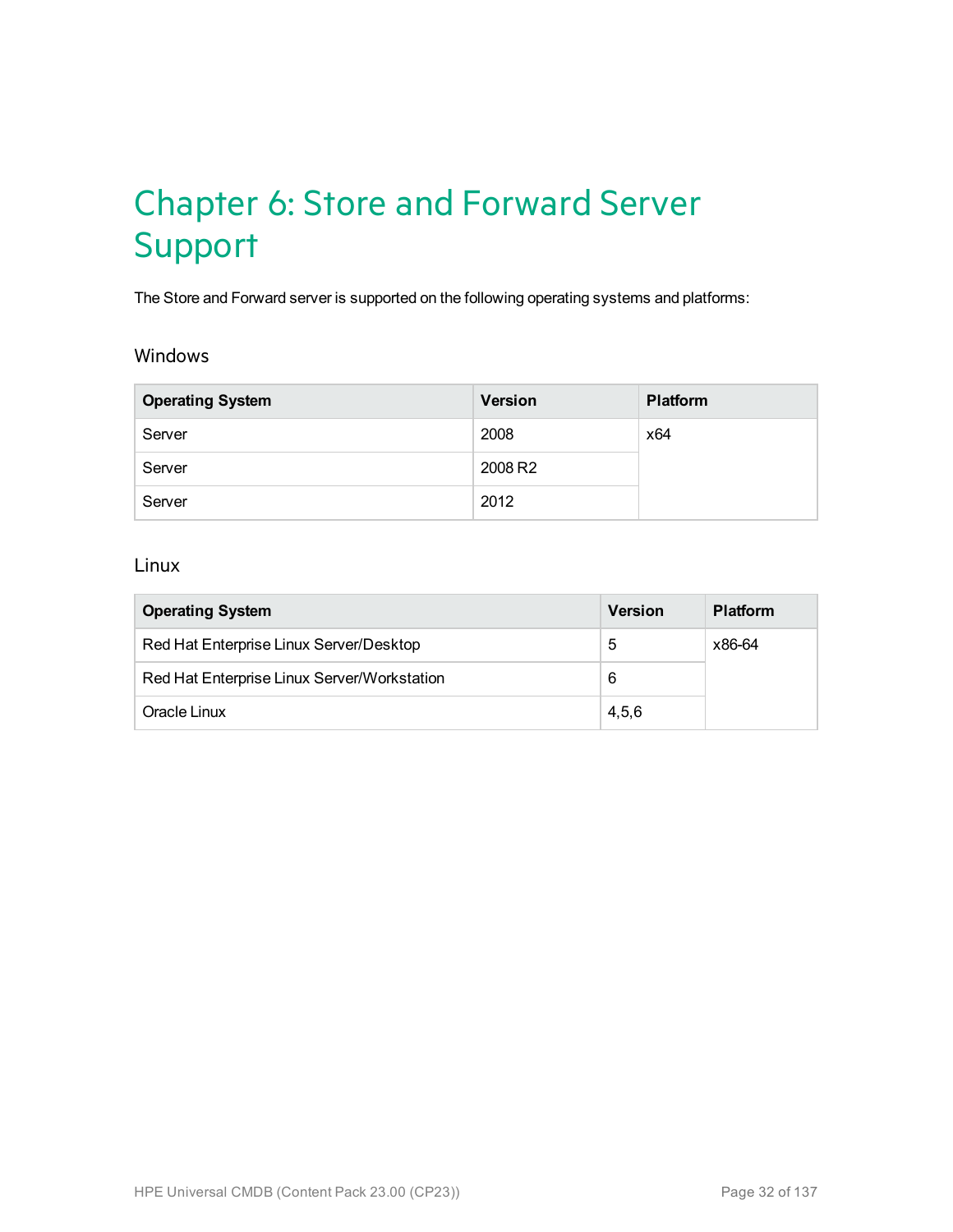# Chapter 6: Store and Forward Server Support

The Store and Forward server is supported on the following operating systems and platforms:

## Windows

| Operating System | Version | Platform |
|---|---|---|
| Server | 2008 | x64 |
| Server | 2008 R2 | |
| Server | 2012 | |

## Linux

| Operating System | Version | Platform |
|---|---|---|
| Red Hat Enterprise Linux Server/Desktop | 5 | x86-64 |
| Red Hat Enterprise Linux Server/Workstation | 6 | |
| Oracle Linux | 4,5,6 | |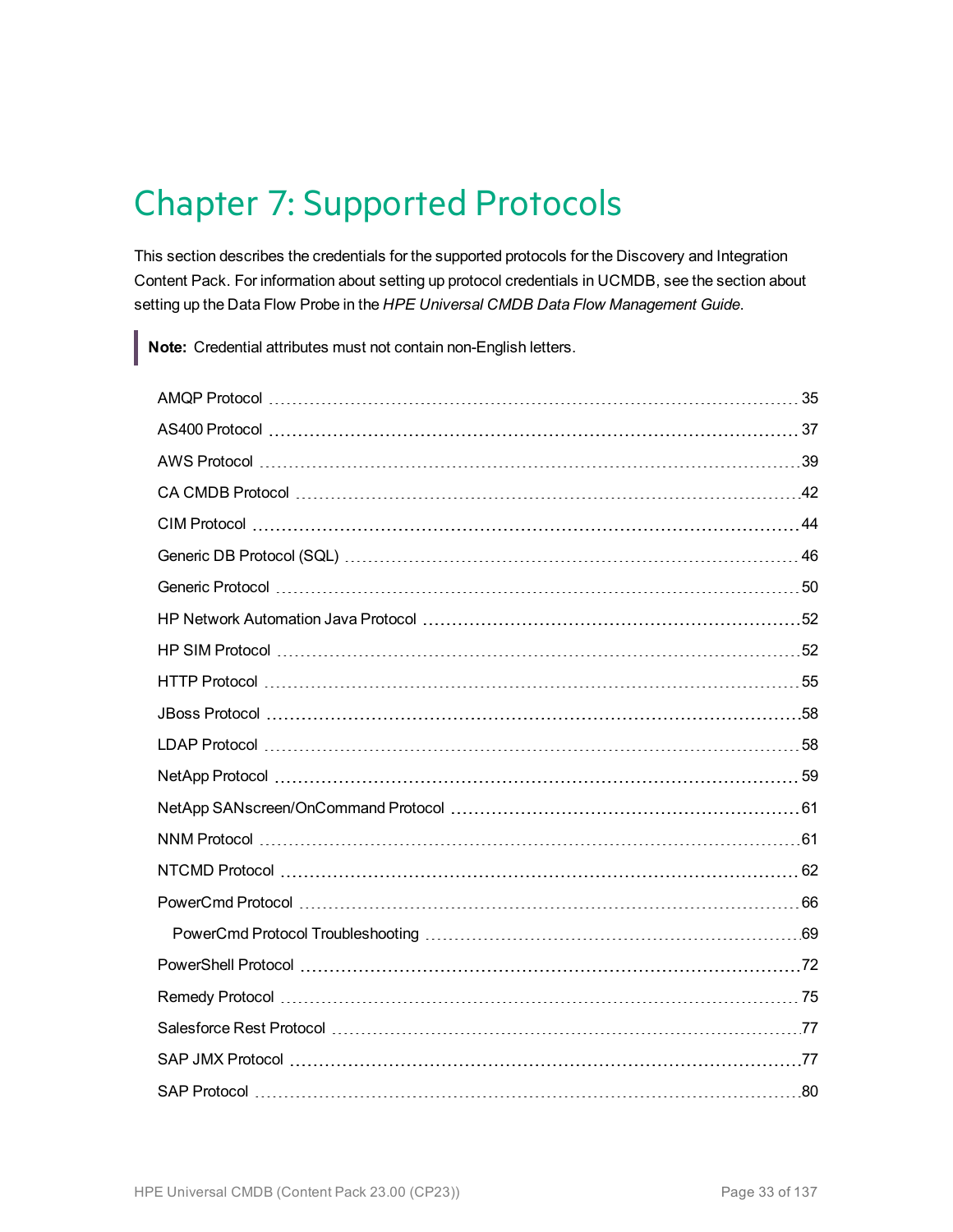# Chapter 7: Supported Protocols

This section describes the credentials for the supported protocols for the Discovery and Integration Content Pack. For information about setting up protocol credentials in UCMDB, see the section about setting up the Data Flow Probe in the *HPE Universal CMDB Data Flow Management Guide*.

> **Note:** Credential attributes must not contain non-English letters.

- AMQP Protocol ... 35
- AS400 Protocol ... 37
- AWS Protocol ... 39
- CA CMDB Protocol ... 42
- CIM Protocol ... 44
- Generic DB Protocol (SQL) ... 46
- Generic Protocol ... 50
- HP Network Automation Java Protocol ... 52
- HP SIM Protocol ... 52
- HTTP Protocol ... 55
- JBoss Protocol ... 58
- LDAP Protocol ... 58
- NetApp Protocol ... 59
- NetApp SANscreen/OnCommand Protocol ... 61
- NNM Protocol ... 61
- NTCMD Protocol ... 62
- PowerCmd Protocol ... 66
  - PowerCmd Protocol Troubleshooting ... 69
- PowerShell Protocol ... 72
- Remedy Protocol ... 75
- Salesforce Rest Protocol ... 77
- SAP JMX Protocol ... 77
- SAP Protocol ... 80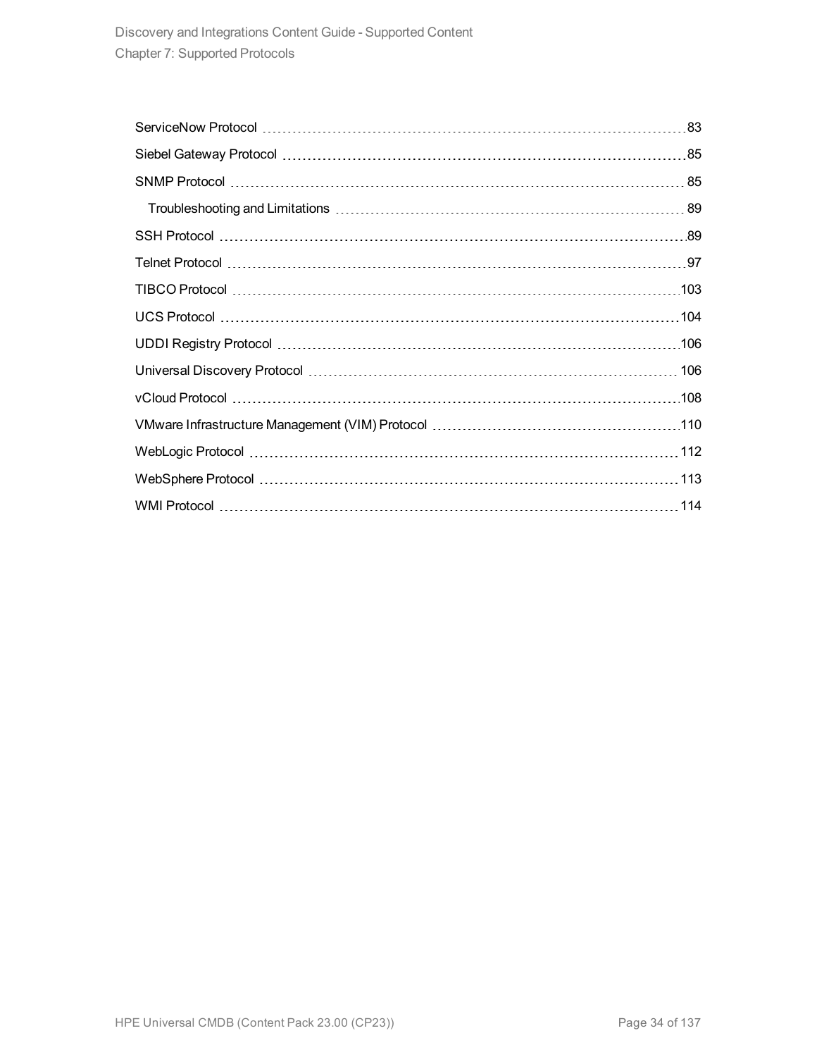ServiceNow Protocol 83

Siebel Gateway Protocol 85

SNMP Protocol 85

- Troubleshooting and Limitations 89

SSH Protocol 89

Telnet Protocol 97

TIBCO Protocol 103

UCS Protocol 104

UDDI Registry Protocol 106

Universal Discovery Protocol 106

vCloud Protocol 108

VMware Infrastructure Management (VIM) Protocol 110

WebLogic Protocol 112

WebSphere Protocol 113

WMI Protocol 114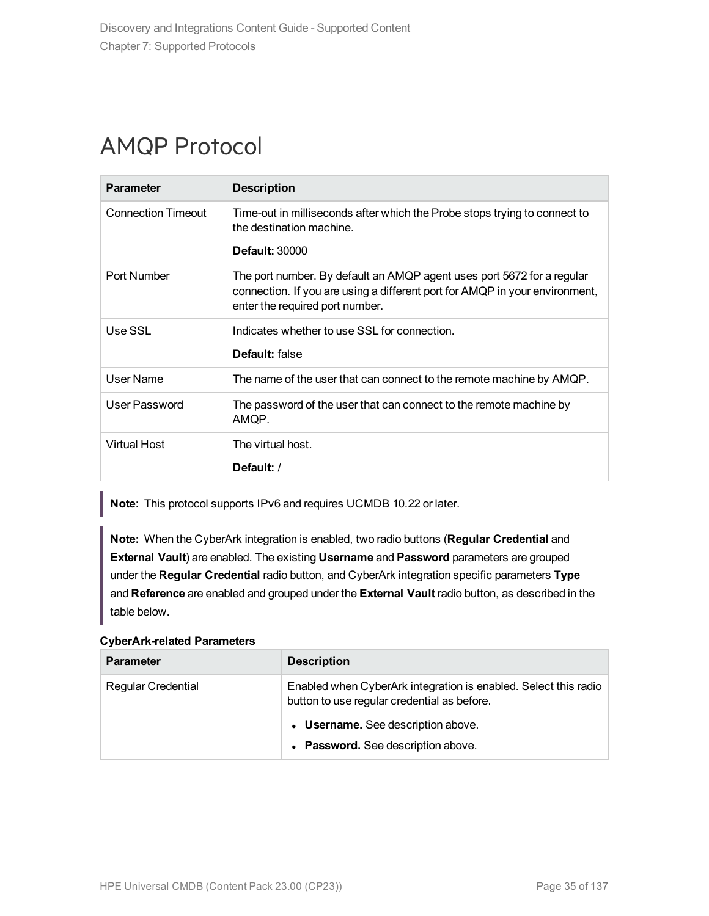# AMQP Protocol

| Parameter | Description |
|---|---|
| Connection Timeout | Time-out in milliseconds after which the Probe stops trying to connect to the destination machine.<br><br>**Default:** 30000 |
| Port Number | The port number. By default an AMQP agent uses port 5672 for a regular connection. If you are using a different port for AMQP in your environment, enter the required port number. |
| Use SSL | Indicates whether to use SSL for connection.<br><br>**Default:** false |
| User Name | The name of the user that can connect to the remote machine by AMQP. |
| User Password | The password of the user that can connect to the remote machine by AMQP. |
| Virtual Host | The virtual host.<br><br>**Default:** / |

> **Note:** This protocol supports IPv6 and requires UCMDB 10.22 or later.

> **Note:** When the CyberArk integration is enabled, two radio buttons (**Regular Credential** and **External Vault**) are enabled. The existing **Username** and **Password** parameters are grouped under the **Regular Credential** radio button, and CyberArk integration specific parameters **Type** and **Reference** are enabled and grouped under the **External Vault** radio button, as described in the table below.

**CyberArk-related Parameters**

| Parameter | Description |
|---|---|
| Regular Credential | Enabled when CyberArk integration is enabled. Select this radio button to use regular credential as before.<br><br>• **Username.** See description above.<br>• **Password.** See description above. |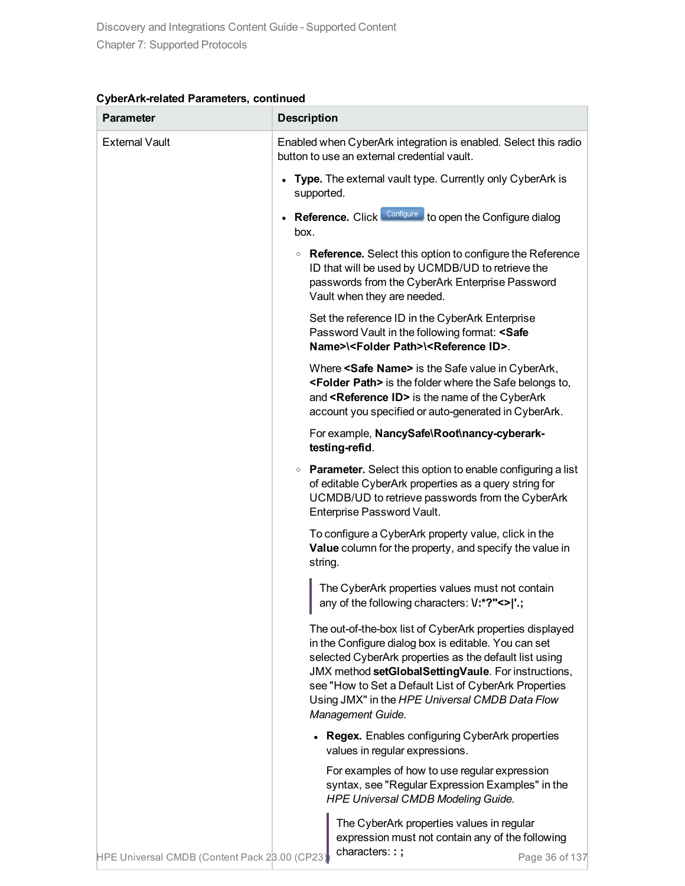**CyberArk-related Parameters, continued**

| Parameter | Description |
| --- | --- |
| External Vault | Enabled when CyberArk integration is enabled. Select this radio button to use an external credential vault.<br><br>• **Type.** The external vault type. Currently only CyberArk is supported.<br><br>• **Reference.** Click **Configure** to open the Configure dialog box.<br><br>&nbsp;&nbsp;&nbsp;&nbsp;◦ **Reference.** Select this option to configure the Reference ID that will be used by UCMDB/UD to retrieve the passwords from the CyberArk Enterprise Password Vault when they are needed.<br><br>&nbsp;&nbsp;&nbsp;&nbsp;Set the reference ID in the CyberArk Enterprise Password Vault in the following format: **<Safe Name>\<Folder Path>\<Reference ID>**.<br><br>&nbsp;&nbsp;&nbsp;&nbsp;Where **<Safe Name>** is the Safe value in CyberArk, **<Folder Path>** is the folder where the Safe belongs to, and **<Reference ID>** is the name of the CyberArk account you specified or auto-generated in CyberArk.<br><br>&nbsp;&nbsp;&nbsp;&nbsp;For example, **NancySafe\Root\nancy-cyberark-testing-refid**.<br><br>&nbsp;&nbsp;&nbsp;&nbsp;◦ **Parameter.** Select this option to enable configuring a list of editable CyberArk properties as a query string for UCMDB/UD to retrieve passwords from the CyberArk Enterprise Password Vault.<br><br>&nbsp;&nbsp;&nbsp;&nbsp;To configure a CyberArk property value, click in the **Value** column for the property, and specify the value in string.<br><br>&nbsp;&nbsp;&nbsp;&nbsp;> The CyberArk properties values must not contain any of the following characters: **\/:*?"<>\|'.;**<br><br>&nbsp;&nbsp;&nbsp;&nbsp;The out-of-the-box list of CyberArk properties displayed in the Configure dialog box is editable. You can set selected CyberArk properties as the default list using JMX method **setGlobalSettingVaule**. For instructions, see "How to Set a Default List of CyberArk Properties Using JMX" in the *HPE Universal CMDB Data Flow Management Guide*.<br><br>&nbsp;&nbsp;&nbsp;&nbsp;&nbsp;&nbsp;&nbsp;&nbsp;• **Regex.** Enables configuring CyberArk properties values in regular expressions.<br><br>&nbsp;&nbsp;&nbsp;&nbsp;&nbsp;&nbsp;&nbsp;&nbsp;For examples of how to use regular expression syntax, see "Regular Expression Examples" in the *HPE Universal CMDB Modeling Guide.*<br><br>&nbsp;&nbsp;&nbsp;&nbsp;&nbsp;&nbsp;&nbsp;&nbsp;> The CyberArk properties values in regular expression must not contain any of the following characters: **: ;** |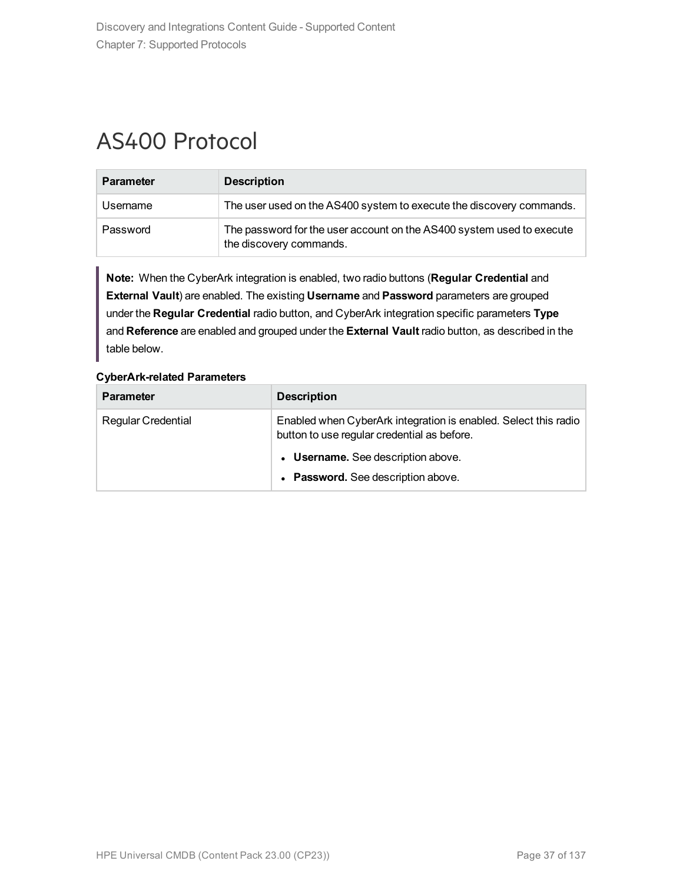# AS400 Protocol

| Parameter | Description |
| --- | --- |
| Username | The user used on the AS400 system to execute the discovery commands. |
| Password | The password for the user account on the AS400 system used to execute the discovery commands. |

**Note:** When the CyberArk integration is enabled, two radio buttons (**Regular Credential** and **External Vault**) are enabled. The existing **Username** and **Password** parameters are grouped under the **Regular Credential** radio button, and CyberArk integration specific parameters **Type** and **Reference** are enabled and grouped under the **External Vault** radio button, as described in the table below.

**CyberArk-related Parameters**

| Parameter | Description |
| --- | --- |
| Regular Credential | Enabled when CyberArk integration is enabled. Select this radio button to use regular credential as before.<br>• **Username.** See description above.<br>• **Password.** See description above. |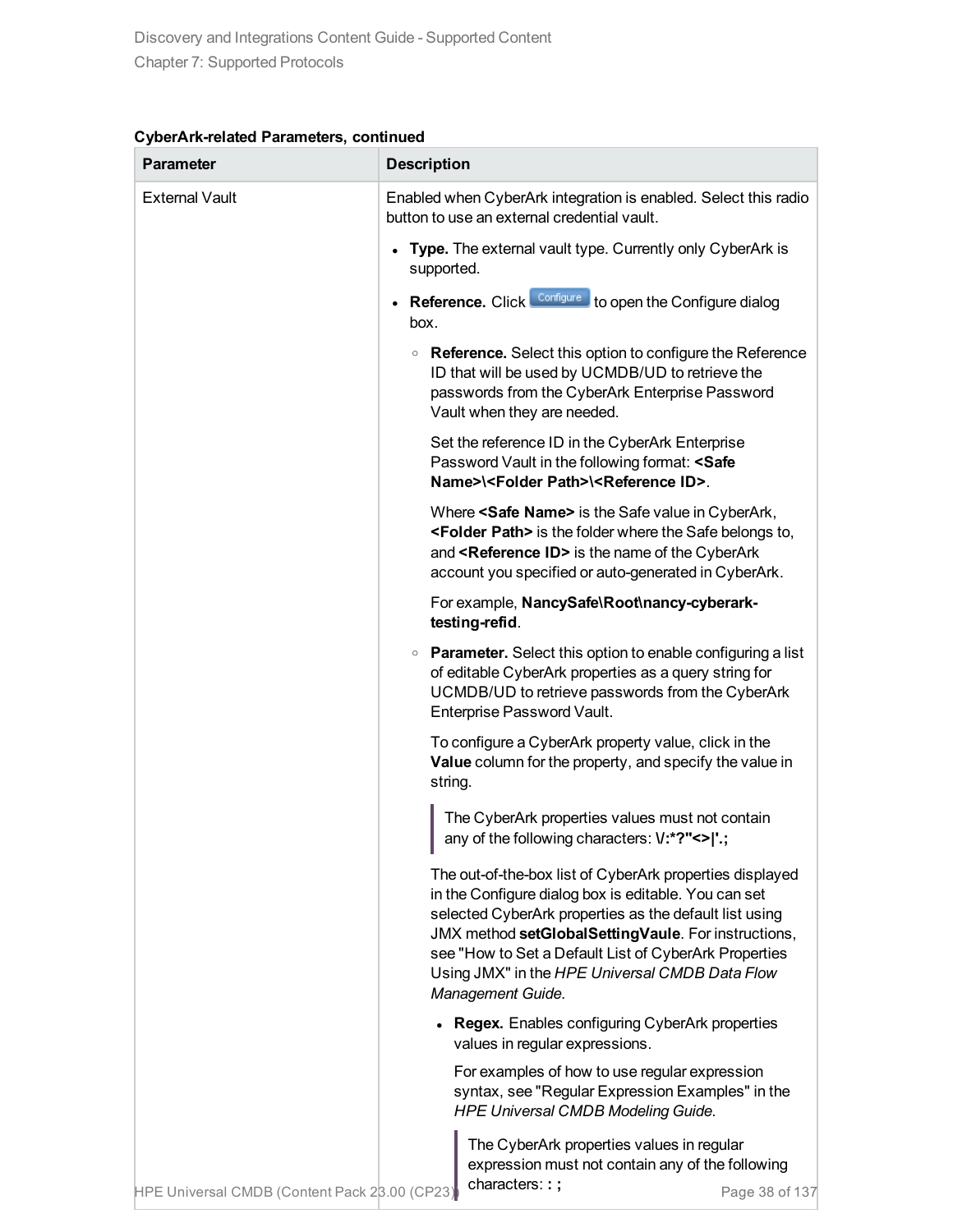**CyberArk-related Parameters, continued**

| Parameter | Description |
|---|---|
| External Vault | Enabled when CyberArk integration is enabled. Select this radio button to use an external credential vault.<br><br>• **Type.** The external vault type. Currently only CyberArk is supported.<br><br>• **Reference.** Click Configure to open the Configure dialog box.<br><br>◦ **Reference.** Select this option to configure the Reference ID that will be used by UCMDB/UD to retrieve the passwords from the CyberArk Enterprise Password Vault when they are needed.<br><br>Set the reference ID in the CyberArk Enterprise Password Vault in the following format: **<Safe Name>\<Folder Path>\<Reference ID>**.<br><br>Where **<Safe Name>** is the Safe value in CyberArk, **<Folder Path>** is the folder where the Safe belongs to, and **<Reference ID>** is the name of the CyberArk account you specified or auto-generated in CyberArk.<br><br>For example, **NancySafe\Root\nancy-cyberark-testing-refid**.<br><br>◦ **Parameter.** Select this option to enable configuring a list of editable CyberArk properties as a query string for UCMDB/UD to retrieve passwords from the CyberArk Enterprise Password Vault.<br><br>To configure a CyberArk property value, click in the **Value** column for the property, and specify the value in string.<br><br>> The CyberArk properties values must not contain any of the following characters: **\/:*?"<>\|'.;**<br><br>The out-of-the-box list of CyberArk properties displayed in the Configure dialog box is editable. You can set selected CyberArk properties as the default list using JMX method **setGlobalSettingVaule**. For instructions, see "How to Set a Default List of CyberArk Properties Using JMX" in the *HPE Universal CMDB Data Flow Management Guide*.<br><br>• **Regex.** Enables configuring CyberArk properties values in regular expressions.<br><br>For examples of how to use regular expression syntax, see "Regular Expression Examples" in the *HPE Universal CMDB Modeling Guide*.<br><br>> The CyberArk properties values in regular expression must not contain any of the following characters: **: ;** |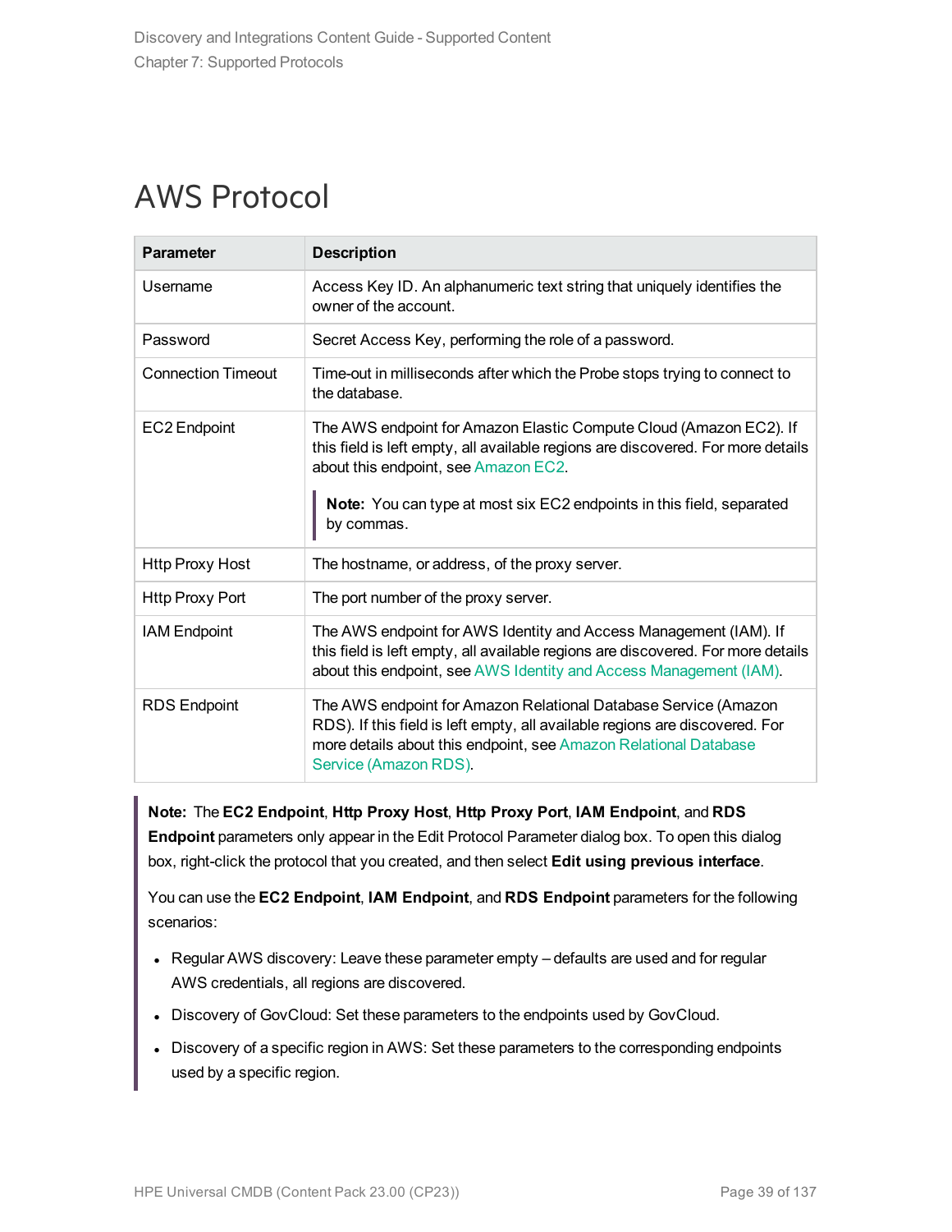# AWS Protocol

| Parameter | Description |
| --- | --- |
| Username | Access Key ID. An alphanumeric text string that uniquely identifies the owner of the account. |
| Password | Secret Access Key, performing the role of a password. |
| Connection Timeout | Time-out in milliseconds after which the Probe stops trying to connect to the database. |
| EC2 Endpoint | The AWS endpoint for Amazon Elastic Compute Cloud (Amazon EC2). If this field is left empty, all available regions are discovered. For more details about this endpoint, see Amazon EC2.<br><br>**Note:** You can type at most six EC2 endpoints in this field, separated by commas. |
| Http Proxy Host | The hostname, or address, of the proxy server. |
| Http Proxy Port | The port number of the proxy server. |
| IAM Endpoint | The AWS endpoint for AWS Identity and Access Management (IAM). If this field is left empty, all available regions are discovered. For more details about this endpoint, see AWS Identity and Access Management (IAM). |
| RDS Endpoint | The AWS endpoint for Amazon Relational Database Service (Amazon RDS). If this field is left empty, all available regions are discovered. For more details about this endpoint, see Amazon Relational Database Service (Amazon RDS). |

**Note:** The **EC2 Endpoint**, **Http Proxy Host**, **Http Proxy Port**, **IAM Endpoint**, and **RDS Endpoint** parameters only appear in the Edit Protocol Parameter dialog box. To open this dialog box, right-click the protocol that you created, and then select **Edit using previous interface**.

You can use the **EC2 Endpoint**, **IAM Endpoint**, and **RDS Endpoint** parameters for the following scenarios:

- Regular AWS discovery: Leave these parameter empty – defaults are used and for regular AWS credentials, all regions are discovered.
- Discovery of GovCloud: Set these parameters to the endpoints used by GovCloud.
- Discovery of a specific region in AWS: Set these parameters to the corresponding endpoints used by a specific region.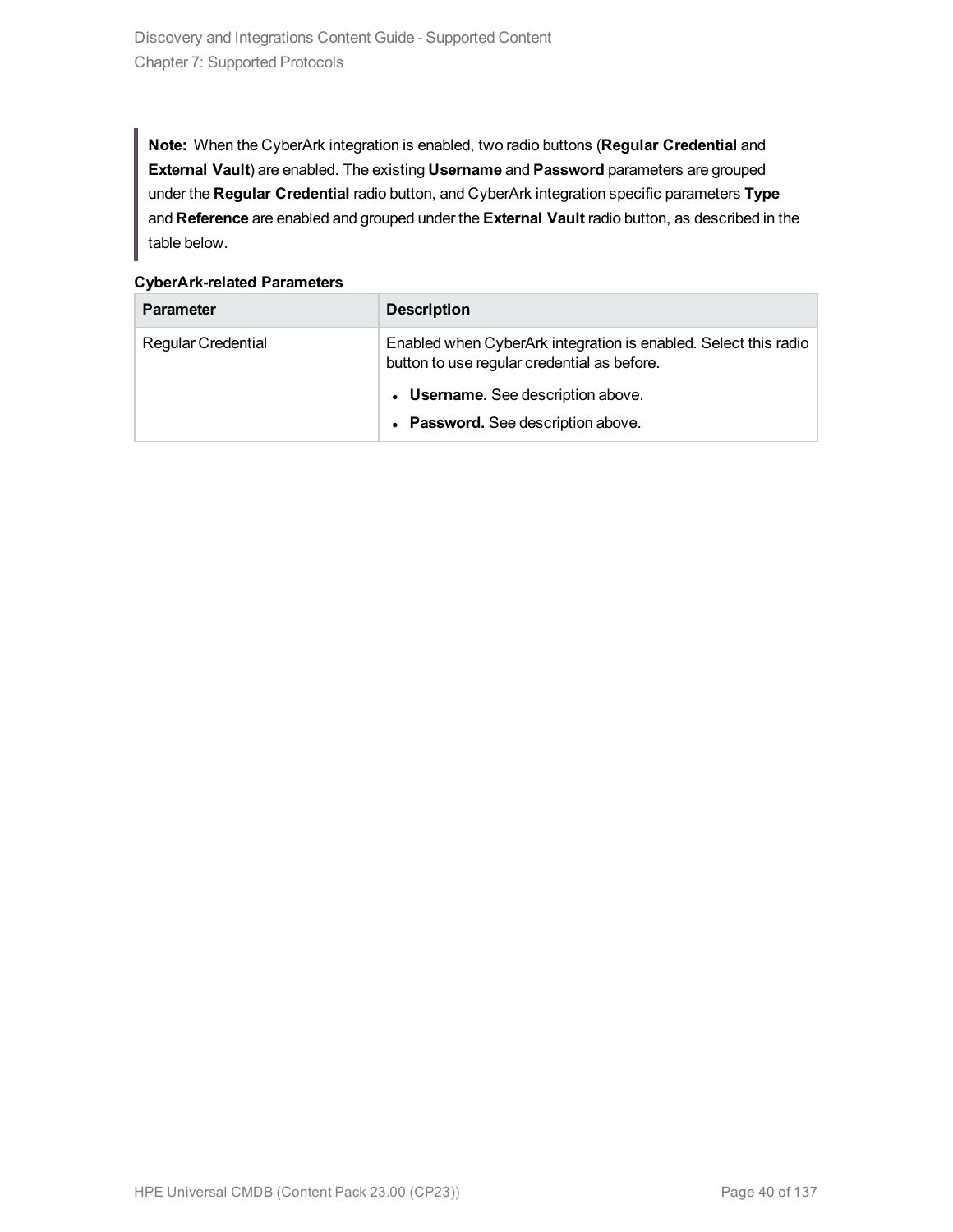> **Note:** When the CyberArk integration is enabled, two radio buttons (**Regular Credential** and **External Vault**) are enabled. The existing **Username** and **Password** parameters are grouped under the **Regular Credential** radio button, and CyberArk integration specific parameters **Type** and **Reference** are enabled and grouped under the **External Vault** radio button, as described in the table below.

**CyberArk-related Parameters**

| Parameter | Description |
|---|---|
| Regular Credential | Enabled when CyberArk integration is enabled. Select this radio button to use regular credential as before.<br>• **Username.** See description above.<br>• **Password.** See description above. |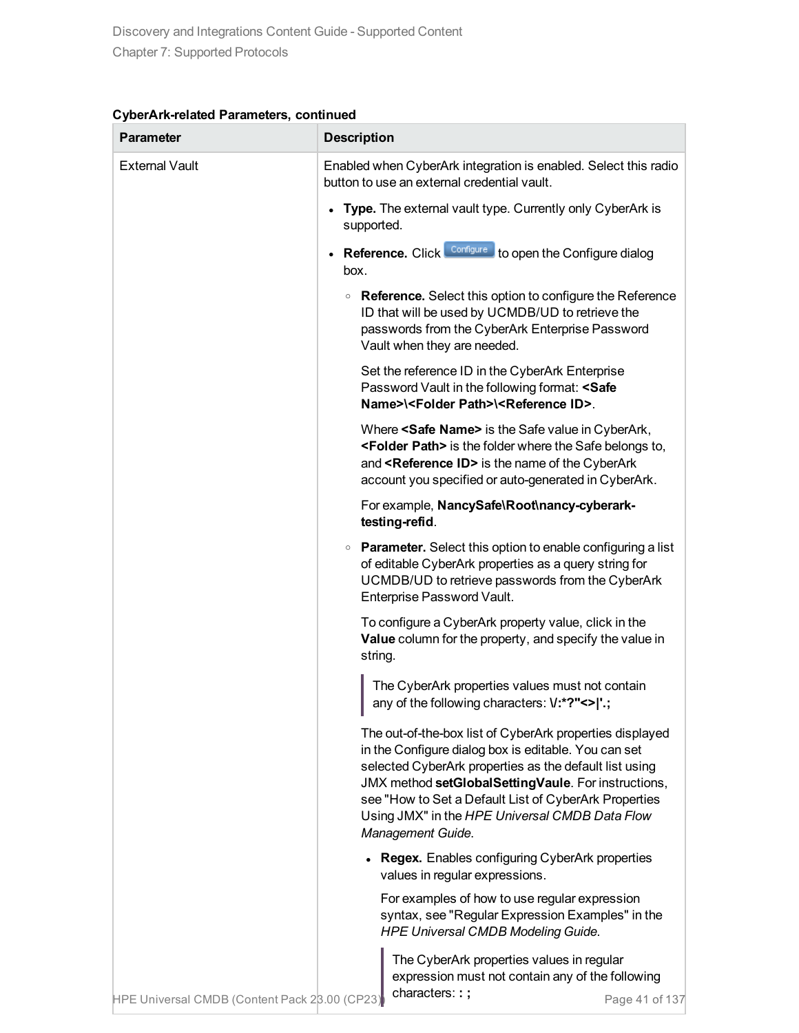**CyberArk-related Parameters, continued**

| Parameter | Description |
|---|---|
| External Vault | Enabled when CyberArk integration is enabled. Select this radio button to use an external credential vault.<br><br>• **Type.** The external vault type. Currently only CyberArk is supported.<br><br>• **Reference.** Click Configure to open the Configure dialog box.<br><br>&nbsp;&nbsp;◦ **Reference.** Select this option to configure the Reference ID that will be used by UCMDB/UD to retrieve the passwords from the CyberArk Enterprise Password Vault when they are needed.<br><br>&nbsp;&nbsp;&nbsp;&nbsp;Set the reference ID in the CyberArk Enterprise Password Vault in the following format: **<Safe Name>\<Folder Path>\<Reference ID>**.<br><br>&nbsp;&nbsp;&nbsp;&nbsp;Where **<Safe Name>** is the Safe value in CyberArk, **<Folder Path>** is the folder where the Safe belongs to, and **<Reference ID>** is the name of the CyberArk account you specified or auto-generated in CyberArk.<br><br>&nbsp;&nbsp;&nbsp;&nbsp;For example, **NancySafe\Root\nancy-cyberark-testing-refid**.<br><br>&nbsp;&nbsp;◦ **Parameter.** Select this option to enable configuring a list of editable CyberArk properties as a query string for UCMDB/UD to retrieve passwords from the CyberArk Enterprise Password Vault.<br><br>&nbsp;&nbsp;&nbsp;&nbsp;To configure a CyberArk property value, click in the **Value** column for the property, and specify the value in string.<br><br>&nbsp;&nbsp;&nbsp;&nbsp;> The CyberArk properties values must not contain any of the following characters: **\/:*?"<>\|'.;**<br><br>&nbsp;&nbsp;&nbsp;&nbsp;The out-of-the-box list of CyberArk properties displayed in the Configure dialog box is editable. You can set selected CyberArk properties as the default list using JMX method **setGlobalSettingVaule**. For instructions, see "How to Set a Default List of CyberArk Properties Using JMX" in the *HPE Universal CMDB Data Flow Management Guide*.<br><br>&nbsp;&nbsp;&nbsp;&nbsp;• **Regex.** Enables configuring CyberArk properties values in regular expressions.<br><br>&nbsp;&nbsp;&nbsp;&nbsp;&nbsp;&nbsp;For examples of how to use regular expression syntax, see "Regular Expression Examples" in the *HPE Universal CMDB Modeling Guide.*<br><br>&nbsp;&nbsp;&nbsp;&nbsp;&nbsp;&nbsp;> The CyberArk properties values in regular expression must not contain any of the following characters: **: ;** |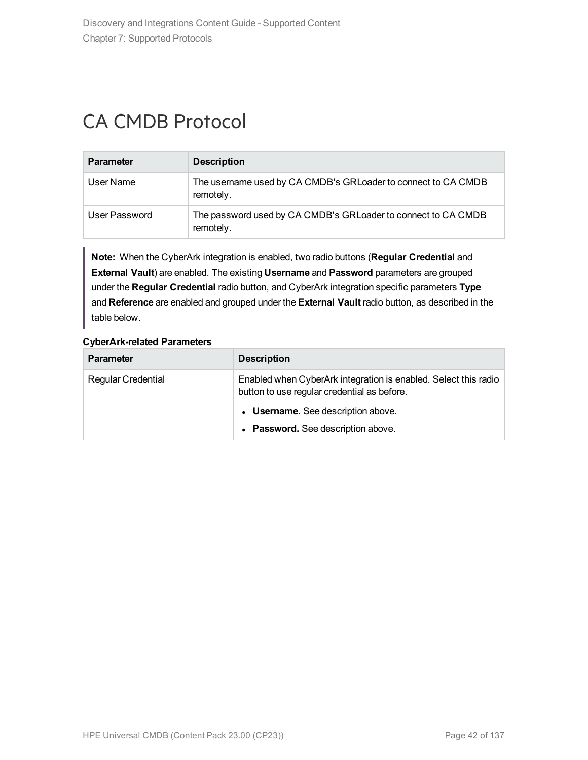# CA CMDB Protocol

| Parameter | Description |
|---|---|
| User Name | The username used by CA CMDB's GRLoader to connect to CA CMDB remotely. |
| User Password | The password used by CA CMDB's GRLoader to connect to CA CMDB remotely. |

> **Note:** When the CyberArk integration is enabled, two radio buttons (**Regular Credential** and **External Vault**) are enabled. The existing **Username** and **Password** parameters are grouped under the **Regular Credential** radio button, and CyberArk integration specific parameters **Type** and **Reference** are enabled and grouped under the **External Vault** radio button, as described in the table below.

**CyberArk-related Parameters**

| Parameter | Description |
|---|---|
| Regular Credential | Enabled when CyberArk integration is enabled. Select this radio button to use regular credential as before.<br>• **Username.** See description above.<br>• **Password.** See description above. |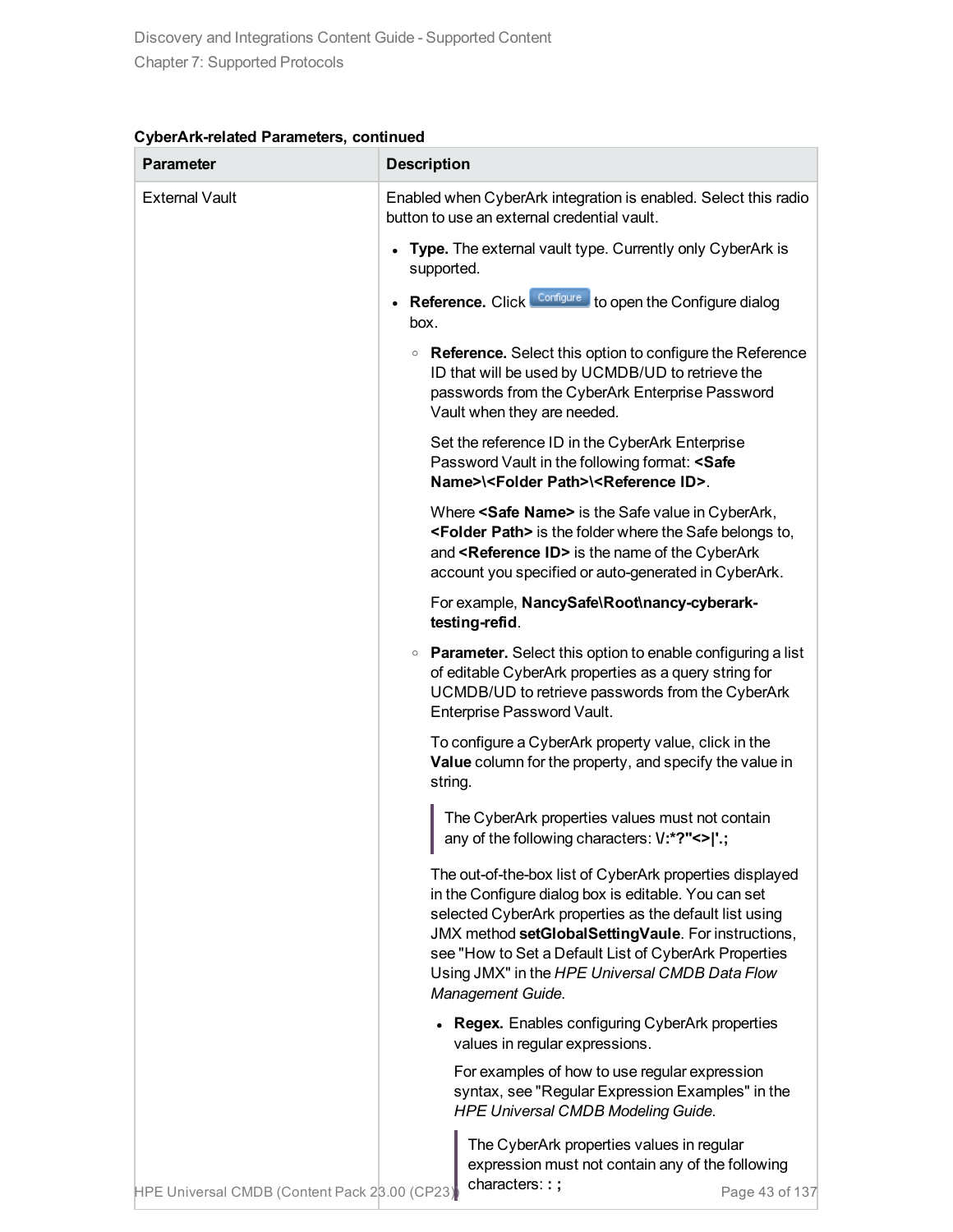**CyberArk-related Parameters, continued**

| Parameter | Description |
|---|---|
| External Vault | Enabled when CyberArk integration is enabled. Select this radio button to use an external credential vault.<br><br>• **Type.** The external vault type. Currently only CyberArk is supported.<br><br>• **Reference.** Click Configure to open the Configure dialog box.<br><br>&nbsp;&nbsp;&nbsp;◦ **Reference.** Select this option to configure the Reference ID that will be used by UCMDB/UD to retrieve the passwords from the CyberArk Enterprise Password Vault when they are needed.<br><br>&nbsp;&nbsp;&nbsp;Set the reference ID in the CyberArk Enterprise Password Vault in the following format: **<Safe Name>\<Folder Path>\<Reference ID>**.<br><br>&nbsp;&nbsp;&nbsp;Where **<Safe Name>** is the Safe value in CyberArk, **<Folder Path>** is the folder where the Safe belongs to, and **<Reference ID>** is the name of the CyberArk account you specified or auto-generated in CyberArk.<br><br>&nbsp;&nbsp;&nbsp;For example, **NancySafe\Root\nancy-cyberark-testing-refid**.<br><br>&nbsp;&nbsp;&nbsp;◦ **Parameter.** Select this option to enable configuring a list of editable CyberArk properties as a query string for UCMDB/UD to retrieve passwords from the CyberArk Enterprise Password Vault.<br><br>&nbsp;&nbsp;&nbsp;To configure a CyberArk property value, click in the **Value** column for the property, and specify the value in string.<br><br>&nbsp;&nbsp;&nbsp;> The CyberArk properties values must not contain any of the following characters: **\/:*?"<>\|'.;**<br><br>&nbsp;&nbsp;&nbsp;The out-of-the-box list of CyberArk properties displayed in the Configure dialog box is editable. You can set selected CyberArk properties as the default list using JMX method **setGlobalSettingVaule**. For instructions, see "How to Set a Default List of CyberArk Properties Using JMX" in the *HPE Universal CMDB Data Flow Management Guide*.<br><br>&nbsp;&nbsp;&nbsp;&nbsp;&nbsp;&nbsp;• **Regex.** Enables configuring CyberArk properties values in regular expressions.<br><br>&nbsp;&nbsp;&nbsp;&nbsp;&nbsp;&nbsp;For examples of how to use regular expression syntax, see "Regular Expression Examples" in the *HPE Universal CMDB Modeling Guide.*<br><br>&nbsp;&nbsp;&nbsp;&nbsp;&nbsp;&nbsp;> The CyberArk properties values in regular expression must not contain any of the following characters: **: ;** |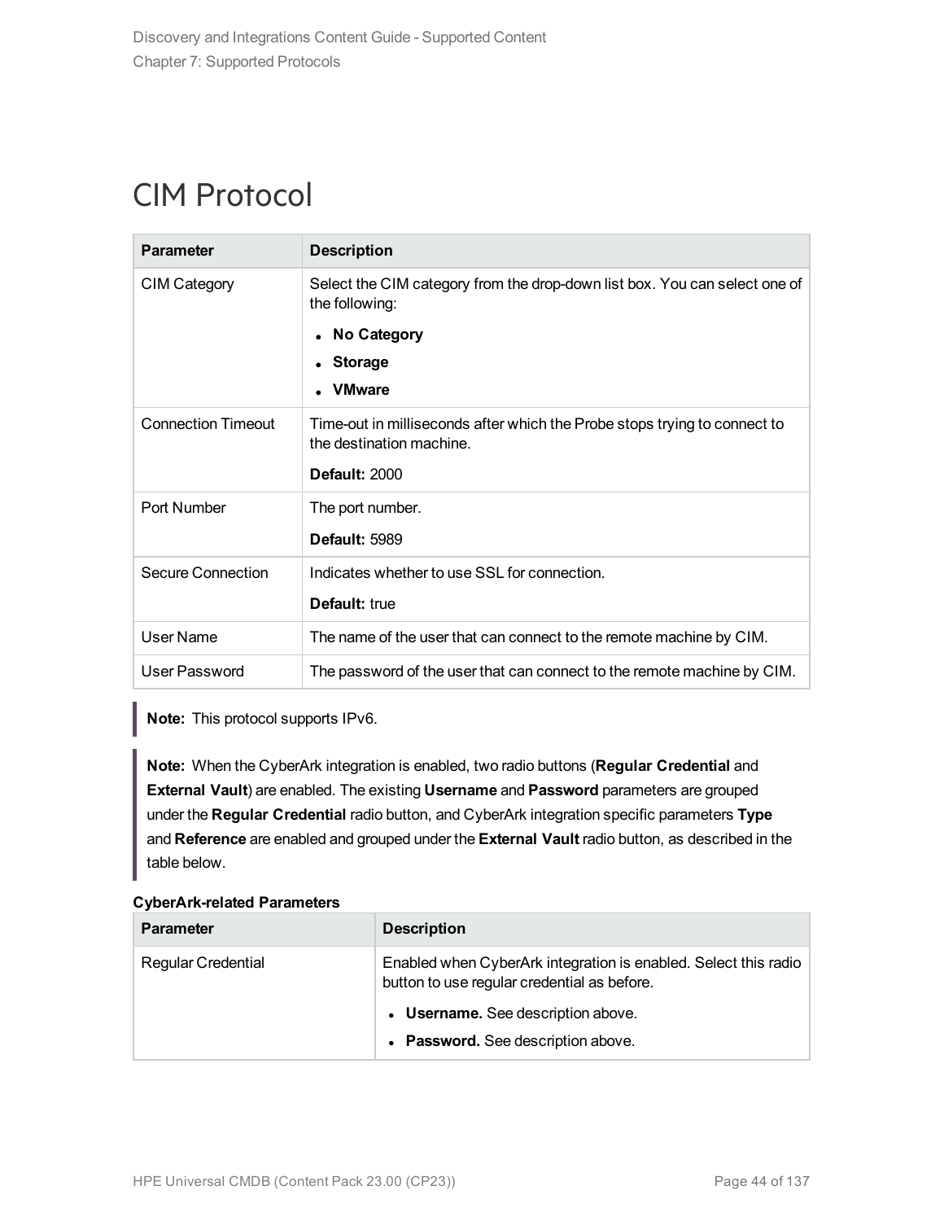# CIM Protocol

| Parameter | Description |
|---|---|
| CIM Category | Select the CIM category from the drop-down list box. You can select one of the following:<br>• **No Category**<br>• **Storage**<br>• **VMware** |
| Connection Timeout | Time-out in milliseconds after which the Probe stops trying to connect to the destination machine.<br>**Default:** 2000 |
| Port Number | The port number.<br>**Default:** 5989 |
| Secure Connection | Indicates whether to use SSL for connection.<br>**Default:** true |
| User Name | The name of the user that can connect to the remote machine by CIM. |
| User Password | The password of the user that can connect to the remote machine by CIM. |

> **Note:** This protocol supports IPv6.

> **Note:** When the CyberArk integration is enabled, two radio buttons (**Regular Credential** and **External Vault**) are enabled. The existing **Username** and **Password** parameters are grouped under the **Regular Credential** radio button, and CyberArk integration specific parameters **Type** and **Reference** are enabled and grouped under the **External Vault** radio button, as described in the table below.

**CyberArk-related Parameters**

| Parameter | Description |
|---|---|
| Regular Credential | Enabled when CyberArk integration is enabled. Select this radio button to use regular credential as before.<br>• **Username.** See description above.<br>• **Password.** See description above. |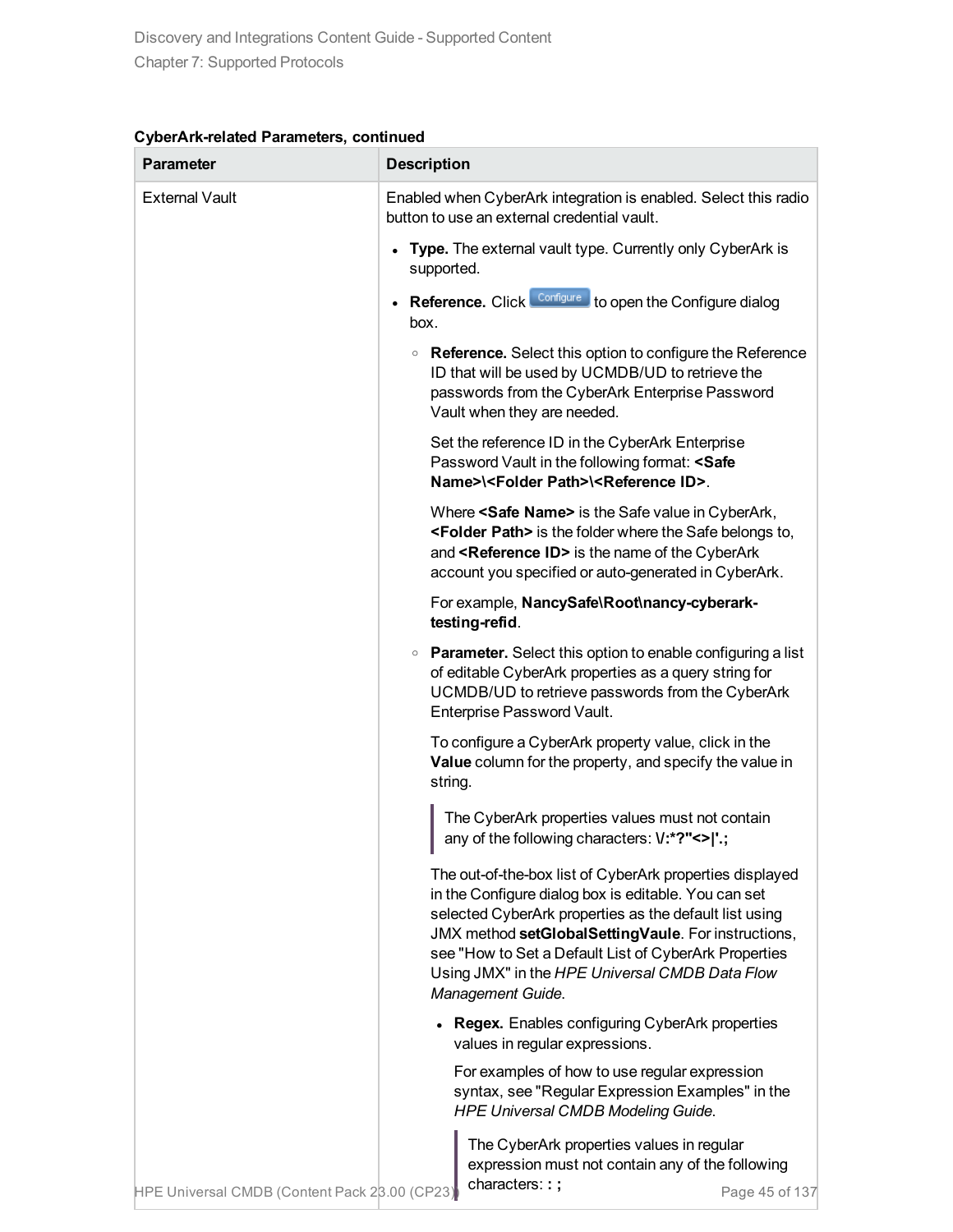**CyberArk-related Parameters, continued**

| Parameter | Description |
|---|---|
| External Vault | Enabled when CyberArk integration is enabled. Select this radio button to use an external credential vault.<br><br>• **Type.** The external vault type. Currently only CyberArk is supported.<br><br>• **Reference.** Click Configure to open the Configure dialog box.<br><br>&nbsp;&nbsp;&nbsp;◦ **Reference.** Select this option to configure the Reference ID that will be used by UCMDB/UD to retrieve the passwords from the CyberArk Enterprise Password Vault when they are needed.<br><br>&nbsp;&nbsp;&nbsp;Set the reference ID in the CyberArk Enterprise Password Vault in the following format: **<Safe Name>\<Folder Path>\<Reference ID>**.<br><br>&nbsp;&nbsp;&nbsp;Where **<Safe Name>** is the Safe value in CyberArk, **<Folder Path>** is the folder where the Safe belongs to, and **<Reference ID>** is the name of the CyberArk account you specified or auto-generated in CyberArk.<br><br>&nbsp;&nbsp;&nbsp;For example, **NancySafe\Root\nancy-cyberark-testing-refid**.<br><br>&nbsp;&nbsp;&nbsp;◦ **Parameter.** Select this option to enable configuring a list of editable CyberArk properties as a query string for UCMDB/UD to retrieve passwords from the CyberArk Enterprise Password Vault.<br><br>&nbsp;&nbsp;&nbsp;To configure a CyberArk property value, click in the **Value** column for the property, and specify the value in string.<br><br>&nbsp;&nbsp;&nbsp;> The CyberArk properties values must not contain any of the following characters: **\/:*?"<>\|'.;**<br><br>&nbsp;&nbsp;&nbsp;The out-of-the-box list of CyberArk properties displayed in the Configure dialog box is editable. You can set selected CyberArk properties as the default list using JMX method **setGlobalSettingVaule**. For instructions, see "How to Set a Default List of CyberArk Properties Using JMX" in the *HPE Universal CMDB Data Flow Management Guide*.<br><br>&nbsp;&nbsp;&nbsp;&nbsp;&nbsp;&nbsp;• **Regex.** Enables configuring CyberArk properties values in regular expressions.<br><br>&nbsp;&nbsp;&nbsp;&nbsp;&nbsp;&nbsp;For examples of how to use regular expression syntax, see "Regular Expression Examples" in the *HPE Universal CMDB Modeling Guide.*<br><br>&nbsp;&nbsp;&nbsp;&nbsp;&nbsp;&nbsp;> The CyberArk properties values in regular expression must not contain any of the following characters: **: ;** |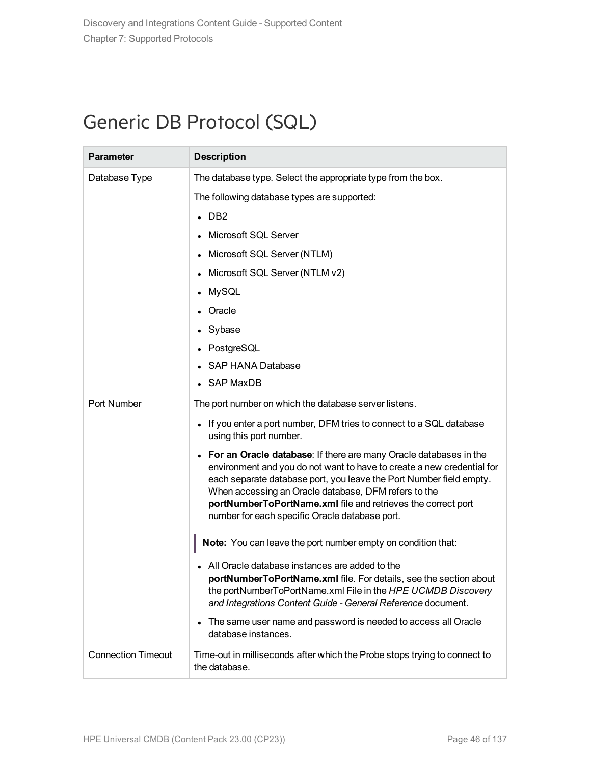# Generic DB Protocol (SQL)

| Parameter | Description |
|---|---|
| Database Type | The database type. Select the appropriate type from the box.<br><br>The following database types are supported:<br><br>• DB2<br>• Microsoft SQL Server<br>• Microsoft SQL Server (NTLM)<br>• Microsoft SQL Server (NTLM v2)<br>• MySQL<br>• Oracle<br>• Sybase<br>• PostgreSQL<br>• SAP HANA Database<br>• SAP MaxDB |
| Port Number | The port number on which the database server listens.<br><br>• If you enter a port number, DFM tries to connect to a SQL database using this port number.<br>• **For an Oracle database**: If there are many Oracle databases in the environment and you do not want to have to create a new credential for each separate database port, you leave the Port Number field empty. When accessing an Oracle database, DFM refers to the **portNumberToPortName.xml** file and retrieves the correct port number for each specific Oracle database port.<br><br>**Note:** You can leave the port number empty on condition that:<br><br>• All Oracle database instances are added to the **portNumberToPortName.xml** file. For details, see the section about the portNumberToPortName.xml File in the *HPE UCMDB Discovery and Integrations Content Guide - General Reference* document.<br>• The same user name and password is needed to access all Oracle database instances. |
| Connection Timeout | Time-out in milliseconds after which the Probe stops trying to connect to the database. |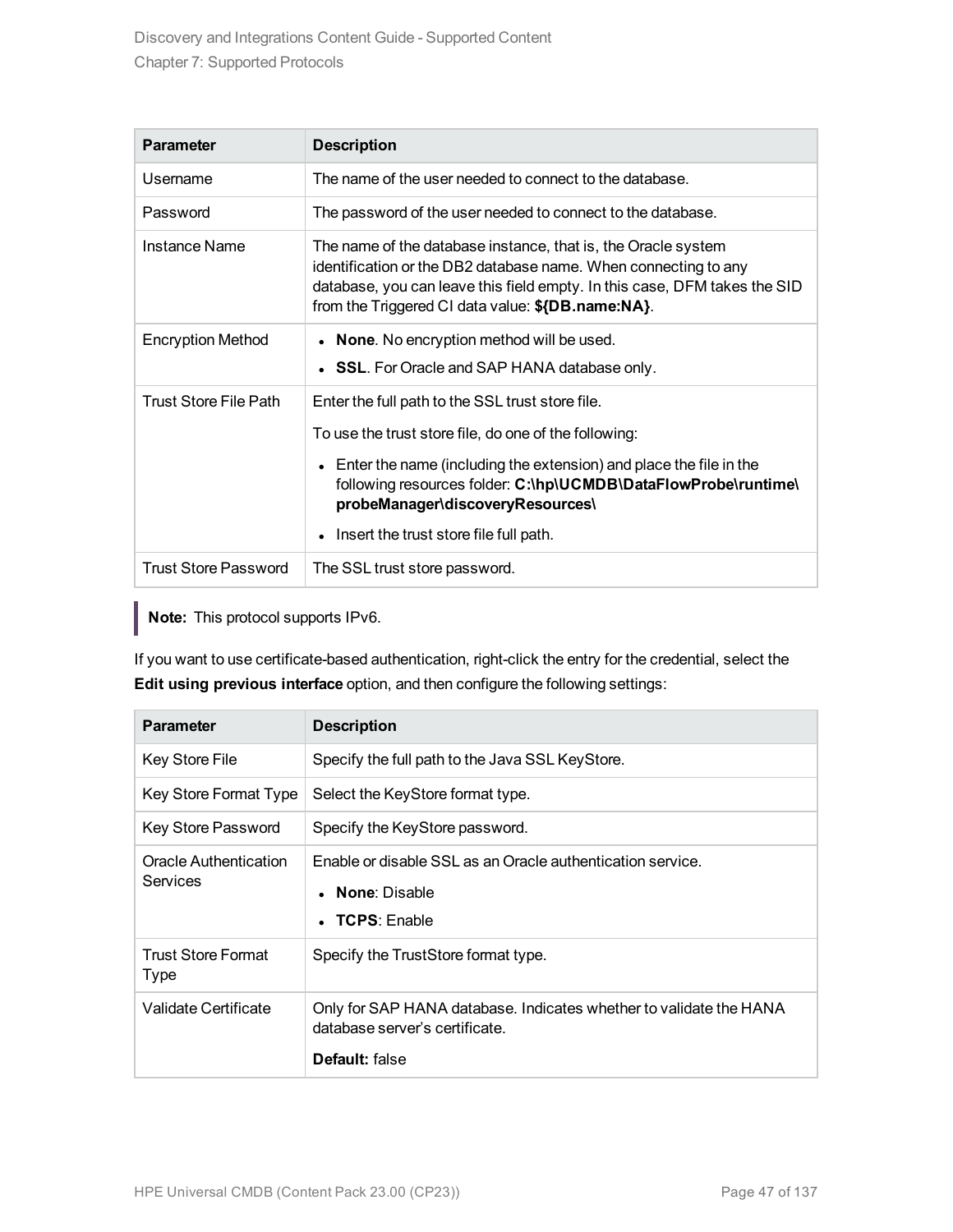| Parameter | Description |
| --- | --- |
| Username | The name of the user needed to connect to the database. |
| Password | The password of the user needed to connect to the database. |
| Instance Name | The name of the database instance, that is, the Oracle system identification or the DB2 database name. When connecting to any database, you can leave this field empty. In this case, DFM takes the SID from the Triggered CI data value: **${DB.name:NA}**. |
| Encryption Method | • **None**. No encryption method will be used.<br>• **SSL**. For Oracle and SAP HANA database only. |
| Trust Store File Path | Enter the full path to the SSL trust store file.<br>To use the trust store file, do one of the following:<br>• Enter the name (including the extension) and place the file in the following resources folder: **C:\hp\UCMDB\DataFlowProbe\runtime\probeManager\discoveryResources\**<br>• Insert the trust store file full path. |
| Trust Store Password | The SSL trust store password. |

> **Note:** This protocol supports IPv6.

If you want to use certificate-based authentication, right-click the entry for the credential, select the **Edit using previous interface** option, and then configure the following settings:

| Parameter | Description |
| --- | --- |
| Key Store File | Specify the full path to the Java SSL KeyStore. |
| Key Store Format Type | Select the KeyStore format type. |
| Key Store Password | Specify the KeyStore password. |
| Oracle Authentication Services | Enable or disable SSL as an Oracle authentication service.<br>• **None**: Disable<br>• **TCPS**: Enable |
| Trust Store Format Type | Specify the TrustStore format type. |
| Validate Certificate | Only for SAP HANA database. Indicates whether to validate the HANA database server's certificate.<br>**Default:** false |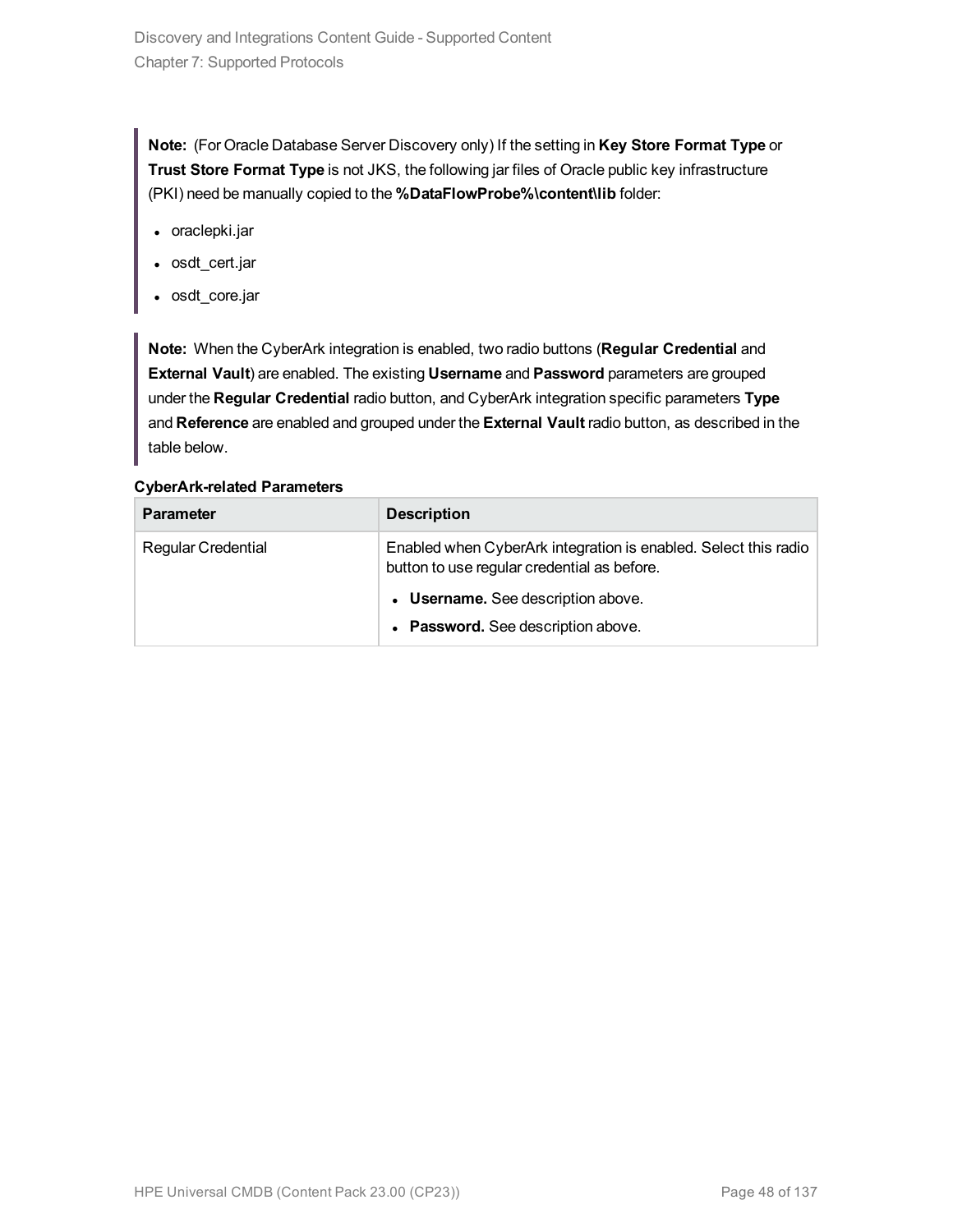**Note:** (For Oracle Database Server Discovery only) If the setting in **Key Store Format Type** or **Trust Store Format Type** is not JKS, the following jar files of Oracle public key infrastructure (PKI) need be manually copied to the **%DataFlowProbe%\content\lib** folder:

- oraclepki.jar
- osdt_cert.jar
- osdt_core.jar

**Note:** When the CyberArk integration is enabled, two radio buttons (**Regular Credential** and **External Vault**) are enabled. The existing **Username** and **Password** parameters are grouped under the **Regular Credential** radio button, and CyberArk integration specific parameters **Type** and **Reference** are enabled and grouped under the **External Vault** radio button, as described in the table below.

**CyberArk-related Parameters**

| Parameter | Description |
| --- | --- |
| Regular Credential | Enabled when CyberArk integration is enabled. Select this radio button to use regular credential as before.<br>• **Username.** See description above.<br>• **Password.** See description above. |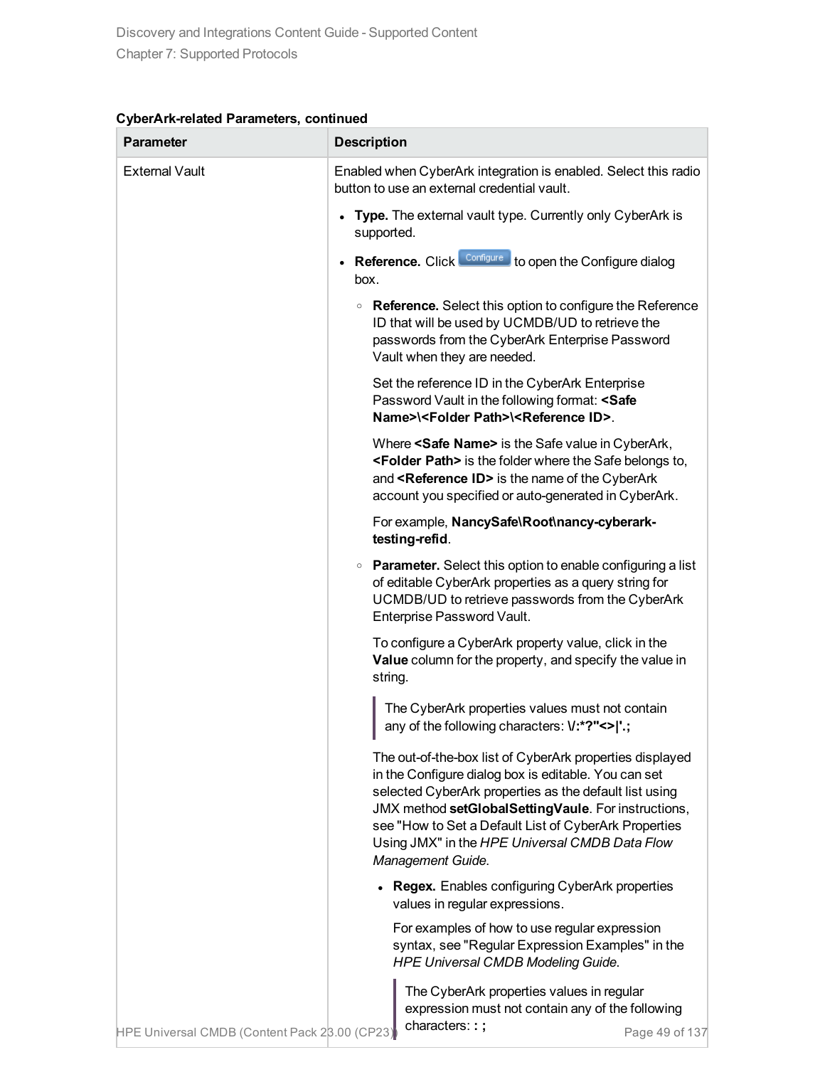**CyberArk-related Parameters, continued**

| Parameter | Description |
|---|---|
| External Vault | Enabled when CyberArk integration is enabled. Select this radio button to use an external credential vault.<br><br>• **Type.** The external vault type. Currently only CyberArk is supported.<br><br>• **Reference.** Click Configure to open the Configure dialog box.<br><br>&nbsp;&nbsp;&nbsp;&nbsp;◦ **Reference.** Select this option to configure the Reference ID that will be used by UCMDB/UD to retrieve the passwords from the CyberArk Enterprise Password Vault when they are needed.<br><br>&nbsp;&nbsp;&nbsp;&nbsp;Set the reference ID in the CyberArk Enterprise Password Vault in the following format: **<Safe Name>\<Folder Path>\<Reference ID>**.<br><br>&nbsp;&nbsp;&nbsp;&nbsp;Where **<Safe Name>** is the Safe value in CyberArk, **<Folder Path>** is the folder where the Safe belongs to, and **<Reference ID>** is the name of the CyberArk account you specified or auto-generated in CyberArk.<br><br>&nbsp;&nbsp;&nbsp;&nbsp;For example, **NancySafe\Root\nancy-cyberark-testing-refid**.<br><br>&nbsp;&nbsp;&nbsp;&nbsp;◦ **Parameter.** Select this option to enable configuring a list of editable CyberArk properties as a query string for UCMDB/UD to retrieve passwords from the CyberArk Enterprise Password Vault.<br><br>&nbsp;&nbsp;&nbsp;&nbsp;To configure a CyberArk property value, click in the **Value** column for the property, and specify the value in string.<br><br>&nbsp;&nbsp;&nbsp;&nbsp;> The CyberArk properties values must not contain any of the following characters: **\/:*?"<>\|'.;**<br><br>&nbsp;&nbsp;&nbsp;&nbsp;The out-of-the-box list of CyberArk properties displayed in the Configure dialog box is editable. You can set selected CyberArk properties as the default list using JMX method **setGlobalSettingVaule**. For instructions, see "How to Set a Default List of CyberArk Properties Using JMX" in the *HPE Universal CMDB Data Flow Management Guide*.<br><br>&nbsp;&nbsp;&nbsp;&nbsp;&nbsp;&nbsp;&nbsp;&nbsp;• **Regex.** Enables configuring CyberArk properties values in regular expressions.<br><br>&nbsp;&nbsp;&nbsp;&nbsp;&nbsp;&nbsp;&nbsp;&nbsp;For examples of how to use regular expression syntax, see "Regular Expression Examples" in the *HPE Universal CMDB Modeling Guide.*<br><br>&nbsp;&nbsp;&nbsp;&nbsp;&nbsp;&nbsp;&nbsp;&nbsp;> The CyberArk properties values in regular expression must not contain any of the following characters: **: ;** |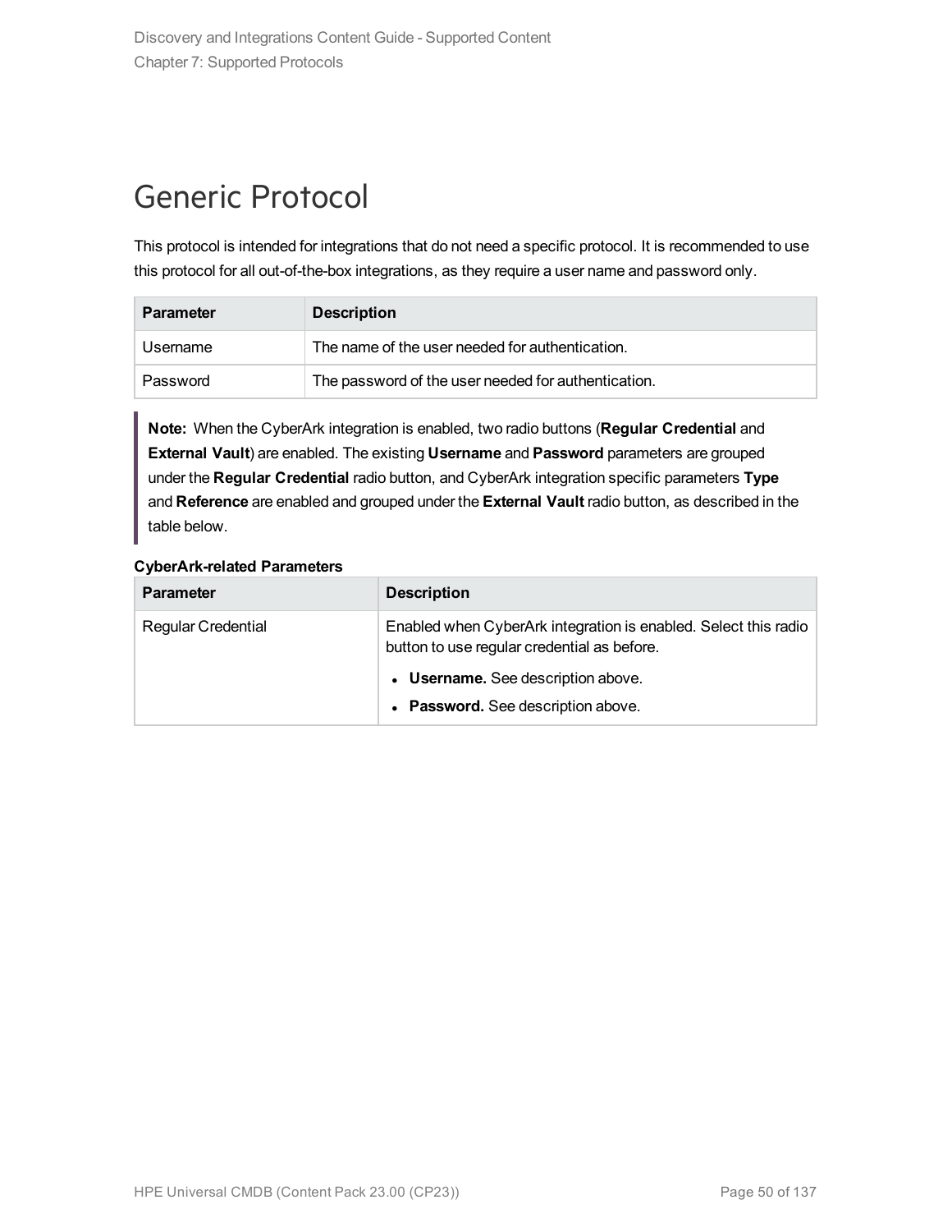# Generic Protocol

This protocol is intended for integrations that do not need a specific protocol. It is recommended to use this protocol for all out-of-the-box integrations, as they require a user name and password only.

| Parameter | Description |
| --- | --- |
| Username | The name of the user needed for authentication. |
| Password | The password of the user needed for authentication. |

> **Note:** When the CyberArk integration is enabled, two radio buttons (**Regular Credential** and **External Vault**) are enabled. The existing **Username** and **Password** parameters are grouped under the **Regular Credential** radio button, and CyberArk integration specific parameters **Type** and **Reference** are enabled and grouped under the **External Vault** radio button, as described in the table below.

**CyberArk-related Parameters**

| Parameter | Description |
| --- | --- |
| Regular Credential | Enabled when CyberArk integration is enabled. Select this radio button to use regular credential as before.<br>• **Username.** See description above.<br>• **Password.** See description above. |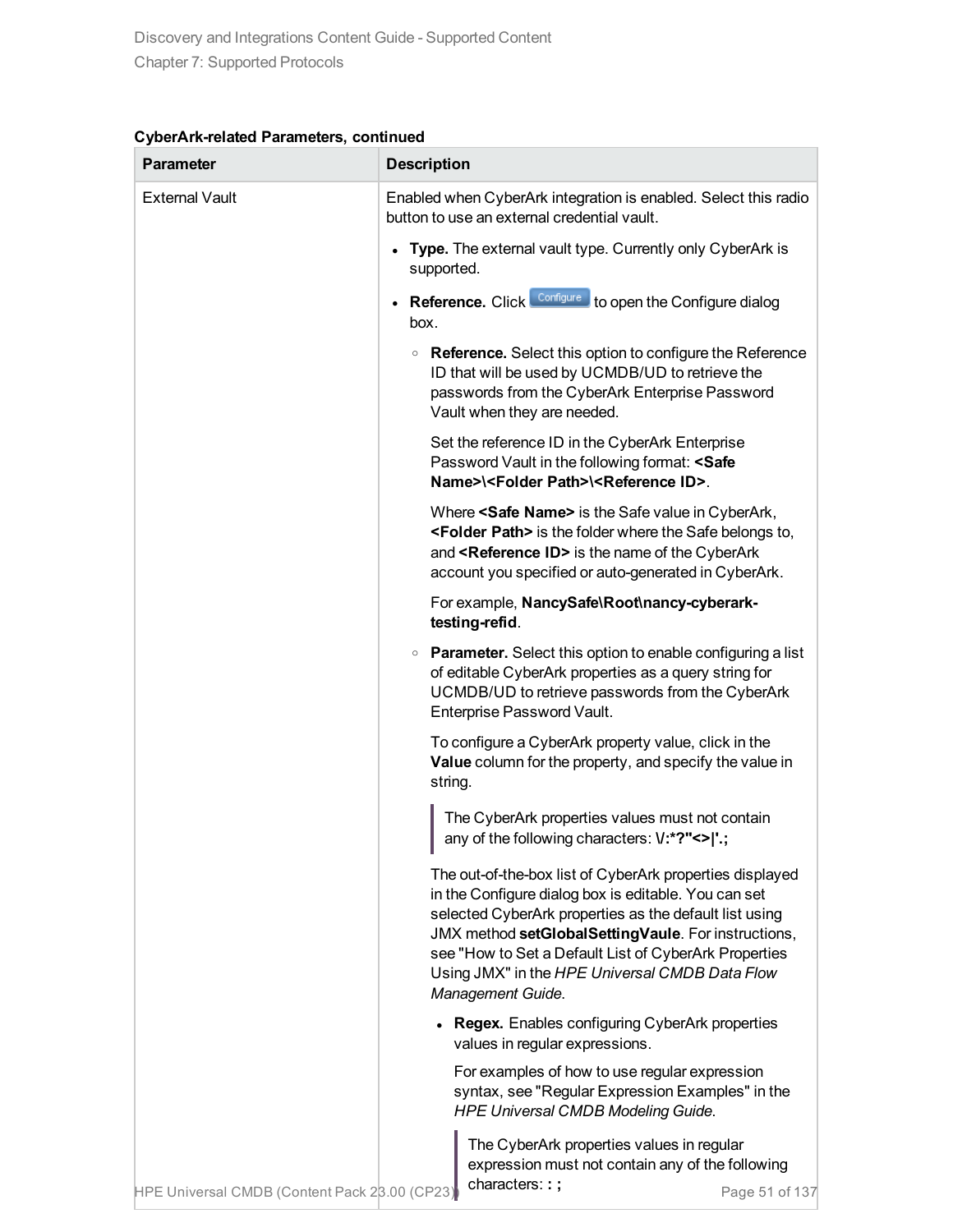**CyberArk-related Parameters, continued**

| Parameter | Description |
|---|---|
| External Vault | Enabled when CyberArk integration is enabled. Select this radio button to use an external credential vault.<br><br>• **Type.** The external vault type. Currently only CyberArk is supported.<br><br>• **Reference.** Click Configure to open the Configure dialog box.<br><br>&nbsp;&nbsp;&nbsp;&nbsp;◦ **Reference.** Select this option to configure the Reference ID that will be used by UCMDB/UD to retrieve the passwords from the CyberArk Enterprise Password Vault when they are needed.<br><br>&nbsp;&nbsp;&nbsp;&nbsp;Set the reference ID in the CyberArk Enterprise Password Vault in the following format: **<Safe Name>\<Folder Path>\<Reference ID>**.<br><br>&nbsp;&nbsp;&nbsp;&nbsp;Where **<Safe Name>** is the Safe value in CyberArk, **<Folder Path>** is the folder where the Safe belongs to, and **<Reference ID>** is the name of the CyberArk account you specified or auto-generated in CyberArk.<br><br>&nbsp;&nbsp;&nbsp;&nbsp;For example, **NancySafe\Root\nancy-cyberark-testing-refid**.<br><br>&nbsp;&nbsp;&nbsp;&nbsp;◦ **Parameter.** Select this option to enable configuring a list of editable CyberArk properties as a query string for UCMDB/UD to retrieve passwords from the CyberArk Enterprise Password Vault.<br><br>&nbsp;&nbsp;&nbsp;&nbsp;To configure a CyberArk property value, click in the **Value** column for the property, and specify the value in string.<br><br>&nbsp;&nbsp;&nbsp;&nbsp;> The CyberArk properties values must not contain any of the following characters: **\/:*?"<>\|'.;**<br><br>&nbsp;&nbsp;&nbsp;&nbsp;The out-of-the-box list of CyberArk properties displayed in the Configure dialog box is editable. You can set selected CyberArk properties as the default list using JMX method **setGlobalSettingVaule**. For instructions, see "How to Set a Default List of CyberArk Properties Using JMX" in the *HPE Universal CMDB Data Flow Management Guide*.<br><br>&nbsp;&nbsp;&nbsp;&nbsp;&nbsp;&nbsp;&nbsp;&nbsp;• **Regex.** Enables configuring CyberArk properties values in regular expressions.<br><br>&nbsp;&nbsp;&nbsp;&nbsp;&nbsp;&nbsp;&nbsp;&nbsp;For examples of how to use regular expression syntax, see "Regular Expression Examples" in the *HPE Universal CMDB Modeling Guide.*<br><br>&nbsp;&nbsp;&nbsp;&nbsp;&nbsp;&nbsp;&nbsp;&nbsp;> The CyberArk properties values in regular expression must not contain any of the following characters: **: ;** |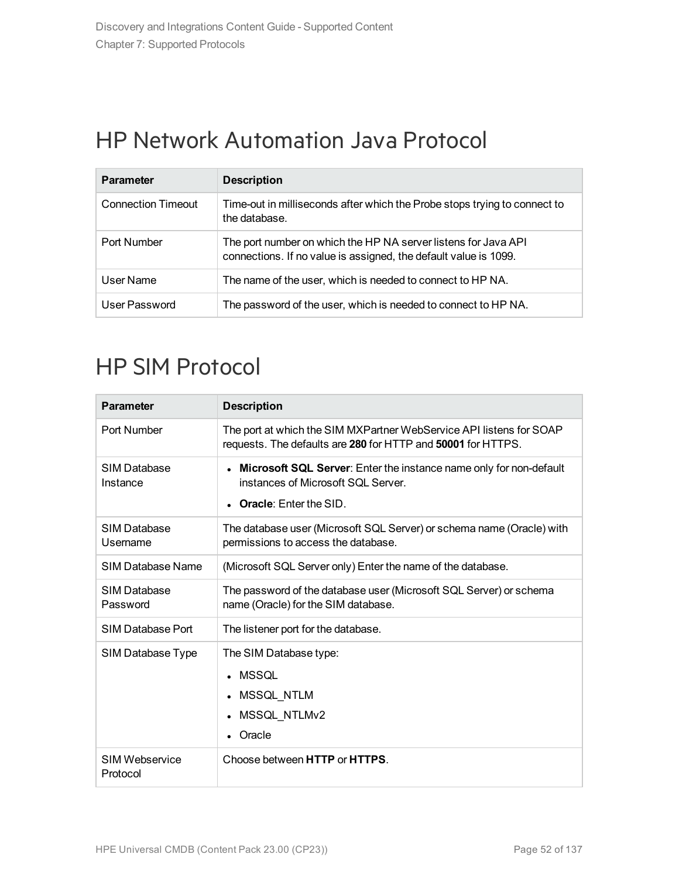# HP Network Automation Java Protocol

| Parameter | Description |
|---|---|
| Connection Timeout | Time-out in milliseconds after which the Probe stops trying to connect to the database. |
| Port Number | The port number on which the HP NA server listens for Java API connections. If no value is assigned, the default value is 1099. |
| User Name | The name of the user, which is needed to connect to HP NA. |
| User Password | The password of the user, which is needed to connect to HP NA. |

# HP SIM Protocol

| Parameter | Description |
|---|---|
| Port Number | The port at which the SIM MXPartner WebService API listens for SOAP requests. The defaults are **280** for HTTP and **50001** for HTTPS. |
| SIM Database Instance | • **Microsoft SQL Server**: Enter the instance name only for non-default instances of Microsoft SQL Server.<br>• **Oracle**: Enter the SID. |
| SIM Database Username | The database user (Microsoft SQL Server) or schema name (Oracle) with permissions to access the database. |
| SIM Database Name | (Microsoft SQL Server only) Enter the name of the database. |
| SIM Database Password | The password of the database user (Microsoft SQL Server) or schema name (Oracle) for the SIM database. |
| SIM Database Port | The listener port for the database. |
| SIM Database Type | The SIM Database type:<br>• MSSQL<br>• MSSQL_NTLM<br>• MSSQL_NTLMv2<br>• Oracle |
| SIM Webservice Protocol | Choose between **HTTP** or **HTTPS**. |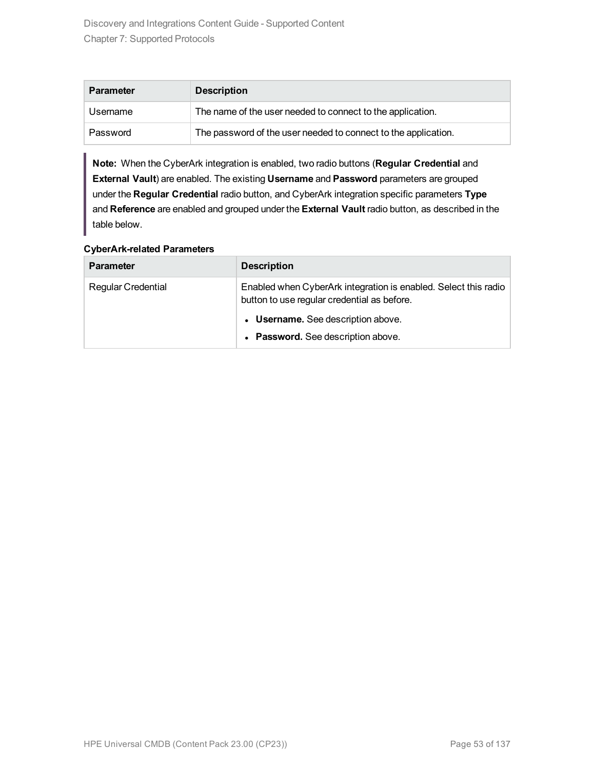| Parameter | Description |
| --- | --- |
| Username | The name of the user needed to connect to the application. |
| Password | The password of the user needed to connect to the application. |

> **Note:** When the CyberArk integration is enabled, two radio buttons (**Regular Credential** and **External Vault**) are enabled. The existing **Username** and **Password** parameters are grouped under the **Regular Credential** radio button, and CyberArk integration specific parameters **Type** and **Reference** are enabled and grouped under the **External Vault** radio button, as described in the table below.

**CyberArk-related Parameters**

| Parameter | Description |
| --- | --- |
| Regular Credential | Enabled when CyberArk integration is enabled. Select this radio button to use regular credential as before.<br>• **Username.** See description above.<br>• **Password.** See description above. |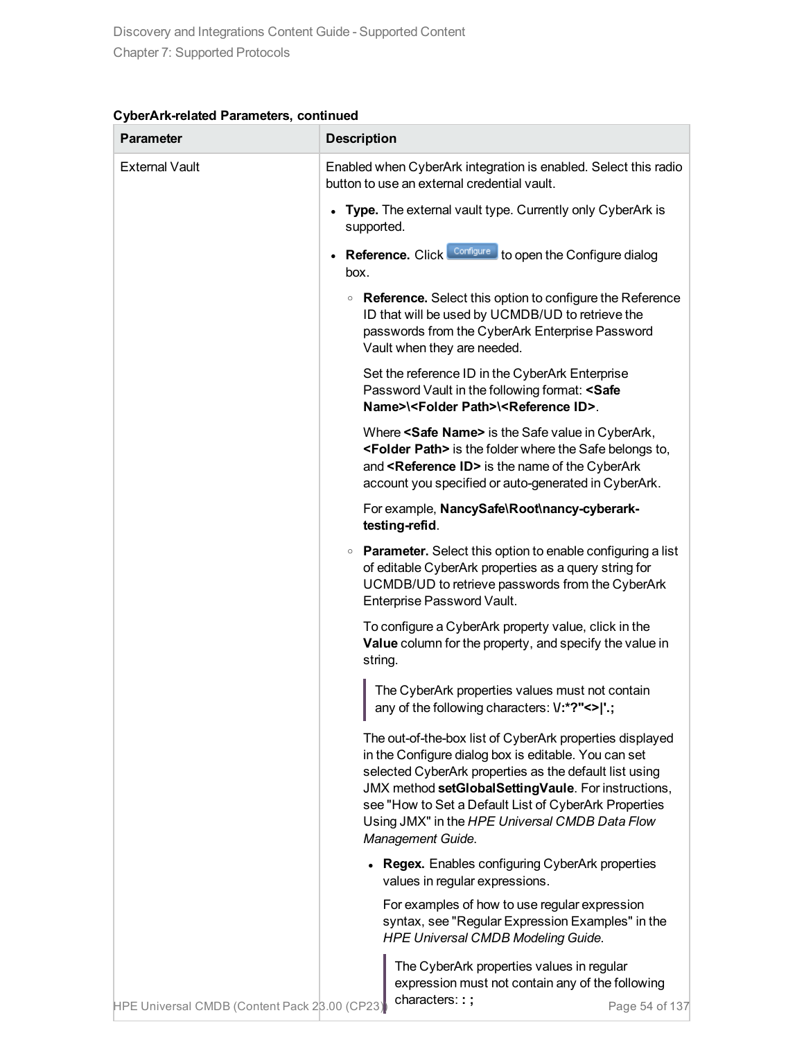**CyberArk-related Parameters, continued**

| Parameter | Description |
|---|---|
| External Vault | Enabled when CyberArk integration is enabled. Select this radio button to use an external credential vault.<br><br>• **Type.** The external vault type. Currently only CyberArk is supported.<br><br>• **Reference.** Click Configure to open the Configure dialog box.<br><br>&nbsp;&nbsp;&nbsp;&nbsp;◦ **Reference.** Select this option to configure the Reference ID that will be used by UCMDB/UD to retrieve the passwords from the CyberArk Enterprise Password Vault when they are needed.<br><br>&nbsp;&nbsp;&nbsp;&nbsp;Set the reference ID in the CyberArk Enterprise Password Vault in the following format: **<Safe Name>\<Folder Path>\<Reference ID>**.<br><br>&nbsp;&nbsp;&nbsp;&nbsp;Where **<Safe Name>** is the Safe value in CyberArk, **<Folder Path>** is the folder where the Safe belongs to, and **<Reference ID>** is the name of the CyberArk account you specified or auto-generated in CyberArk.<br><br>&nbsp;&nbsp;&nbsp;&nbsp;For example, **NancySafe\Root\nancy-cyberark-testing-refid**.<br><br>&nbsp;&nbsp;&nbsp;&nbsp;◦ **Parameter.** Select this option to enable configuring a list of editable CyberArk properties as a query string for UCMDB/UD to retrieve passwords from the CyberArk Enterprise Password Vault.<br><br>&nbsp;&nbsp;&nbsp;&nbsp;To configure a CyberArk property value, click in the **Value** column for the property, and specify the value in string.<br><br>&nbsp;&nbsp;&nbsp;&nbsp;The CyberArk properties values must not contain any of the following characters: **\/:*?"<>\|'.;**<br><br>&nbsp;&nbsp;&nbsp;&nbsp;The out-of-the-box list of CyberArk properties displayed in the Configure dialog box is editable. You can set selected CyberArk properties as the default list using JMX method **setGlobalSettingVaule**. For instructions, see "How to Set a Default List of CyberArk Properties Using JMX" in the *HPE Universal CMDB Data Flow Management Guide*.<br><br>&nbsp;&nbsp;&nbsp;&nbsp;&nbsp;&nbsp;&nbsp;&nbsp;• **Regex.** Enables configuring CyberArk properties values in regular expressions.<br><br>&nbsp;&nbsp;&nbsp;&nbsp;&nbsp;&nbsp;&nbsp;&nbsp;For examples of how to use regular expression syntax, see "Regular Expression Examples" in the *HPE Universal CMDB Modeling Guide.*<br><br>&nbsp;&nbsp;&nbsp;&nbsp;&nbsp;&nbsp;&nbsp;&nbsp;The CyberArk properties values in regular expression must not contain any of the following characters: **: ;** |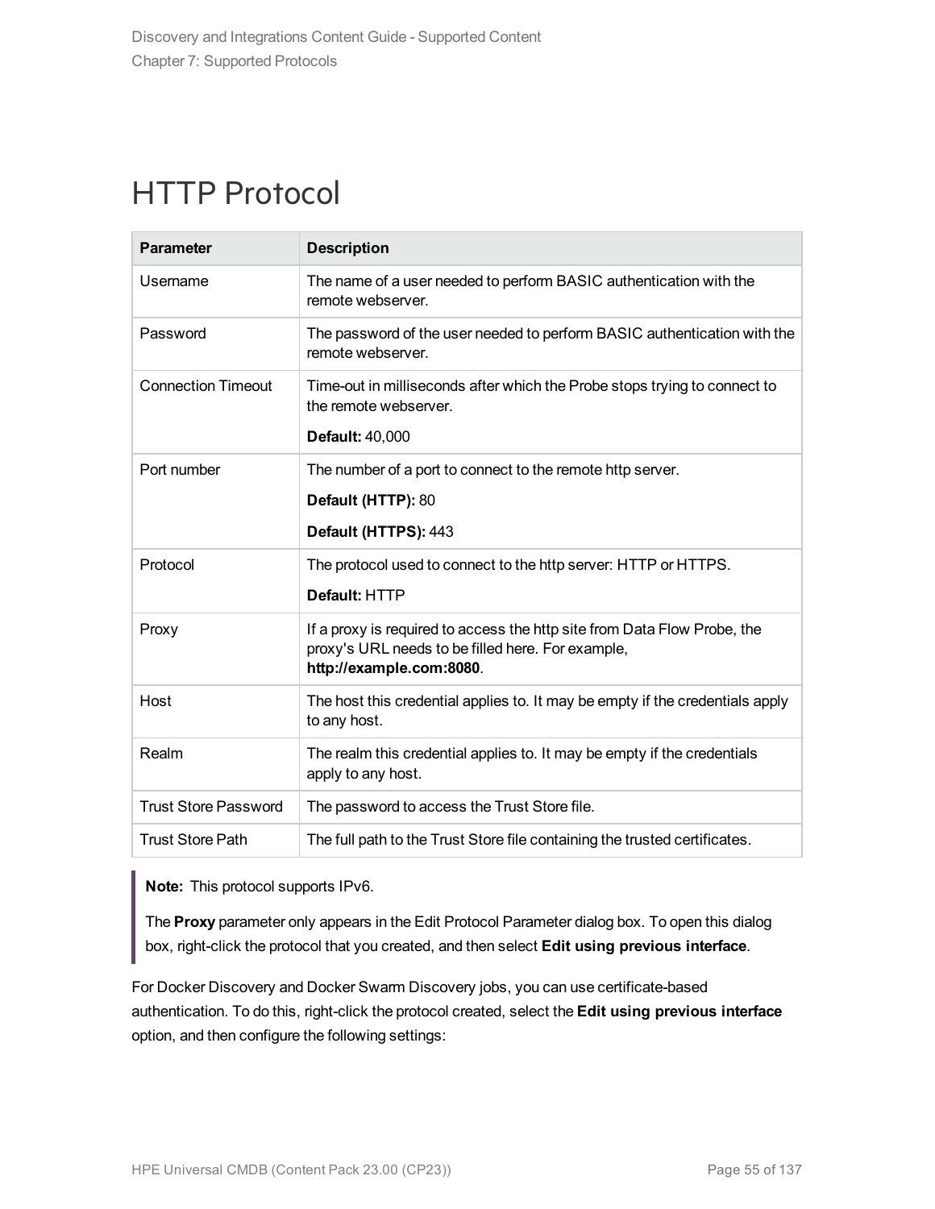# HTTP Protocol

| Parameter | Description |
|---|---|
| Username | The name of a user needed to perform BASIC authentication with the remote webserver. |
| Password | The password of the user needed to perform BASIC authentication with the remote webserver. |
| Connection Timeout | Time-out in milliseconds after which the Probe stops trying to connect to the remote webserver.<br><br>**Default:** 40,000 |
| Port number | The number of a port to connect to the remote http server.<br><br>**Default (HTTP):** 80<br><br>**Default (HTTPS):** 443 |
| Protocol | The protocol used to connect to the http server: HTTP or HTTPS.<br><br>**Default:** HTTP |
| Proxy | If a proxy is required to access the http site from Data Flow Probe, the proxy's URL needs to be filled here. For example, **http://example.com:8080**. |
| Host | The host this credential applies to. It may be empty if the credentials apply to any host. |
| Realm | The realm this credential applies to. It may be empty if the credentials apply to any host. |
| Trust Store Password | The password to access the Trust Store file. |
| Trust Store Path | The full path to the Trust Store file containing the trusted certificates. |

> **Note:** This protocol supports IPv6.
>
> The **Proxy** parameter only appears in the Edit Protocol Parameter dialog box. To open this dialog box, right-click the protocol that you created, and then select **Edit using previous interface**.

For Docker Discovery and Docker Swarm Discovery jobs, you can use certificate-based authentication. To do this, right-click the protocol created, select the **Edit using previous interface** option, and then configure the following settings: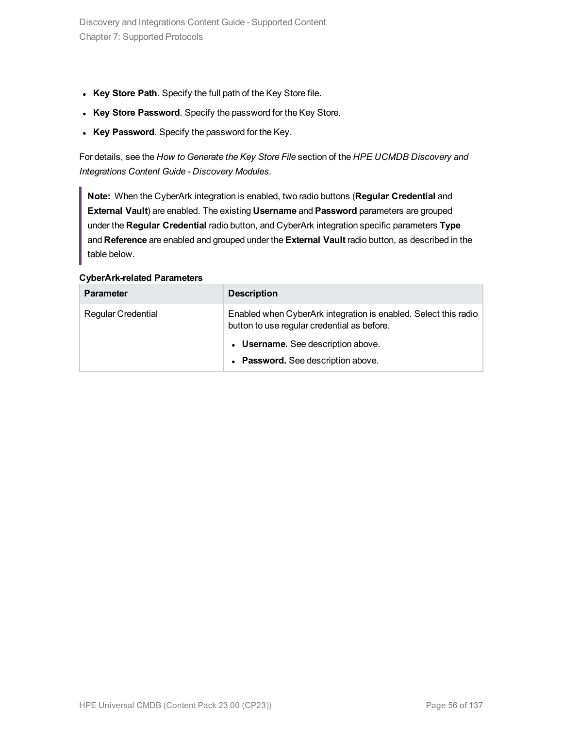- **Key Store Path**. Specify the full path of the Key Store file.
- **Key Store Password**. Specify the password for the Key Store.
- **Key Password**. Specify the password for the Key.

For details, see the *How to Generate the Key Store File* section of the *HPE UCMDB Discovery and Integrations Content Guide - Discovery Modules*.

> **Note:** When the CyberArk integration is enabled, two radio buttons (**Regular Credential** and **External Vault**) are enabled. The existing **Username** and **Password** parameters are grouped under the **Regular Credential** radio button, and CyberArk integration specific parameters **Type** and **Reference** are enabled and grouped under the **External Vault** radio button, as described in the table below.

**CyberArk-related Parameters**

| Parameter | Description |
|---|---|
| Regular Credential | Enabled when CyberArk integration is enabled. Select this radio button to use regular credential as before.<br>• **Username.** See description above.<br>• **Password.** See description above. |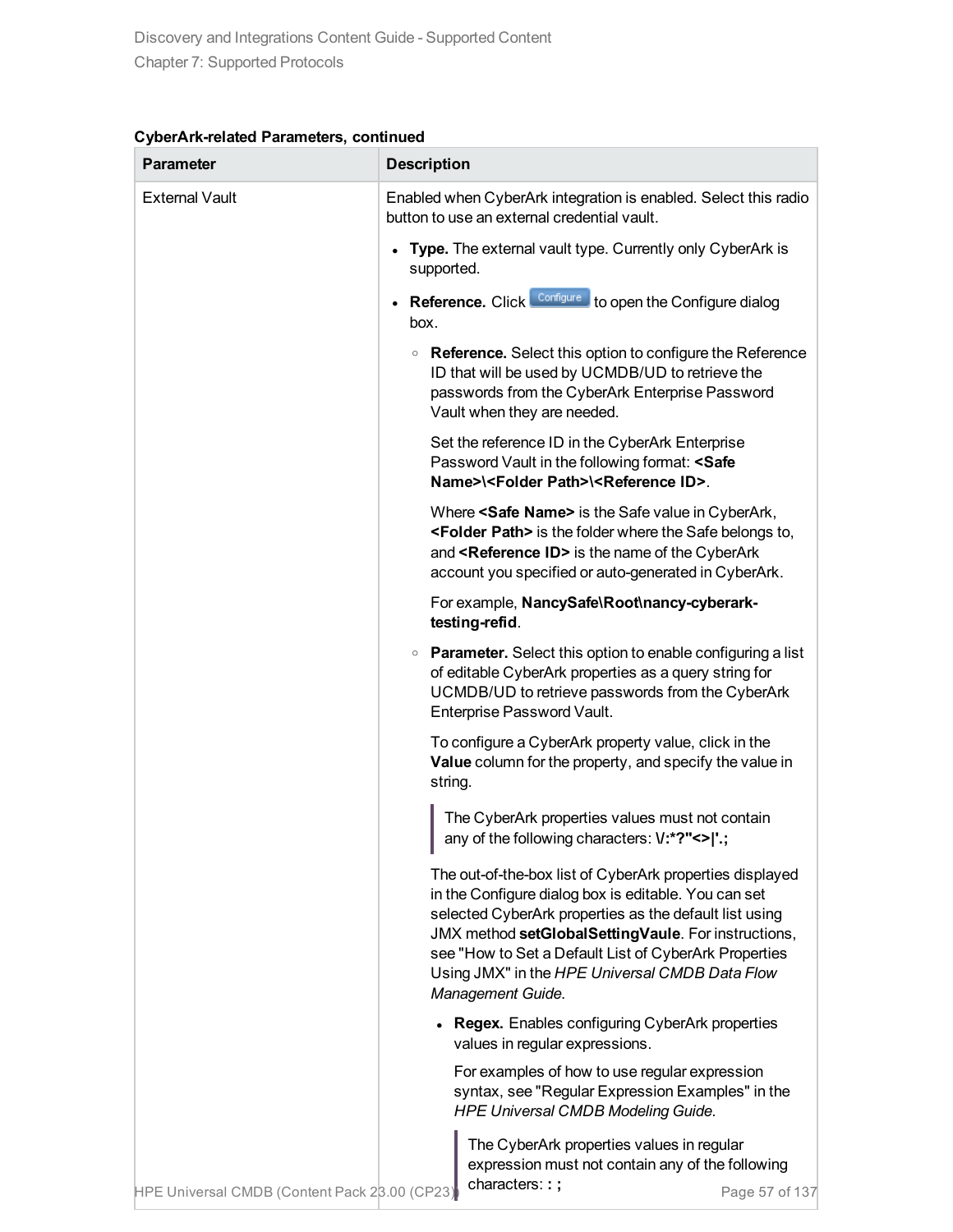**CyberArk-related Parameters, continued**

| Parameter | Description |
| --- | --- |
| External Vault | Enabled when CyberArk integration is enabled. Select this radio button to use an external credential vault.<br><ul><li>**Type.** The external vault type. Currently only CyberArk is supported.</li><li>**Reference.** Click Configure to open the Configure dialog box.<ul><li>**Reference.** Select this option to configure the Reference ID that will be used by UCMDB/UD to retrieve the passwords from the CyberArk Enterprise Password Vault when they are needed.<br><br>Set the reference ID in the CyberArk Enterprise Password Vault in the following format: **<Safe Name>\<Folder Path>\<Reference ID>**.<br><br>Where **<Safe Name>** is the Safe value in CyberArk, **<Folder Path>** is the folder where the Safe belongs to, and **<Reference ID>** is the name of the CyberArk account you specified or auto-generated in CyberArk.<br><br>For example, **NancySafe\Root\nancy-cyberark-testing-refid**.</li><li>**Parameter.** Select this option to enable configuring a list of editable CyberArk properties as a query string for UCMDB/UD to retrieve passwords from the CyberArk Enterprise Password Vault.<br><br>To configure a CyberArk property value, click in the **Value** column for the property, and specify the value in string.<br><br>The CyberArk properties values must not contain any of the following characters: **\/:*?"<>\|'.;**<br><br>The out-of-the-box list of CyberArk properties displayed in the Configure dialog box is editable. You can set selected CyberArk properties as the default list using JMX method **setGlobalSettingVaule**. For instructions, see "How to Set a Default List of CyberArk Properties Using JMX" in the *HPE Universal CMDB Data Flow Management Guide*.<ul><li>**Regex.** Enables configuring CyberArk properties values in regular expressions.<br><br>For examples of how to use regular expression syntax, see "Regular Expression Examples" in the *HPE Universal CMDB Modeling Guide*.<br><br>The CyberArk properties values in regular expression must not contain any of the following characters: **: ;**</li></ul></li></ul></li></ul> |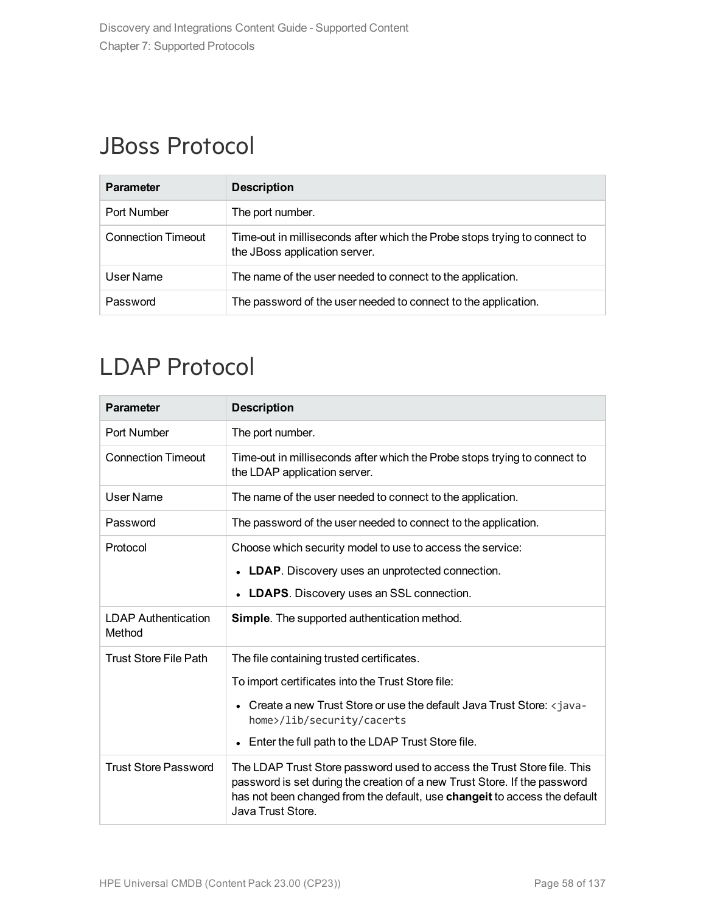# JBoss Protocol

| Parameter | Description |
| --- | --- |
| Port Number | The port number. |
| Connection Timeout | Time-out in milliseconds after which the Probe stops trying to connect to the JBoss application server. |
| User Name | The name of the user needed to connect to the application. |
| Password | The password of the user needed to connect to the application. |

# LDAP Protocol

| Parameter | Description |
| --- | --- |
| Port Number | The port number. |
| Connection Timeout | Time-out in milliseconds after which the Probe stops trying to connect to the LDAP application server. |
| User Name | The name of the user needed to connect to the application. |
| Password | The password of the user needed to connect to the application. |
| Protocol | Choose which security model to use to access the service:<br>• **LDAP**. Discovery uses an unprotected connection.<br>• **LDAPS**. Discovery uses an SSL connection. |
| LDAP Authentication Method | **Simple**. The supported authentication method. |
| Trust Store File Path | The file containing trusted certificates.<br>To import certificates into the Trust Store file:<br>• Create a new Trust Store or use the default Java Trust Store: `<java-home>/lib/security/cacerts`<br>• Enter the full path to the LDAP Trust Store file. |
| Trust Store Password | The LDAP Trust Store password used to access the Trust Store file. This password is set during the creation of a new Trust Store. If the password has not been changed from the default, use **changeit** to access the default Java Trust Store. |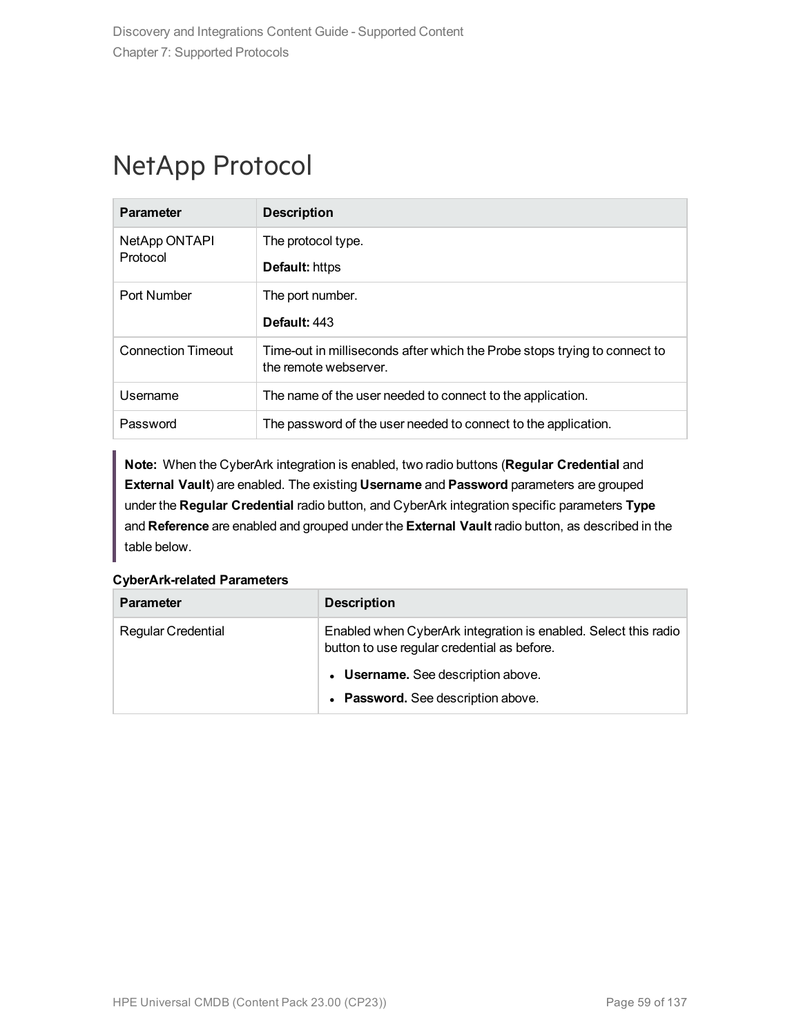# NetApp Protocol

| Parameter | Description |
| --- | --- |
| NetApp ONTAPI Protocol | The protocol type.<br><br>**Default:** https |
| Port Number | The port number.<br><br>**Default:** 443 |
| Connection Timeout | Time-out in milliseconds after which the Probe stops trying to connect to the remote webserver. |
| Username | The name of the user needed to connect to the application. |
| Password | The password of the user needed to connect to the application. |

> **Note:** When the CyberArk integration is enabled, two radio buttons (**Regular Credential** and **External Vault**) are enabled. The existing **Username** and **Password** parameters are grouped under the **Regular Credential** radio button, and CyberArk integration specific parameters **Type** and **Reference** are enabled and grouped under the **External Vault** radio button, as described in the table below.

**CyberArk-related Parameters**

| Parameter | Description |
| --- | --- |
| Regular Credential | Enabled when CyberArk integration is enabled. Select this radio button to use regular credential as before.<br><br>• **Username.** See description above.<br>• **Password.** See description above. |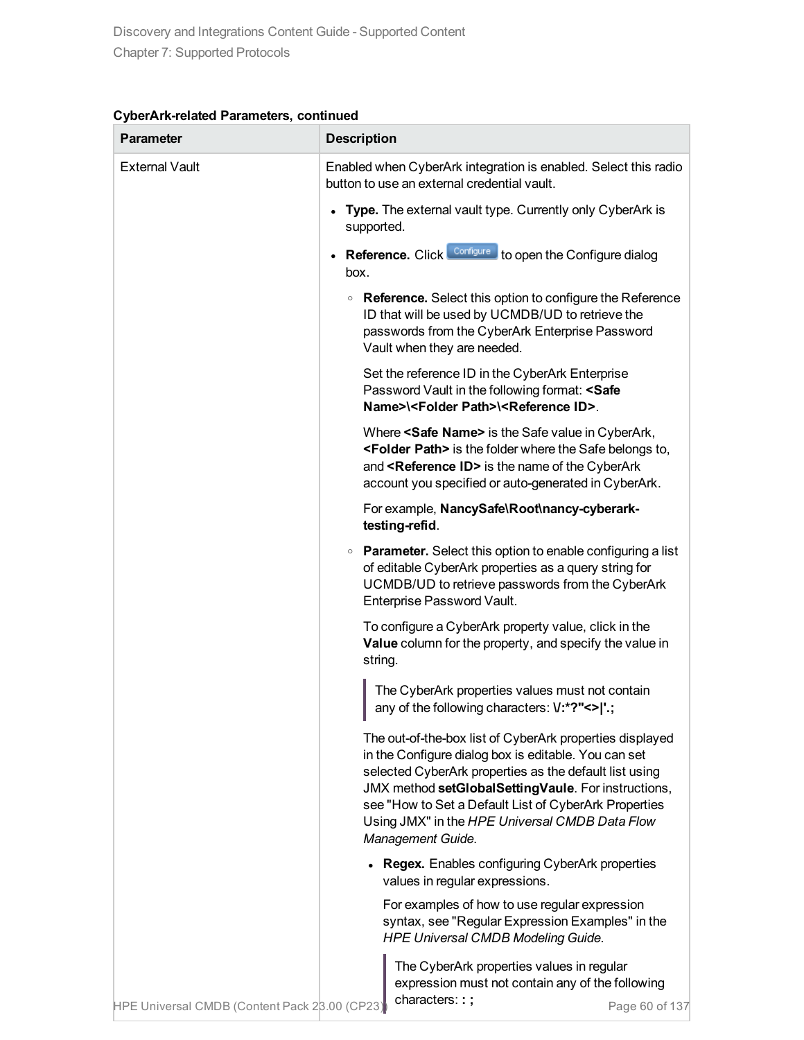**CyberArk-related Parameters, continued**

| Parameter | Description |
| --- | --- |
| External Vault | Enabled when CyberArk integration is enabled. Select this radio button to use an external credential vault.<br><br>- **Type.** The external vault type. Currently only CyberArk is supported.<br>- **Reference.** Click Configure to open the Configure dialog box.<br>  - **Reference.** Select this option to configure the Reference ID that will be used by UCMDB/UD to retrieve the passwords from the CyberArk Enterprise Password Vault when they are needed.<br><br>    Set the reference ID in the CyberArk Enterprise Password Vault in the following format: **<Safe Name>\<Folder Path>\<Reference ID>**.<br><br>    Where **<Safe Name>** is the Safe value in CyberArk, **<Folder Path>** is the folder where the Safe belongs to, and **<Reference ID>** is the name of the CyberArk account you specified or auto-generated in CyberArk.<br><br>    For example, **NancySafe\Root\nancy-cyberark-testing-refid**.<br>  - **Parameter.** Select this option to enable configuring a list of editable CyberArk properties as a query string for UCMDB/UD to retrieve passwords from the CyberArk Enterprise Password Vault.<br><br>    To configure a CyberArk property value, click in the **Value** column for the property, and specify the value in string.<br><br>    > The CyberArk properties values must not contain any of the following characters: **\/:*?"<>\|'.;**<br><br>    The out-of-the-box list of CyberArk properties displayed in the Configure dialog box is editable. You can set selected CyberArk properties as the default list using JMX method **setGlobalSettingVaule**. For instructions, see "How to Set a Default List of CyberArk Properties Using JMX" in the *HPE Universal CMDB Data Flow Management Guide*.<br><br>    - **Regex.** Enables configuring CyberArk properties values in regular expressions.<br><br>      For examples of how to use regular expression syntax, see "Regular Expression Examples" in the *HPE Universal CMDB Modeling Guide*.<br><br>      > The CyberArk properties values in regular expression must not contain any of the following characters: **: ;** |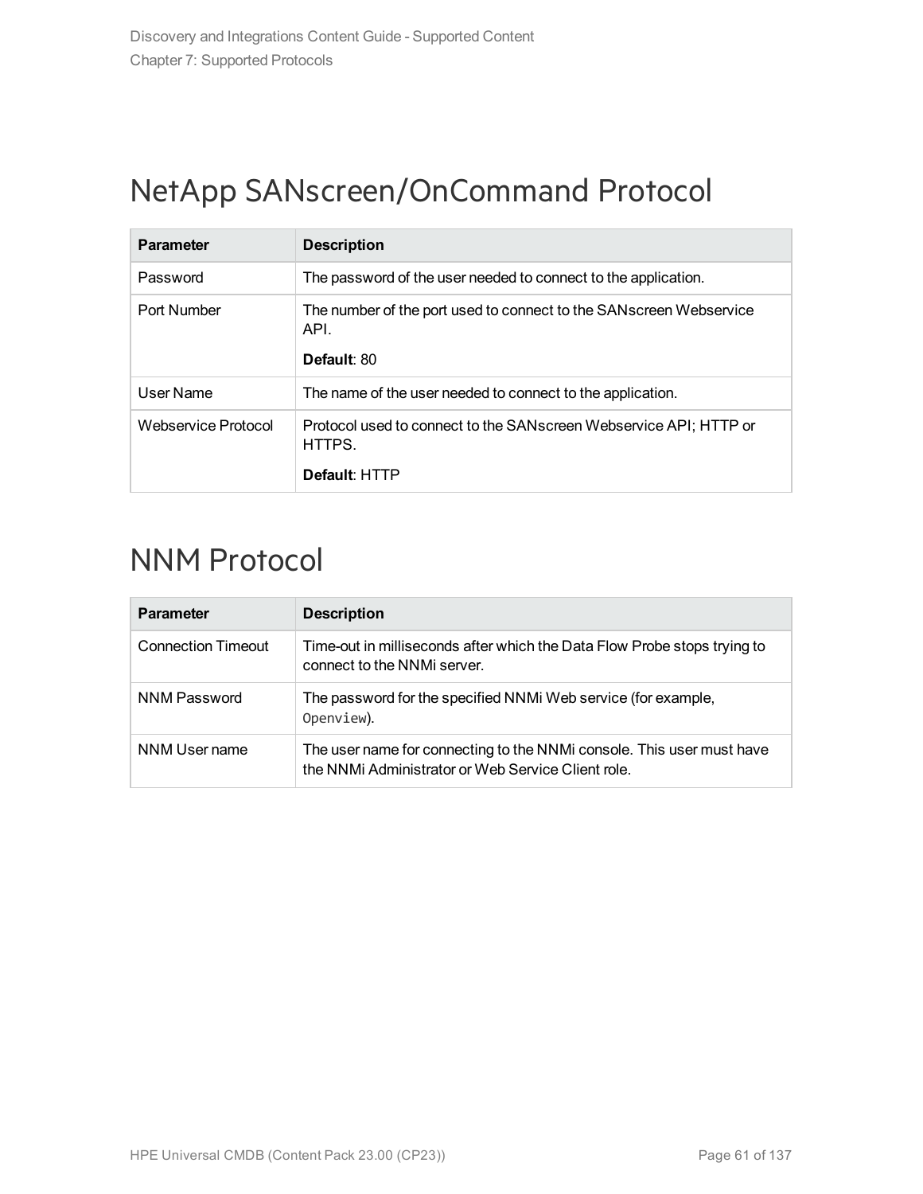# NetApp SANscreen/OnCommand Protocol

| Parameter | Description |
| --- | --- |
| Password | The password of the user needed to connect to the application. |
| Port Number | The number of the port used to connect to the SANscreen Webservice API.<br><br>**Default**: 80 |
| User Name | The name of the user needed to connect to the application. |
| Webservice Protocol | Protocol used to connect to the SANscreen Webservice API; HTTP or HTTPS.<br><br>**Default**: HTTP |

# NNM Protocol

| Parameter | Description |
| --- | --- |
| Connection Timeout | Time-out in milliseconds after which the Data Flow Probe stops trying to connect to the NNMi server. |
| NNM Password | The password for the specified NNMi Web service (for example, `Openview`). |
| NNM User name | The user name for connecting to the NNMi console. This user must have the NNMi Administrator or Web Service Client role. |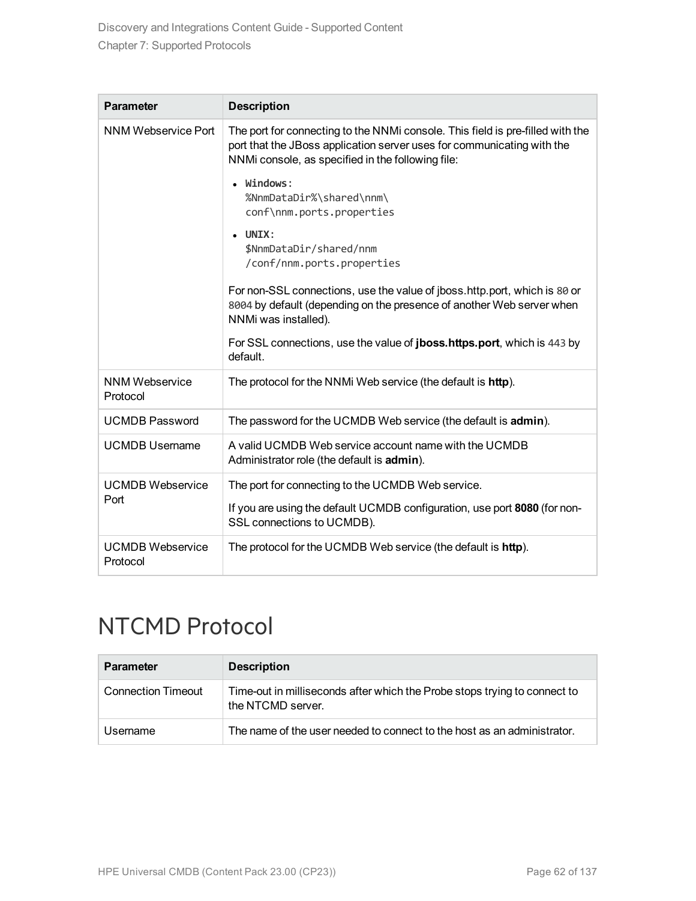| Parameter | Description |
| --- | --- |
| NNM Webservice Port | The port for connecting to the NNMi console. This field is pre-filled with the port that the JBoss application server uses for communicating with the NNMi console, as specified in the following file:<br><br>• **Windows:** `%NnmDataDir%\shared\nnm\conf\nnm.ports.properties`<br>• **UNIX:** `$NnmDataDir/shared/nnm/conf/nnm.ports.properties`<br><br>For non-SSL connections, use the value of jboss.http.port, which is `80` or `8004` by default (depending on the presence of another Web server when NNMi was installed).<br><br>For SSL connections, use the value of **jboss.https.port**, which is `443` by default. |
| NNM Webservice Protocol | The protocol for the NNMi Web service (the default is **http**). |
| UCMDB Password | The password for the UCMDB Web service (the default is **admin**). |
| UCMDB Username | A valid UCMDB Web service account name with the UCMDB Administrator role (the default is **admin**). |
| UCMDB Webservice Port | The port for connecting to the UCMDB Web service.<br><br>If you are using the default UCMDB configuration, use port **8080** (for non-SSL connections to UCMDB). |
| UCMDB Webservice Protocol | The protocol for the UCMDB Web service (the default is **http**). |

# NTCMD Protocol

| Parameter | Description |
| --- | --- |
| Connection Timeout | Time-out in milliseconds after which the Probe stops trying to connect to the NTCMD server. |
| Username | The name of the user needed to connect to the host as an administrator. |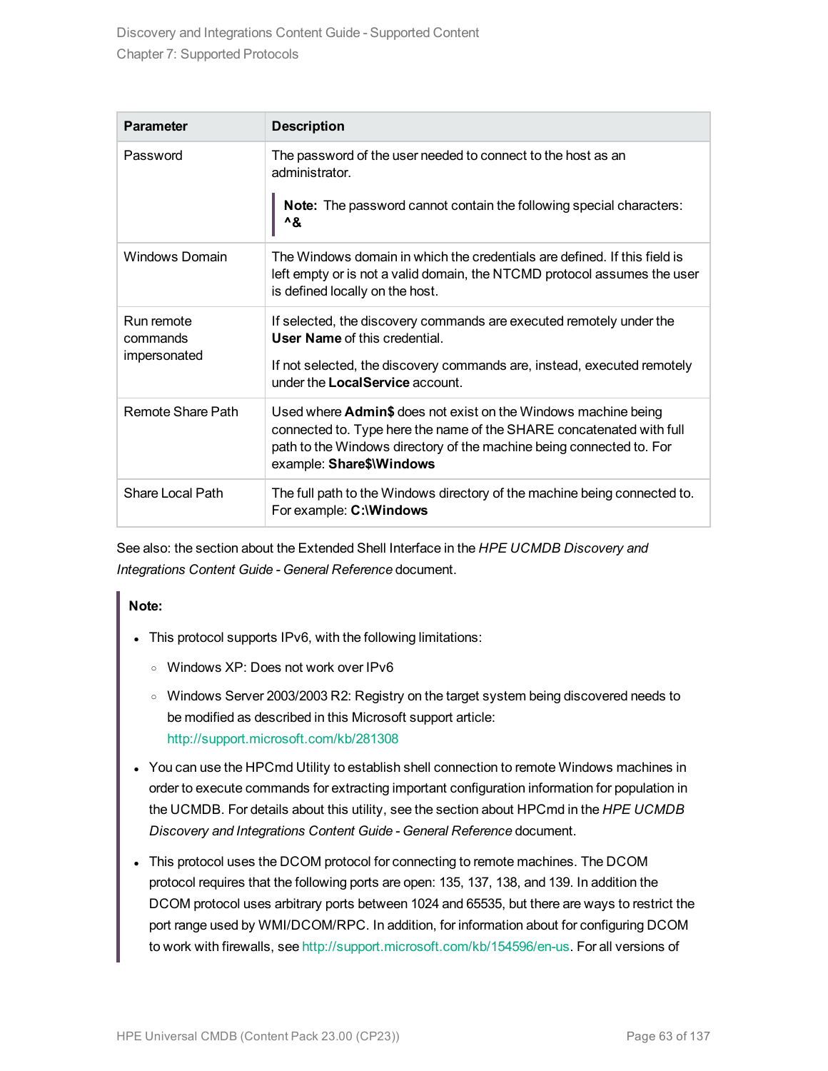| Parameter | Description |
|---|---|
| Password | The password of the user needed to connect to the host as an administrator.<br><br>**Note:** The password cannot contain the following special characters: **^&** |
| Windows Domain | The Windows domain in which the credentials are defined. If this field is left empty or is not a valid domain, the NTCMD protocol assumes the user is defined locally on the host. |
| Run remote commands impersonated | If selected, the discovery commands are executed remotely under the **User Name** of this credential.<br><br>If not selected, the discovery commands are, instead, executed remotely under the **LocalService** account. |
| Remote Share Path | Used where **Admin$** does not exist on the Windows machine being connected to. Type here the name of the SHARE concatenated with full path to the Windows directory of the machine being connected to. For example: **Share$\Windows** |
| Share Local Path | The full path to the Windows directory of the machine being connected to. For example: **C:\Windows** |

See also: the section about the Extended Shell Interface in the *HPE UCMDB Discovery and Integrations Content Guide - General Reference* document.

> **Note:**
>
> - This protocol supports IPv6, with the following limitations:
>     - Windows XP: Does not work over IPv6
>     - Windows Server 2003/2003 R2: Registry on the target system being discovered needs to be modified as described in this Microsoft support article: http://support.microsoft.com/kb/281308
> - You can use the HPCmd Utility to establish shell connection to remote Windows machines in order to execute commands for extracting important configuration information for population in the UCMDB. For details about this utility, see the section about HPCmd in the *HPE UCMDB Discovery and Integrations Content Guide - General Reference* document.
> - This protocol uses the DCOM protocol for connecting to remote machines. The DCOM protocol requires that the following ports are open: 135, 137, 138, and 139. In addition the DCOM protocol uses arbitrary ports between 1024 and 65535, but there are ways to restrict the port range used by WMI/DCOM/RPC. In addition, for information about for configuring DCOM to work with firewalls, see http://support.microsoft.com/kb/154596/en-us. For all versions of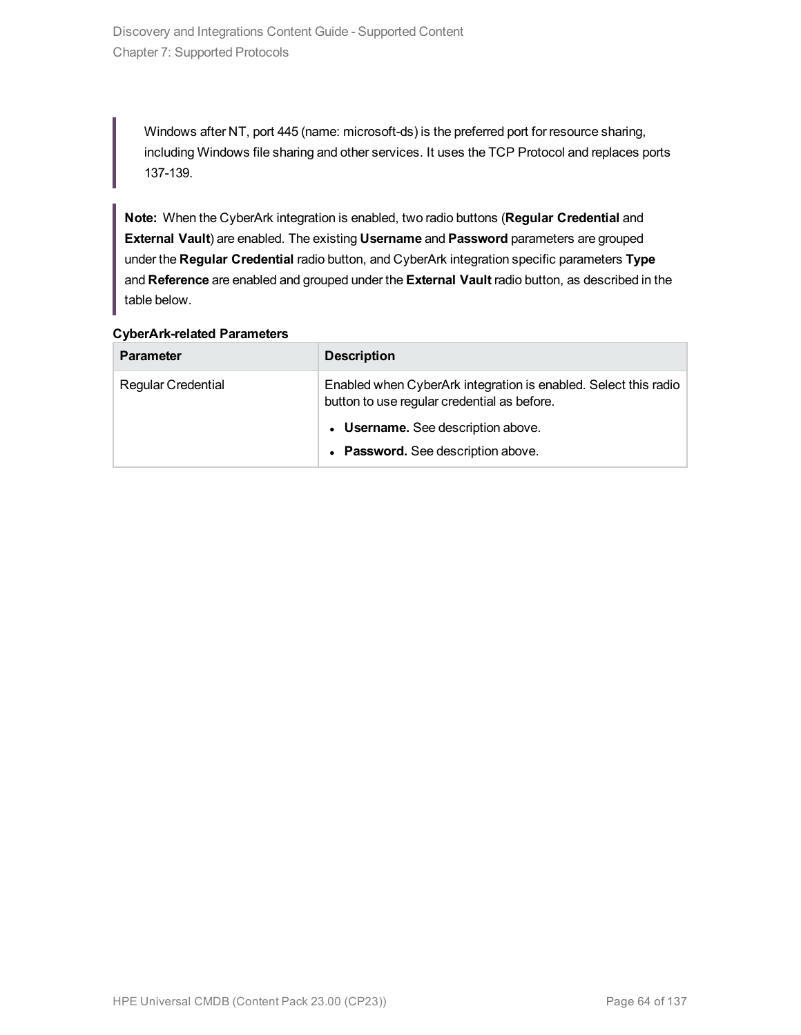> Windows after NT, port 445 (name: microsoft-ds) is the preferred port for resource sharing, including Windows file sharing and other services. It uses the TCP Protocol and replaces ports 137-139.

> **Note:** When the CyberArk integration is enabled, two radio buttons (**Regular Credential** and **External Vault**) are enabled. The existing **Username** and **Password** parameters are grouped under the **Regular Credential** radio button, and CyberArk integration specific parameters **Type** and **Reference** are enabled and grouped under the **External Vault** radio button, as described in the table below.

**CyberArk-related Parameters**

| Parameter | Description |
| --- | --- |
| Regular Credential | Enabled when CyberArk integration is enabled. Select this radio button to use regular credential as before.<br>• **Username.** See description above.<br>• **Password.** See description above. |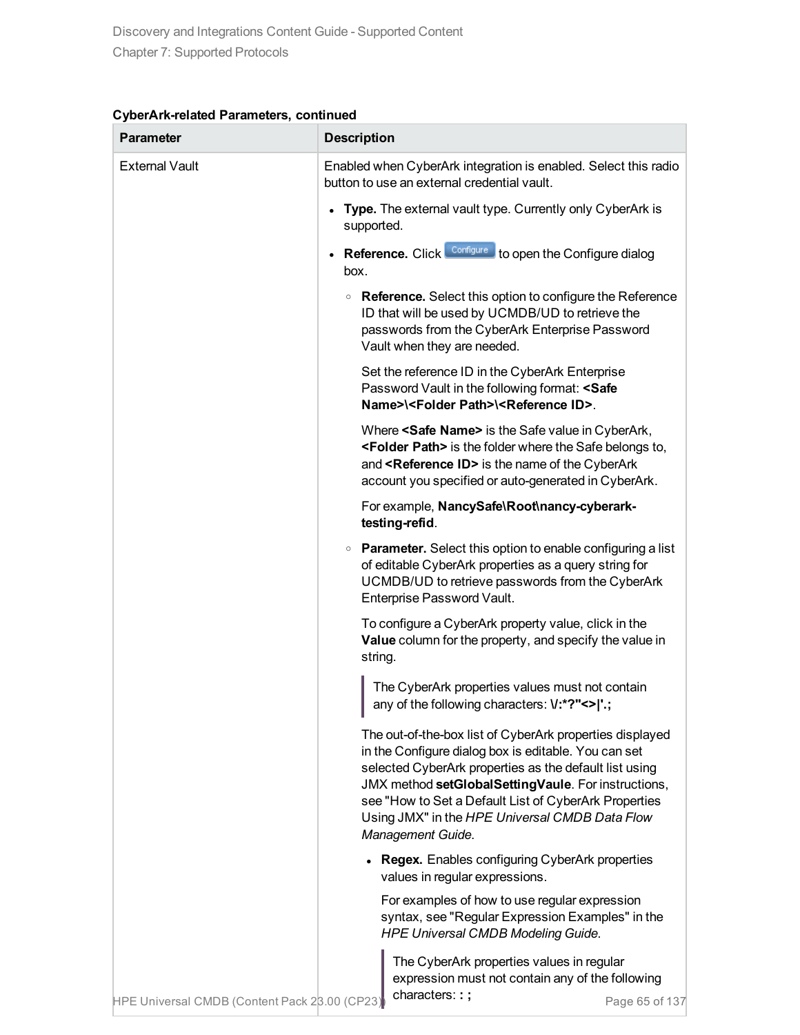**CyberArk-related Parameters, continued**

| Parameter | Description |
| --- | --- |
| External Vault | Enabled when CyberArk integration is enabled. Select this radio button to use an external credential vault.<br><br>• **Type.** The external vault type. Currently only CyberArk is supported.<br><br>• **Reference.** Click Configure to open the Configure dialog box.<br><br>&nbsp;&nbsp;&nbsp;&nbsp;○ **Reference.** Select this option to configure the Reference ID that will be used by UCMDB/UD to retrieve the passwords from the CyberArk Enterprise Password Vault when they are needed.<br><br>&nbsp;&nbsp;&nbsp;&nbsp;Set the reference ID in the CyberArk Enterprise Password Vault in the following format: **<Safe Name>\<Folder Path>\<Reference ID>**.<br><br>&nbsp;&nbsp;&nbsp;&nbsp;Where **<Safe Name>** is the Safe value in CyberArk, **<Folder Path>** is the folder where the Safe belongs to, and **<Reference ID>** is the name of the CyberArk account you specified or auto-generated in CyberArk.<br><br>&nbsp;&nbsp;&nbsp;&nbsp;For example, **NancySafe\Root\nancy-cyberark-testing-refid**.<br><br>&nbsp;&nbsp;&nbsp;&nbsp;○ **Parameter.** Select this option to enable configuring a list of editable CyberArk properties as a query string for UCMDB/UD to retrieve passwords from the CyberArk Enterprise Password Vault.<br><br>&nbsp;&nbsp;&nbsp;&nbsp;To configure a CyberArk property value, click in the **Value** column for the property, and specify the value in string.<br><br>&nbsp;&nbsp;&nbsp;&nbsp;> The CyberArk properties values must not contain any of the following characters: **\/:*?"<>\|'.;**<br><br>&nbsp;&nbsp;&nbsp;&nbsp;The out-of-the-box list of CyberArk properties displayed in the Configure dialog box is editable. You can set selected CyberArk properties as the default list using JMX method **setGlobalSettingVaule**. For instructions, see "How to Set a Default List of CyberArk Properties Using JMX" in the *HPE Universal CMDB Data Flow Management Guide*.<br><br>&nbsp;&nbsp;&nbsp;&nbsp;&nbsp;&nbsp;&nbsp;&nbsp;• **Regex.** Enables configuring CyberArk properties values in regular expressions.<br><br>&nbsp;&nbsp;&nbsp;&nbsp;&nbsp;&nbsp;&nbsp;&nbsp;For examples of how to use regular expression syntax, see "Regular Expression Examples" in the *HPE Universal CMDB Modeling Guide.*<br><br>&nbsp;&nbsp;&nbsp;&nbsp;&nbsp;&nbsp;&nbsp;&nbsp;> The CyberArk properties values in regular expression must not contain any of the following characters: **: ;** |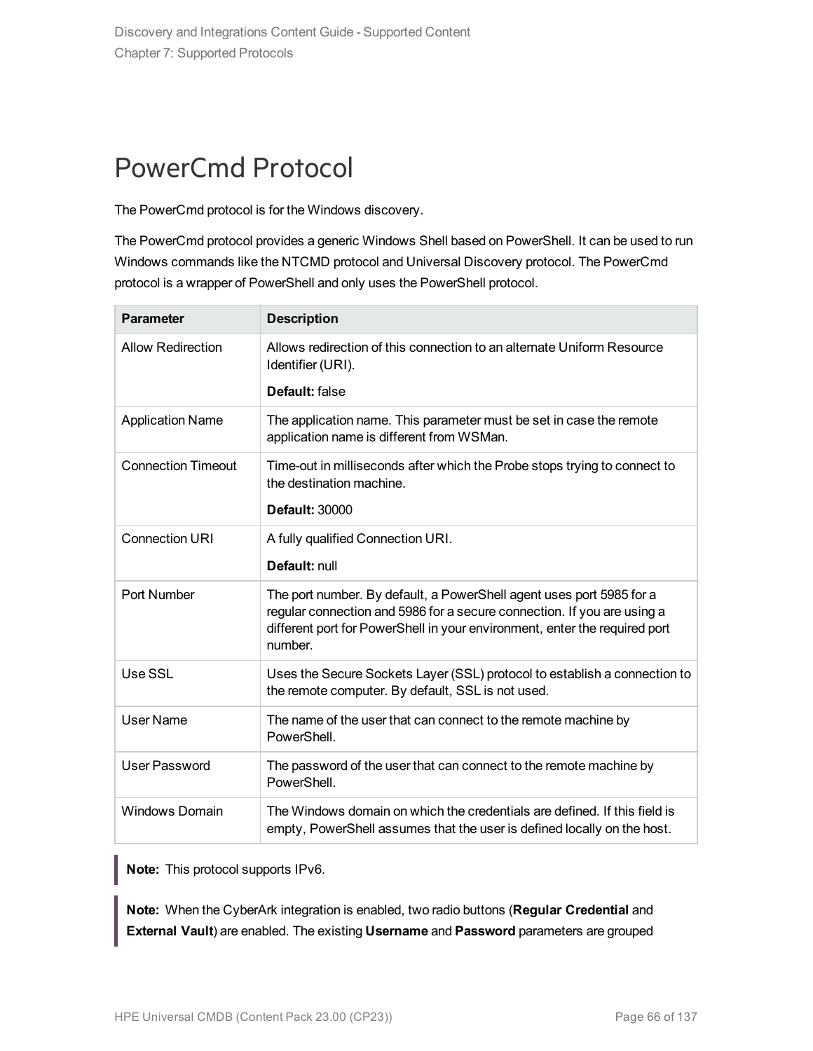# PowerCmd Protocol

The PowerCmd protocol is for the Windows discovery.

The PowerCmd protocol provides a generic Windows Shell based on PowerShell. It can be used to run Windows commands like the NTCMD protocol and Universal Discovery protocol. The PowerCmd protocol is a wrapper of PowerShell and only uses the PowerShell protocol.

| Parameter | Description |
|---|---|
| Allow Redirection | Allows redirection of this connection to an alternate Uniform Resource Identifier (URI).<br><br>**Default:** false |
| Application Name | The application name. This parameter must be set in case the remote application name is different from WSMan. |
| Connection Timeout | Time-out in milliseconds after which the Probe stops trying to connect to the destination machine.<br><br>**Default:** 30000 |
| Connection URI | A fully qualified Connection URI.<br><br>**Default:** null |
| Port Number | The port number. By default, a PowerShell agent uses port 5985 for a regular connection and 5986 for a secure connection. If you are using a different port for PowerShell in your environment, enter the required port number. |
| Use SSL | Uses the Secure Sockets Layer (SSL) protocol to establish a connection to the remote computer. By default, SSL is not used. |
| User Name | The name of the user that can connect to the remote machine by PowerShell. |
| User Password | The password of the user that can connect to the remote machine by PowerShell. |
| Windows Domain | The Windows domain on which the credentials are defined. If this field is empty, PowerShell assumes that the user is defined locally on the host. |

> **Note:** This protocol supports IPv6.

> **Note:** When the CyberArk integration is enabled, two radio buttons (**Regular Credential** and **External Vault**) are enabled. The existing **Username** and **Password** parameters are grouped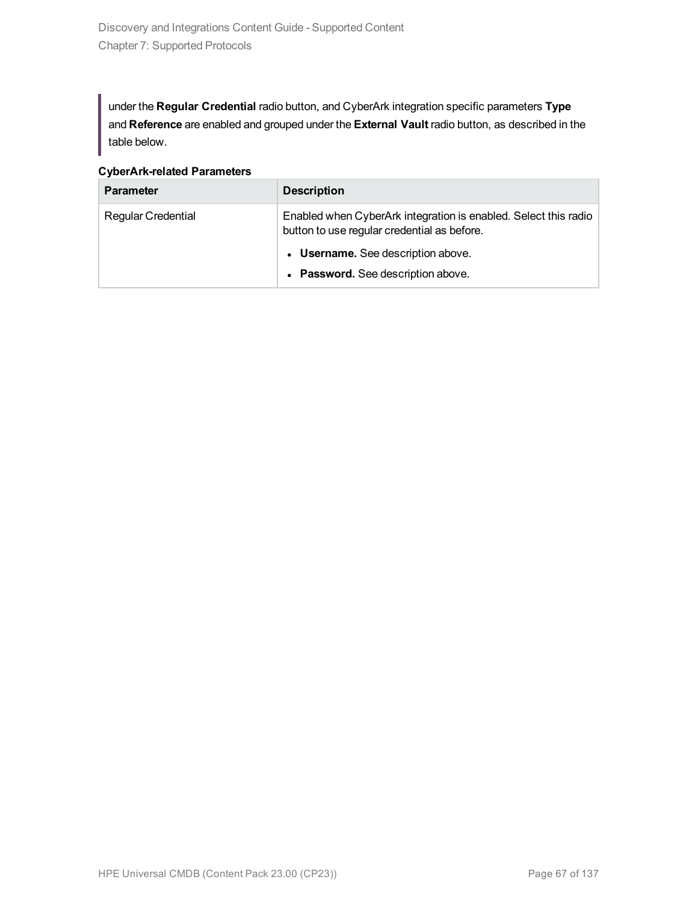> under the **Regular Credential** radio button, and CyberArk integration specific parameters **Type** and **Reference** are enabled and grouped under the **External Vault** radio button, as described in the table below.

**CyberArk-related Parameters**

| Parameter | Description |
|---|---|
| Regular Credential | Enabled when CyberArk integration is enabled. Select this radio button to use regular credential as before.<br>• **Username.** See description above.<br>• **Password.** See description above. |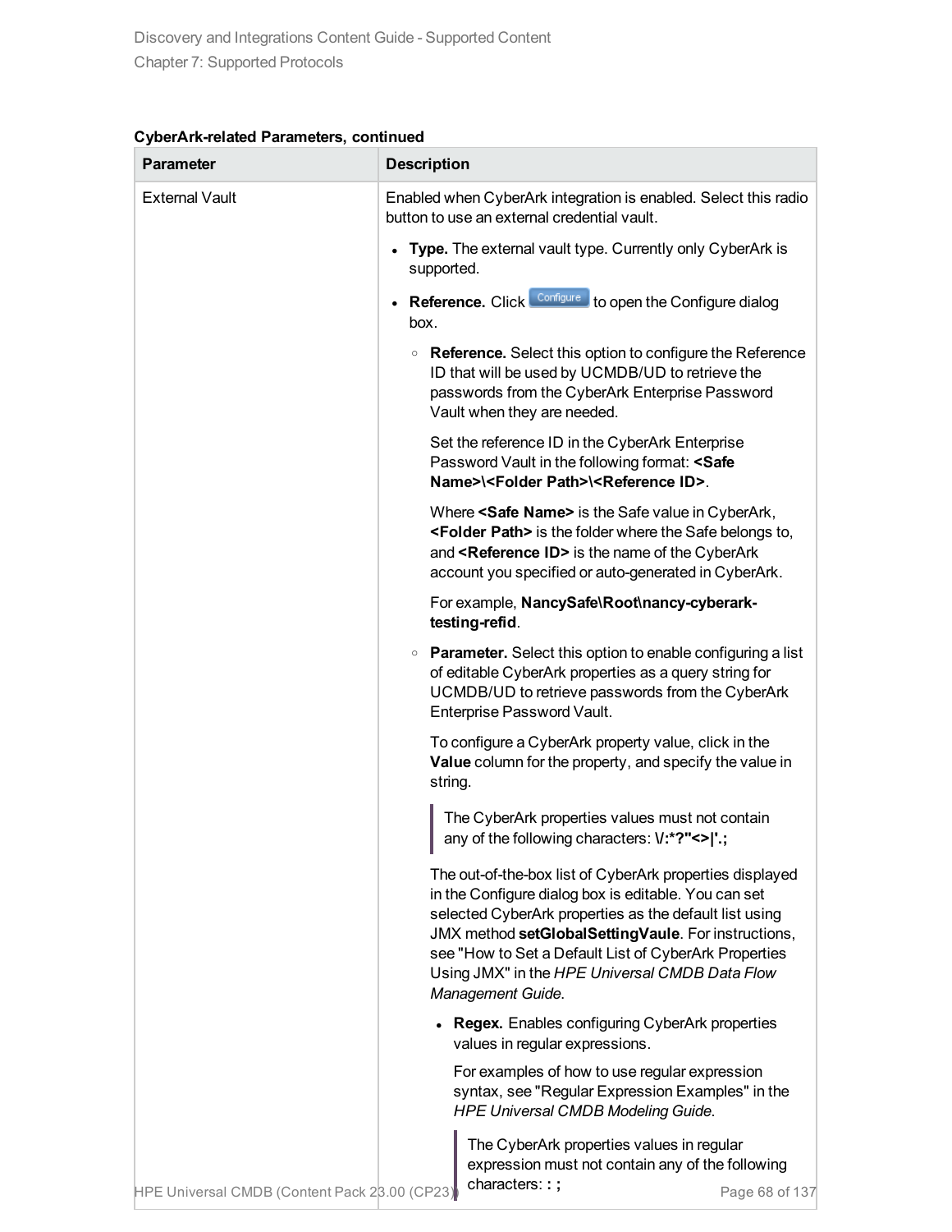**CyberArk-related Parameters, continued**

| Parameter | Description |
|---|---|
| External Vault | Enabled when CyberArk integration is enabled. Select this radio button to use an external credential vault.<br><br>• **Type.** The external vault type. Currently only CyberArk is supported.<br><br>• **Reference.** Click Configure to open the Configure dialog box.<br><br>◦ **Reference.** Select this option to configure the Reference ID that will be used by UCMDB/UD to retrieve the passwords from the CyberArk Enterprise Password Vault when they are needed.<br><br>Set the reference ID in the CyberArk Enterprise Password Vault in the following format: **<Safe Name>\<Folder Path>\<Reference ID>**.<br><br>Where **<Safe Name>** is the Safe value in CyberArk, **<Folder Path>** is the folder where the Safe belongs to, and **<Reference ID>** is the name of the CyberArk account you specified or auto-generated in CyberArk.<br><br>For example, **NancySafe\Root\nancy-cyberark-testing-refid**.<br><br>◦ **Parameter.** Select this option to enable configuring a list of editable CyberArk properties as a query string for UCMDB/UD to retrieve passwords from the CyberArk Enterprise Password Vault.<br><br>To configure a CyberArk property value, click in the **Value** column for the property, and specify the value in string.<br><br>> The CyberArk properties values must not contain any of the following characters: **\/:*?"<>\|'.;**<br><br>The out-of-the-box list of CyberArk properties displayed in the Configure dialog box is editable. You can set selected CyberArk properties as the default list using JMX method **setGlobalSettingVaule**. For instructions, see "How to Set a Default List of CyberArk Properties Using JMX" in the *HPE Universal CMDB Data Flow Management Guide*.<br><br>• **Regex.** Enables configuring CyberArk properties values in regular expressions.<br><br>For examples of how to use regular expression syntax, see "Regular Expression Examples" in the *HPE Universal CMDB Modeling Guide*.<br><br>> The CyberArk properties values in regular expression must not contain any of the following characters: **: ;** |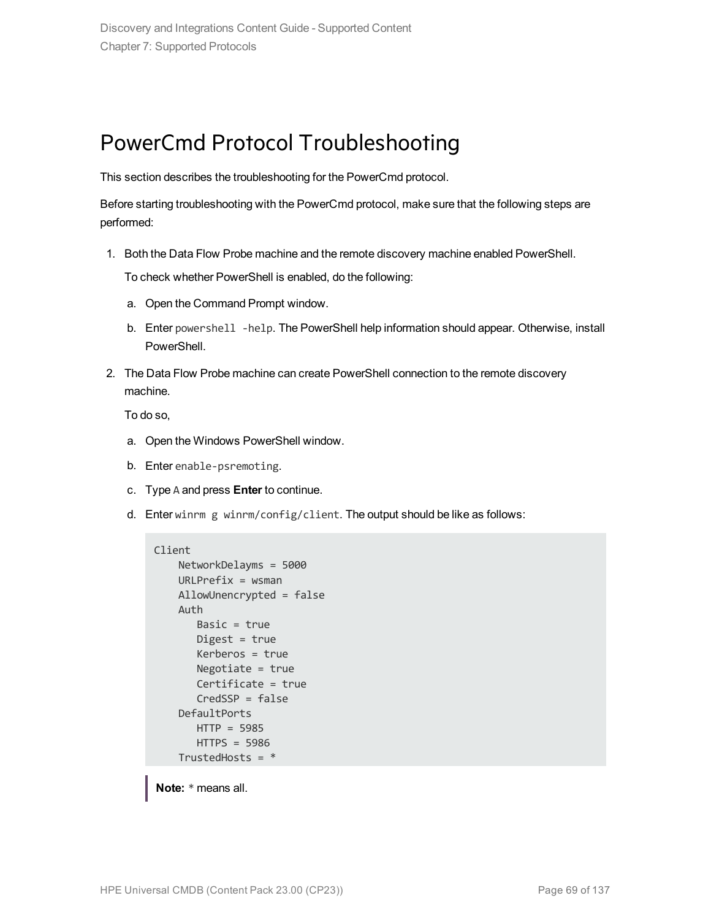# PowerCmd Protocol Troubleshooting

This section describes the troubleshooting for the PowerCmd protocol.

Before starting troubleshooting with the PowerCmd protocol, make sure that the following steps are performed:

1. Both the Data Flow Probe machine and the remote discovery machine enabled PowerShell.

   To check whether PowerShell is enabled, do the following:

   a. Open the Command Prompt window.

   b. Enter `powershell -help`. The PowerShell help information should appear. Otherwise, install PowerShell.

2. The Data Flow Probe machine can create PowerShell connection to the remote discovery machine.

   To do so,

   a. Open the Windows PowerShell window.

   b. Enter `enable-psremoting`.

   c. Type `A` and press **Enter** to continue.

   d. Enter `winrm g winrm/config/client`. The output should be like as follows:

   ```
   Client
       NetworkDelayms = 5000
       URLPrefix = wsman
       AllowUnencrypted = false
       Auth
          Basic = true
          Digest = true
          Kerberos = true
          Negotiate = true
          Certificate = true
          CredSSP = false
       DefaultPorts
          HTTP = 5985
          HTTPS = 5986
       TrustedHosts = *
   ```

   > **Note:** * means all.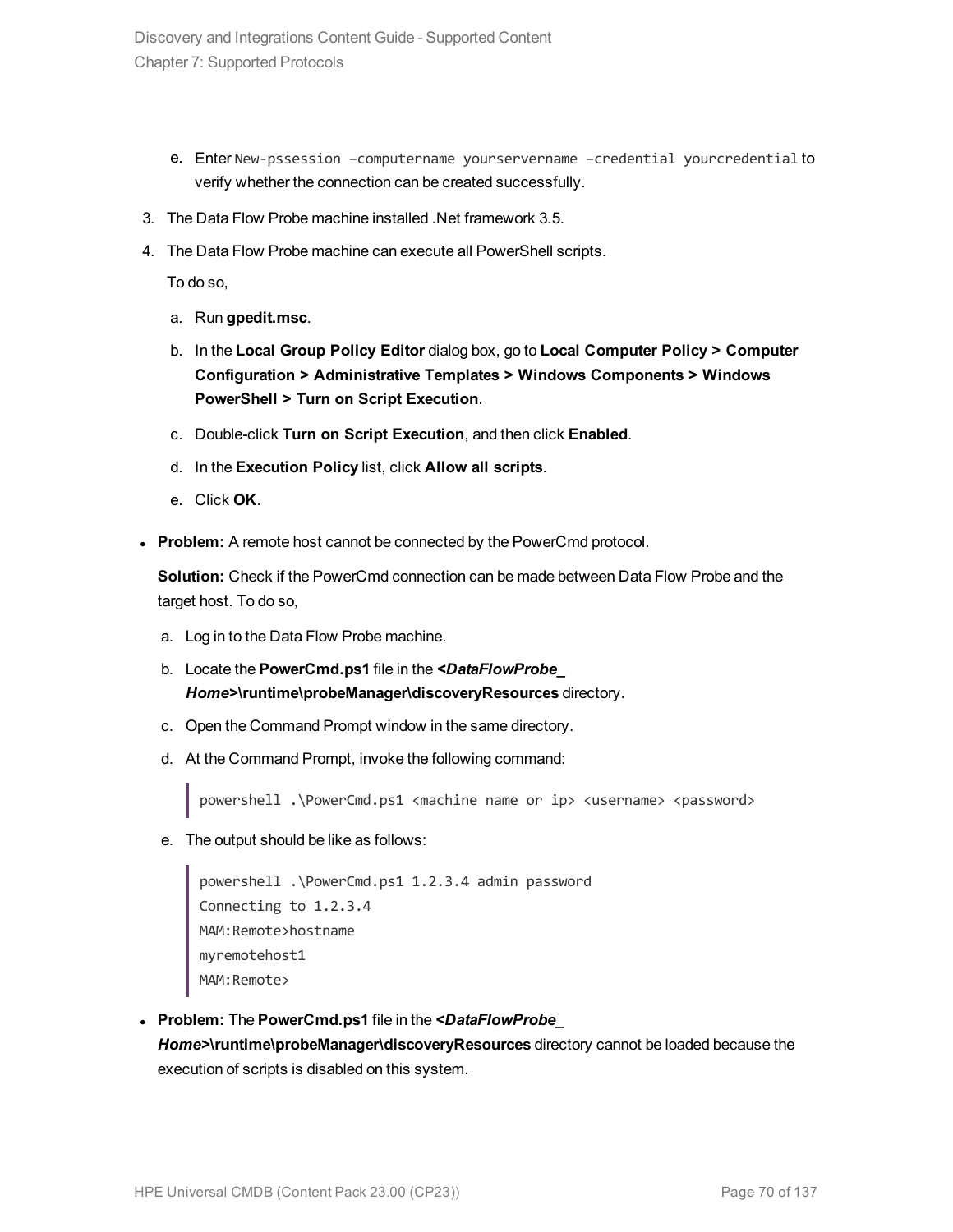e. Enter `New-pssession –computername yourservername –credential yourcredential` to verify whether the connection can be created successfully.

3. The Data Flow Probe machine installed .Net framework 3.5.
4. The Data Flow Probe machine can execute all PowerShell scripts.

   To do so,

   a. Run **gpedit.msc**.

   b. In the **Local Group Policy Editor** dialog box, go to **Local Computer Policy > Computer Configuration > Administrative Templates > Windows Components > Windows PowerShell > Turn on Script Execution**.

   c. Double-click **Turn on Script Execution**, and then click **Enabled**.

   d. In the **Execution Policy** list, click **Allow all scripts**.

   e. Click **OK**.

- **Problem:** A remote host cannot be connected by the PowerCmd protocol.

  **Solution:** Check if the PowerCmd connection can be made between Data Flow Probe and the target host. To do so,

  a. Log in to the Data Flow Probe machine.

  b. Locate the **PowerCmd.ps1** file in the ***<DataFlowProbe_Home>*\runtime\probeManager\discoveryResources** directory.

  c. Open the Command Prompt window in the same directory.

  d. At the Command Prompt, invoke the following command:

  ```
  powershell .\PowerCmd.ps1 <machine name or ip> <username> <password>
  ```

  e. The output should be like as follows:

  ```
  powershell .\PowerCmd.ps1 1.2.3.4 admin password
  Connecting to 1.2.3.4
  MAM:Remote>hostname
  myremotehost1
  MAM:Remote>
  ```

- **Problem:** The **PowerCmd.ps1** file in the ***<DataFlowProbe_Home>*\runtime\probeManager\discoveryResources** directory cannot be loaded because the execution of scripts is disabled on this system.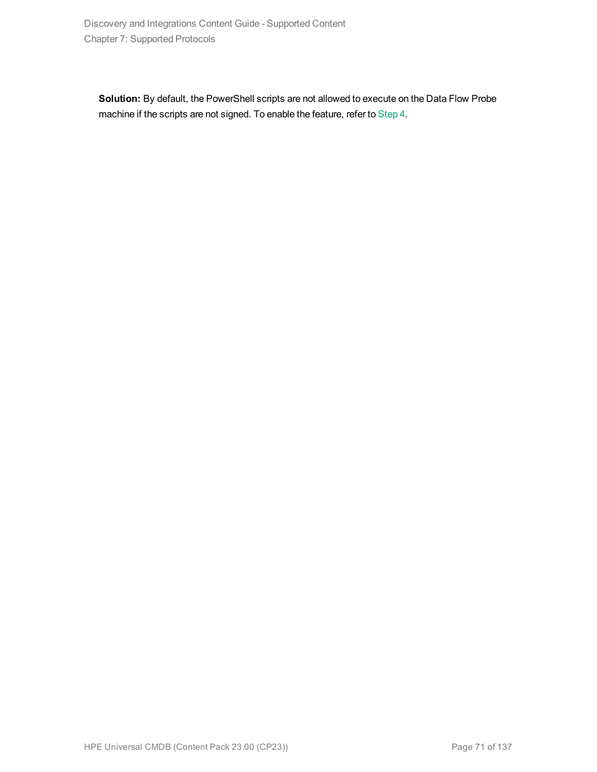**Solution:** By default, the PowerShell scripts are not allowed to execute on the Data Flow Probe machine if the scripts are not signed. To enable the feature, refer to Step 4.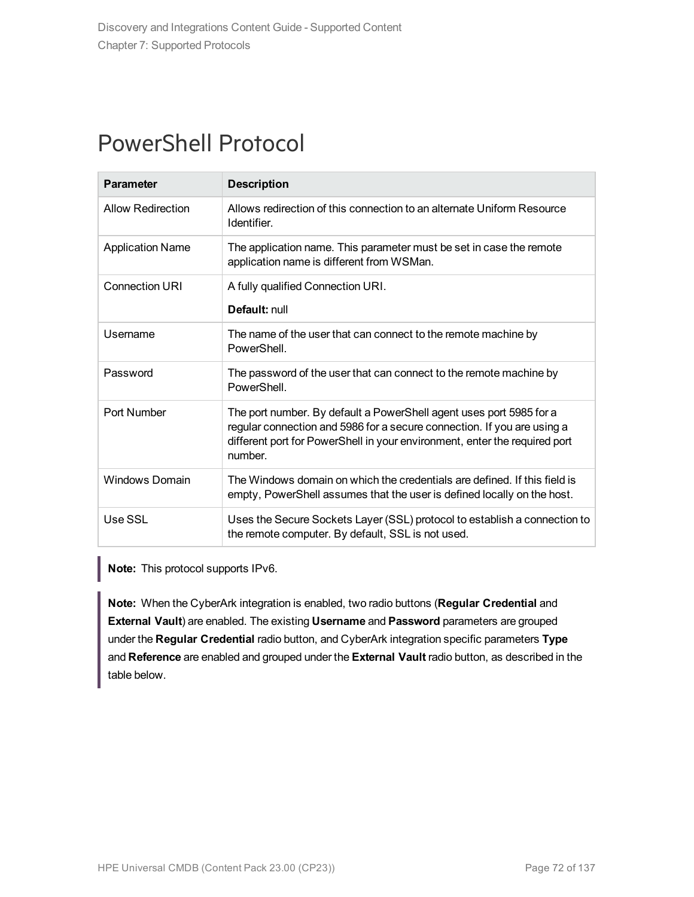# PowerShell Protocol

| Parameter | Description |
|---|---|
| Allow Redirection | Allows redirection of this connection to an alternate Uniform Resource Identifier. |
| Application Name | The application name. This parameter must be set in case the remote application name is different from WSMan. |
| Connection URI | A fully qualified Connection URI.<br><br>**Default:** null |
| Username | The name of the user that can connect to the remote machine by PowerShell. |
| Password | The password of the user that can connect to the remote machine by PowerShell. |
| Port Number | The port number. By default a PowerShell agent uses port 5985 for a regular connection and 5986 for a secure connection. If you are using a different port for PowerShell in your environment, enter the required port number. |
| Windows Domain | The Windows domain on which the credentials are defined. If this field is empty, PowerShell assumes that the user is defined locally on the host. |
| Use SSL | Uses the Secure Sockets Layer (SSL) protocol to establish a connection to the remote computer. By default, SSL is not used. |

> **Note:** This protocol supports IPv6.

> **Note:** When the CyberArk integration is enabled, two radio buttons (**Regular Credential** and **External Vault**) are enabled. The existing **Username** and **Password** parameters are grouped under the **Regular Credential** radio button, and CyberArk integration specific parameters **Type** and **Reference** are enabled and grouped under the **External Vault** radio button, as described in the table below.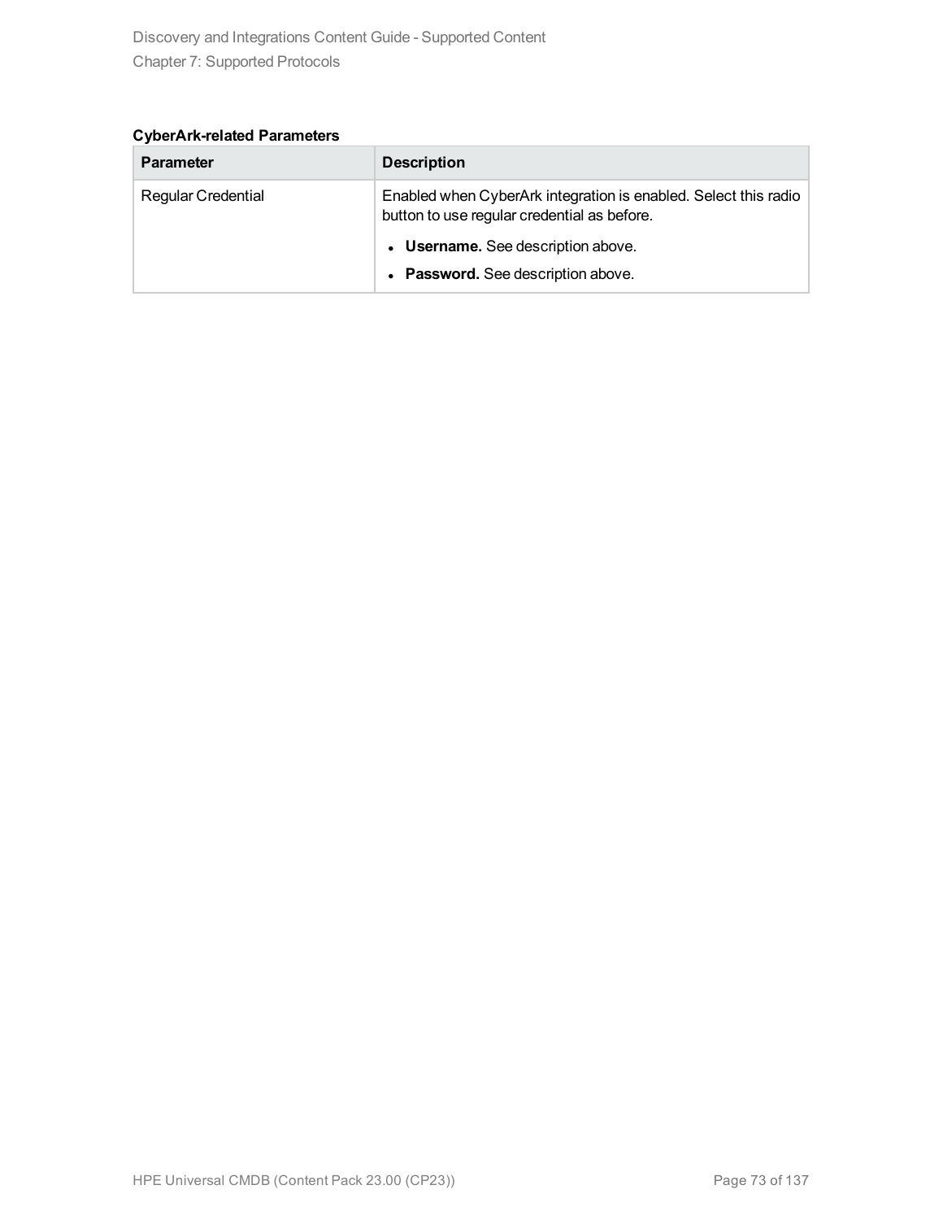**CyberArk-related Parameters**

| Parameter | Description |
|---|---|
| Regular Credential | Enabled when CyberArk integration is enabled. Select this radio button to use regular credential as before.<br>• **Username.** See description above.<br>• **Password.** See description above. |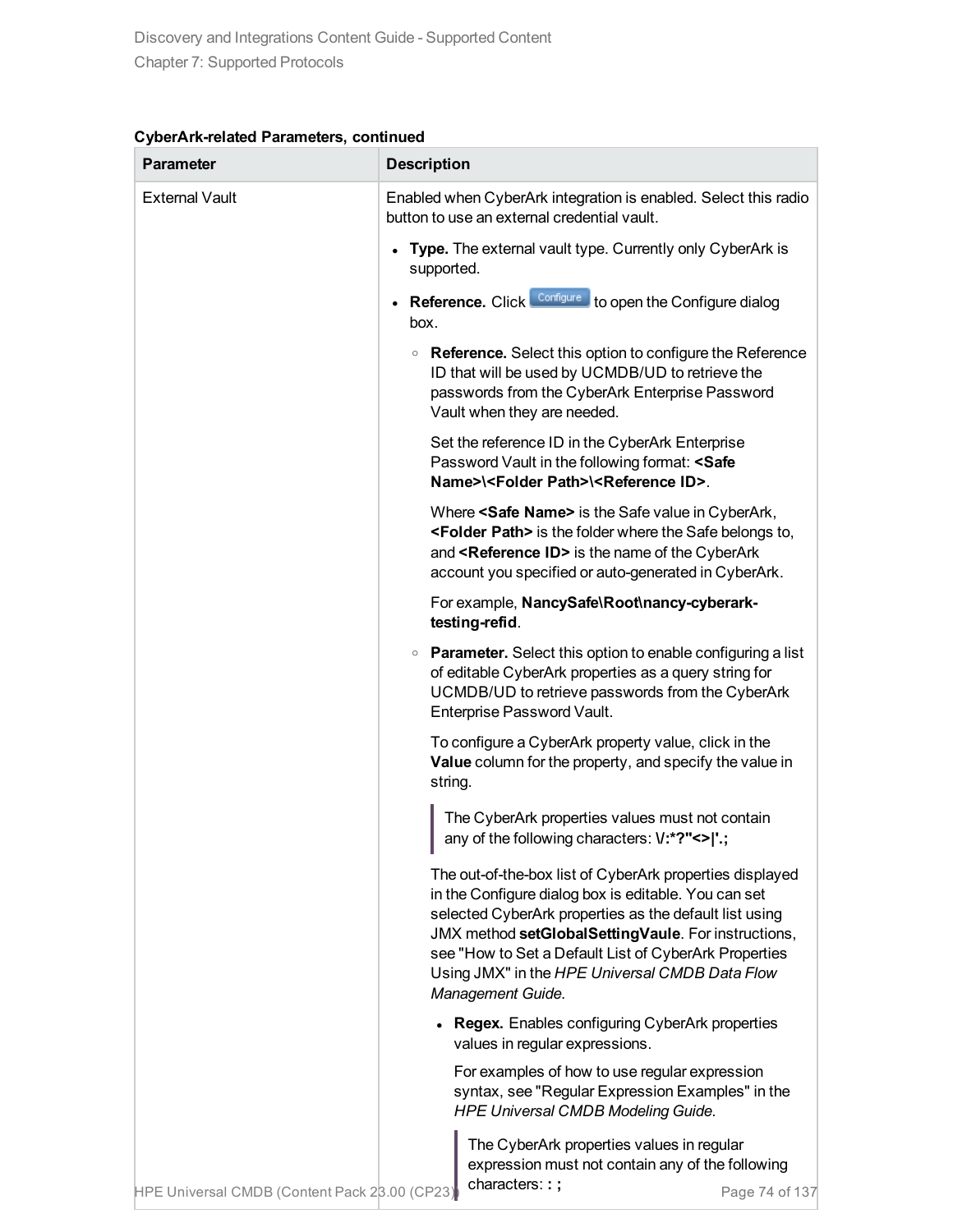**CyberArk-related Parameters, continued**

| Parameter | Description |
|---|---|
| External Vault | Enabled when CyberArk integration is enabled. Select this radio button to use an external credential vault.<br><br>• **Type.** The external vault type. Currently only CyberArk is supported.<br><br>• **Reference.** Click Configure to open the Configure dialog box.<br><br>◦ **Reference.** Select this option to configure the Reference ID that will be used by UCMDB/UD to retrieve the passwords from the CyberArk Enterprise Password Vault when they are needed.<br><br>Set the reference ID in the CyberArk Enterprise Password Vault in the following format: **<Safe Name>\<Folder Path>\<Reference ID>**.<br><br>Where **<Safe Name>** is the Safe value in CyberArk, **<Folder Path>** is the folder where the Safe belongs to, and **<Reference ID>** is the name of the CyberArk account you specified or auto-generated in CyberArk.<br><br>For example, **NancySafe\Root\nancy-cyberark-testing-refid**.<br><br>◦ **Parameter.** Select this option to enable configuring a list of editable CyberArk properties as a query string for UCMDB/UD to retrieve passwords from the CyberArk Enterprise Password Vault.<br><br>To configure a CyberArk property value, click in the **Value** column for the property, and specify the value in string.<br><br>> The CyberArk properties values must not contain any of the following characters: **\/:*?"<>\|'.;**<br><br>The out-of-the-box list of CyberArk properties displayed in the Configure dialog box is editable. You can set selected CyberArk properties as the default list using JMX method **setGlobalSettingVaule**. For instructions, see "How to Set a Default List of CyberArk Properties Using JMX" in the *HPE Universal CMDB Data Flow Management Guide*.<br><br>• **Regex.** Enables configuring CyberArk properties values in regular expressions.<br><br>For examples of how to use regular expression syntax, see "Regular Expression Examples" in the *HPE Universal CMDB Modeling Guide.*<br><br>> The CyberArk properties values in regular expression must not contain any of the following characters: **: ;** |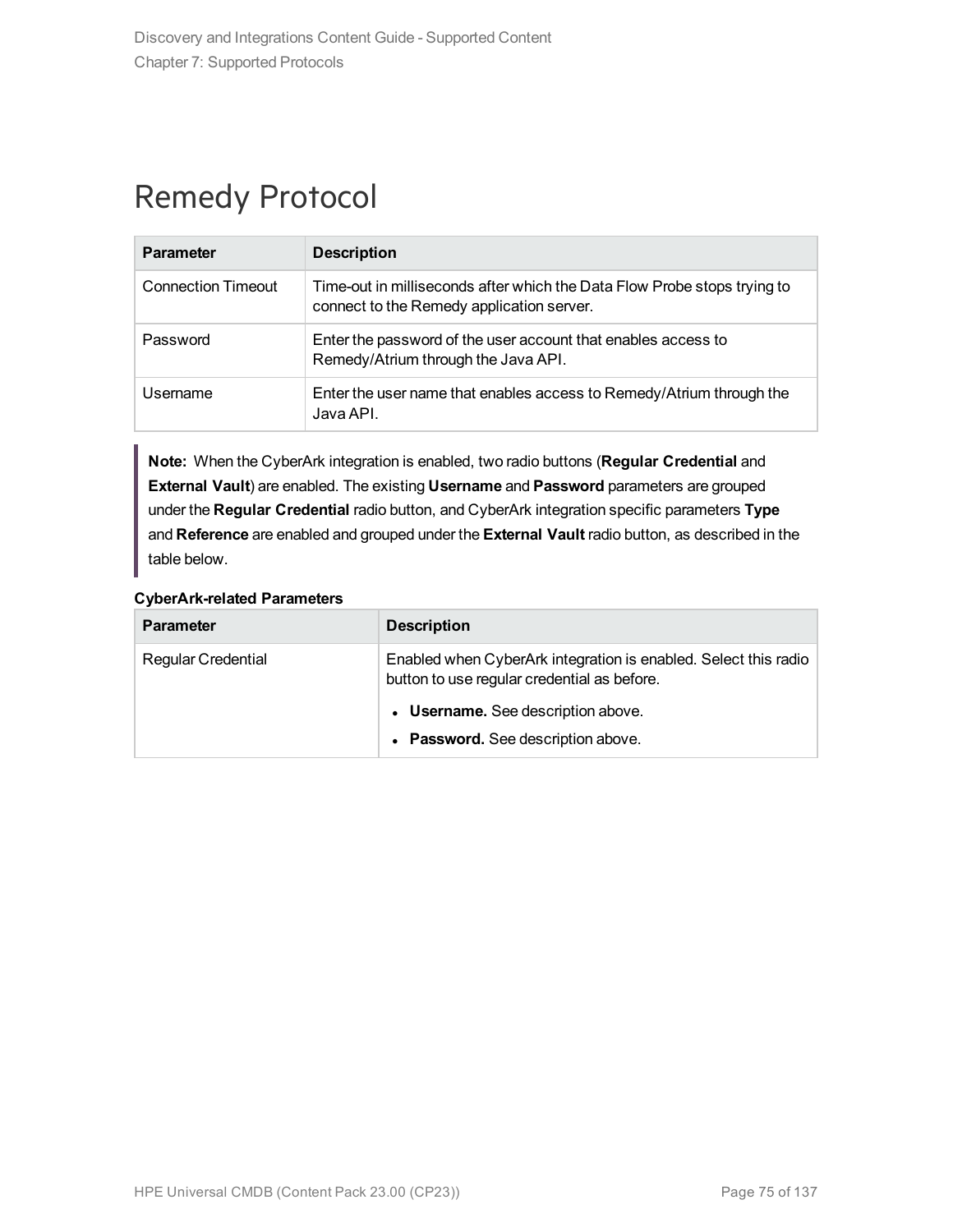# Remedy Protocol

| Parameter | Description |
|---|---|
| Connection Timeout | Time-out in milliseconds after which the Data Flow Probe stops trying to connect to the Remedy application server. |
| Password | Enter the password of the user account that enables access to Remedy/Atrium through the Java API. |
| Username | Enter the user name that enables access to Remedy/Atrium through the Java API. |

> **Note:** When the CyberArk integration is enabled, two radio buttons (**Regular Credential** and **External Vault**) are enabled. The existing **Username** and **Password** parameters are grouped under the **Regular Credential** radio button, and CyberArk integration specific parameters **Type** and **Reference** are enabled and grouped under the **External Vault** radio button, as described in the table below.

**CyberArk-related Parameters**

| Parameter | Description |
|---|---|
| Regular Credential | Enabled when CyberArk integration is enabled. Select this radio button to use regular credential as before.<br>• **Username.** See description above.<br>• **Password.** See description above. |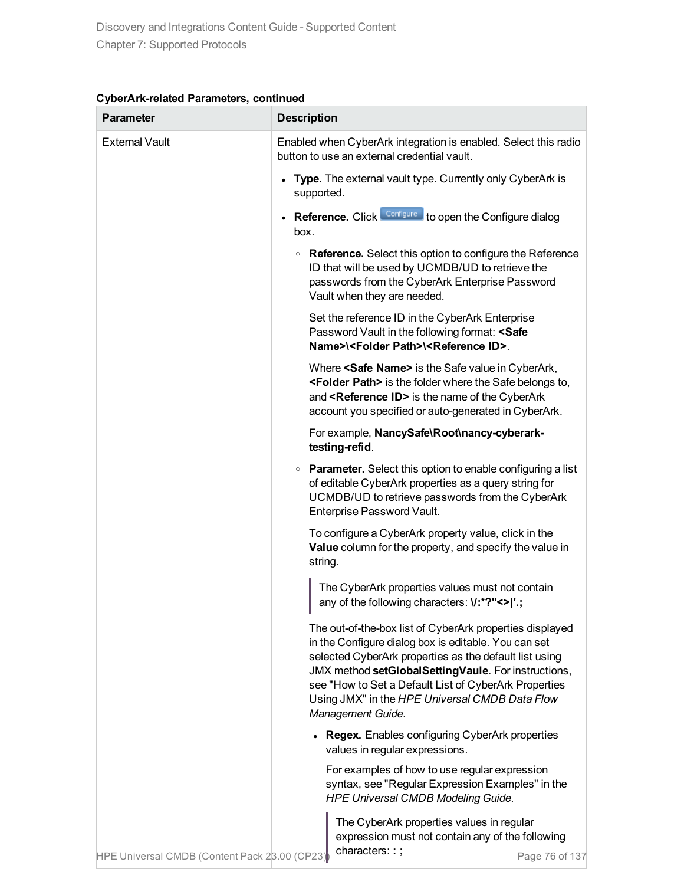**CyberArk-related Parameters, continued**

| Parameter | Description |
| --- | --- |
| External Vault | Enabled when CyberArk integration is enabled. Select this radio button to use an external credential vault.<br><br>• **Type.** The external vault type. Currently only CyberArk is supported.<br><br>• **Reference.** Click Configure to open the Configure dialog box.<br><br>　◦ **Reference.** Select this option to configure the Reference ID that will be used by UCMDB/UD to retrieve the passwords from the CyberArk Enterprise Password Vault when they are needed.<br><br>　Set the reference ID in the CyberArk Enterprise Password Vault in the following format: **<Safe Name>\<Folder Path>\<Reference ID>**.<br><br>　Where **<Safe Name>** is the Safe value in CyberArk, **<Folder Path>** is the folder where the Safe belongs to, and **<Reference ID>** is the name of the CyberArk account you specified or auto-generated in CyberArk.<br><br>　For example, **NancySafe\Root\nancy-cyberark-testing-refid**.<br><br>　◦ **Parameter.** Select this option to enable configuring a list of editable CyberArk properties as a query string for UCMDB/UD to retrieve passwords from the CyberArk Enterprise Password Vault.<br><br>　To configure a CyberArk property value, click in the **Value** column for the property, and specify the value in string.<br><br>　> The CyberArk properties values must not contain any of the following characters: **\/:*?"<>\|'.;**<br><br>　The out-of-the-box list of CyberArk properties displayed in the Configure dialog box is editable. You can set selected CyberArk properties as the default list using JMX method **setGlobalSettingVaule**. For instructions, see "How to Set a Default List of CyberArk Properties Using JMX" in the *HPE Universal CMDB Data Flow Management Guide*.<br><br>　　• **Regex.** Enables configuring CyberArk properties values in regular expressions.<br><br>　　For examples of how to use regular expression syntax, see "Regular Expression Examples" in the *HPE Universal CMDB Modeling Guide.*<br><br>　　> The CyberArk properties values in regular expression must not contain any of the following characters: **: ;** |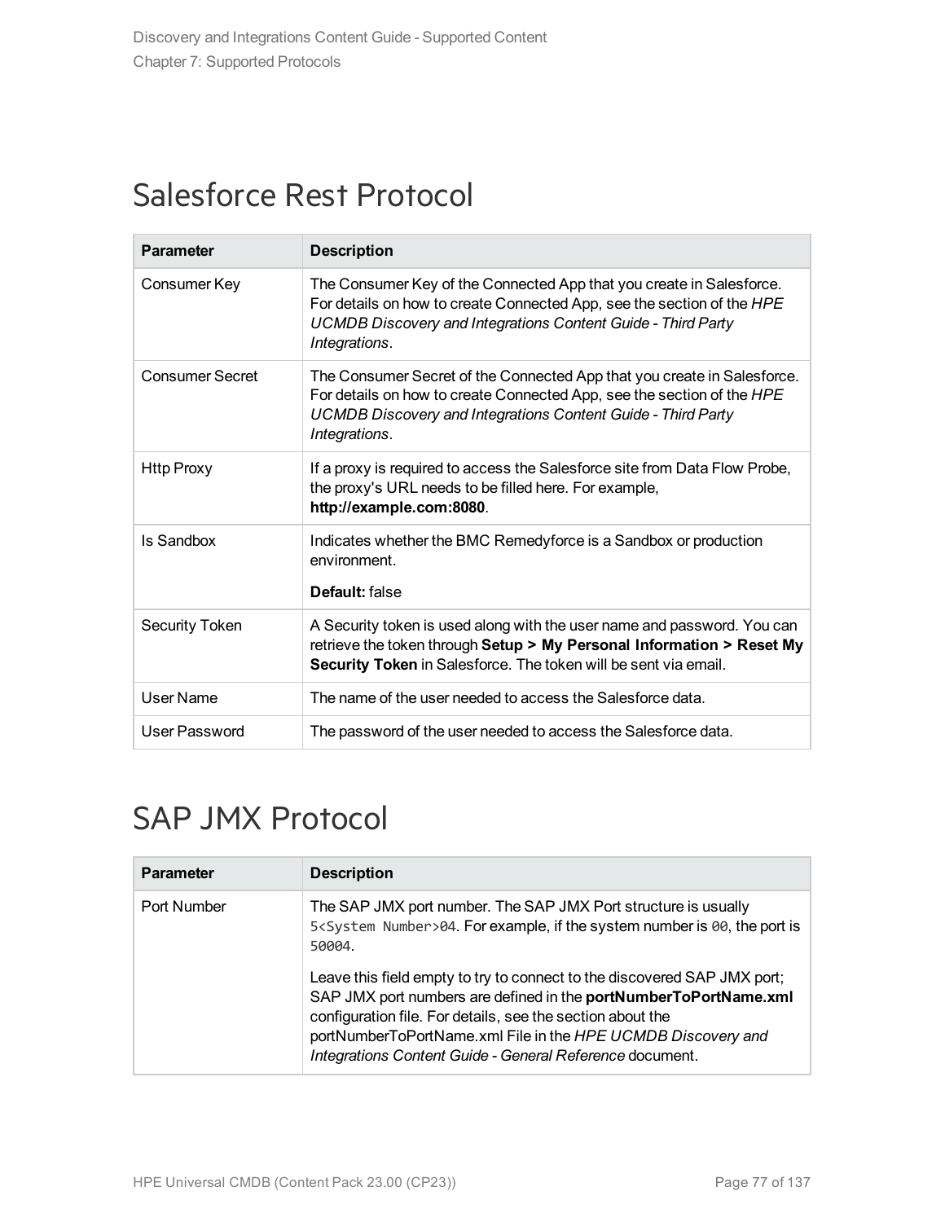# Salesforce Rest Protocol

| Parameter | Description |
| --- | --- |
| Consumer Key | The Consumer Key of the Connected App that you create in Salesforce. For details on how to create Connected App, see the section of the *HPE UCMDB Discovery and Integrations Content Guide - Third Party Integrations*. |
| Consumer Secret | The Consumer Secret of the Connected App that you create in Salesforce. For details on how to create Connected App, see the section of the *HPE UCMDB Discovery and Integrations Content Guide - Third Party Integrations*. |
| Http Proxy | If a proxy is required to access the Salesforce site from Data Flow Probe, the proxy's URL needs to be filled here. For example, **http://example.com:8080**. |
| Is Sandbox | Indicates whether the BMC Remedyforce is a Sandbox or production environment.<br><br>**Default:** false |
| Security Token | A Security token is used along with the user name and password. You can retrieve the token through **Setup > My Personal Information > Reset My Security Token** in Salesforce. The token will be sent via email. |
| User Name | The name of the user needed to access the Salesforce data. |
| User Password | The password of the user needed to access the Salesforce data. |

# SAP JMX Protocol

| Parameter | Description |
| --- | --- |
| Port Number | The SAP JMX port number. The SAP JMX Port structure is usually `5<System Number>04`. For example, if the system number is `00`, the port is `50004`.<br><br>Leave this field empty to try to connect to the discovered SAP JMX port; SAP JMX port numbers are defined in the **portNumberToPortName.xml** configuration file. For details, see the section about the portNumberToPortName.xml File in the *HPE UCMDB Discovery and Integrations Content Guide - General Reference* document. |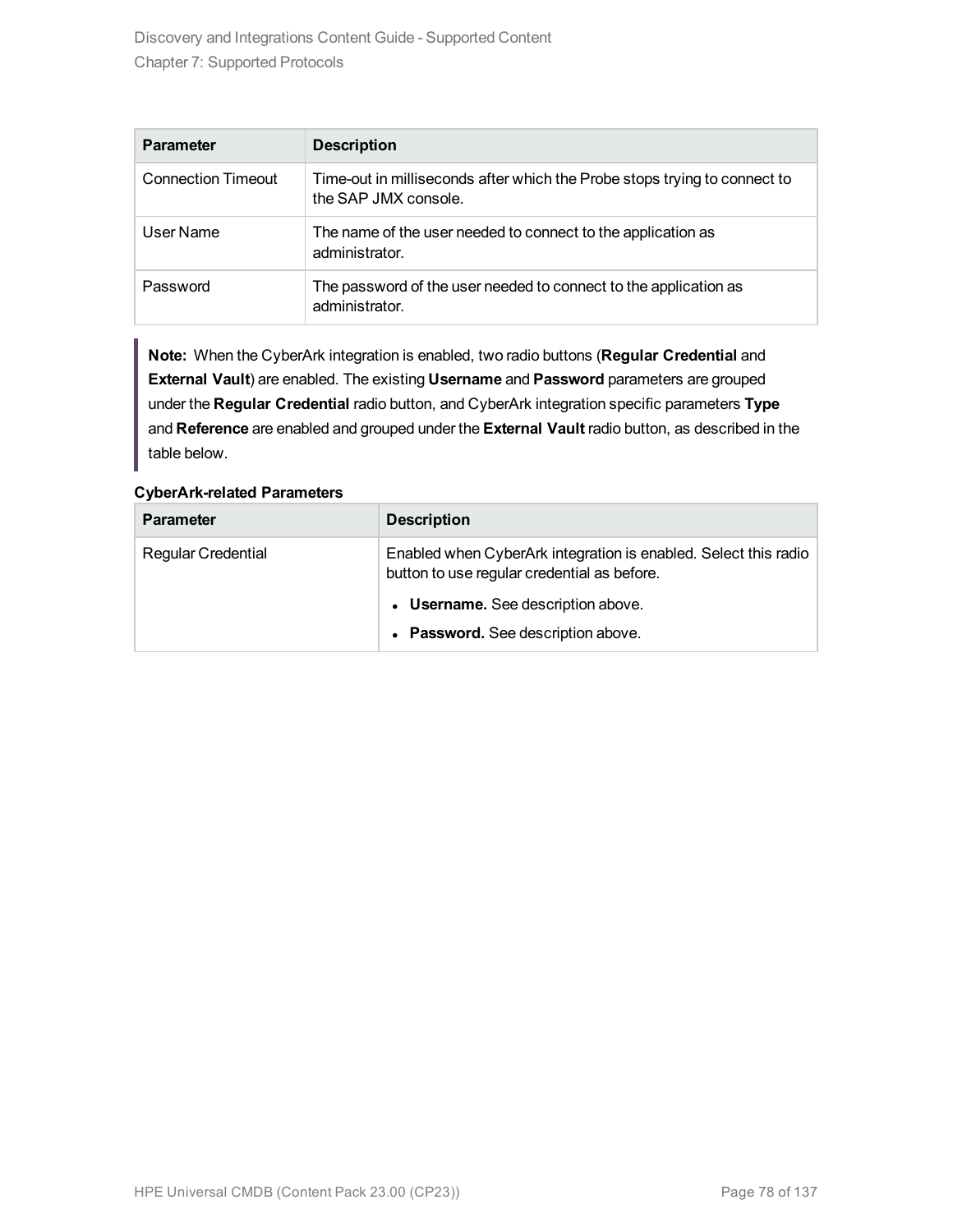| Parameter | Description |
| --- | --- |
| Connection Timeout | Time-out in milliseconds after which the Probe stops trying to connect to the SAP JMX console. |
| User Name | The name of the user needed to connect to the application as administrator. |
| Password | The password of the user needed to connect to the application as administrator. |

> **Note:** When the CyberArk integration is enabled, two radio buttons (**Regular Credential** and **External Vault**) are enabled. The existing **Username** and **Password** parameters are grouped under the **Regular Credential** radio button, and CyberArk integration specific parameters **Type** and **Reference** are enabled and grouped under the **External Vault** radio button, as described in the table below.

**CyberArk-related Parameters**

| Parameter | Description |
| --- | --- |
| Regular Credential | Enabled when CyberArk integration is enabled. Select this radio button to use regular credential as before.<br>• **Username.** See description above.<br>• **Password.** See description above. |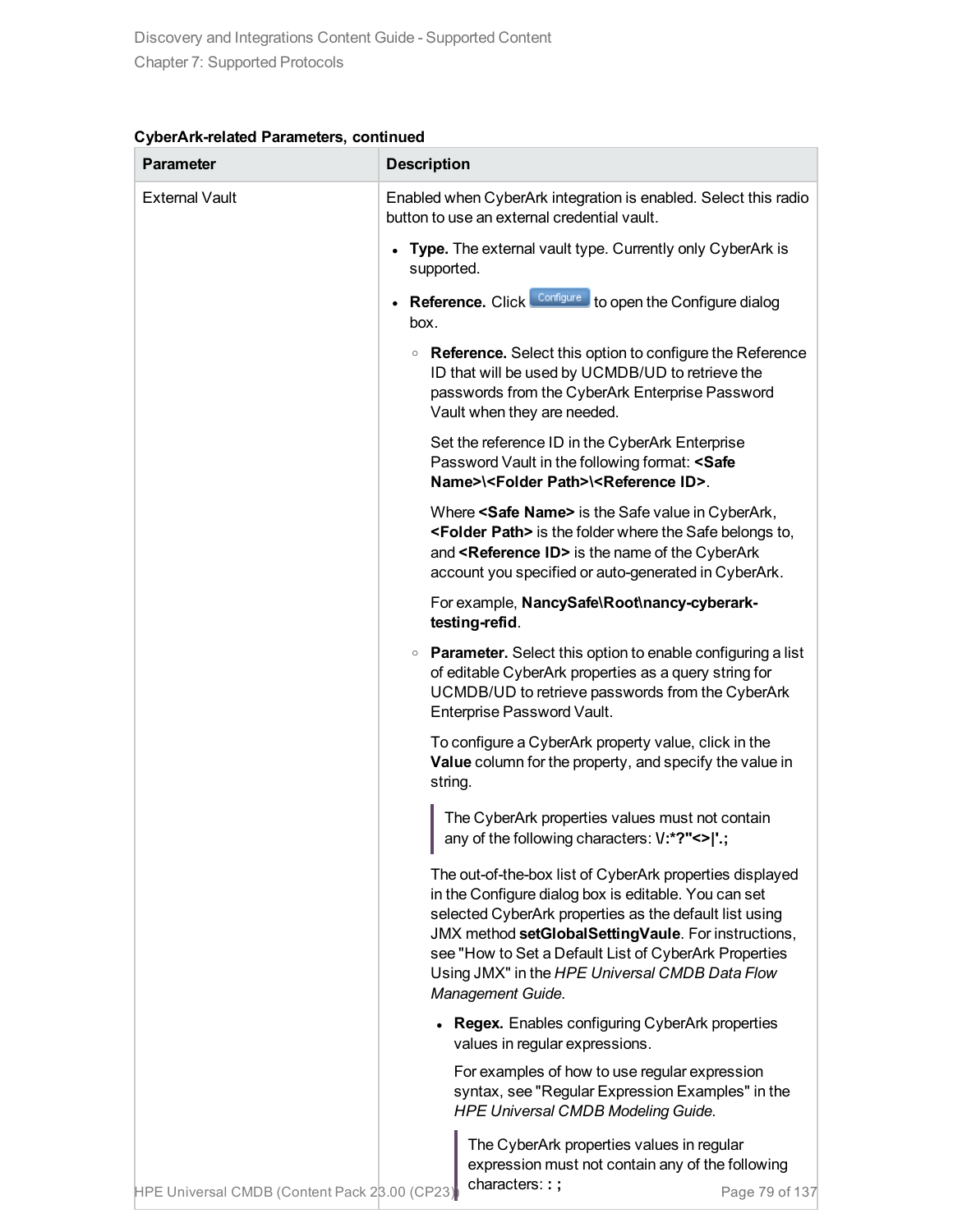**CyberArk-related Parameters, continued**

| Parameter | Description |
| --- | --- |
| External Vault | Enabled when CyberArk integration is enabled. Select this radio button to use an external credential vault.<br><br>- **Type.** The external vault type. Currently only CyberArk is supported.<br>- **Reference.** Click Configure to open the Configure dialog box.<br>  - **Reference.** Select this option to configure the Reference ID that will be used by UCMDB/UD to retrieve the passwords from the CyberArk Enterprise Password Vault when they are needed.<br><br>    Set the reference ID in the CyberArk Enterprise Password Vault in the following format: **<Safe Name>\<Folder Path>\<Reference ID>**.<br><br>    Where **<Safe Name>** is the Safe value in CyberArk, **<Folder Path>** is the folder where the Safe belongs to, and **<Reference ID>** is the name of the CyberArk account you specified or auto-generated in CyberArk.<br><br>    For example, **NancySafe\Root\nancy-cyberark-testing-refid**.<br>  - **Parameter.** Select this option to enable configuring a list of editable CyberArk properties as a query string for UCMDB/UD to retrieve passwords from the CyberArk Enterprise Password Vault.<br><br>    To configure a CyberArk property value, click in the **Value** column for the property, and specify the value in string.<br><br>    > The CyberArk properties values must not contain any of the following characters: **\/:*?"<>\|'.;**<br><br>    The out-of-the-box list of CyberArk properties displayed in the Configure dialog box is editable. You can set selected CyberArk properties as the default list using JMX method **setGlobalSettingVaule**. For instructions, see "How to Set a Default List of CyberArk Properties Using JMX" in the *HPE Universal CMDB Data Flow Management Guide*.<br><br>    - **Regex.** Enables configuring CyberArk properties values in regular expressions.<br><br>      For examples of how to use regular expression syntax, see "Regular Expression Examples" in the *HPE Universal CMDB Modeling Guide*.<br><br>      > The CyberArk properties values in regular expression must not contain any of the following characters: **: ;** |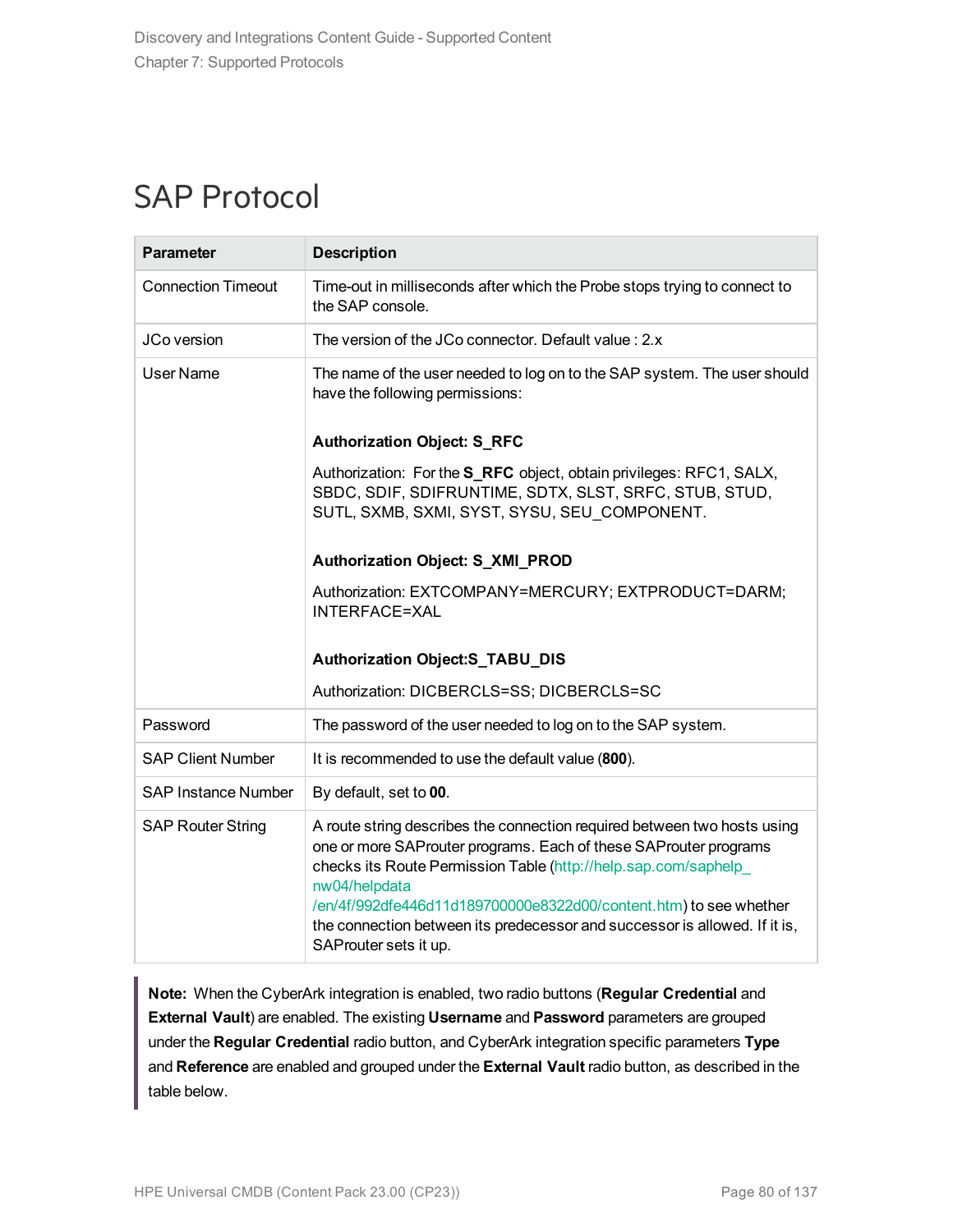# SAP Protocol

| Parameter | Description |
|---|---|
| Connection Timeout | Time-out in milliseconds after which the Probe stops trying to connect to the SAP console. |
| JCo version | The version of the JCo connector. Default value : 2.x |
| User Name | The name of the user needed to log on to the SAP system. The user should have the following permissions:<br><br>**Authorization Object: S_RFC**<br><br>Authorization: For the **S_RFC** object, obtain privileges: RFC1, SALX, SBDC, SDIF, SDIFRUNTIME, SDTX, SLST, SRFC, STUB, STUD, SUTL, SXMB, SXMI, SYST, SYSU, SEU_COMPONENT.<br><br>**Authorization Object: S_XMI_PROD**<br><br>Authorization: EXTCOMPANY=MERCURY; EXTPRODUCT=DARM; INTERFACE=XAL<br><br>**Authorization Object:S_TABU_DIS**<br><br>Authorization: DICBERCLS=SS; DICBERCLS=SC |
| Password | The password of the user needed to log on to the SAP system. |
| SAP Client Number | It is recommended to use the default value (**800**). |
| SAP Instance Number | By default, set to **00**. |
| SAP Router String | A route string describes the connection required between two hosts using one or more SAProuter programs. Each of these SAProuter programs checks its Route Permission Table (http://help.sap.com/saphelp_nw04/helpdata/en/4f/992dfe446d11d189700000e8322d00/content.htm) to see whether the connection between its predecessor and successor is allowed. If it is, SAProuter sets it up. |

> **Note:** When the CyberArk integration is enabled, two radio buttons (**Regular Credential** and **External Vault**) are enabled. The existing **Username** and **Password** parameters are grouped under the **Regular Credential** radio button, and CyberArk integration specific parameters **Type** and **Reference** are enabled and grouped under the **External Vault** radio button, as described in the table below.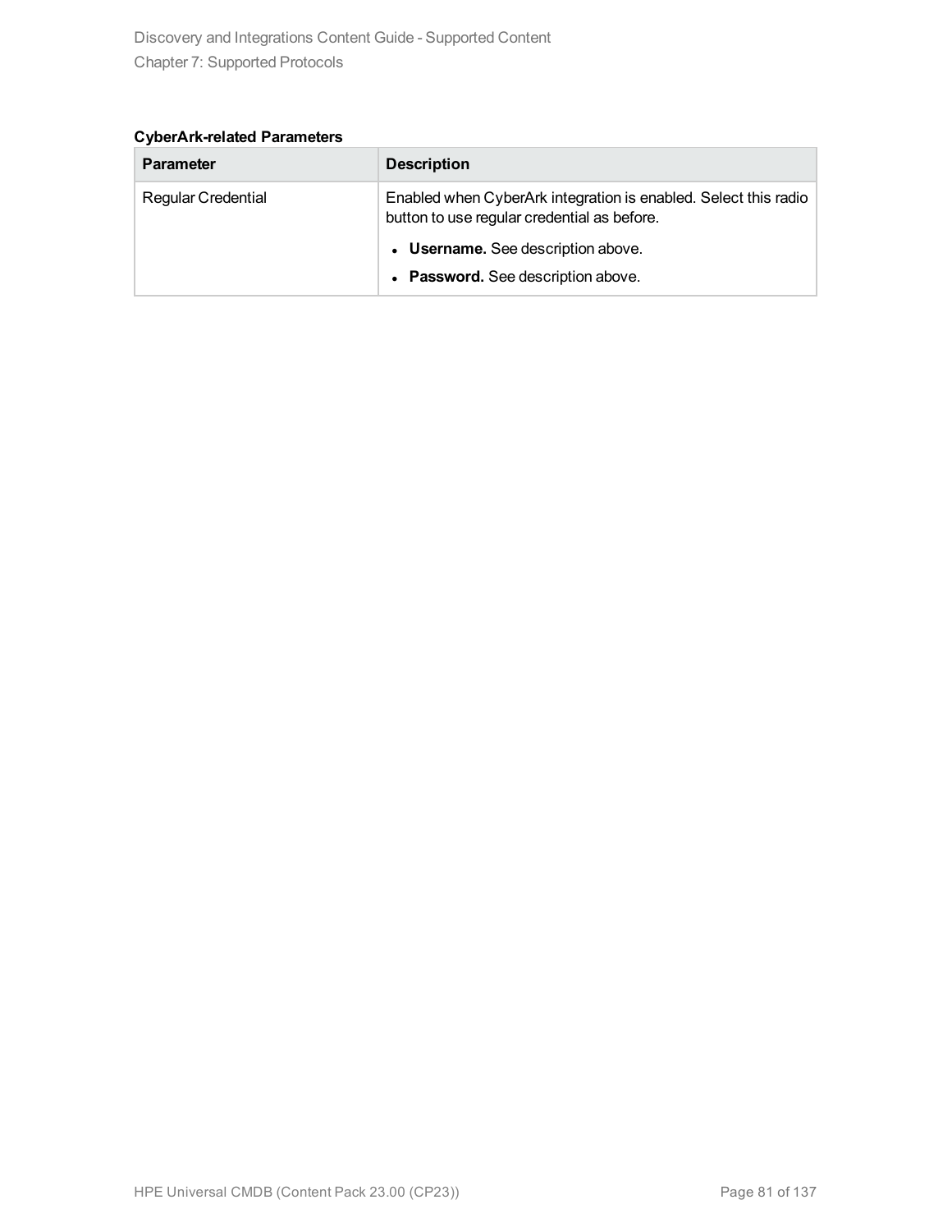**CyberArk-related Parameters**

| Parameter | Description |
| --- | --- |
| Regular Credential | Enabled when CyberArk integration is enabled. Select this radio button to use regular credential as before.<br>• **Username.** See description above.<br>• **Password.** See description above. |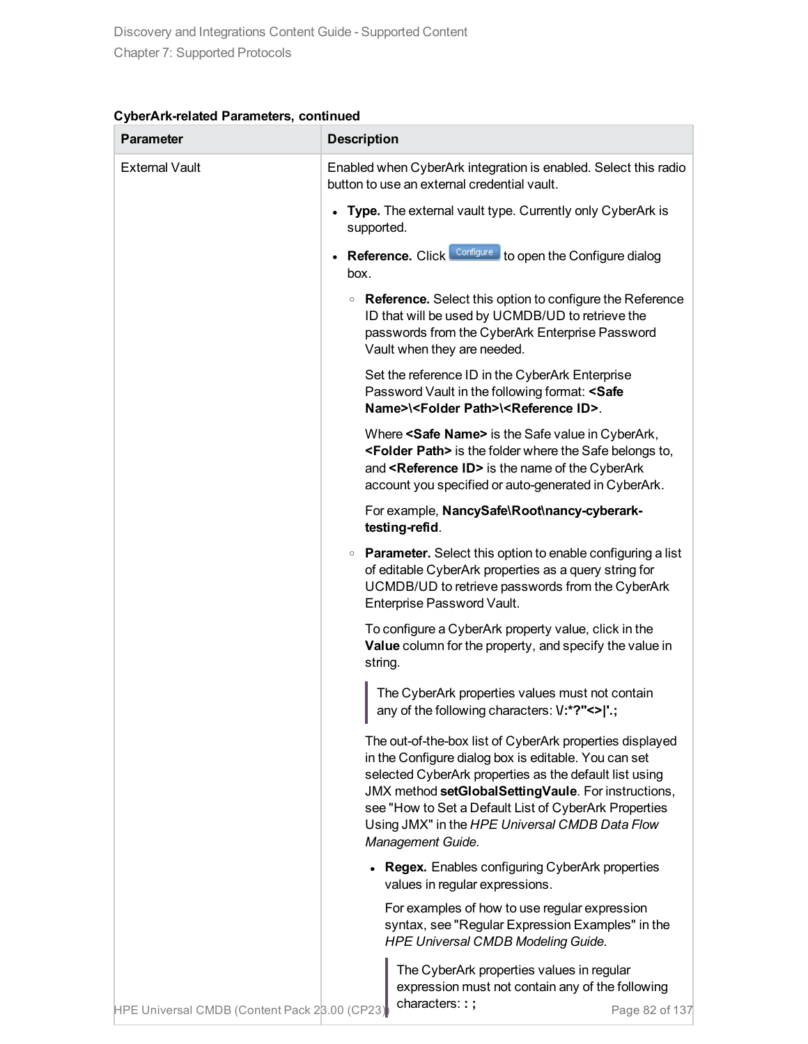**CyberArk-related Parameters, continued**

| Parameter | Description |
|---|---|
| External Vault | Enabled when CyberArk integration is enabled. Select this radio button to use an external credential vault.<br><br>• **Type.** The external vault type. Currently only CyberArk is supported.<br><br>• **Reference.** Click Configure to open the Configure dialog box.<br><br>&nbsp;&nbsp;&nbsp;&nbsp;◦ **Reference.** Select this option to configure the Reference ID that will be used by UCMDB/UD to retrieve the passwords from the CyberArk Enterprise Password Vault when they are needed.<br><br>&nbsp;&nbsp;&nbsp;&nbsp;Set the reference ID in the CyberArk Enterprise Password Vault in the following format: **<Safe Name>\<Folder Path>\<Reference ID>**.<br><br>&nbsp;&nbsp;&nbsp;&nbsp;Where **<Safe Name>** is the Safe value in CyberArk, **<Folder Path>** is the folder where the Safe belongs to, and **<Reference ID>** is the name of the CyberArk account you specified or auto-generated in CyberArk.<br><br>&nbsp;&nbsp;&nbsp;&nbsp;For example, **NancySafe\Root\nancy-cyberark-testing-refid**.<br><br>&nbsp;&nbsp;&nbsp;&nbsp;◦ **Parameter.** Select this option to enable configuring a list of editable CyberArk properties as a query string for UCMDB/UD to retrieve passwords from the CyberArk Enterprise Password Vault.<br><br>&nbsp;&nbsp;&nbsp;&nbsp;To configure a CyberArk property value, click in the **Value** column for the property, and specify the value in string.<br><br>&nbsp;&nbsp;&nbsp;&nbsp;> The CyberArk properties values must not contain any of the following characters: **\/:*?"<>\|'.;**<br><br>&nbsp;&nbsp;&nbsp;&nbsp;The out-of-the-box list of CyberArk properties displayed in the Configure dialog box is editable. You can set selected CyberArk properties as the default list using JMX method **setGlobalSettingVaule**. For instructions, see "How to Set a Default List of CyberArk Properties Using JMX" in the *HPE Universal CMDB Data Flow Management Guide*.<br><br>&nbsp;&nbsp;&nbsp;&nbsp;&nbsp;&nbsp;&nbsp;&nbsp;• **Regex.** Enables configuring CyberArk properties values in regular expressions.<br><br>&nbsp;&nbsp;&nbsp;&nbsp;&nbsp;&nbsp;&nbsp;&nbsp;For examples of how to use regular expression syntax, see "Regular Expression Examples" in the *HPE Universal CMDB Modeling Guide.*<br><br>&nbsp;&nbsp;&nbsp;&nbsp;&nbsp;&nbsp;&nbsp;&nbsp;> The CyberArk properties values in regular expression must not contain any of the following characters: **: ;** |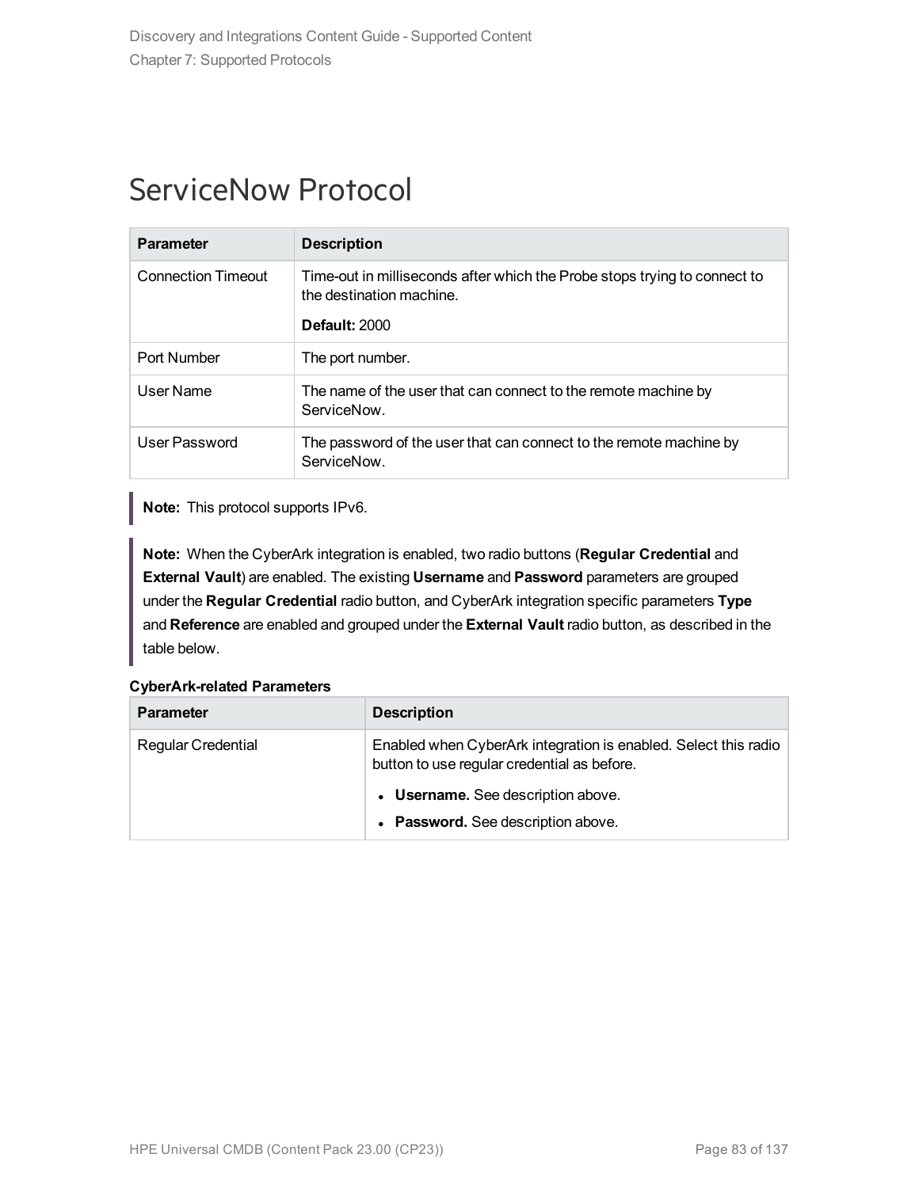# ServiceNow Protocol

| Parameter | Description |
|---|---|
| Connection Timeout | Time-out in milliseconds after which the Probe stops trying to connect to the destination machine.<br><br>**Default:** 2000 |
| Port Number | The port number. |
| User Name | The name of the user that can connect to the remote machine by ServiceNow. |
| User Password | The password of the user that can connect to the remote machine by ServiceNow. |

> **Note:** This protocol supports IPv6.

> **Note:** When the CyberArk integration is enabled, two radio buttons (**Regular Credential** and **External Vault**) are enabled. The existing **Username** and **Password** parameters are grouped under the **Regular Credential** radio button, and CyberArk integration specific parameters **Type** and **Reference** are enabled and grouped under the **External Vault** radio button, as described in the table below.

**CyberArk-related Parameters**

| Parameter | Description |
|---|---|
| Regular Credential | Enabled when CyberArk integration is enabled. Select this radio button to use regular credential as before.<br><br>• **Username.** See description above.<br>• **Password.** See description above. |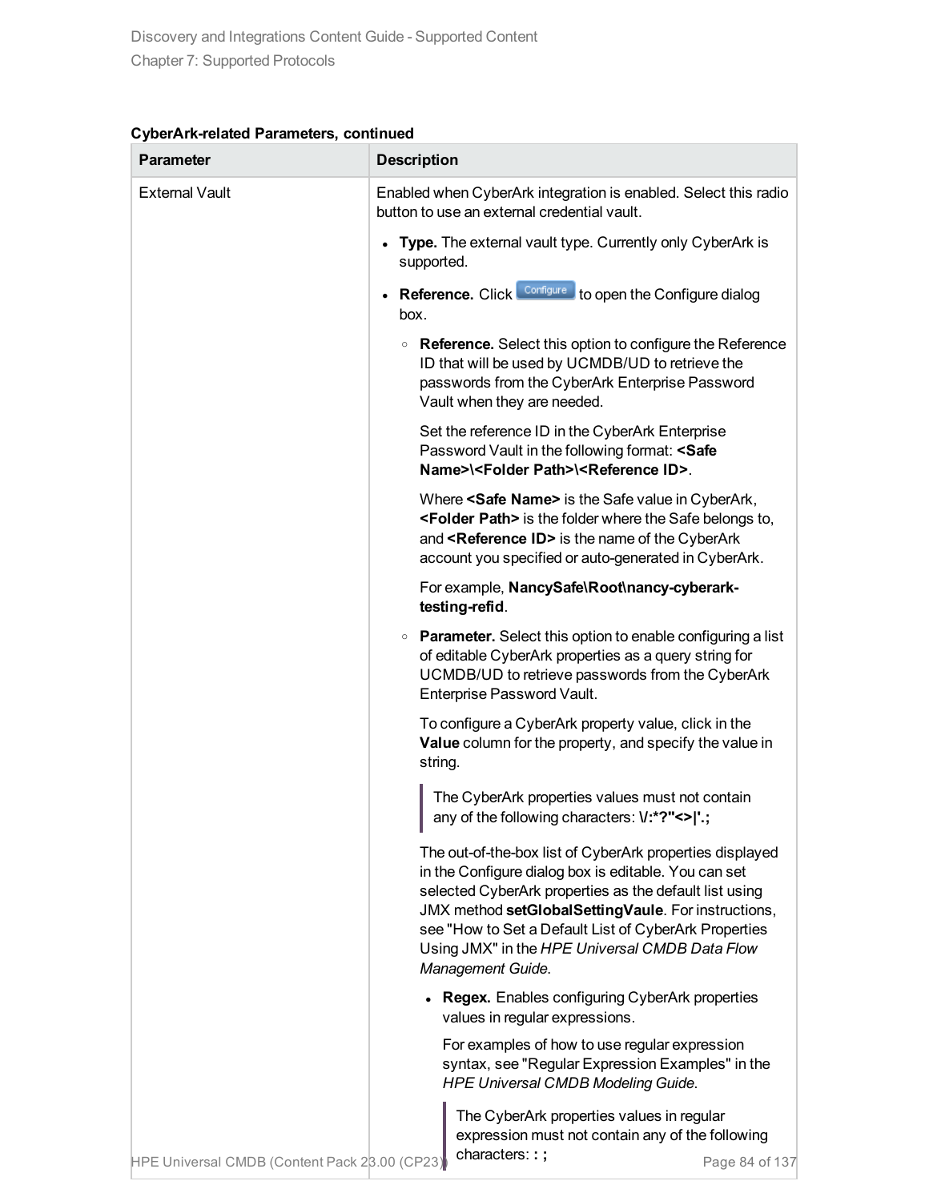**CyberArk-related Parameters, continued**

| Parameter | Description |
|---|---|
| External Vault | Enabled when CyberArk integration is enabled. Select this radio button to use an external credential vault.<br><br>• **Type.** The external vault type. Currently only CyberArk is supported.<br><br>• **Reference.** Click Configure to open the Configure dialog box.<br><br>  ◦ **Reference.** Select this option to configure the Reference ID that will be used by UCMDB/UD to retrieve the passwords from the CyberArk Enterprise Password Vault when they are needed.<br><br>  Set the reference ID in the CyberArk Enterprise Password Vault in the following format: **<Safe Name>\<Folder Path>\<Reference ID>**.<br><br>  Where **<Safe Name>** is the Safe value in CyberArk, **<Folder Path>** is the folder where the Safe belongs to, and **<Reference ID>** is the name of the CyberArk account you specified or auto-generated in CyberArk.<br><br>  For example, **NancySafe\Root\nancy-cyberark-testing-refid**.<br><br>  ◦ **Parameter.** Select this option to enable configuring a list of editable CyberArk properties as a query string for UCMDB/UD to retrieve passwords from the CyberArk Enterprise Password Vault.<br><br>  To configure a CyberArk property value, click in the **Value** column for the property, and specify the value in string.<br><br>  > The CyberArk properties values must not contain any of the following characters: **\/:*?"<>\|'.;**<br><br>  The out-of-the-box list of CyberArk properties displayed in the Configure dialog box is editable. You can set selected CyberArk properties as the default list using JMX method **setGlobalSettingVaule**. For instructions, see "How to Set a Default List of CyberArk Properties Using JMX" in the *HPE Universal CMDB Data Flow Management Guide*.<br><br>    • **Regex.** Enables configuring CyberArk properties values in regular expressions.<br><br>    For examples of how to use regular expression syntax, see "Regular Expression Examples" in the *HPE Universal CMDB Modeling Guide*.<br><br>    > The CyberArk properties values in regular expression must not contain any of the following characters: **: ;** |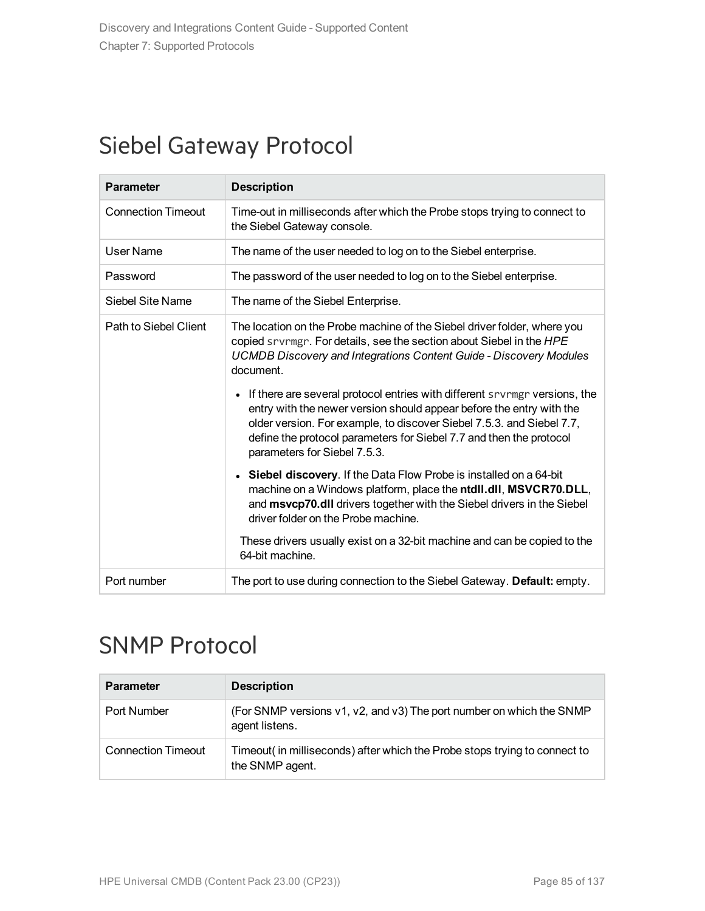# Siebel Gateway Protocol

| Parameter | Description |
|---|---|
| Connection Timeout | Time-out in milliseconds after which the Probe stops trying to connect to the Siebel Gateway console. |
| User Name | The name of the user needed to log on to the Siebel enterprise. |
| Password | The password of the user needed to log on to the Siebel enterprise. |
| Siebel Site Name | The name of the Siebel Enterprise. |
| Path to Siebel Client | The location on the Probe machine of the Siebel driver folder, where you copied `srvrmgr`. For details, see the section about Siebel in the *HPE UCMDB Discovery and Integrations Content Guide - Discovery Modules* document.<br><br>• If there are several protocol entries with different `srvrmgr` versions, the entry with the newer version should appear before the entry with the older version. For example, to discover Siebel 7.5.3. and Siebel 7.7, define the protocol parameters for Siebel 7.7 and then the protocol parameters for Siebel 7.5.3.<br><br>• **Siebel discovery**. If the Data Flow Probe is installed on a 64-bit machine on a Windows platform, place the **ntdll.dll**, **MSVCR70.DLL**, and **msvcp70.dll** drivers together with the Siebel drivers in the Siebel driver folder on the Probe machine.<br><br>These drivers usually exist on a 32-bit machine and can be copied to the 64-bit machine. |
| Port number | The port to use during connection to the Siebel Gateway. **Default:** empty. |

# SNMP Protocol

| Parameter | Description |
|---|---|
| Port Number | (For SNMP versions v1, v2, and v3) The port number on which the SNMP agent listens. |
| Connection Timeout | Timeout( in milliseconds) after which the Probe stops trying to connect to the SNMP agent. |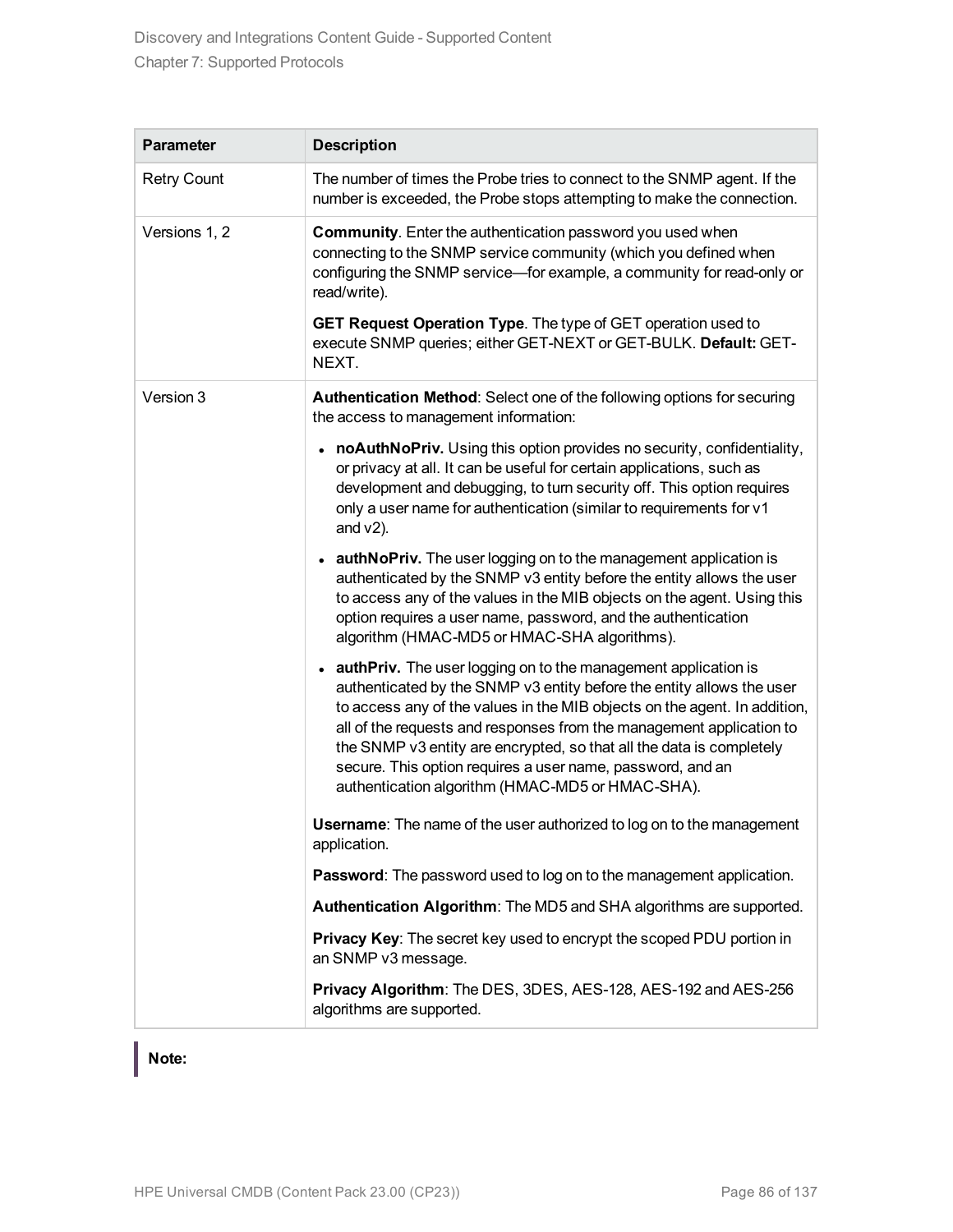| Parameter | Description |
|---|---|
| Retry Count | The number of times the Probe tries to connect to the SNMP agent. If the number is exceeded, the Probe stops attempting to make the connection. |
| Versions 1, 2 | **Community**. Enter the authentication password you used when connecting to the SNMP service community (which you defined when configuring the SNMP service—for example, a community for read-only or read/write).<br><br>**GET Request Operation Type**. The type of GET operation used to execute SNMP queries; either GET-NEXT or GET-BULK. **Default:** GET-NEXT. |
| Version 3 | **Authentication Method**: Select one of the following options for securing the access to management information:<br><br>• **noAuthNoPriv.** Using this option provides no security, confidentiality, or privacy at all. It can be useful for certain applications, such as development and debugging, to turn security off. This option requires only a user name for authentication (similar to requirements for v1 and v2).<br><br>• **authNoPriv.** The user logging on to the management application is authenticated by the SNMP v3 entity before the entity allows the user to access any of the values in the MIB objects on the agent. Using this option requires a user name, password, and the authentication algorithm (HMAC-MD5 or HMAC-SHA algorithms).<br><br>• **authPriv.** The user logging on to the management application is authenticated by the SNMP v3 entity before the entity allows the user to access any of the values in the MIB objects on the agent. In addition, all of the requests and responses from the management application to the SNMP v3 entity are encrypted, so that all the data is completely secure. This option requires a user name, password, and an authentication algorithm (HMAC-MD5 or HMAC-SHA).<br><br>**Username**: The name of the user authorized to log on to the management application.<br><br>**Password**: The password used to log on to the management application.<br><br>**Authentication Algorithm**: The MD5 and SHA algorithms are supported.<br><br>**Privacy Key**: The secret key used to encrypt the scoped PDU portion in an SNMP v3 message.<br><br>**Privacy Algorithm**: The DES, 3DES, AES-128, AES-192 and AES-256 algorithms are supported. |

> **Note:**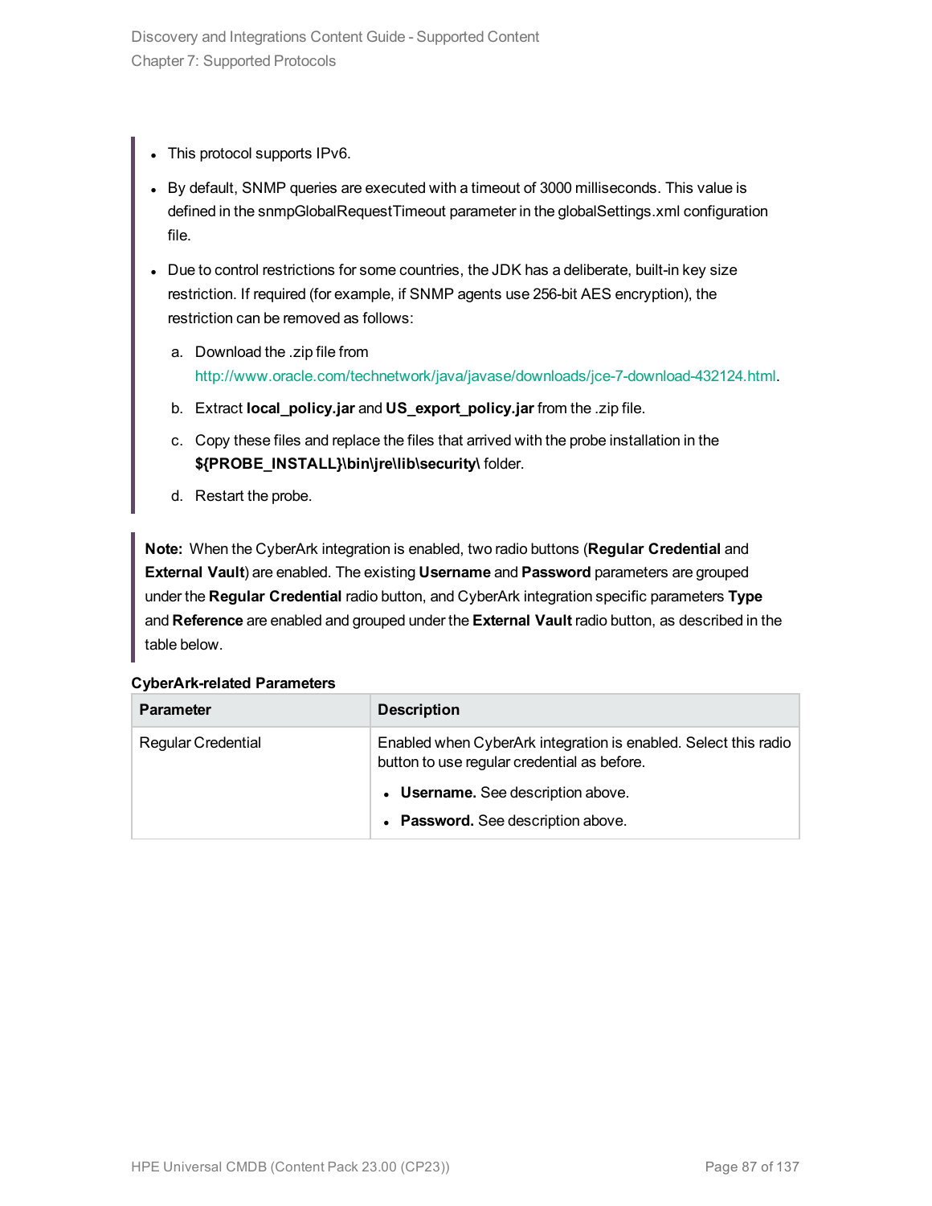- This protocol supports IPv6.
- By default, SNMP queries are executed with a timeout of 3000 milliseconds. This value is defined in the snmpGlobalRequestTimeout parameter in the globalSettings.xml configuration file.
- Due to control restrictions for some countries, the JDK has a deliberate, built-in key size restriction. If required (for example, if SNMP agents use 256-bit AES encryption), the restriction can be removed as follows:

  a. Download the .zip file from http://www.oracle.com/technetwork/java/javase/downloads/jce-7-download-432124.html.

  b. Extract **local_policy.jar** and **US_export_policy.jar** from the .zip file.

  c. Copy these files and replace the files that arrived with the probe installation in the **${PROBE_INSTALL}\bin\jre\lib\security\** folder.

  d. Restart the probe.

**Note:** When the CyberArk integration is enabled, two radio buttons (**Regular Credential** and **External Vault**) are enabled. The existing **Username** and **Password** parameters are grouped under the **Regular Credential** radio button, and CyberArk integration specific parameters **Type** and **Reference** are enabled and grouped under the **External Vault** radio button, as described in the table below.

**CyberArk-related Parameters**

| Parameter | Description |
|---|---|
| Regular Credential | Enabled when CyberArk integration is enabled. Select this radio button to use regular credential as before.<br>• **Username.** See description above.<br>• **Password.** See description above. |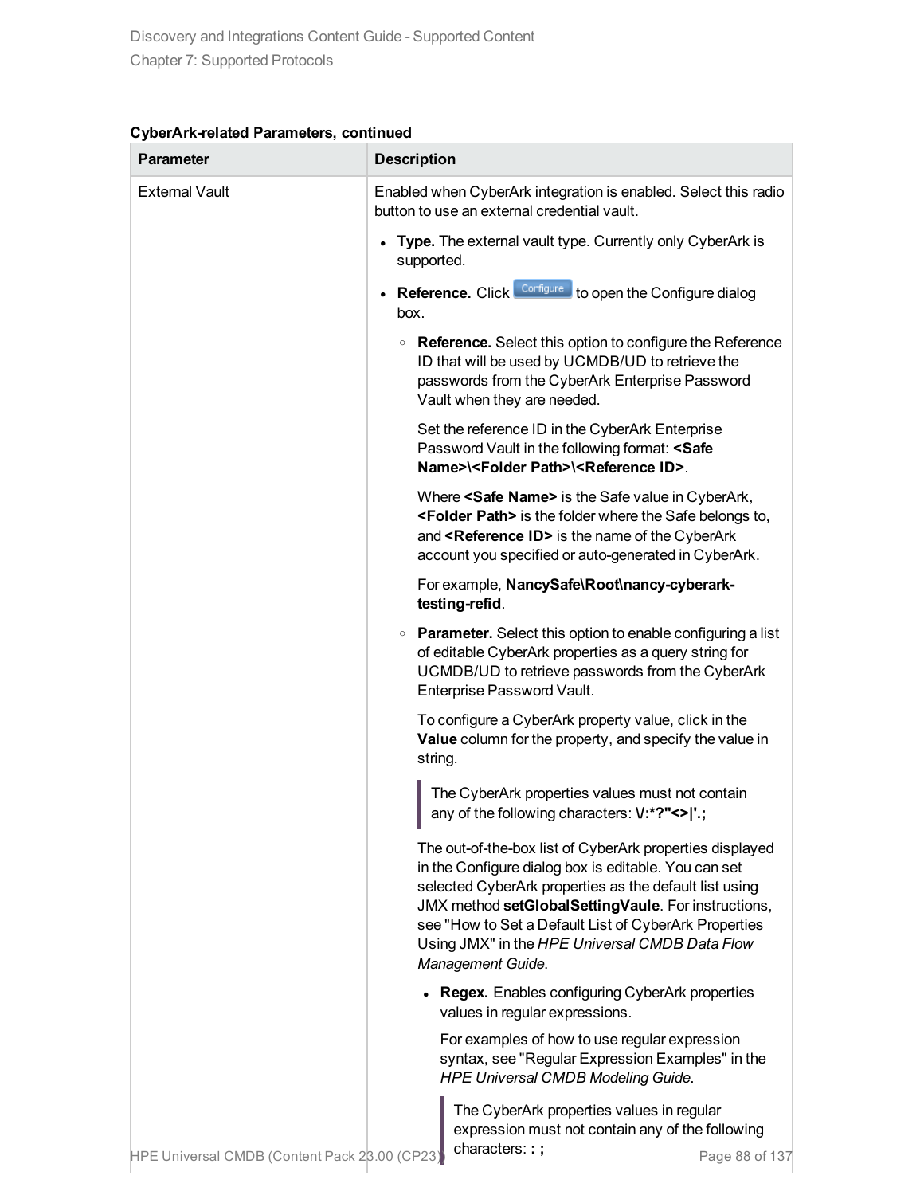**CyberArk-related Parameters, continued**

| Parameter | Description |
| --- | --- |
| External Vault | Enabled when CyberArk integration is enabled. Select this radio button to use an external credential vault.<br><br>• **Type.** The external vault type. Currently only CyberArk is supported.<br><br>• **Reference.** Click **Configure** to open the Configure dialog box.<br><br>　◦ **Reference.** Select this option to configure the Reference ID that will be used by UCMDB/UD to retrieve the passwords from the CyberArk Enterprise Password Vault when they are needed.<br><br>　Set the reference ID in the CyberArk Enterprise Password Vault in the following format: **<Safe Name>\<Folder Path>\<Reference ID>**.<br><br>　Where **<Safe Name>** is the Safe value in CyberArk, **<Folder Path>** is the folder where the Safe belongs to, and **<Reference ID>** is the name of the CyberArk account you specified or auto-generated in CyberArk.<br><br>　For example, **NancySafe\Root\nancy-cyberark-testing-refid**.<br><br>　◦ **Parameter.** Select this option to enable configuring a list of editable CyberArk properties as a query string for UCMDB/UD to retrieve passwords from the CyberArk Enterprise Password Vault.<br><br>　To configure a CyberArk property value, click in the **Value** column for the property, and specify the value in string.<br><br>　> The CyberArk properties values must not contain any of the following characters: **\/:*?"<>\|'.;**<br><br>　The out-of-the-box list of CyberArk properties displayed in the Configure dialog box is editable. You can set selected CyberArk properties as the default list using JMX method **setGlobalSettingVaule**. For instructions, see "How to Set a Default List of CyberArk Properties Using JMX" in the *HPE Universal CMDB Data Flow Management Guide*.<br><br>　　• **Regex.** Enables configuring CyberArk properties values in regular expressions.<br><br>　　For examples of how to use regular expression syntax, see "Regular Expression Examples" in the *HPE Universal CMDB Modeling Guide.*<br><br>　　> The CyberArk properties values in regular expression must not contain any of the following characters: **: ;** |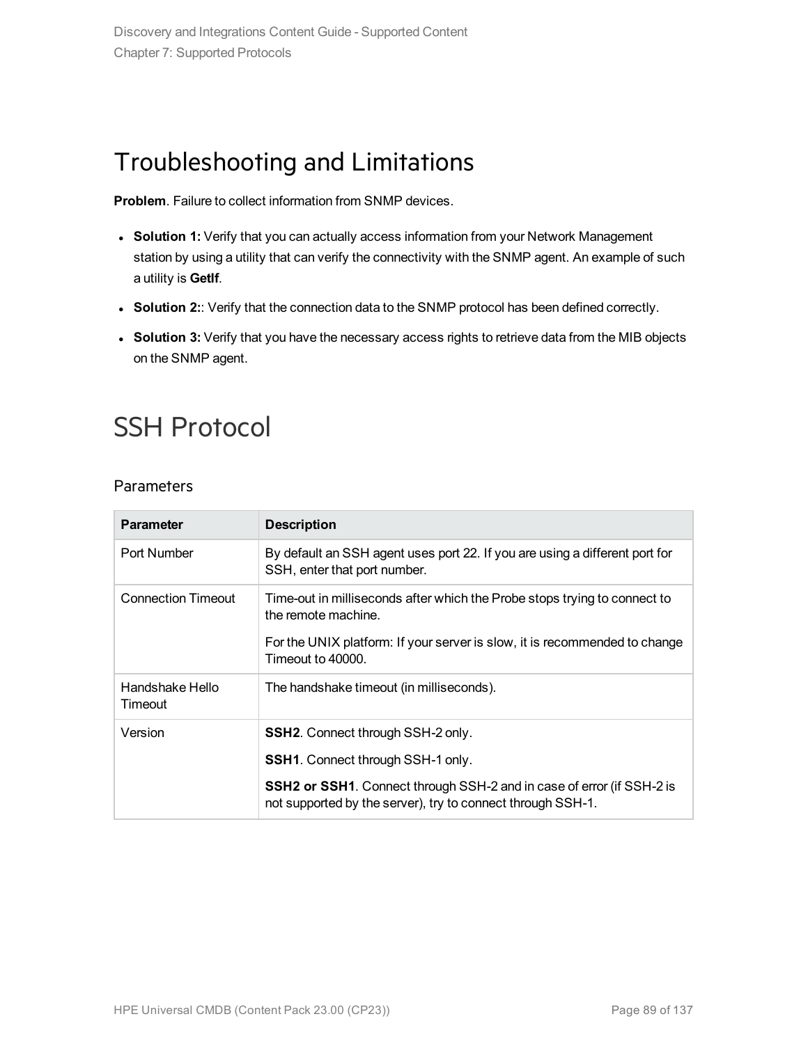## Troubleshooting and Limitations

**Problem**. Failure to collect information from SNMP devices.

- **Solution 1:** Verify that you can actually access information from your Network Management station by using a utility that can verify the connectivity with the SNMP agent. An example of such a utility is **GetIf**.
- **Solution 2:**: Verify that the connection data to the SNMP protocol has been defined correctly.
- **Solution 3:** Verify that you have the necessary access rights to retrieve data from the MIB objects on the SNMP agent.

## SSH Protocol

### Parameters

| Parameter | Description |
| --- | --- |
| Port Number | By default an SSH agent uses port 22. If you are using a different port for SSH, enter that port number. |
| Connection Timeout | Time-out in milliseconds after which the Probe stops trying to connect to the remote machine.<br><br>For the UNIX platform: If your server is slow, it is recommended to change Timeout to 40000. |
| Handshake Hello Timeout | The handshake timeout (in milliseconds). |
| Version | **SSH2**. Connect through SSH-2 only.<br><br>**SSH1**. Connect through SSH-1 only.<br><br>**SSH2 or SSH1**. Connect through SSH-2 and in case of error (if SSH-2 is not supported by the server), try to connect through SSH-1. |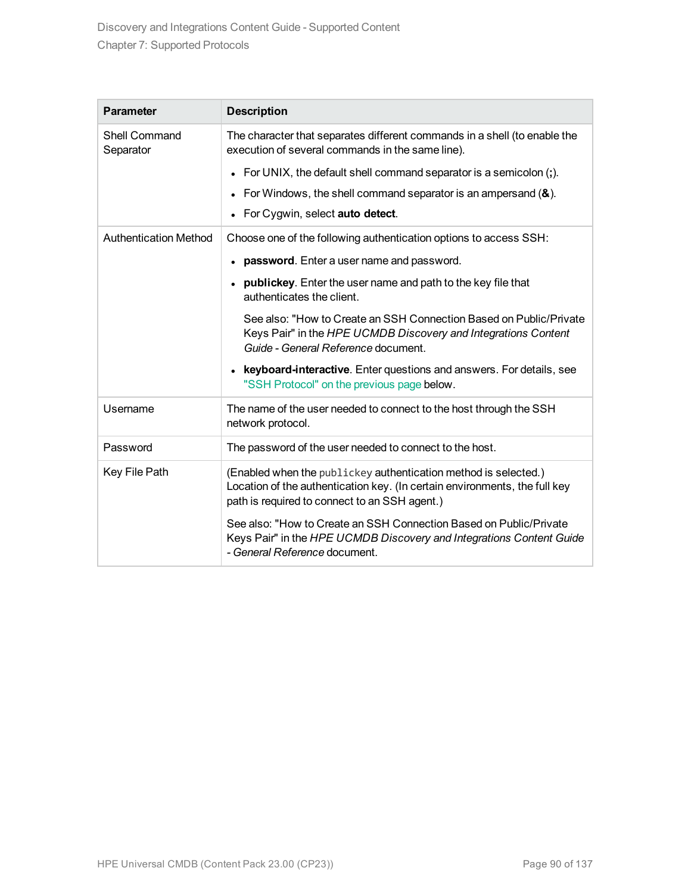| Parameter | Description |
| --- | --- |
| Shell Command Separator | The character that separates different commands in a shell (to enable the execution of several commands in the same line).<br>• For UNIX, the default shell command separator is a semicolon (**;**).<br>• For Windows, the shell command separator is an ampersand (**&**).<br>• For Cygwin, select **auto detect**. |
| Authentication Method | Choose one of the following authentication options to access SSH:<br>• **password**. Enter a user name and password.<br>• **publickey**. Enter the user name and path to the key file that authenticates the client.<br>See also: "How to Create an SSH Connection Based on Public/Private Keys Pair" in the *HPE UCMDB Discovery and Integrations Content Guide - General Reference* document.<br>• **keyboard-interactive**. Enter questions and answers. For details, see "SSH Protocol" on the previous page below. |
| Username | The name of the user needed to connect to the host through the SSH network protocol. |
| Password | The password of the user needed to connect to the host. |
| Key File Path | (Enabled when the `publickey` authentication method is selected.) Location of the authentication key. (In certain environments, the full key path is required to connect to an SSH agent.)<br>See also: "How to Create an SSH Connection Based on Public/Private Keys Pair" in the *HPE UCMDB Discovery and Integrations Content Guide - General Reference* document. |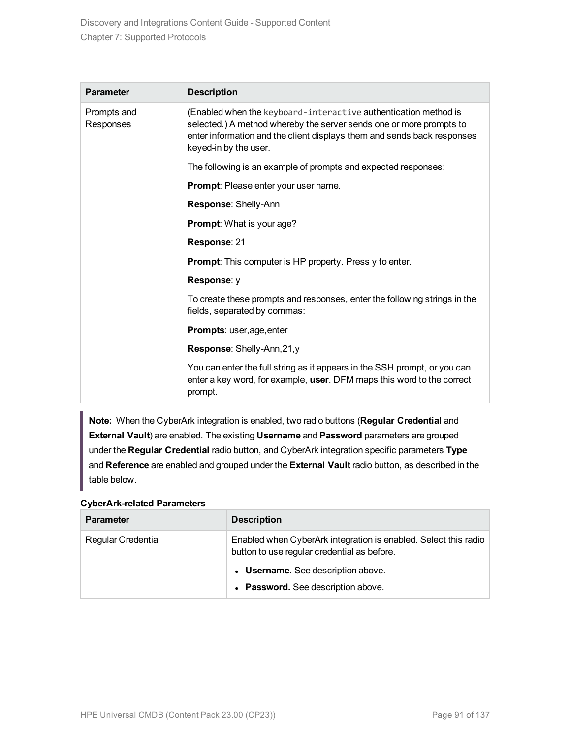| Parameter | Description |
| --- | --- |
| Prompts and Responses | (Enabled when the `keyboard-interactive` authentication method is selected.) A method whereby the server sends one or more prompts to enter information and the client displays them and sends back responses keyed-in by the user.<br><br>The following is an example of prompts and expected responses:<br><br>**Prompt**: Please enter your user name.<br><br>**Response**: Shelly-Ann<br><br>**Prompt**: What is your age?<br><br>**Response**: 21<br><br>**Prompt**: This computer is HP property. Press y to enter.<br><br>**Response**: y<br><br>To create these prompts and responses, enter the following strings in the fields, separated by commas:<br><br>**Prompts**: user,age,enter<br><br>**Response**: Shelly-Ann,21,y<br><br>You can enter the full string as it appears in the SSH prompt, or you can enter a key word, for example, **user**. DFM maps this word to the correct prompt. |

> **Note:** When the CyberArk integration is enabled, two radio buttons (**Regular Credential** and **External Vault**) are enabled. The existing **Username** and **Password** parameters are grouped under the **Regular Credential** radio button, and CyberArk integration specific parameters **Type** and **Reference** are enabled and grouped under the **External Vault** radio button, as described in the table below.

**CyberArk-related Parameters**

| Parameter | Description |
| --- | --- |
| Regular Credential | Enabled when CyberArk integration is enabled. Select this radio button to use regular credential as before.<br><br>• **Username.** See description above.<br>• **Password.** See description above. |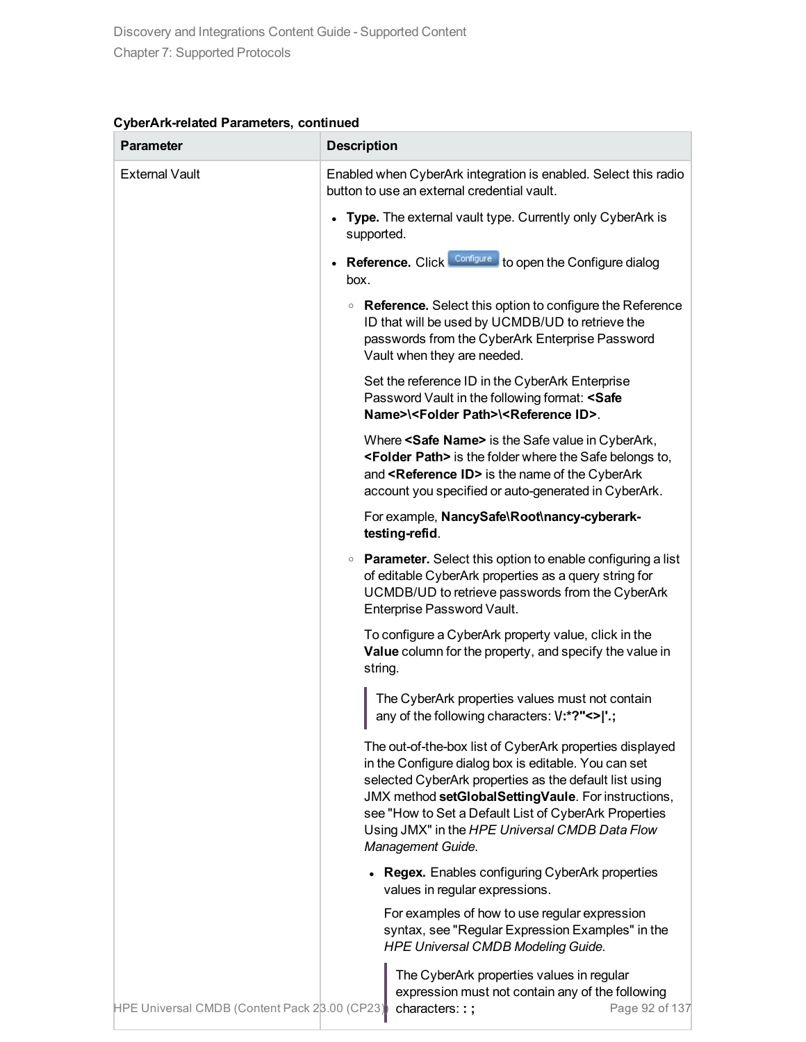**CyberArk-related Parameters, continued**

| Parameter | Description |
| --- | --- |
| External Vault | Enabled when CyberArk integration is enabled. Select this radio button to use an external credential vault.<br><br>• **Type.** The external vault type. Currently only CyberArk is supported.<br><br>• **Reference.** Click Configure to open the Configure dialog box.<br><br>  ◦ **Reference.** Select this option to configure the Reference ID that will be used by UCMDB/UD to retrieve the passwords from the CyberArk Enterprise Password Vault when they are needed.<br><br>  Set the reference ID in the CyberArk Enterprise Password Vault in the following format: **<Safe Name>\<Folder Path>\<Reference ID>**.<br><br>  Where **<Safe Name>** is the Safe value in CyberArk, **<Folder Path>** is the folder where the Safe belongs to, and **<Reference ID>** is the name of the CyberArk account you specified or auto-generated in CyberArk.<br><br>  For example, **NancySafe\Root\nancy-cyberark-testing-refid**.<br><br>  ◦ **Parameter.** Select this option to enable configuring a list of editable CyberArk properties as a query string for UCMDB/UD to retrieve passwords from the CyberArk Enterprise Password Vault.<br><br>  To configure a CyberArk property value, click in the **Value** column for the property, and specify the value in string.<br><br>  > The CyberArk properties values must not contain any of the following characters: **\/:*?"<>\|'.;**<br><br>  The out-of-the-box list of CyberArk properties displayed in the Configure dialog box is editable. You can set selected CyberArk properties as the default list using JMX method **setGlobalSettingVaule**. For instructions, see "How to Set a Default List of CyberArk Properties Using JMX" in the *HPE Universal CMDB Data Flow Management Guide*.<br><br>    • **Regex.** Enables configuring CyberArk properties values in regular expressions.<br><br>    For examples of how to use regular expression syntax, see "Regular Expression Examples" in the *HPE Universal CMDB Modeling Guide*.<br><br>    > The CyberArk properties values in regular expression must not contain any of the following characters: **: ;** |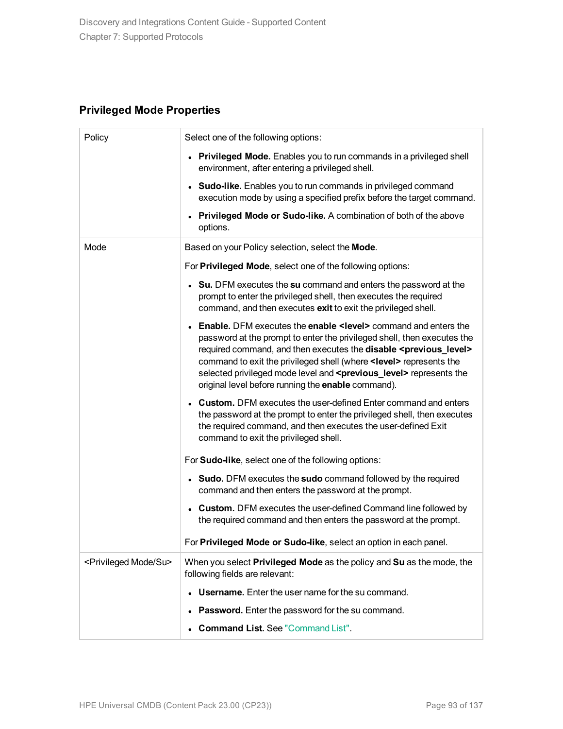### Privileged Mode Properties

| | |
|---|---|
| Policy | Select one of the following options:<br><br>• **Privileged Mode.** Enables you to run commands in a privileged shell environment, after entering a privileged shell.<br>• **Sudo-like.** Enables you to run commands in privileged command execution mode by using a specified prefix before the target command.<br>• **Privileged Mode or Sudo-like.** A combination of both of the above options. |
| Mode | Based on your Policy selection, select the **Mode**.<br><br>For **Privileged Mode**, select one of the following options:<br><br>• **Su.** DFM executes the **su** command and enters the password at the prompt to enter the privileged shell, then executes the required command, and then executes **exit** to exit the privileged shell.<br>• **Enable.** DFM executes the **enable <level>** command and enters the password at the prompt to enter the privileged shell, then executes the required command, and then executes the **disable <previous_level>** command to exit the privileged shell (where **<level>** represents the selected privileged mode level and **<previous_level>** represents the original level before running the **enable** command).<br>• **Custom.** DFM executes the user-defined Enter command and enters the password at the prompt to enter the privileged shell, then executes the required command, and then executes the user-defined Exit command to exit the privileged shell.<br><br>For **Sudo-like**, select one of the following options:<br><br>• **Sudo.** DFM executes the **sudo** command followed by the required command and then enters the password at the prompt.<br>• **Custom.** DFM executes the user-defined Command line followed by the required command and then enters the password at the prompt.<br><br>For **Privileged Mode or Sudo-like**, select an option in each panel. |
| <Privileged Mode/Su> | When you select **Privileged Mode** as the policy and **Su** as the mode, the following fields are relevant:<br><br>• **Username.** Enter the user name for the su command.<br>• **Password.** Enter the password for the su command.<br>• **Command List.** See "Command List". |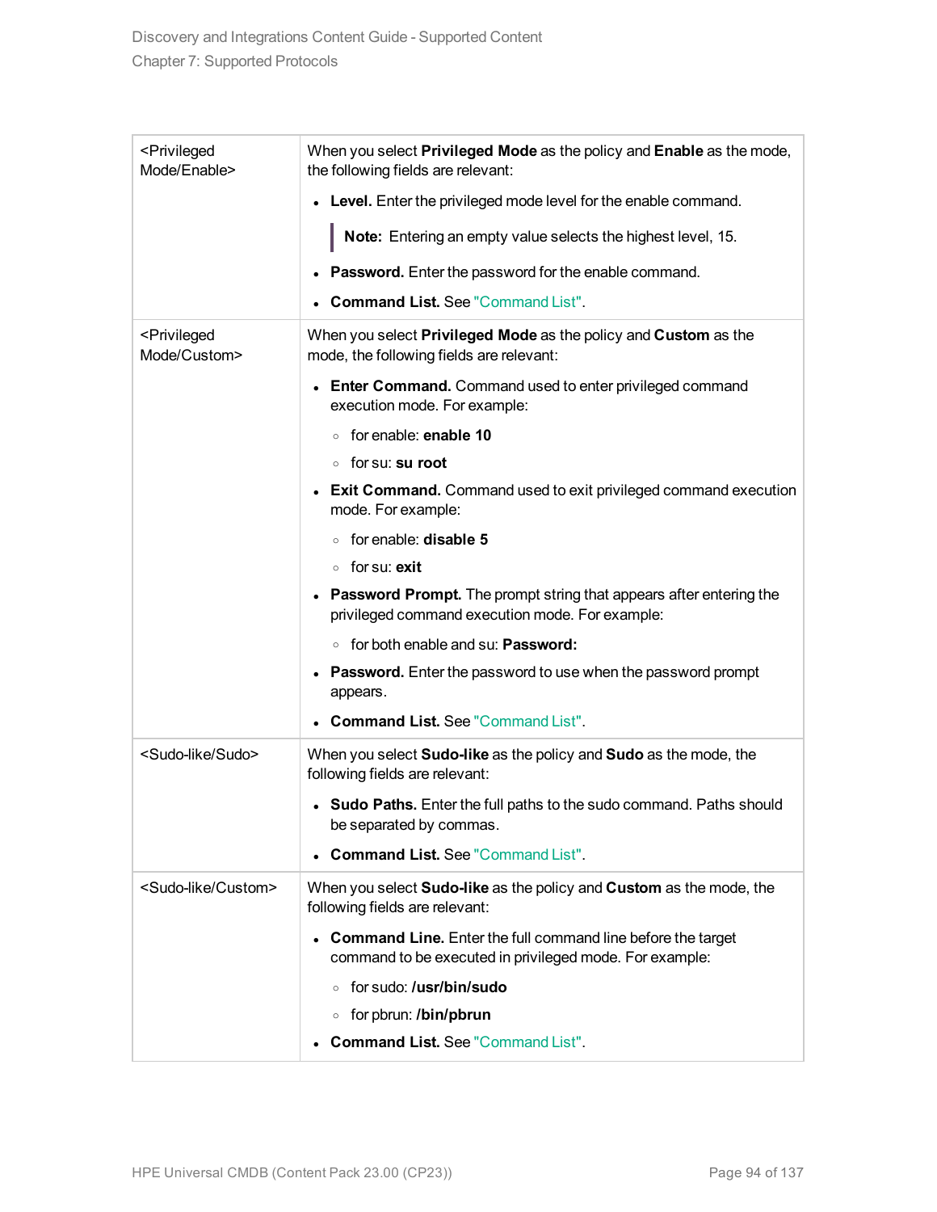| | |
|---|---|
| <Privileged Mode/Enable> | When you select **Privileged Mode** as the policy and **Enable** as the mode, the following fields are relevant:<br><br>• **Level.** Enter the privileged mode level for the enable command.<br><br>**Note:** Entering an empty value selects the highest level, 15.<br><br>• **Password.** Enter the password for the enable command.<br><br>• **Command List.** See "Command List". |
| <Privileged Mode/Custom> | When you select **Privileged Mode** as the policy and **Custom** as the mode, the following fields are relevant:<br><br>• **Enter Command.** Command used to enter privileged command execution mode. For example:<br>  ◦ for enable: **enable 10**<br>  ◦ for su: **su root**<br><br>• **Exit Command.** Command used to exit privileged command execution mode. For example:<br>  ◦ for enable: **disable 5**<br>  ◦ for su: **exit**<br><br>• **Password Prompt.** The prompt string that appears after entering the privileged command execution mode. For example:<br>  ◦ for both enable and su: **Password:**<br><br>• **Password.** Enter the password to use when the password prompt appears.<br><br>• **Command List.** See "Command List". |
| <Sudo-like/Sudo> | When you select **Sudo-like** as the policy and **Sudo** as the mode, the following fields are relevant:<br><br>• **Sudo Paths.** Enter the full paths to the sudo command. Paths should be separated by commas.<br><br>• **Command List.** See "Command List". |
| <Sudo-like/Custom> | When you select **Sudo-like** as the policy and **Custom** as the mode, the following fields are relevant:<br><br>• **Command Line.** Enter the full command line before the target command to be executed in privileged mode. For example:<br>  ◦ for sudo: **/usr/bin/sudo**<br>  ◦ for pbrun: **/bin/pbrun**<br><br>• **Command List.** See "Command List". |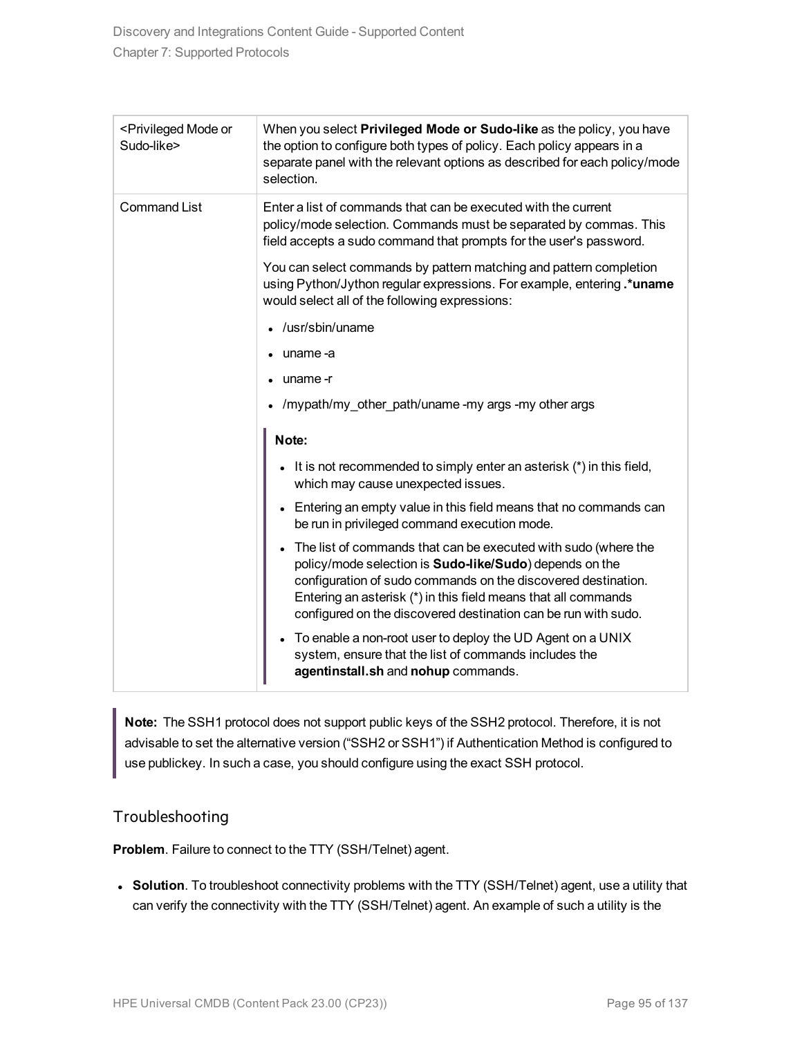| | |
|---|---|
| <Privileged Mode or Sudo-like> | When you select **Privileged Mode or Sudo-like** as the policy, you have the option to configure both types of policy. Each policy appears in a separate panel with the relevant options as described for each policy/mode selection. |
| Command List | Enter a list of commands that can be executed with the current policy/mode selection. Commands must be separated by commas. This field accepts a sudo command that prompts for the user's password.<br><br>You can select commands by pattern matching and pattern completion using Python/Jython regular expressions. For example, entering **.*uname** would select all of the following expressions:<br><br>• /usr/sbin/uname<br>• uname -a<br>• uname -r<br>• /mypath/my_other_path/uname -my args -my other args<br><br>**Note:**<br><br>• It is not recommended to simply enter an asterisk (*) in this field, which may cause unexpected issues.<br>• Entering an empty value in this field means that no commands can be run in privileged command execution mode.<br>• The list of commands that can be executed with sudo (where the policy/mode selection is **Sudo-like/Sudo**) depends on the configuration of sudo commands on the discovered destination. Entering an asterisk (*) in this field means that all commands configured on the discovered destination can be run with sudo.<br>• To enable a non-root user to deploy the UD Agent on a UNIX system, ensure that the list of commands includes the **agentinstall.sh** and **nohup** commands. |

> **Note:** The SSH1 protocol does not support public keys of the SSH2 protocol. Therefore, it is not advisable to set the alternative version ("SSH2 or SSH1") if Authentication Method is configured to use publickey. In such a case, you should configure using the exact SSH protocol.

## Troubleshooting

**Problem**. Failure to connect to the TTY (SSH/Telnet) agent.

- **Solution**. To troubleshoot connectivity problems with the TTY (SSH/Telnet) agent, use a utility that can verify the connectivity with the TTY (SSH/Telnet) agent. An example of such a utility is the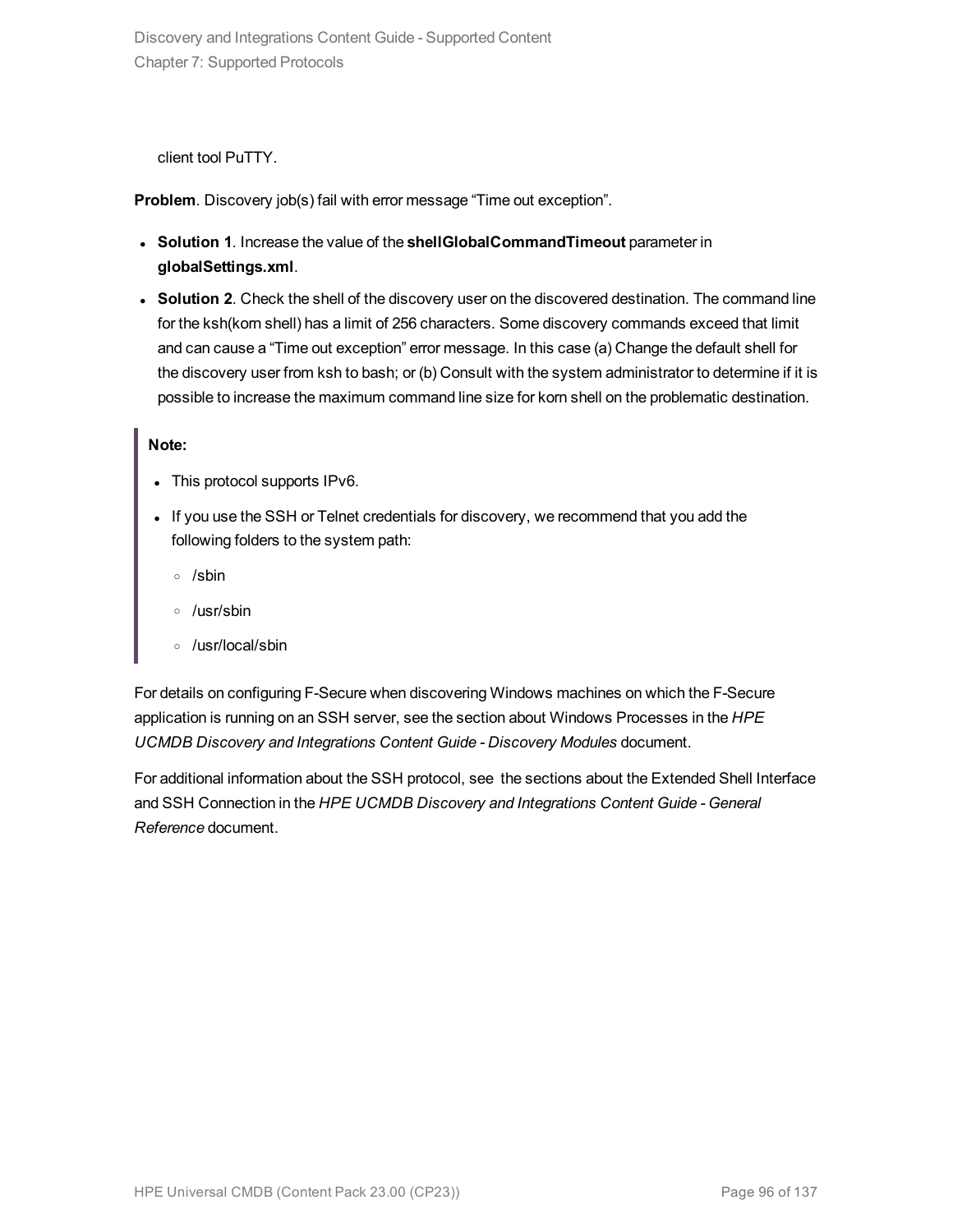client tool PuTTY.

**Problem**. Discovery job(s) fail with error message “Time out exception”.

- **Solution 1**. Increase the value of the **shellGlobalCommandTimeout** parameter in **globalSettings.xml**.
- **Solution 2**. Check the shell of the discovery user on the discovered destination. The command line for the ksh(korn shell) has a limit of 256 characters. Some discovery commands exceed that limit and can cause a “Time out exception” error message. In this case (a) Change the default shell for the discovery user from ksh to bash; or (b) Consult with the system administrator to determine if it is possible to increase the maximum command line size for korn shell on the problematic destination.

> **Note:**
>
> - This protocol supports IPv6.
> - If you use the SSH or Telnet credentials for discovery, we recommend that you add the following folders to the system path:
>     - /sbin
>     - /usr/sbin
>     - /usr/local/sbin

For details on configuring F-Secure when discovering Windows machines on which the F-Secure application is running on an SSH server, see the section about Windows Processes in the *HPE UCMDB Discovery and Integrations Content Guide - Discovery Modules* document.

For additional information about the SSH protocol, see the sections about the Extended Shell Interface and SSH Connection in the *HPE UCMDB Discovery and Integrations Content Guide - General Reference* document.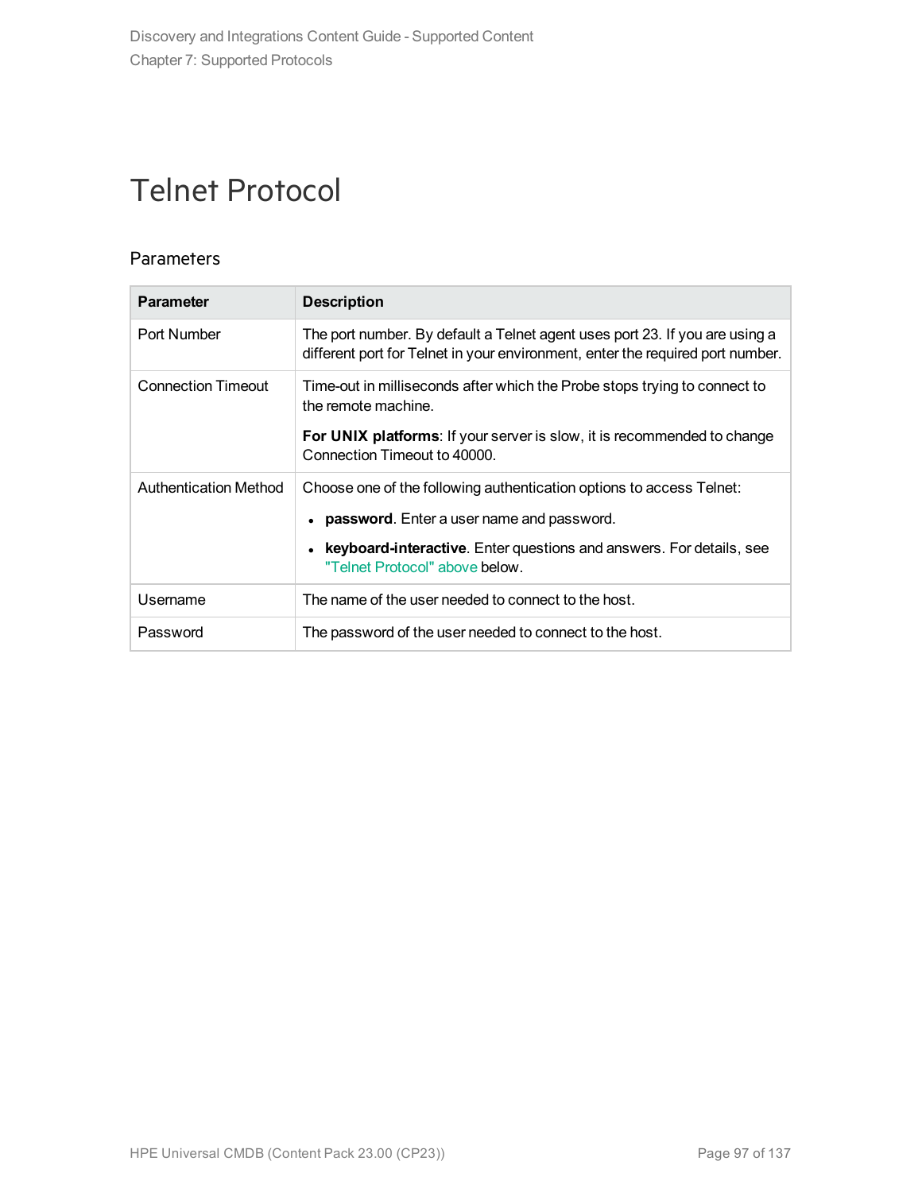# Telnet Protocol

## Parameters

| Parameter | Description |
| --- | --- |
| Port Number | The port number. By default a Telnet agent uses port 23. If you are using a different port for Telnet in your environment, enter the required port number. |
| Connection Timeout | Time-out in milliseconds after which the Probe stops trying to connect to the remote machine.<br><br>**For UNIX platforms**: If your server is slow, it is recommended to change Connection Timeout to 40000. |
| Authentication Method | Choose one of the following authentication options to access Telnet:<br><br>• **password**. Enter a user name and password.<br>• **keyboard-interactive**. Enter questions and answers. For details, see "Telnet Protocol" above below. |
| Username | The name of the user needed to connect to the host. |
| Password | The password of the user needed to connect to the host. |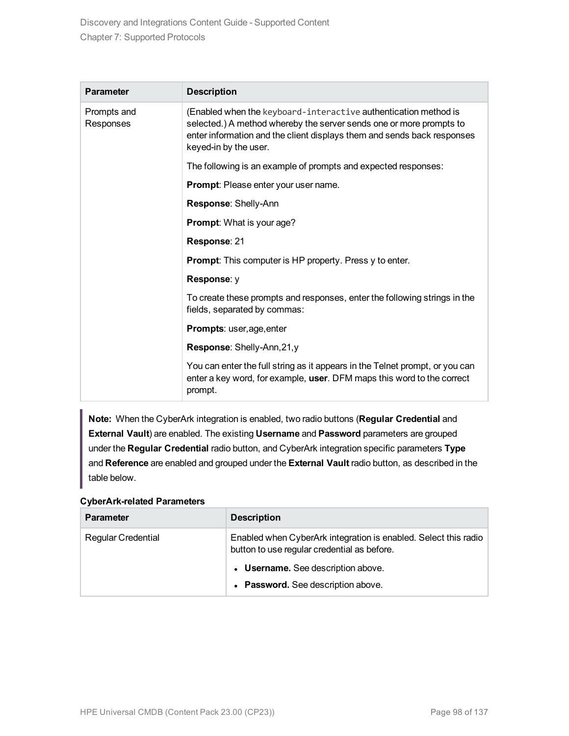| Parameter | Description |
| --- | --- |
| Prompts and Responses | (Enabled when the `keyboard-interactive` authentication method is selected.) A method whereby the server sends one or more prompts to enter information and the client displays them and sends back responses keyed-in by the user.<br><br>The following is an example of prompts and expected responses:<br><br>**Prompt**: Please enter your user name.<br><br>**Response**: Shelly-Ann<br><br>**Prompt**: What is your age?<br><br>**Response**: 21<br><br>**Prompt**: This computer is HP property. Press y to enter.<br><br>**Response**: y<br><br>To create these prompts and responses, enter the following strings in the fields, separated by commas:<br><br>**Prompts**: user,age,enter<br><br>**Response**: Shelly-Ann,21,y<br><br>You can enter the full string as it appears in the Telnet prompt, or you can enter a key word, for example, **user**. DFM maps this word to the correct prompt. |

> **Note:** When the CyberArk integration is enabled, two radio buttons (**Regular Credential** and **External Vault**) are enabled. The existing **Username** and **Password** parameters are grouped under the **Regular Credential** radio button, and CyberArk integration specific parameters **Type** and **Reference** are enabled and grouped under the **External Vault** radio button, as described in the table below.

**CyberArk-related Parameters**

| Parameter | Description |
| --- | --- |
| Regular Credential | Enabled when CyberArk integration is enabled. Select this radio button to use regular credential as before.<br><br>• **Username.** See description above.<br>• **Password.** See description above. |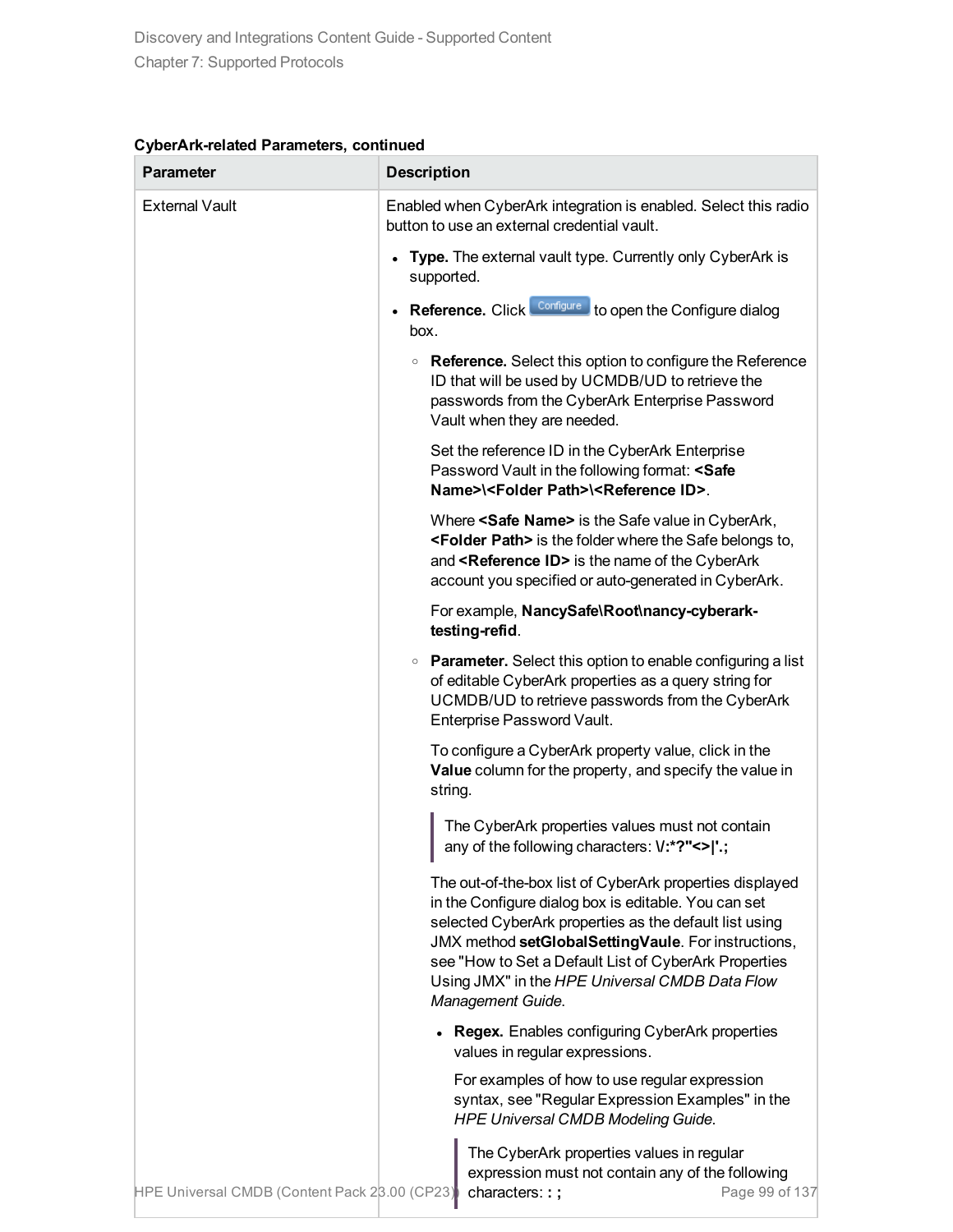**CyberArk-related Parameters, continued**

| Parameter | Description |
| --- | --- |
| External Vault | Enabled when CyberArk integration is enabled. Select this radio button to use an external credential vault.<br><br>• **Type.** The external vault type. Currently only CyberArk is supported.<br><br>• **Reference.** Click Configure to open the Configure dialog box.<br><br>  ◦ **Reference.** Select this option to configure the Reference ID that will be used by UCMDB/UD to retrieve the passwords from the CyberArk Enterprise Password Vault when they are needed.<br><br>  Set the reference ID in the CyberArk Enterprise Password Vault in the following format: **<Safe Name>\<Folder Path>\<Reference ID>**.<br><br>  Where **<Safe Name>** is the Safe value in CyberArk, **<Folder Path>** is the folder where the Safe belongs to, and **<Reference ID>** is the name of the CyberArk account you specified or auto-generated in CyberArk.<br><br>  For example, **NancySafe\Root\nancy-cyberark-testing-refid**.<br><br>  ◦ **Parameter.** Select this option to enable configuring a list of editable CyberArk properties as a query string for UCMDB/UD to retrieve passwords from the CyberArk Enterprise Password Vault.<br><br>  To configure a CyberArk property value, click in the **Value** column for the property, and specify the value in string.<br><br>  > The CyberArk properties values must not contain any of the following characters: **\/:*?"<>\|'.;**<br><br>  The out-of-the-box list of CyberArk properties displayed in the Configure dialog box is editable. You can set selected CyberArk properties as the default list using JMX method **setGlobalSettingVaule**. For instructions, see "How to Set a Default List of CyberArk Properties Using JMX" in the *HPE Universal CMDB Data Flow Management Guide*.<br><br>  • **Regex.** Enables configuring CyberArk properties values in regular expressions.<br><br>  For examples of how to use regular expression syntax, see "Regular Expression Examples" in the *HPE Universal CMDB Modeling Guide*.<br><br>  > The CyberArk properties values in regular expression must not contain any of the following characters: **: ;** |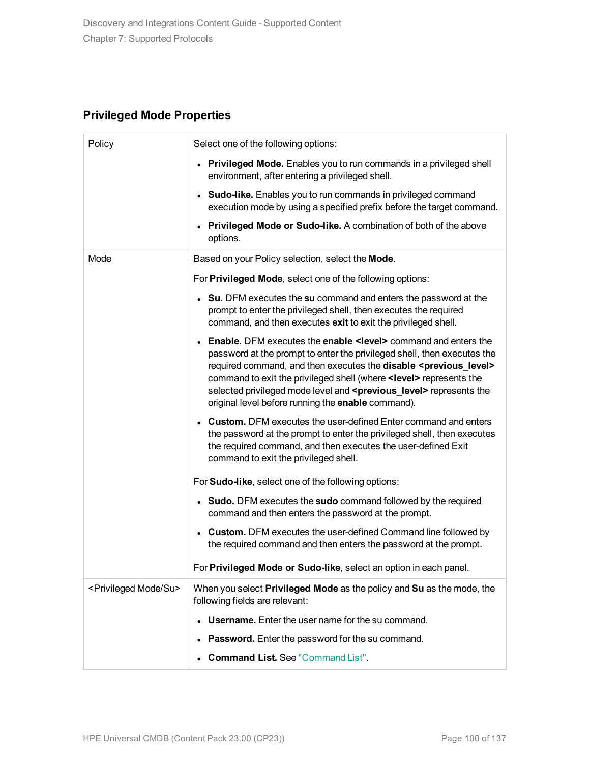### Privileged Mode Properties

| | |
|---|---|
| Policy | Select one of the following options:<br>• **Privileged Mode.** Enables you to run commands in a privileged shell environment, after entering a privileged shell.<br>• **Sudo-like.** Enables you to run commands in privileged command execution mode by using a specified prefix before the target command.<br>• **Privileged Mode or Sudo-like.** A combination of both of the above options. |
| Mode | Based on your Policy selection, select the **Mode**.<br>For **Privileged Mode**, select one of the following options:<br>• **Su.** DFM executes the **su** command and enters the password at the prompt to enter the privileged shell, then executes the required command, and then executes **exit** to exit the privileged shell.<br>• **Enable.** DFM executes the **enable <level>** command and enters the password at the prompt to enter the privileged shell, then executes the required command, and then executes the **disable <previous_level>** command to exit the privileged shell (where **<level>** represents the selected privileged mode level and **<previous_level>** represents the original level before running the **enable** command).<br>• **Custom.** DFM executes the user-defined Enter command and enters the password at the prompt to enter the privileged shell, then executes the required command, and then executes the user-defined Exit command to exit the privileged shell.<br>For **Sudo-like**, select one of the following options:<br>• **Sudo.** DFM executes the **sudo** command followed by the required command and then enters the password at the prompt.<br>• **Custom.** DFM executes the user-defined Command line followed by the required command and then enters the password at the prompt.<br>For **Privileged Mode or Sudo-like**, select an option in each panel. |
| <Privileged Mode/Su> | When you select **Privileged Mode** as the policy and **Su** as the mode, the following fields are relevant:<br>• **Username.** Enter the user name for the su command.<br>• **Password.** Enter the password for the su command.<br>• **Command List.** See "Command List". |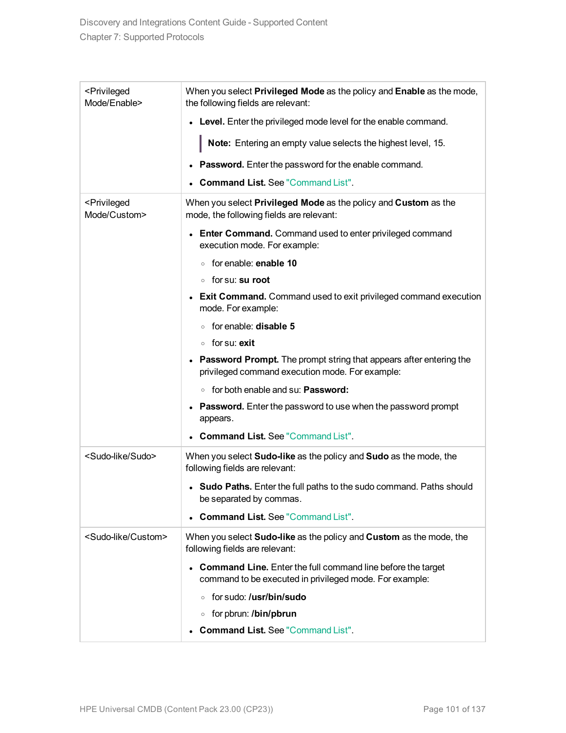| | |
|---|---|
| <Privileged Mode/Enable> | When you select **Privileged Mode** as the policy and **Enable** as the mode, the following fields are relevant:<br>• **Level.** Enter the privileged mode level for the enable command.<br>**Note:** Entering an empty value selects the highest level, 15.<br>• **Password.** Enter the password for the enable command.<br>• **Command List.** See "Command List". |
| <Privileged Mode/Custom> | When you select **Privileged Mode** as the policy and **Custom** as the mode, the following fields are relevant:<br>• **Enter Command.** Command used to enter privileged command execution mode. For example:<br>◦ for enable: **enable 10**<br>◦ for su: **su root**<br>• **Exit Command.** Command used to exit privileged command execution mode. For example:<br>◦ for enable: **disable 5**<br>◦ for su: **exit**<br>• **Password Prompt.** The prompt string that appears after entering the privileged command execution mode. For example:<br>◦ for both enable and su: **Password:**<br>• **Password.** Enter the password to use when the password prompt appears.<br>• **Command List.** See "Command List". |
| <Sudo-like/Sudo> | When you select **Sudo-like** as the policy and **Sudo** as the mode, the following fields are relevant:<br>• **Sudo Paths.** Enter the full paths to the sudo command. Paths should be separated by commas.<br>• **Command List.** See "Command List". |
| <Sudo-like/Custom> | When you select **Sudo-like** as the policy and **Custom** as the mode, the following fields are relevant:<br>• **Command Line.** Enter the full command line before the target command to be executed in privileged mode. For example:<br>◦ for sudo: **/usr/bin/sudo**<br>◦ for pbrun: **/bin/pbrun**<br>• **Command List.** See "Command List". |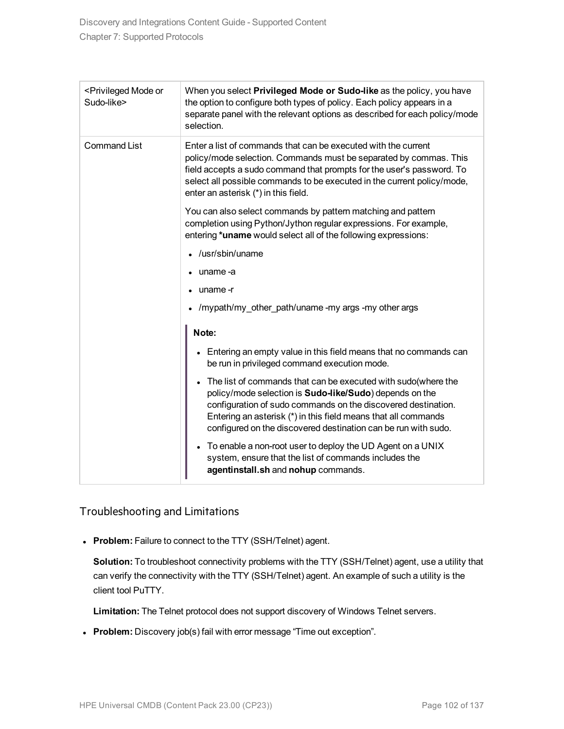| <Privileged Mode or Sudo-like> | When you select **Privileged Mode or Sudo-like** as the policy, you have the option to configure both types of policy. Each policy appears in a separate panel with the relevant options as described for each policy/mode selection. |
|---|---|
| Command List | Enter a list of commands that can be executed with the current policy/mode selection. Commands must be separated by commas. This field accepts a sudo command that prompts for the user's password. To select all possible commands to be executed in the current policy/mode, enter an asterisk (*) in this field.<br><br>You can also select commands by pattern matching and pattern completion using Python/Jython regular expressions. For example, entering ***uname** would select all of the following expressions:<br><br>• /usr/sbin/uname<br>• uname -a<br>• uname -r<br>• /mypath/my_other_path/uname -my args -my other args<br><br>**Note:**<br><br>• Entering an empty value in this field means that no commands can be run in privileged command execution mode.<br>• The list of commands that can be executed with sudo(where the policy/mode selection is **Sudo-like/Sudo**) depends on the configuration of sudo commands on the discovered destination. Entering an asterisk (*) in this field means that all commands configured on the discovered destination can be run with sudo.<br>• To enable a non-root user to deploy the UD Agent on a UNIX system, ensure that the list of commands includes the **agentinstall.sh** and **nohup** commands. |

## Troubleshooting and Limitations

- **Problem:** Failure to connect to the TTY (SSH/Telnet) agent.

  **Solution:** To troubleshoot connectivity problems with the TTY (SSH/Telnet) agent, use a utility that can verify the connectivity with the TTY (SSH/Telnet) agent. An example of such a utility is the client tool PuTTY.

  **Limitation:** The Telnet protocol does not support discovery of Windows Telnet servers.

- **Problem:** Discovery job(s) fail with error message “Time out exception”.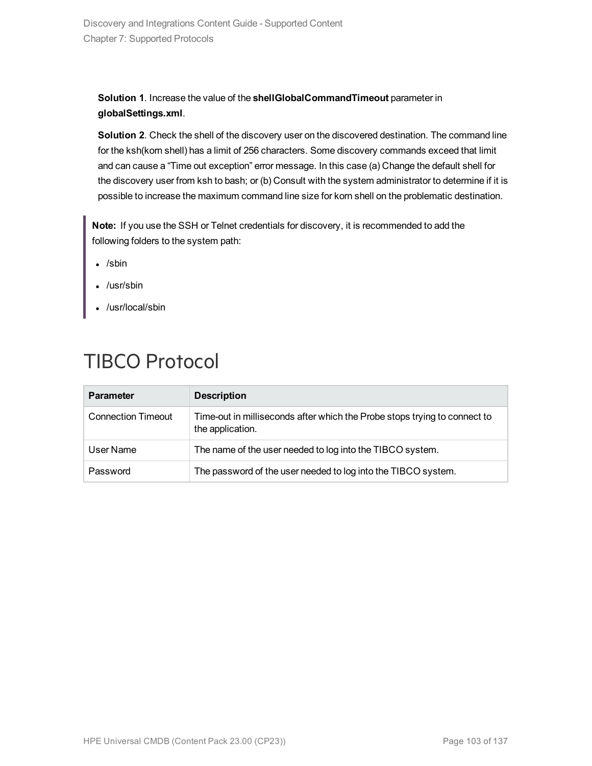**Solution 1**. Increase the value of the **shellGlobalCommandTimeout** parameter in **globalSettings.xml**.

**Solution 2**. Check the shell of the discovery user on the discovered destination. The command line for the ksh(korn shell) has a limit of 256 characters. Some discovery commands exceed that limit and can cause a "Time out exception" error message. In this case (a) Change the default shell for the discovery user from ksh to bash; or (b) Consult with the system administrator to determine if it is possible to increase the maximum command line size for korn shell on the problematic destination.

> **Note:** If you use the SSH or Telnet credentials for discovery, it is recommended to add the following folders to the system path:
>
> - /sbin
> - /usr/sbin
> - /usr/local/sbin

# TIBCO Protocol

| Parameter | Description |
| --- | --- |
| Connection Timeout | Time-out in milliseconds after which the Probe stops trying to connect to the application. |
| User Name | The name of the user needed to log into the TIBCO system. |
| Password | The password of the user needed to log into the TIBCO system. |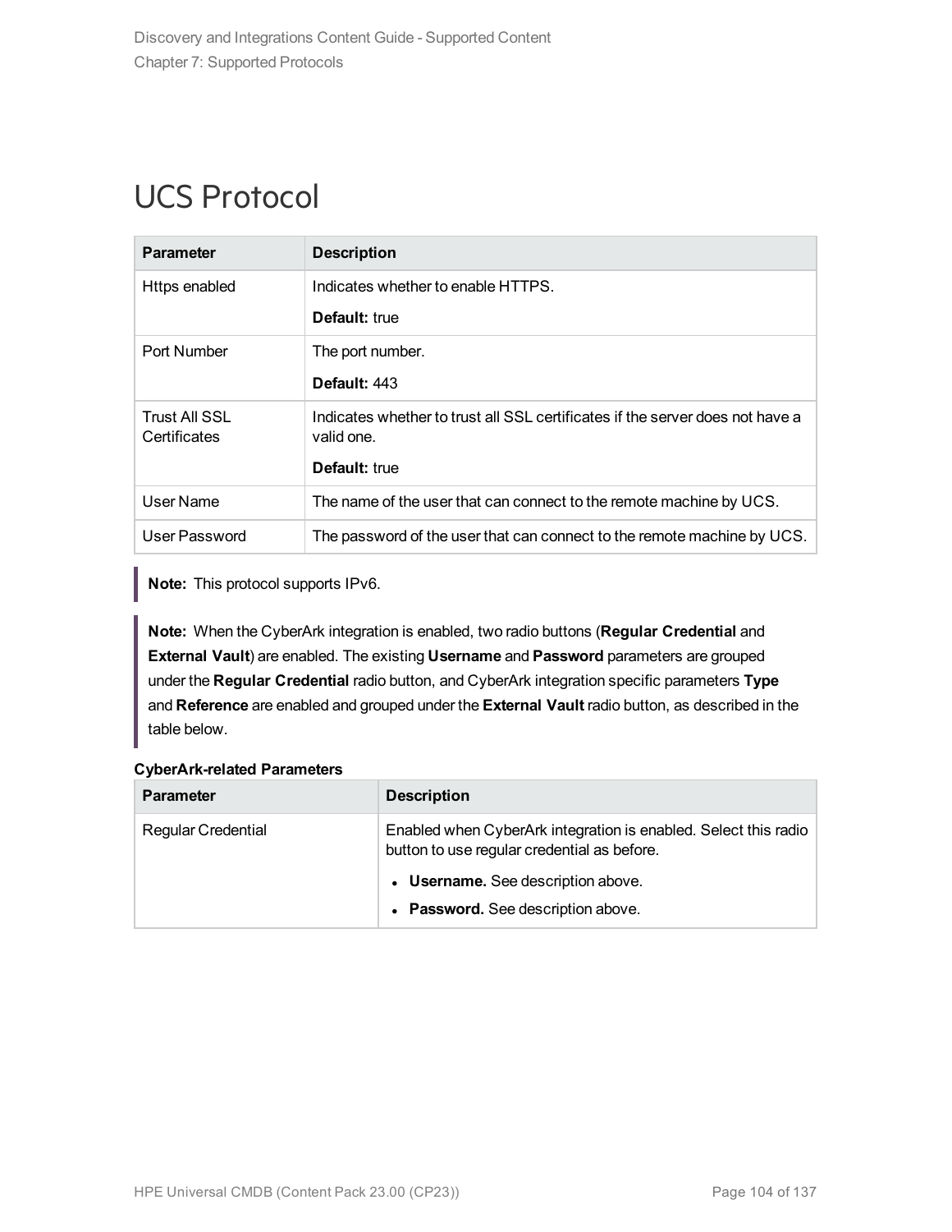# UCS Protocol

| Parameter | Description |
| --- | --- |
| Https enabled | Indicates whether to enable HTTPS.<br>**Default:** true |
| Port Number | The port number.<br>**Default:** 443 |
| Trust All SSL Certificates | Indicates whether to trust all SSL certificates if the server does not have a valid one.<br>**Default:** true |
| User Name | The name of the user that can connect to the remote machine by UCS. |
| User Password | The password of the user that can connect to the remote machine by UCS. |

> **Note:** This protocol supports IPv6.

> **Note:** When the CyberArk integration is enabled, two radio buttons (**Regular Credential** and **External Vault**) are enabled. The existing **Username** and **Password** parameters are grouped under the **Regular Credential** radio button, and CyberArk integration specific parameters **Type** and **Reference** are enabled and grouped under the **External Vault** radio button, as described in the table below.

**CyberArk-related Parameters**

| Parameter | Description |
| --- | --- |
| Regular Credential | Enabled when CyberArk integration is enabled. Select this radio button to use regular credential as before.<br>• **Username.** See description above.<br>• **Password.** See description above. |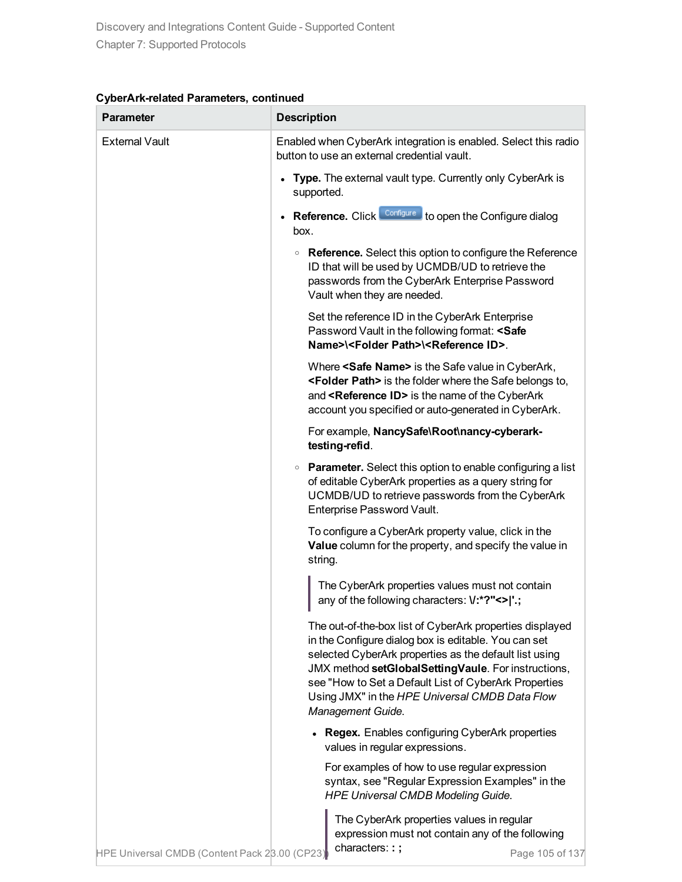**CyberArk-related Parameters, continued**

| Parameter | Description |
| --- | --- |
| External Vault | Enabled when CyberArk integration is enabled. Select this radio button to use an external credential vault.<br><br>• **Type.** The external vault type. Currently only CyberArk is supported.<br><br>• **Reference.** Click Configure to open the Configure dialog box.<br><br>  ◦ **Reference.** Select this option to configure the Reference ID that will be used by UCMDB/UD to retrieve the passwords from the CyberArk Enterprise Password Vault when they are needed.<br><br>    Set the reference ID in the CyberArk Enterprise Password Vault in the following format: **<Safe Name>\<Folder Path>\<Reference ID>**.<br><br>    Where **<Safe Name>** is the Safe value in CyberArk, **<Folder Path>** is the folder where the Safe belongs to, and **<Reference ID>** is the name of the CyberArk account you specified or auto-generated in CyberArk.<br><br>    For example, **NancySafe\Root\nancy-cyberark-testing-refid**.<br><br>  ◦ **Parameter.** Select this option to enable configuring a list of editable CyberArk properties as a query string for UCMDB/UD to retrieve passwords from the CyberArk Enterprise Password Vault.<br><br>    To configure a CyberArk property value, click in the **Value** column for the property, and specify the value in string.<br><br>    > The CyberArk properties values must not contain any of the following characters: **\/:*?"<>\|'.;**<br><br>    The out-of-the-box list of CyberArk properties displayed in the Configure dialog box is editable. You can set selected CyberArk properties as the default list using JMX method **setGlobalSettingVaule**. For instructions, see "How to Set a Default List of CyberArk Properties Using JMX" in the *HPE Universal CMDB Data Flow Management Guide*.<br><br>    • **Regex.** Enables configuring CyberArk properties values in regular expressions.<br><br>      For examples of how to use regular expression syntax, see "Regular Expression Examples" in the *HPE Universal CMDB Modeling Guide.*<br><br>      > The CyberArk properties values in regular expression must not contain any of the following characters: **: ;** |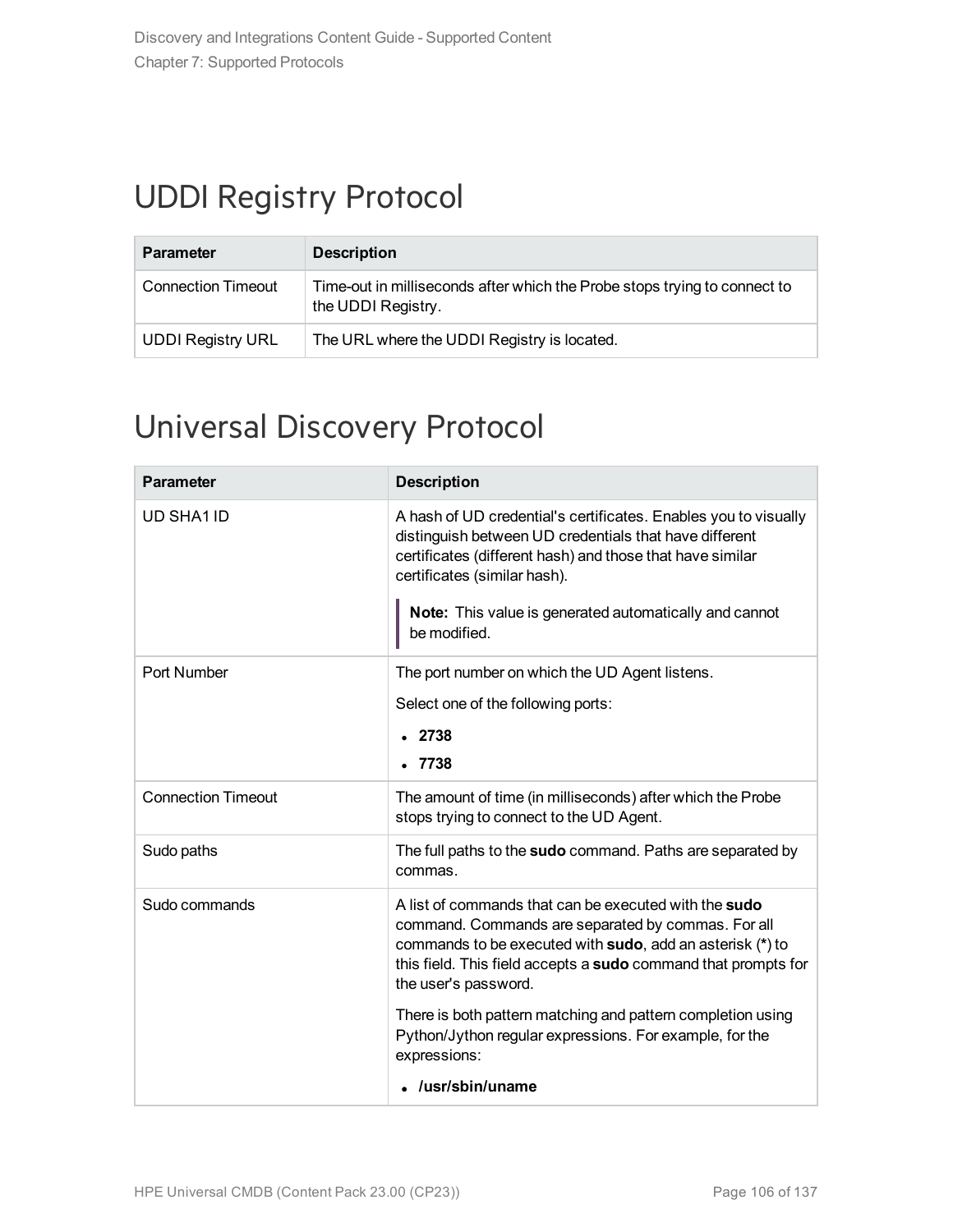# UDDI Registry Protocol

| Parameter | Description |
| --- | --- |
| Connection Timeout | Time-out in milliseconds after which the Probe stops trying to connect to the UDDI Registry. |
| UDDI Registry URL | The URL where the UDDI Registry is located. |

# Universal Discovery Protocol

| Parameter | Description |
| --- | --- |
| UD SHA1 ID | A hash of UD credential's certificates. Enables you to visually distinguish between UD credentials that have different certificates (different hash) and those that have similar certificates (similar hash).<br><br>**Note:** This value is generated automatically and cannot be modified. |
| Port Number | The port number on which the UD Agent listens.<br><br>Select one of the following ports:<br><br>• **2738**<br>• **7738** |
| Connection Timeout | The amount of time (in milliseconds) after which the Probe stops trying to connect to the UD Agent. |
| Sudo paths | The full paths to the **sudo** command. Paths are separated by commas. |
| Sudo commands | A list of commands that can be executed with the **sudo** command. Commands are separated by commas. For all commands to be executed with **sudo**, add an asterisk (**\***) to this field. This field accepts a **sudo** command that prompts for the user's password.<br><br>There is both pattern matching and pattern completion using Python/Jython regular expressions. For example, for the expressions:<br><br>• **/usr/sbin/uname** |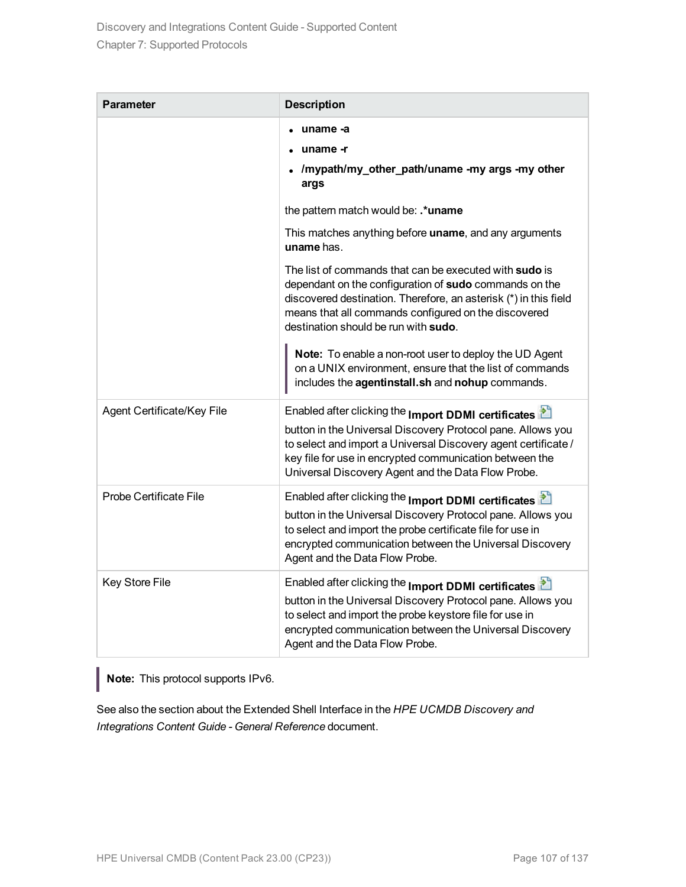| Parameter | Description |
|---|---|
| | • **uname -a**<br>• **uname -r**<br>• **/mypath/my_other_path/uname -my args -my other args**<br><br>the pattern match would be: **.*uname**<br><br>This matches anything before **uname**, and any arguments **uname** has.<br><br>The list of commands that can be executed with **sudo** is dependant on the configuration of **sudo** commands on the discovered destination. Therefore, an asterisk (*) in this field means that all commands configured on the discovered destination should be run with **sudo**.<br><br>**Note:** To enable a non-root user to deploy the UD Agent on a UNIX environment, ensure that the list of commands includes the **agentinstall.sh** and **nohup** commands. |
| Agent Certificate/Key File | Enabled after clicking the **Import DDMI certificates** button in the Universal Discovery Protocol pane. Allows you to select and import a Universal Discovery agent certificate / key file for use in encrypted communication between the Universal Discovery Agent and the Data Flow Probe. |
| Probe Certificate File | Enabled after clicking the **Import DDMI certificates** button in the Universal Discovery Protocol pane. Allows you to select and import the probe certificate file for use in encrypted communication between the Universal Discovery Agent and the Data Flow Probe. |
| Key Store File | Enabled after clicking the **Import DDMI certificates** button in the Universal Discovery Protocol pane. Allows you to select and import the probe keystore file for use in encrypted communication between the Universal Discovery Agent and the Data Flow Probe. |

**Note:** This protocol supports IPv6.

See also the section about the Extended Shell Interface in the *HPE UCMDB Discovery and Integrations Content Guide - General Reference* document.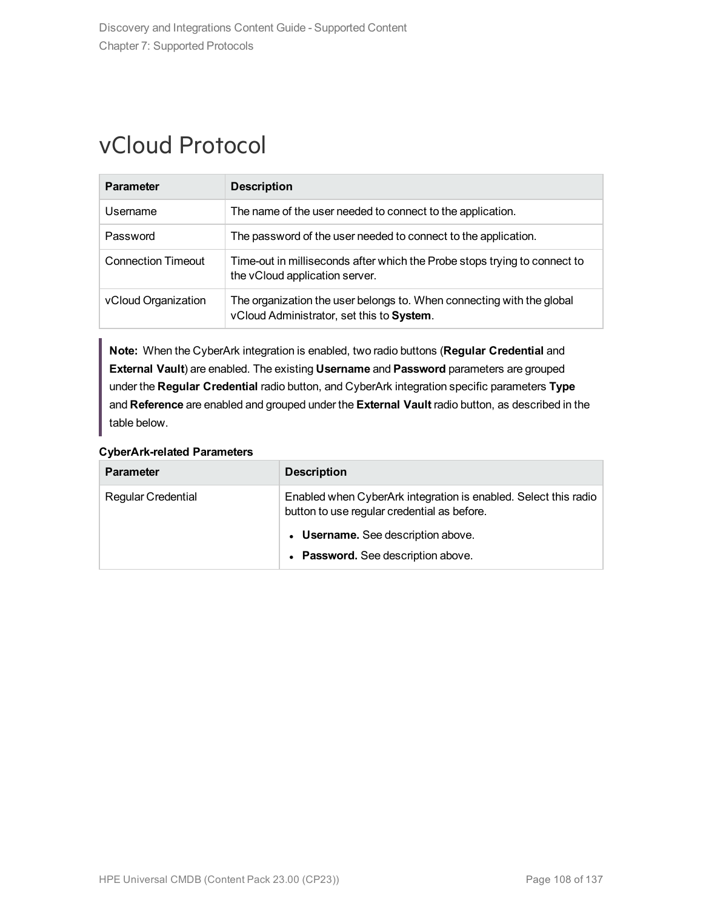# vCloud Protocol

| Parameter | Description |
|---|---|
| Username | The name of the user needed to connect to the application. |
| Password | The password of the user needed to connect to the application. |
| Connection Timeout | Time-out in milliseconds after which the Probe stops trying to connect to the vCloud application server. |
| vCloud Organization | The organization the user belongs to. When connecting with the global vCloud Administrator, set this to **System**. |

> **Note:** When the CyberArk integration is enabled, two radio buttons (**Regular Credential** and **External Vault**) are enabled. The existing **Username** and **Password** parameters are grouped under the **Regular Credential** radio button, and CyberArk integration specific parameters **Type** and **Reference** are enabled and grouped under the **External Vault** radio button, as described in the table below.

**CyberArk-related Parameters**

| Parameter | Description |
|---|---|
| Regular Credential | Enabled when CyberArk integration is enabled. Select this radio button to use regular credential as before.<br>• **Username.** See description above.<br>• **Password.** See description above. |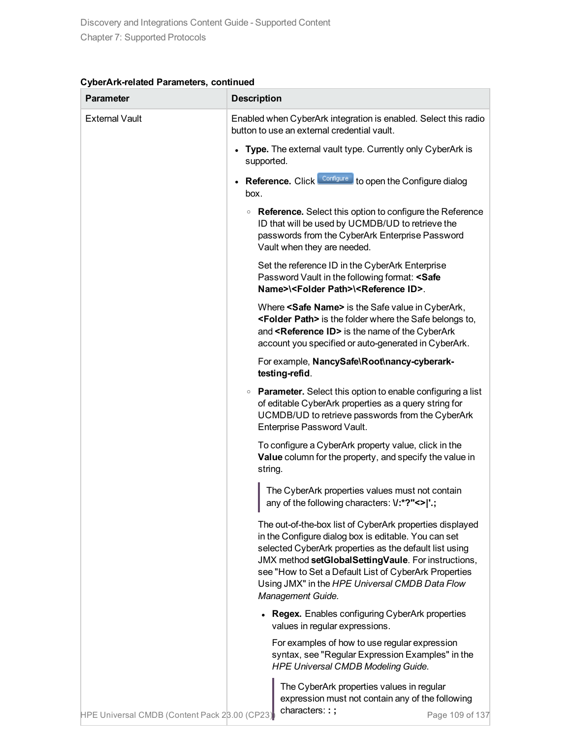**CyberArk-related Parameters, continued**

| Parameter | Description |
| --- | --- |
| External Vault | Enabled when CyberArk integration is enabled. Select this radio button to use an external credential vault.<br><br>• **Type.** The external vault type. Currently only CyberArk is supported.<br><br>• **Reference.** Click Configure to open the Configure dialog box.<br><br>◦ **Reference.** Select this option to configure the Reference ID that will be used by UCMDB/UD to retrieve the passwords from the CyberArk Enterprise Password Vault when they are needed.<br><br>Set the reference ID in the CyberArk Enterprise Password Vault in the following format: **<Safe Name>\<Folder Path>\<Reference ID>**.<br><br>Where **<Safe Name>** is the Safe value in CyberArk, **<Folder Path>** is the folder where the Safe belongs to, and **<Reference ID>** is the name of the CyberArk account you specified or auto-generated in CyberArk.<br><br>For example, **NancySafe\Root\nancy-cyberark-testing-refid**.<br><br>◦ **Parameter.** Select this option to enable configuring a list of editable CyberArk properties as a query string for UCMDB/UD to retrieve passwords from the CyberArk Enterprise Password Vault.<br><br>To configure a CyberArk property value, click in the **Value** column for the property, and specify the value in string.<br><br>> The CyberArk properties values must not contain any of the following characters: **\/:*?"<>\|'.;**<br><br>The out-of-the-box list of CyberArk properties displayed in the Configure dialog box is editable. You can set selected CyberArk properties as the default list using JMX method **setGlobalSettingVaule**. For instructions, see "How to Set a Default List of CyberArk Properties Using JMX" in the *HPE Universal CMDB Data Flow Management Guide*.<br><br>• **Regex.** Enables configuring CyberArk properties values in regular expressions.<br><br>For examples of how to use regular expression syntax, see "Regular Expression Examples" in the *HPE Universal CMDB Modeling Guide.*<br><br>> The CyberArk properties values in regular expression must not contain any of the following characters: **: ;** |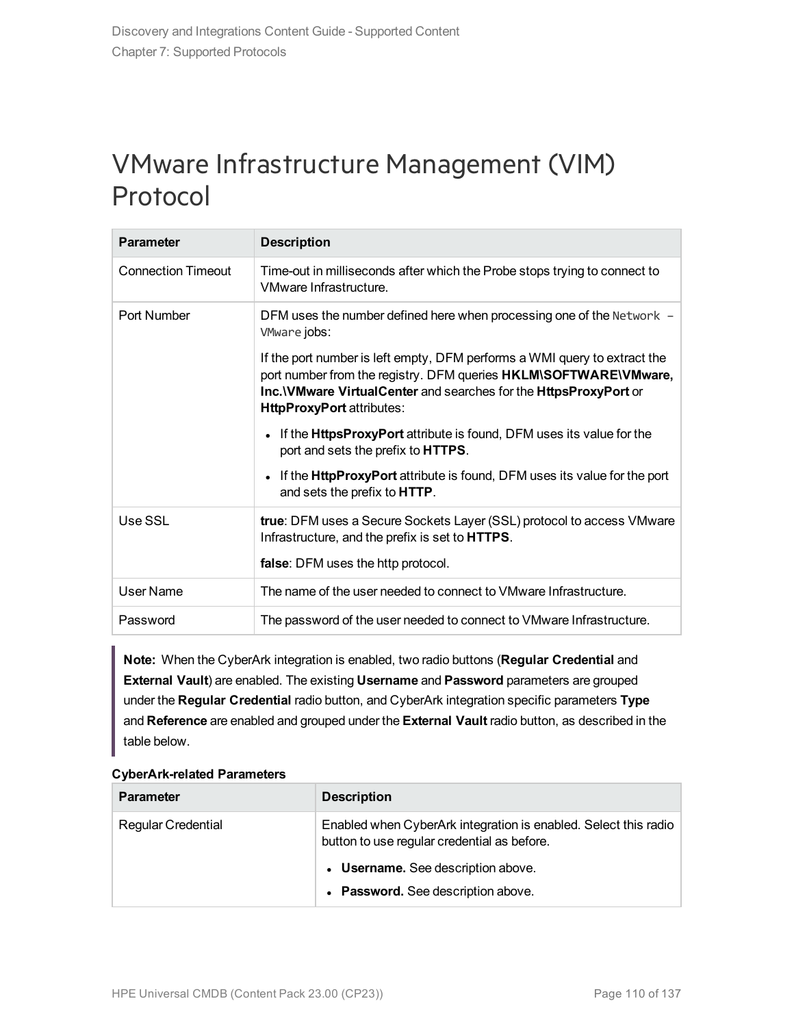# VMware Infrastructure Management (VIM) Protocol

| Parameter | Description |
| --- | --- |
| Connection Timeout | Time-out in milliseconds after which the Probe stops trying to connect to VMware Infrastructure. |
| Port Number | DFM uses the number defined here when processing one of the `Network - VMware` jobs:<br><br>If the port number is left empty, DFM performs a WMI query to extract the port number from the registry. DFM queries **HKLM\SOFTWARE\VMware, Inc.\VMware VirtualCenter** and searches for the **HttpsProxyPort** or **HttpProxyPort** attributes:<br><br>• If the **HttpsProxyPort** attribute is found, DFM uses its value for the port and sets the prefix to **HTTPS**.<br>• If the **HttpProxyPort** attribute is found, DFM uses its value for the port and sets the prefix to **HTTP**. |
| Use SSL | **true**: DFM uses a Secure Sockets Layer (SSL) protocol to access VMware Infrastructure, and the prefix is set to **HTTPS**.<br><br>**false**: DFM uses the http protocol. |
| User Name | The name of the user needed to connect to VMware Infrastructure. |
| Password | The password of the user needed to connect to VMware Infrastructure. |

> **Note:** When the CyberArk integration is enabled, two radio buttons (**Regular Credential** and **External Vault**) are enabled. The existing **Username** and **Password** parameters are grouped under the **Regular Credential** radio button, and CyberArk integration specific parameters **Type** and **Reference** are enabled and grouped under the **External Vault** radio button, as described in the table below.

**CyberArk-related Parameters**

| Parameter | Description |
| --- | --- |
| Regular Credential | Enabled when CyberArk integration is enabled. Select this radio button to use regular credential as before.<br><br>• **Username.** See description above.<br>• **Password.** See description above. |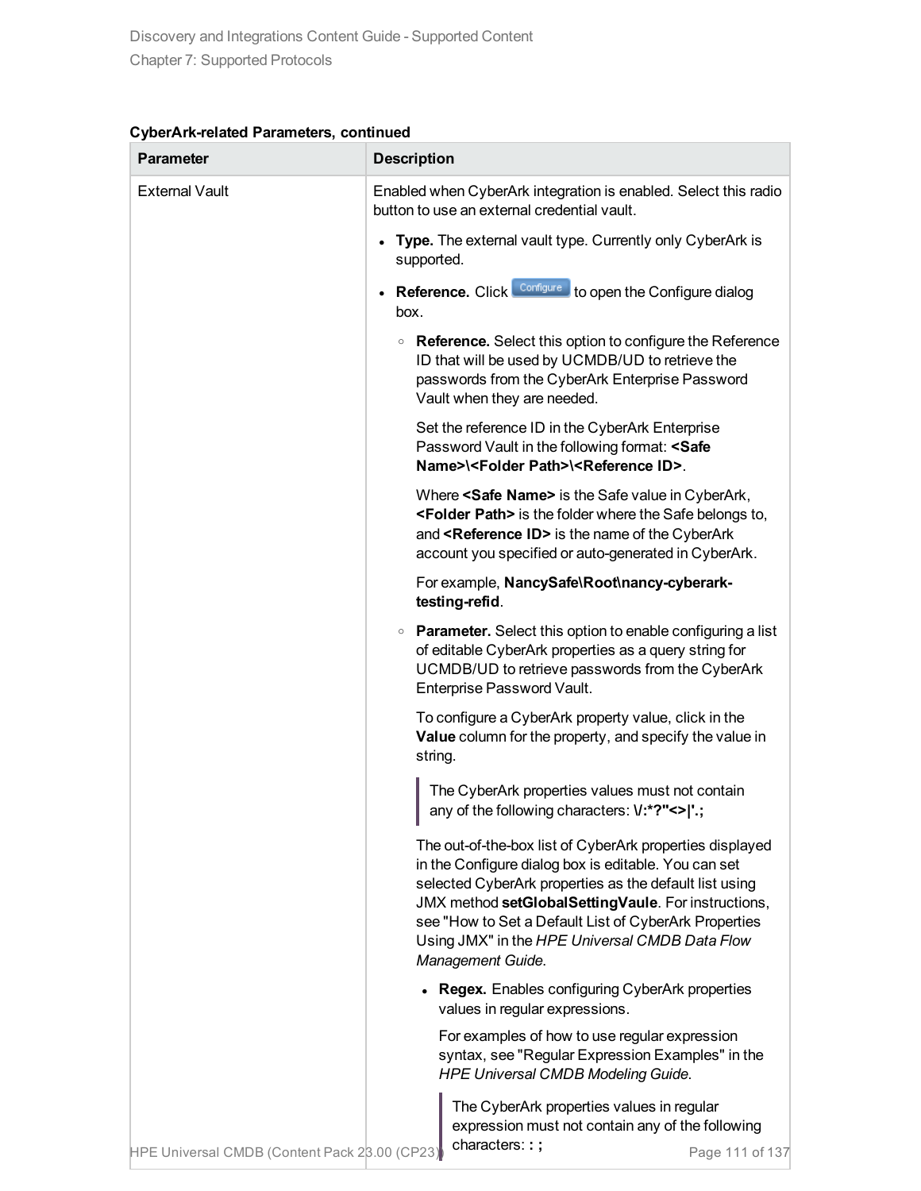**CyberArk-related Parameters, continued**

| Parameter | Description |
|---|---|
| External Vault | Enabled when CyberArk integration is enabled. Select this radio button to use an external credential vault.<br><br>• **Type.** The external vault type. Currently only CyberArk is supported.<br><br>• **Reference.** Click Configure to open the Configure dialog box.<br><br>  ◦ **Reference.** Select this option to configure the Reference ID that will be used by UCMDB/UD to retrieve the passwords from the CyberArk Enterprise Password Vault when they are needed.<br><br>  Set the reference ID in the CyberArk Enterprise Password Vault in the following format: **<Safe Name>\<Folder Path>\<Reference ID>**.<br><br>  Where **<Safe Name>** is the Safe value in CyberArk, **<Folder Path>** is the folder where the Safe belongs to, and **<Reference ID>** is the name of the CyberArk account you specified or auto-generated in CyberArk.<br><br>  For example, **NancySafe\Root\nancy-cyberark-testing-refid**.<br><br>  ◦ **Parameter.** Select this option to enable configuring a list of editable CyberArk properties as a query string for UCMDB/UD to retrieve passwords from the CyberArk Enterprise Password Vault.<br><br>  To configure a CyberArk property value, click in the **Value** column for the property, and specify the value in string.<br><br>  > The CyberArk properties values must not contain any of the following characters: **\/:*?"<>\|'.;**<br><br>  The out-of-the-box list of CyberArk properties displayed in the Configure dialog box is editable. You can set selected CyberArk properties as the default list using JMX method **setGlobalSettingVaule**. For instructions, see "How to Set a Default List of CyberArk Properties Using JMX" in the *HPE Universal CMDB Data Flow Management Guide*.<br><br>    • **Regex.** Enables configuring CyberArk properties values in regular expressions.<br><br>    For examples of how to use regular expression syntax, see "Regular Expression Examples" in the *HPE Universal CMDB Modeling Guide.*<br><br>    > The CyberArk properties values in regular expression must not contain any of the following characters: **: ;** |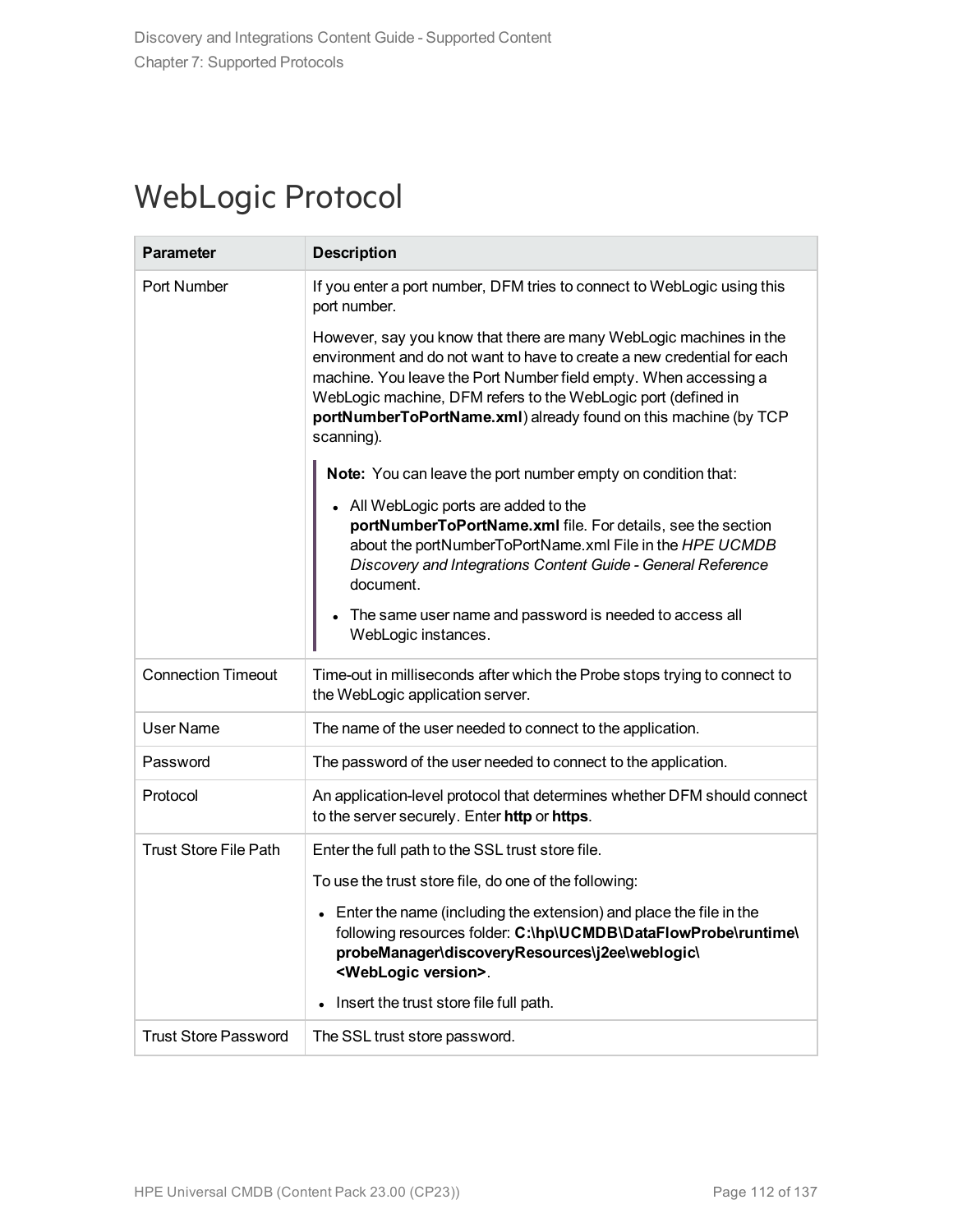# WebLogic Protocol

| Parameter | Description |
|---|---|
| Port Number | If you enter a port number, DFM tries to connect to WebLogic using this port number.<br><br>However, say you know that there are many WebLogic machines in the environment and do not want to have to create a new credential for each machine. You leave the Port Number field empty. When accessing a WebLogic machine, DFM refers to the WebLogic port (defined in **portNumberToPortName.xml**) already found on this machine (by TCP scanning).<br><br>**Note:** You can leave the port number empty on condition that:<br><br>• All WebLogic ports are added to the **portNumberToPortName.xml** file. For details, see the section about the portNumberToPortName.xml File in the *HPE UCMDB Discovery and Integrations Content Guide - General Reference* document.<br>• The same user name and password is needed to access all WebLogic instances. |
| Connection Timeout | Time-out in milliseconds after which the Probe stops trying to connect to the WebLogic application server. |
| User Name | The name of the user needed to connect to the application. |
| Password | The password of the user needed to connect to the application. |
| Protocol | An application-level protocol that determines whether DFM should connect to the server securely. Enter **http** or **https**. |
| Trust Store File Path | Enter the full path to the SSL trust store file.<br><br>To use the trust store file, do one of the following:<br><br>• Enter the name (including the extension) and place the file in the following resources folder: **C:\hp\UCMDB\DataFlowProbe\runtime\probeManager\discoveryResources\j2ee\weblogic\<WebLogic version>**.<br>• Insert the trust store file full path. |
| Trust Store Password | The SSL trust store password. |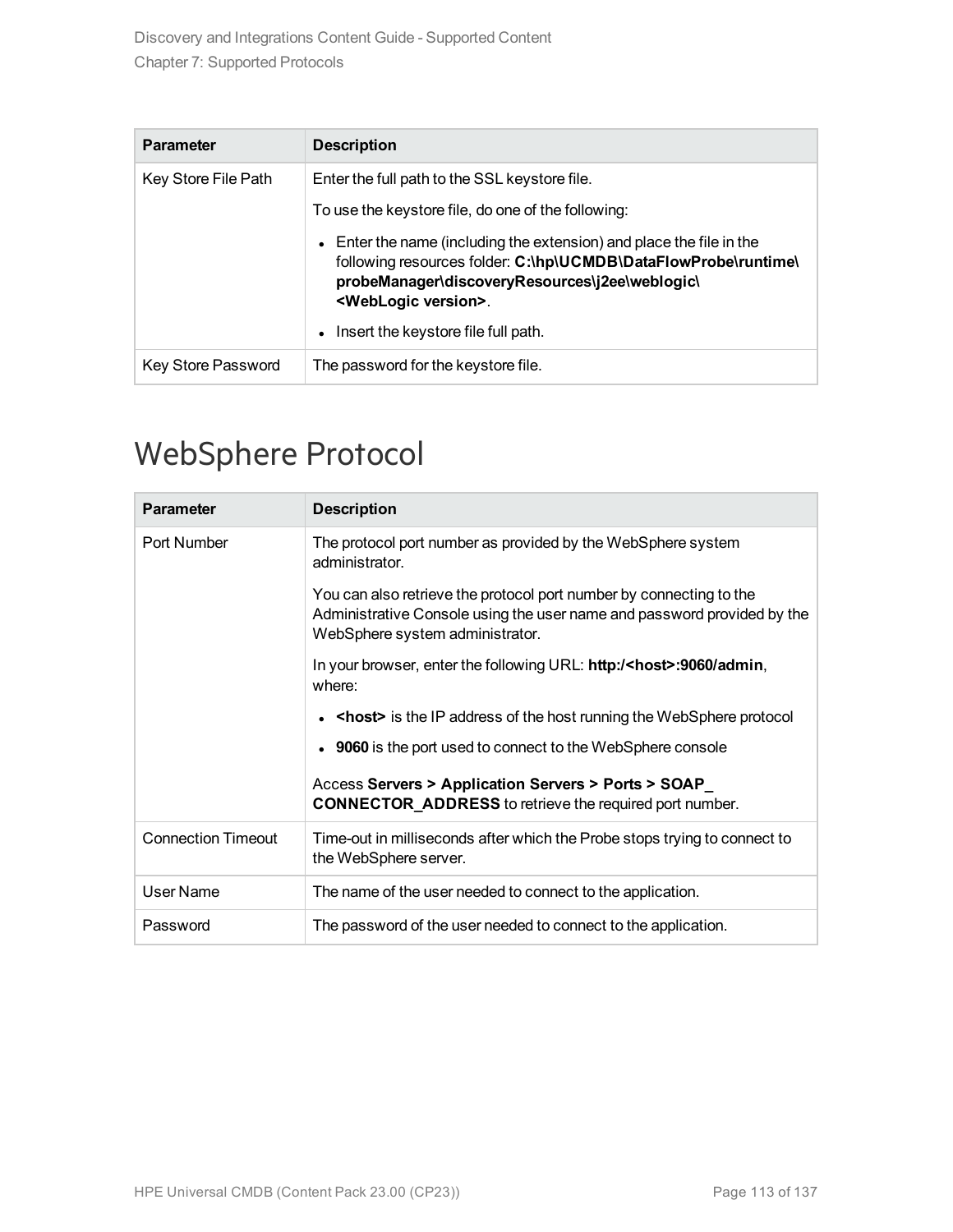| Parameter | Description |
| --- | --- |
| Key Store File Path | Enter the full path to the SSL keystore file.<br><br>To use the keystore file, do one of the following:<br><br>• Enter the name (including the extension) and place the file in the following resources folder: **C:\hp\UCMDB\DataFlowProbe\runtime\probeManager\discoveryResources\j2ee\weblogic\<WebLogic version>**.<br><br>• Insert the keystore file full path. |
| Key Store Password | The password for the keystore file. |

# WebSphere Protocol

| Parameter | Description |
| --- | --- |
| Port Number | The protocol port number as provided by the WebSphere system administrator.<br><br>You can also retrieve the protocol port number by connecting to the Administrative Console using the user name and password provided by the WebSphere system administrator.<br><br>In your browser, enter the following URL: **http:/<host>:9060/admin**, where:<br><br>• **<host>** is the IP address of the host running the WebSphere protocol<br><br>• **9060** is the port used to connect to the WebSphere console<br><br>Access **Servers > Application Servers > Ports > SOAP_CONNECTOR_ADDRESS** to retrieve the required port number. |
| Connection Timeout | Time-out in milliseconds after which the Probe stops trying to connect to the WebSphere server. |
| User Name | The name of the user needed to connect to the application. |
| Password | The password of the user needed to connect to the application. |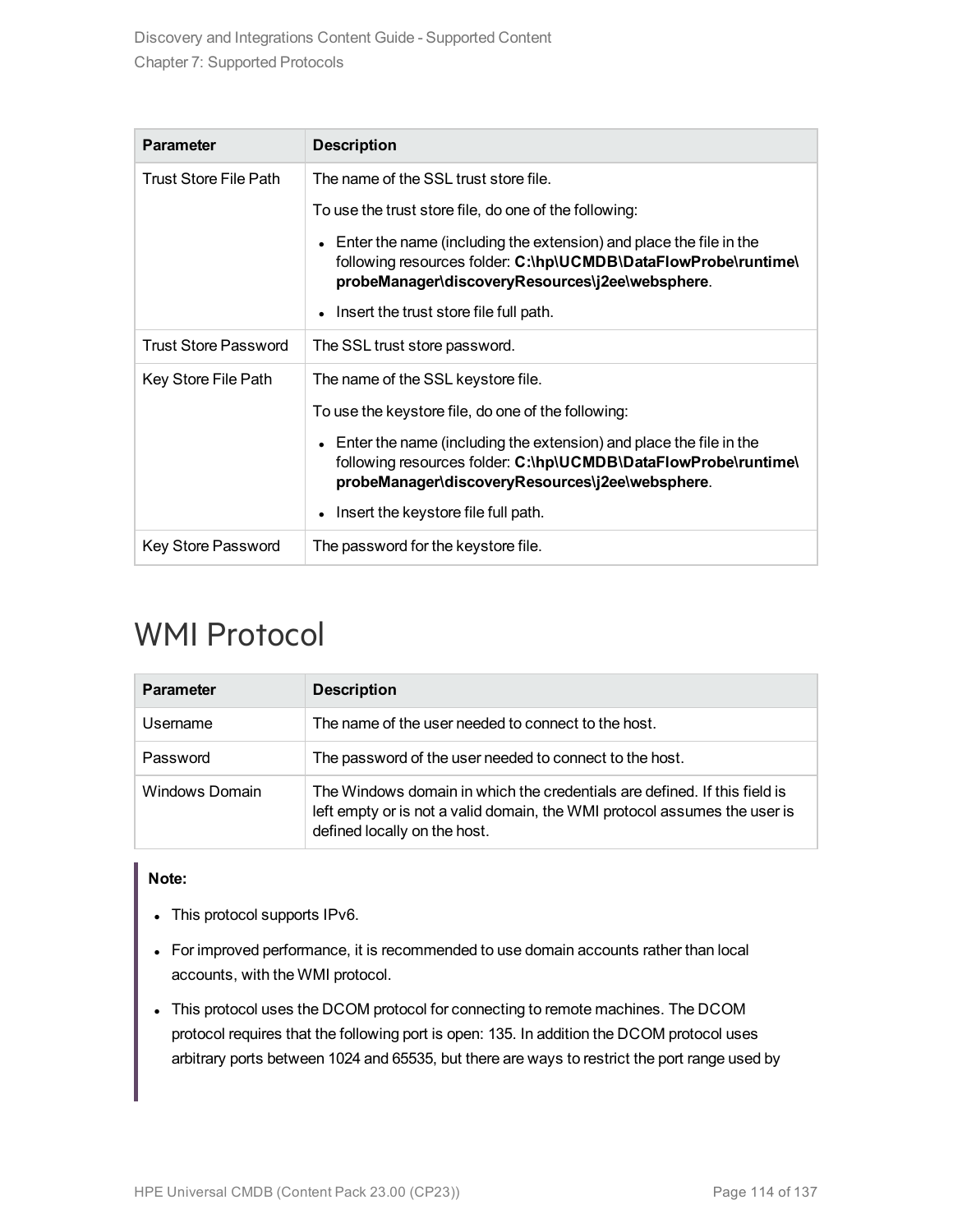| Parameter | Description |
| --- | --- |
| Trust Store File Path | The name of the SSL trust store file.<br><br>To use the trust store file, do one of the following:<br><br>• Enter the name (including the extension) and place the file in the following resources folder: **C:\hp\UCMDB\DataFlowProbe\runtime\probeManager\discoveryResources\j2ee\websphere**.<br><br>• Insert the trust store file full path. |
| Trust Store Password | The SSL trust store password. |
| Key Store File Path | The name of the SSL keystore file.<br><br>To use the keystore file, do one of the following:<br><br>• Enter the name (including the extension) and place the file in the following resources folder: **C:\hp\UCMDB\DataFlowProbe\runtime\probeManager\discoveryResources\j2ee\websphere**.<br><br>• Insert the keystore file full path. |
| Key Store Password | The password for the keystore file. |

# WMI Protocol

| Parameter | Description |
| --- | --- |
| Username | The name of the user needed to connect to the host. |
| Password | The password of the user needed to connect to the host. |
| Windows Domain | The Windows domain in which the credentials are defined. If this field is left empty or is not a valid domain, the WMI protocol assumes the user is defined locally on the host. |

**Note:**

- This protocol supports IPv6.
- For improved performance, it is recommended to use domain accounts rather than local accounts, with the WMI protocol.
- This protocol uses the DCOM protocol for connecting to remote machines. The DCOM protocol requires that the following port is open: 135. In addition the DCOM protocol uses arbitrary ports between 1024 and 65535, but there are ways to restrict the port range used by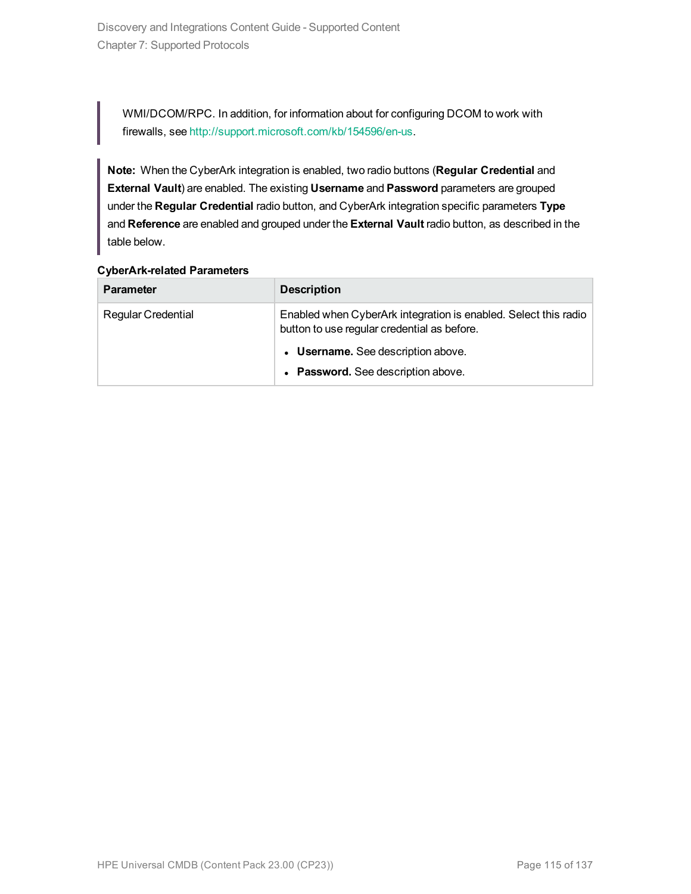> WMI/DCOM/RPC. In addition, for information about for configuring DCOM to work with firewalls, see http://support.microsoft.com/kb/154596/en-us.

> **Note:** When the CyberArk integration is enabled, two radio buttons (**Regular Credential** and **External Vault**) are enabled. The existing **Username** and **Password** parameters are grouped under the **Regular Credential** radio button, and CyberArk integration specific parameters **Type** and **Reference** are enabled and grouped under the **External Vault** radio button, as described in the table below.

**CyberArk-related Parameters**

| Parameter | Description |
|---|---|
| Regular Credential | Enabled when CyberArk integration is enabled. Select this radio button to use regular credential as before.<br><br>• **Username.** See description above.<br>• **Password.** See description above. |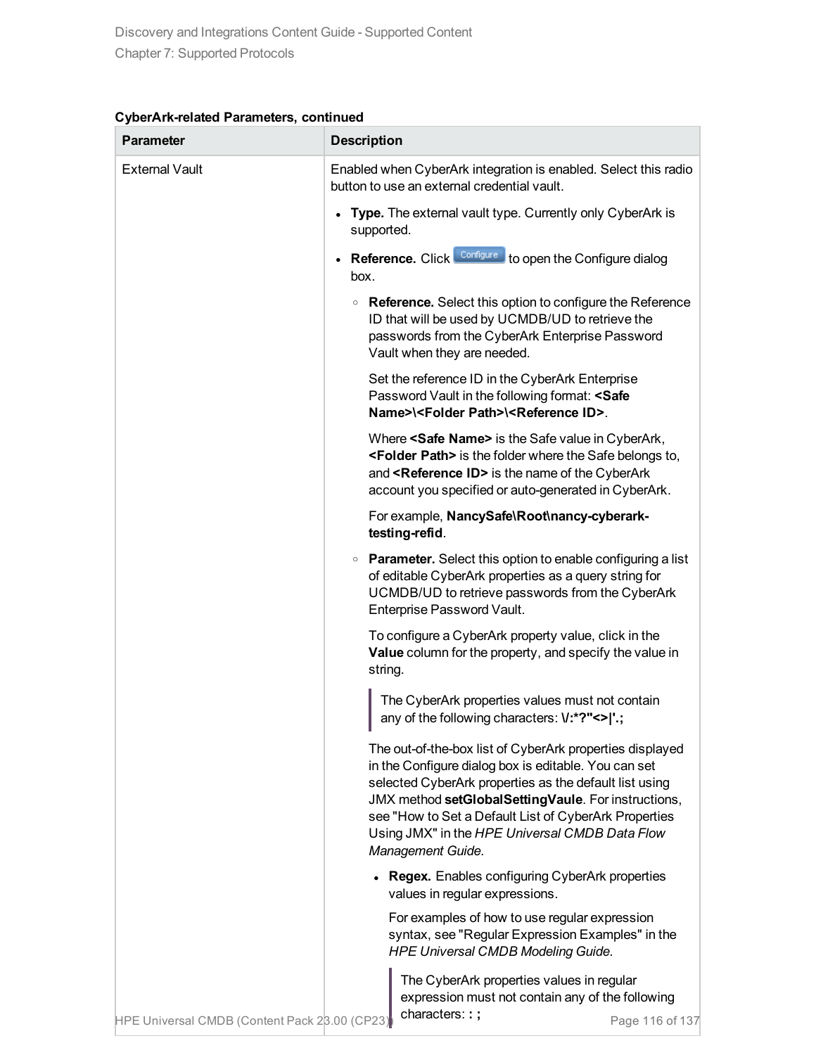**CyberArk-related Parameters, continued**

| Parameter | Description |
|---|---|
| External Vault | Enabled when CyberArk integration is enabled. Select this radio button to use an external credential vault.<br><br>• **Type.** The external vault type. Currently only CyberArk is supported.<br><br>• **Reference.** Click Configure to open the Configure dialog box.<br><br>  ◦ **Reference.** Select this option to configure the Reference ID that will be used by UCMDB/UD to retrieve the passwords from the CyberArk Enterprise Password Vault when they are needed.<br><br>  Set the reference ID in the CyberArk Enterprise Password Vault in the following format: **<Safe Name>\<Folder Path>\<Reference ID>**.<br><br>  Where **<Safe Name>** is the Safe value in CyberArk, **<Folder Path>** is the folder where the Safe belongs to, and **<Reference ID>** is the name of the CyberArk account you specified or auto-generated in CyberArk.<br><br>  For example, **NancySafe\Root\nancy-cyberark-testing-refid**.<br><br>  ◦ **Parameter.** Select this option to enable configuring a list of editable CyberArk properties as a query string for UCMDB/UD to retrieve passwords from the CyberArk Enterprise Password Vault.<br><br>  To configure a CyberArk property value, click in the **Value** column for the property, and specify the value in string.<br><br>  > The CyberArk properties values must not contain any of the following characters: **\/:*?"<>\|'.;**<br><br>  The out-of-the-box list of CyberArk properties displayed in the Configure dialog box is editable. You can set selected CyberArk properties as the default list using JMX method **setGlobalSettingVaule**. For instructions, see "How to Set a Default List of CyberArk Properties Using JMX" in the *HPE Universal CMDB Data Flow Management Guide*.<br><br>    • **Regex.** Enables configuring CyberArk properties values in regular expressions.<br><br>    For examples of how to use regular expression syntax, see "Regular Expression Examples" in the *HPE Universal CMDB Modeling Guide.*<br><br>    > The CyberArk properties values in regular expression must not contain any of the following characters: **: ;** |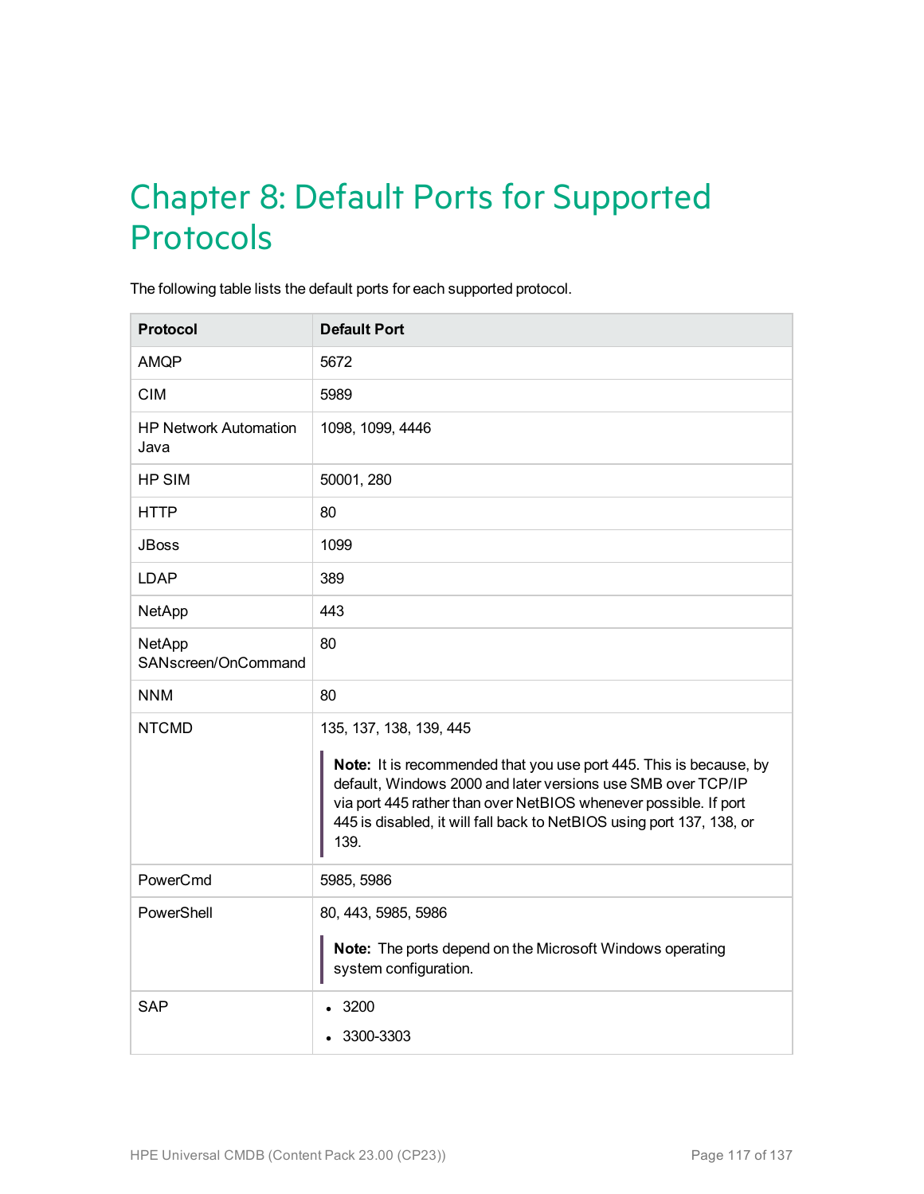# Chapter 8: Default Ports for Supported Protocols

The following table lists the default ports for each supported protocol.

| Protocol | Default Port |
| --- | --- |
| AMQP | 5672 |
| CIM | 5989 |
| HP Network Automation Java | 1098, 1099, 4446 |
| HP SIM | 50001, 280 |
| HTTP | 80 |
| JBoss | 1099 |
| LDAP | 389 |
| NetApp | 443 |
| NetApp SANscreen/OnCommand | 80 |
| NNM | 80 |
| NTCMD | 135, 137, 138, 139, 445<br><br>**Note:** It is recommended that you use port 445. This is because, by default, Windows 2000 and later versions use SMB over TCP/IP via port 445 rather than over NetBIOS whenever possible. If port 445 is disabled, it will fall back to NetBIOS using port 137, 138, or 139. |
| PowerCmd | 5985, 5986 |
| PowerShell | 80, 443, 5985, 5986<br><br>**Note:** The ports depend on the Microsoft Windows operating system configuration. |
| SAP | • 3200<br>• 3300-3303 |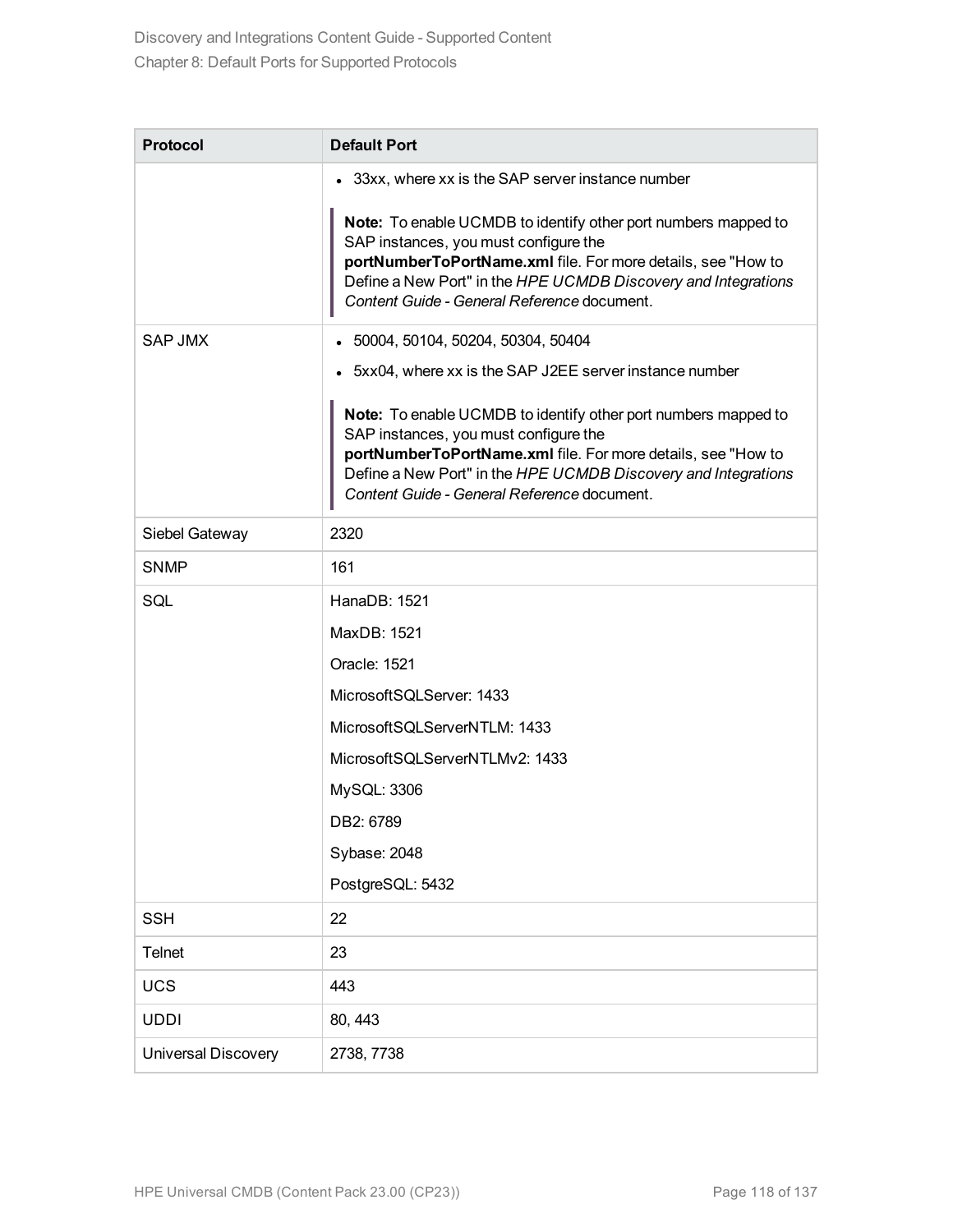| Protocol | Default Port |
|---|---|
| | • 33xx, where xx is the SAP server instance number<br><br>**Note:** To enable UCMDB to identify other port numbers mapped to SAP instances, you must configure the **portNumberToPortName.xml** file. For more details, see "How to Define a New Port" in the *HPE UCMDB Discovery and Integrations Content Guide - General Reference* document. |
| SAP JMX | • 50004, 50104, 50204, 50304, 50404<br>• 5xx04, where xx is the SAP J2EE server instance number<br><br>**Note:** To enable UCMDB to identify other port numbers mapped to SAP instances, you must configure the **portNumberToPortName.xml** file. For more details, see "How to Define a New Port" in the *HPE UCMDB Discovery and Integrations Content Guide - General Reference* document. |
| Siebel Gateway | 2320 |
| SNMP | 161 |
| SQL | HanaDB: 1521<br>MaxDB: 1521<br>Oracle: 1521<br>MicrosoftSQLServer: 1433<br>MicrosoftSQLServerNTLM: 1433<br>MicrosoftSQLServerNTLMv2: 1433<br>MySQL: 3306<br>DB2: 6789<br>Sybase: 2048<br>PostgreSQL: 5432 |
| SSH | 22 |
| Telnet | 23 |
| UCS | 443 |
| UDDI | 80, 443 |
| Universal Discovery | 2738, 7738 |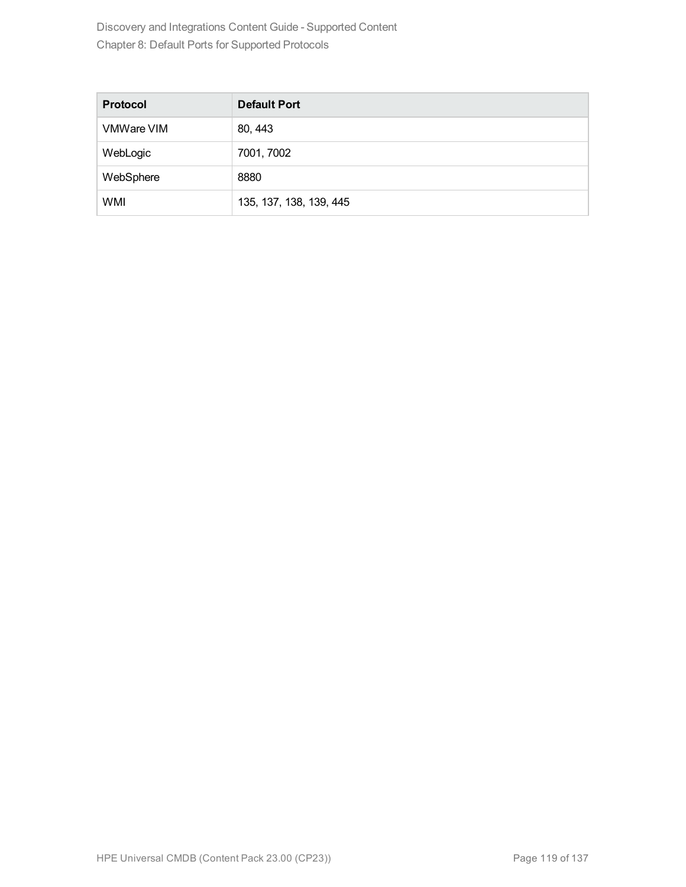| Protocol | Default Port |
| --- | --- |
| VMWare VIM | 80, 443 |
| WebLogic | 7001, 7002 |
| WebSphere | 8880 |
| WMI | 135, 137, 138, 139, 445 |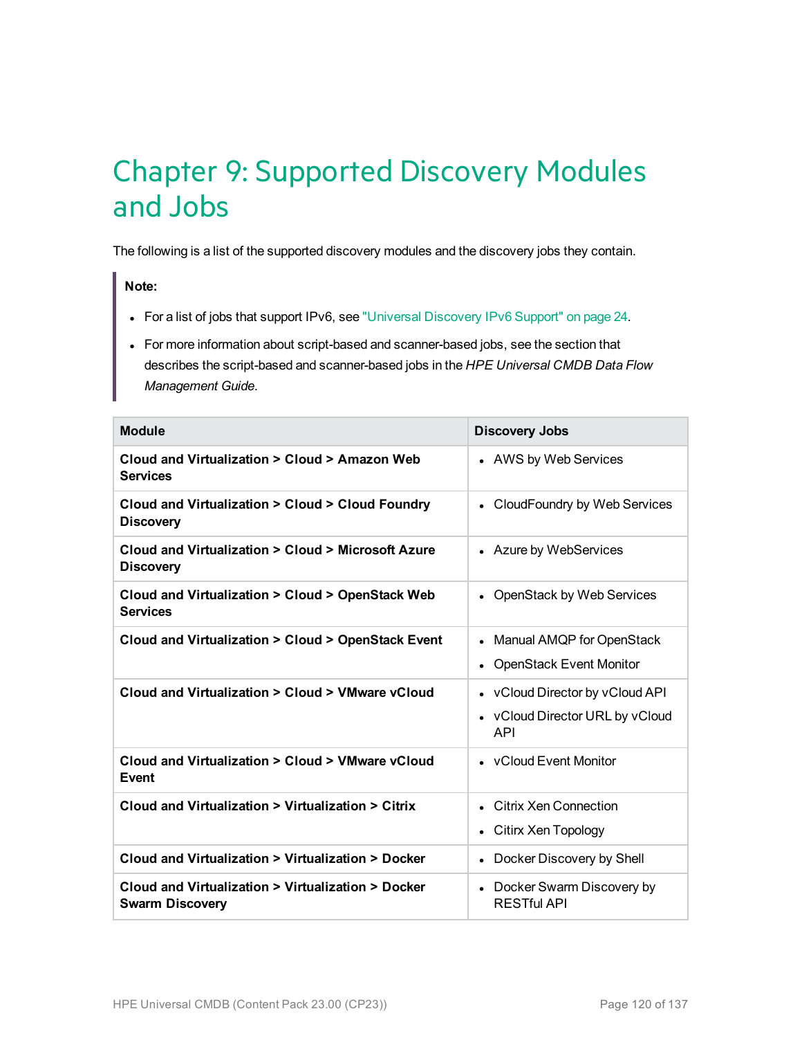# Chapter 9: Supported Discovery Modules and Jobs

The following is a list of the supported discovery modules and the discovery jobs they contain.

> **Note:**
>
> - For a list of jobs that support IPv6, see "Universal Discovery IPv6 Support" on page 24.
> - For more information about script-based and scanner-based jobs, see the section that describes the script-based and scanner-based jobs in the *HPE Universal CMDB Data Flow Management Guide*.

| Module | Discovery Jobs |
|---|---|
| **Cloud and Virtualization > Cloud > Amazon Web Services** | • AWS by Web Services |
| **Cloud and Virtualization > Cloud > Cloud Foundry Discovery** | • CloudFoundry by Web Services |
| **Cloud and Virtualization > Cloud > Microsoft Azure Discovery** | • Azure by WebServices |
| **Cloud and Virtualization > Cloud > OpenStack Web Services** | • OpenStack by Web Services |
| **Cloud and Virtualization > Cloud > OpenStack Event** | • Manual AMQP for OpenStack<br>• OpenStack Event Monitor |
| **Cloud and Virtualization > Cloud > VMware vCloud** | • vCloud Director by vCloud API<br>• vCloud Director URL by vCloud API |
| **Cloud and Virtualization > Cloud > VMware vCloud Event** | • vCloud Event Monitor |
| **Cloud and Virtualization > Virtualization > Citrix** | • Citrix Xen Connection<br>• Citirx Xen Topology |
| **Cloud and Virtualization > Virtualization > Docker** | • Docker Discovery by Shell |
| **Cloud and Virtualization > Virtualization > Docker Swarm Discovery** | • Docker Swarm Discovery by RESTful API |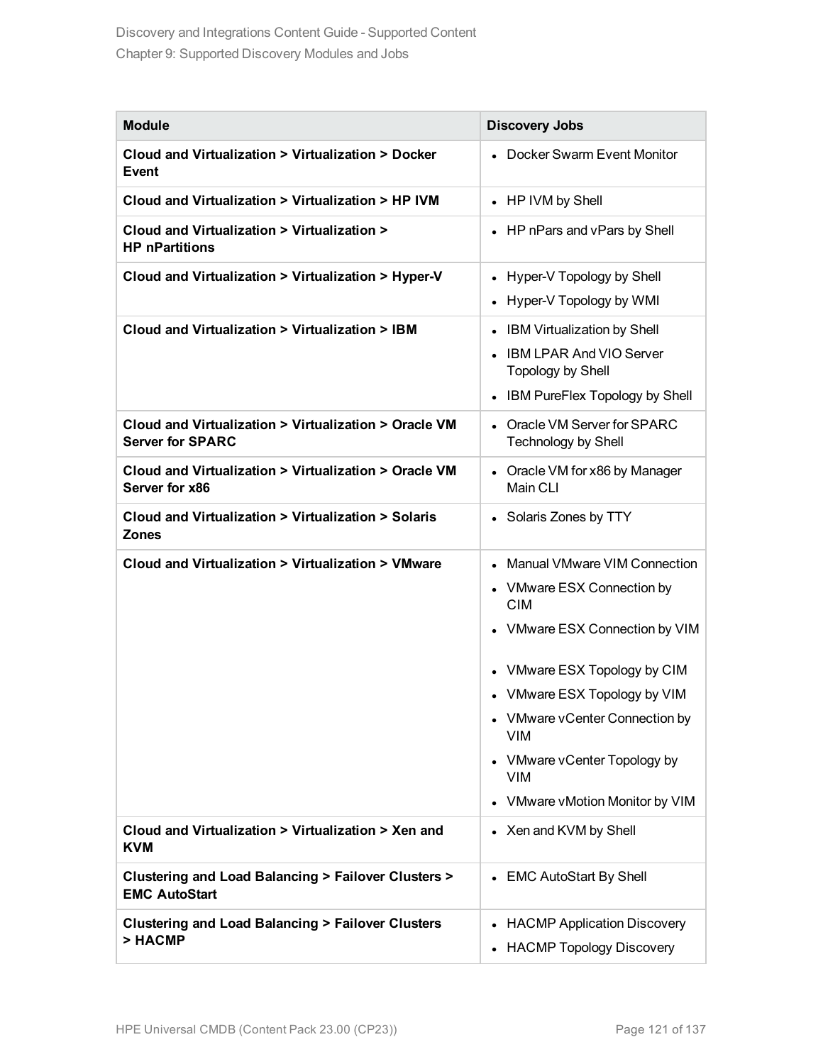| Module | Discovery Jobs |
|---|---|
| **Cloud and Virtualization > Virtualization > Docker Event** | • Docker Swarm Event Monitor |
| **Cloud and Virtualization > Virtualization > HP IVM** | • HP IVM by Shell |
| **Cloud and Virtualization > Virtualization > HP nPartitions** | • HP nPars and vPars by Shell |
| **Cloud and Virtualization > Virtualization > Hyper-V** | • Hyper-V Topology by Shell<br>• Hyper-V Topology by WMI |
| **Cloud and Virtualization > Virtualization > IBM** | • IBM Virtualization by Shell<br>• IBM LPAR And VIO Server Topology by Shell<br>• IBM PureFlex Topology by Shell |
| **Cloud and Virtualization > Virtualization > Oracle VM Server for SPARC** | • Oracle VM Server for SPARC Technology by Shell |
| **Cloud and Virtualization > Virtualization > Oracle VM Server for x86** | • Oracle VM for x86 by Manager Main CLI |
| **Cloud and Virtualization > Virtualization > Solaris Zones** | • Solaris Zones by TTY |
| **Cloud and Virtualization > Virtualization > VMware** | • Manual VMware VIM Connection<br>• VMware ESX Connection by CIM<br>• VMware ESX Connection by VIM<br>• VMware ESX Topology by CIM<br>• VMware ESX Topology by VIM<br>• VMware vCenter Connection by VIM<br>• VMware vCenter Topology by VIM<br>• VMware vMotion Monitor by VIM |
| **Cloud and Virtualization > Virtualization > Xen and KVM** | • Xen and KVM by Shell |
| **Clustering and Load Balancing > Failover Clusters > EMC AutoStart** | • EMC AutoStart By Shell |
| **Clustering and Load Balancing > Failover Clusters > HACMP** | • HACMP Application Discovery<br>• HACMP Topology Discovery |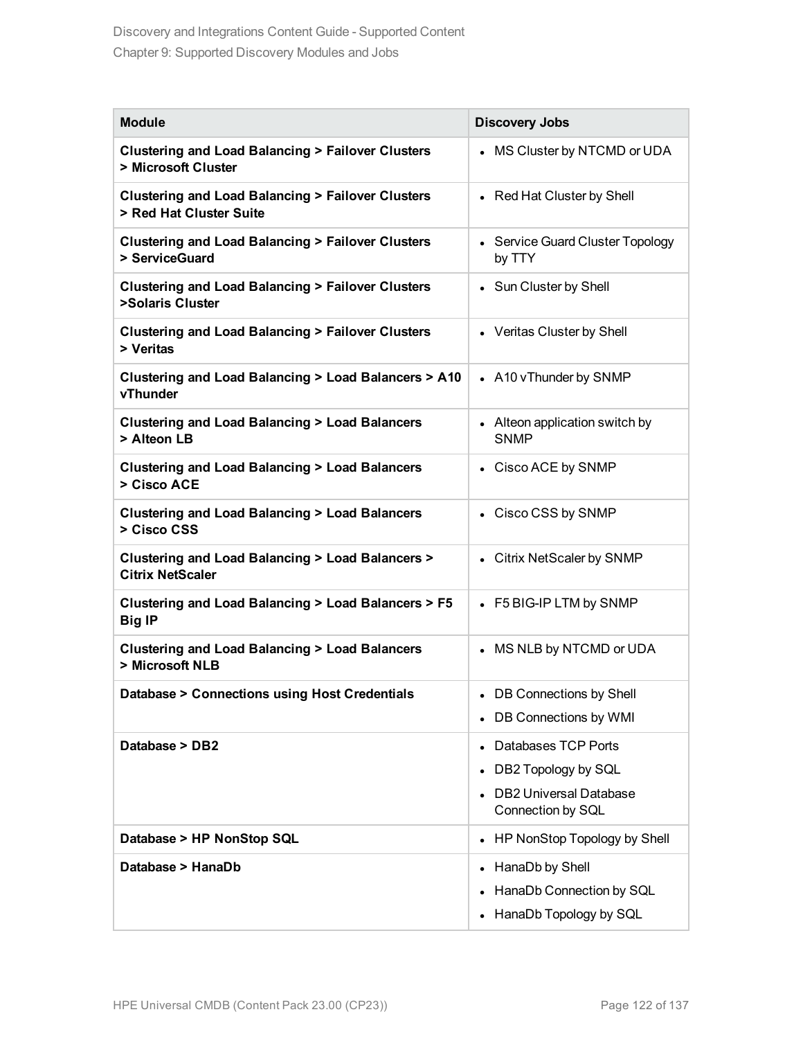| Module | Discovery Jobs |
|---|---|
| **Clustering and Load Balancing > Failover Clusters > Microsoft Cluster** | • MS Cluster by NTCMD or UDA |
| **Clustering and Load Balancing > Failover Clusters > Red Hat Cluster Suite** | • Red Hat Cluster by Shell |
| **Clustering and Load Balancing > Failover Clusters > ServiceGuard** | • Service Guard Cluster Topology by TTY |
| **Clustering and Load Balancing > Failover Clusters >Solaris Cluster** | • Sun Cluster by Shell |
| **Clustering and Load Balancing > Failover Clusters > Veritas** | • Veritas Cluster by Shell |
| **Clustering and Load Balancing > Load Balancers > A10 vThunder** | • A10 vThunder by SNMP |
| **Clustering and Load Balancing > Load Balancers > Alteon LB** | • Alteon application switch by SNMP |
| **Clustering and Load Balancing > Load Balancers > Cisco ACE** | • Cisco ACE by SNMP |
| **Clustering and Load Balancing > Load Balancers > Cisco CSS** | • Cisco CSS by SNMP |
| **Clustering and Load Balancing > Load Balancers > Citrix NetScaler** | • Citrix NetScaler by SNMP |
| **Clustering and Load Balancing > Load Balancers > F5 Big IP** | • F5 BIG-IP LTM by SNMP |
| **Clustering and Load Balancing > Load Balancers > Microsoft NLB** | • MS NLB by NTCMD or UDA |
| **Database > Connections using Host Credentials** | • DB Connections by Shell<br>• DB Connections by WMI |
| **Database > DB2** | • Databases TCP Ports<br>• DB2 Topology by SQL<br>• DB2 Universal Database Connection by SQL |
| **Database > HP NonStop SQL** | • HP NonStop Topology by Shell |
| **Database > HanaDb** | • HanaDb by Shell<br>• HanaDb Connection by SQL<br>• HanaDb Topology by SQL |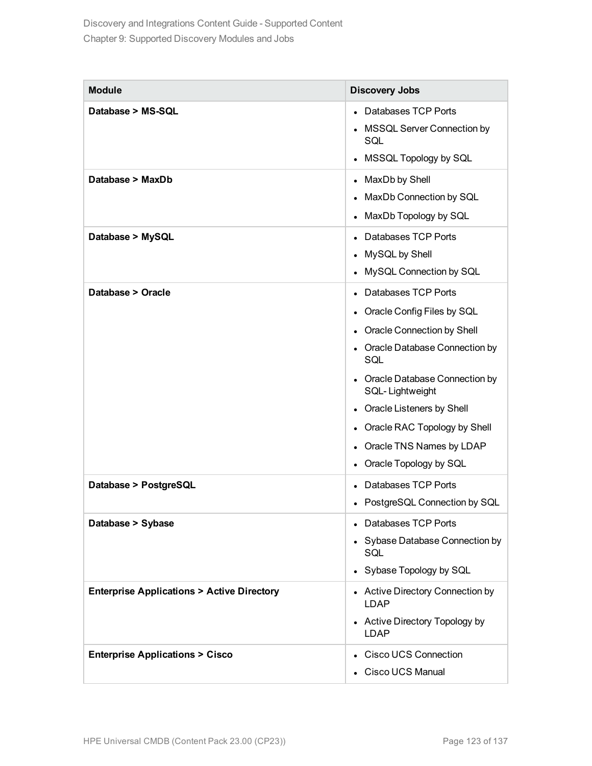| Module | Discovery Jobs |
| --- | --- |
| **Database > MS-SQL** | • Databases TCP Ports<br>• MSSQL Server Connection by SQL<br>• MSSQL Topology by SQL |
| **Database > MaxDb** | • MaxDb by Shell<br>• MaxDb Connection by SQL<br>• MaxDb Topology by SQL |
| **Database > MySQL** | • Databases TCP Ports<br>• MySQL by Shell<br>• MySQL Connection by SQL |
| **Database > Oracle** | • Databases TCP Ports<br>• Oracle Config Files by SQL<br>• Oracle Connection by Shell<br>• Oracle Database Connection by SQL<br>• Oracle Database Connection by SQL- Lightweight<br>• Oracle Listeners by Shell<br>• Oracle RAC Topology by Shell<br>• Oracle TNS Names by LDAP<br>• Oracle Topology by SQL |
| **Database > PostgreSQL** | • Databases TCP Ports<br>• PostgreSQL Connection by SQL |
| **Database > Sybase** | • Databases TCP Ports<br>• Sybase Database Connection by SQL<br>• Sybase Topology by SQL |
| **Enterprise Applications > Active Directory** | • Active Directory Connection by LDAP<br>• Active Directory Topology by LDAP |
| **Enterprise Applications > Cisco** | • Cisco UCS Connection<br>• Cisco UCS Manual |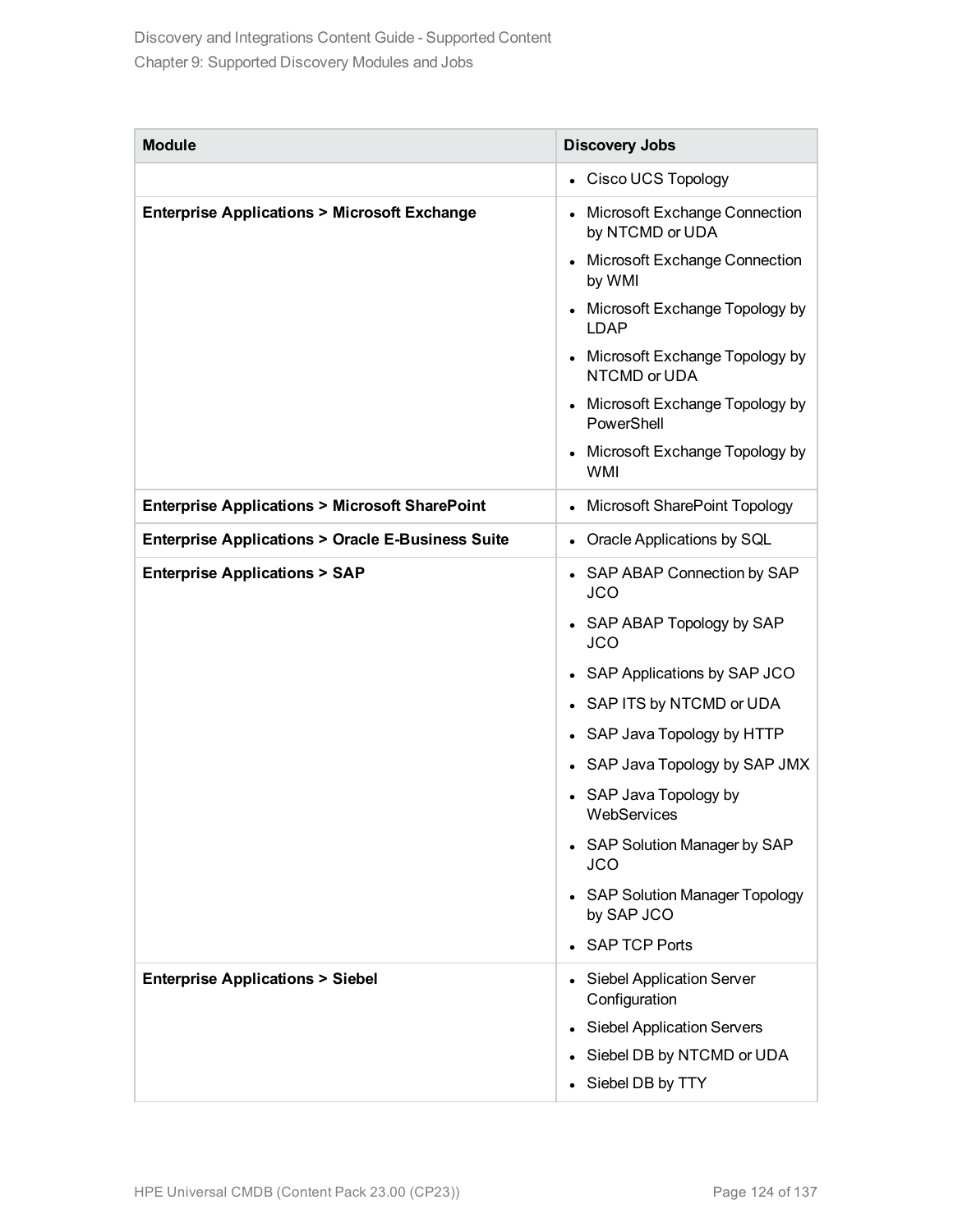| Module | Discovery Jobs |
|---|---|
| | • Cisco UCS Topology |
| **Enterprise Applications > Microsoft Exchange** | • Microsoft Exchange Connection by NTCMD or UDA<br>• Microsoft Exchange Connection by WMI<br>• Microsoft Exchange Topology by LDAP<br>• Microsoft Exchange Topology by NTCMD or UDA<br>• Microsoft Exchange Topology by PowerShell<br>• Microsoft Exchange Topology by WMI |
| **Enterprise Applications > Microsoft SharePoint** | • Microsoft SharePoint Topology |
| **Enterprise Applications > Oracle E-Business Suite** | • Oracle Applications by SQL |
| **Enterprise Applications > SAP** | • SAP ABAP Connection by SAP JCO<br>• SAP ABAP Topology by SAP JCO<br>• SAP Applications by SAP JCO<br>• SAP ITS by NTCMD or UDA<br>• SAP Java Topology by HTTP<br>• SAP Java Topology by SAP JMX<br>• SAP Java Topology by WebServices<br>• SAP Solution Manager by SAP JCO<br>• SAP Solution Manager Topology by SAP JCO<br>• SAP TCP Ports |
| **Enterprise Applications > Siebel** | • Siebel Application Server Configuration<br>• Siebel Application Servers<br>• Siebel DB by NTCMD or UDA<br>• Siebel DB by TTY |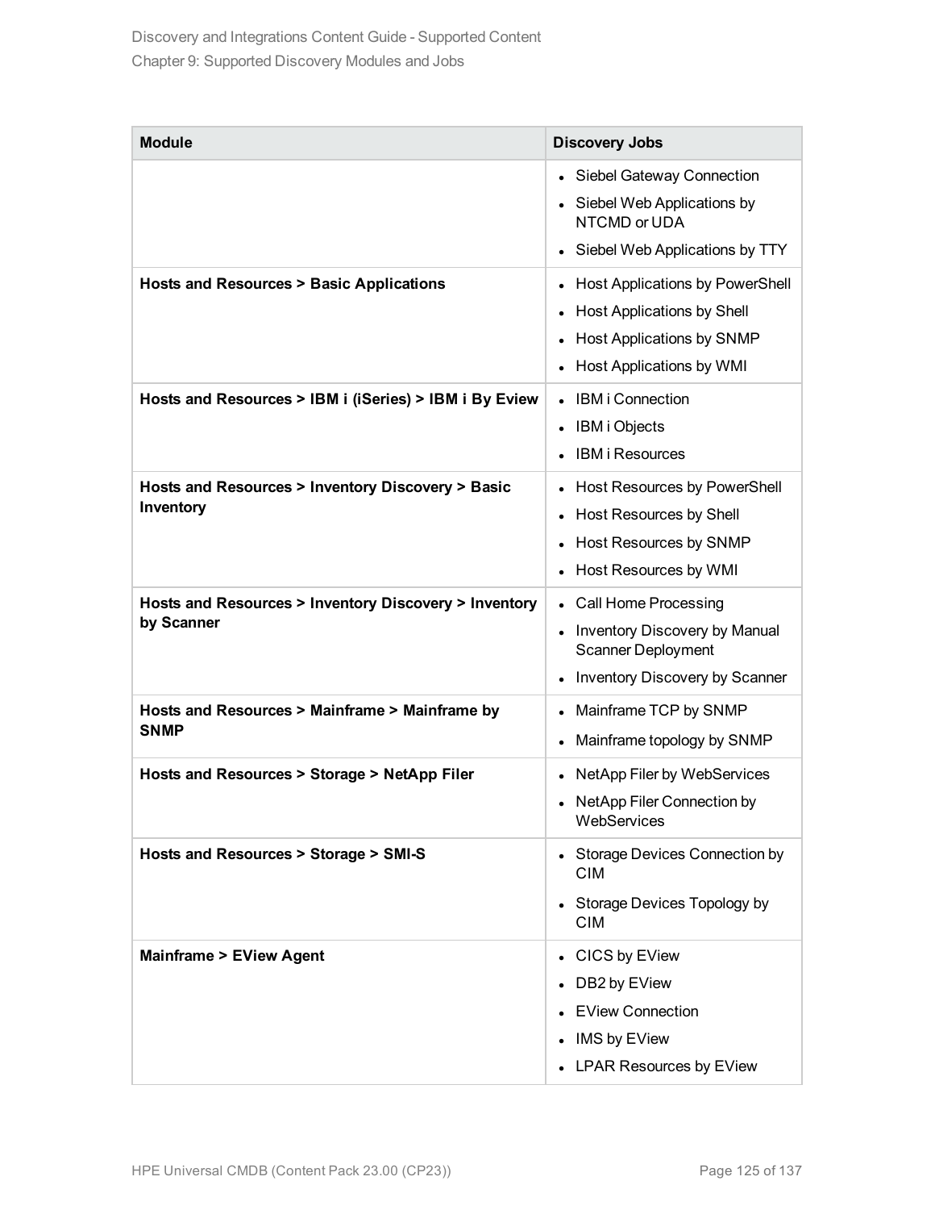| Module | Discovery Jobs |
| --- | --- |
| | • Siebel Gateway Connection<br>• Siebel Web Applications by NTCMD or UDA<br>• Siebel Web Applications by TTY |
| **Hosts and Resources > Basic Applications** | • Host Applications by PowerShell<br>• Host Applications by Shell<br>• Host Applications by SNMP<br>• Host Applications by WMI |
| **Hosts and Resources > IBM i (iSeries) > IBM i By Eview** | • IBM i Connection<br>• IBM i Objects<br>• IBM i Resources |
| **Hosts and Resources > Inventory Discovery > Basic Inventory** | • Host Resources by PowerShell<br>• Host Resources by Shell<br>• Host Resources by SNMP<br>• Host Resources by WMI |
| **Hosts and Resources > Inventory Discovery > Inventory by Scanner** | • Call Home Processing<br>• Inventory Discovery by Manual Scanner Deployment<br>• Inventory Discovery by Scanner |
| **Hosts and Resources > Mainframe > Mainframe by SNMP** | • Mainframe TCP by SNMP<br>• Mainframe topology by SNMP |
| **Hosts and Resources > Storage > NetApp Filer** | • NetApp Filer by WebServices<br>• NetApp Filer Connection by WebServices |
| **Hosts and Resources > Storage > SMI-S** | • Storage Devices Connection by CIM<br>• Storage Devices Topology by CIM |
| **Mainframe > EView Agent** | • CICS by EView<br>• DB2 by EView<br>• EView Connection<br>• IMS by EView<br>• LPAR Resources by EView |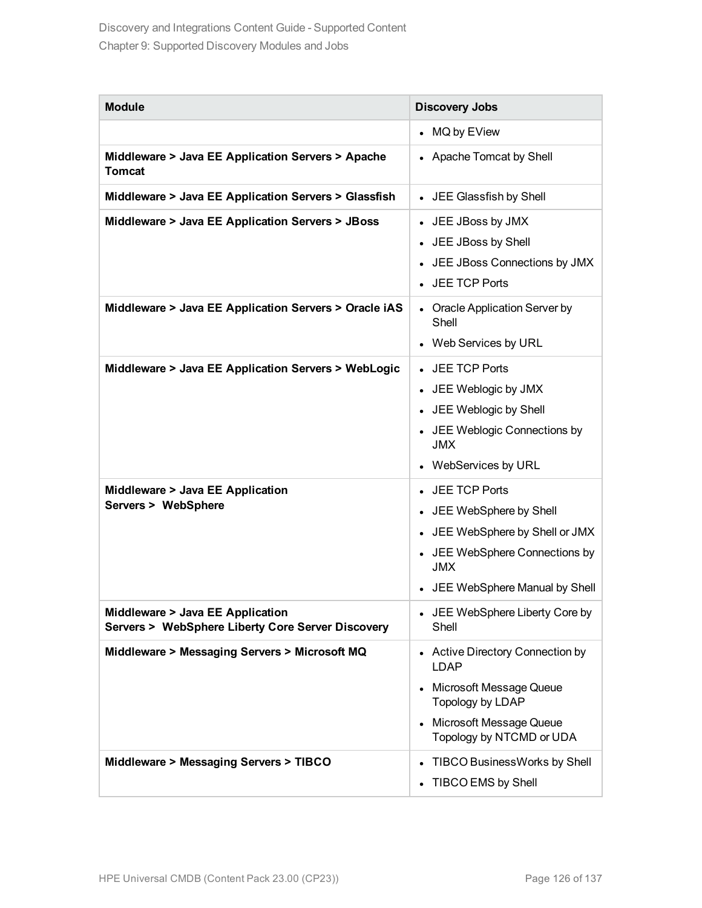| Module | Discovery Jobs |
|---|---|
| | • MQ by EView |
| **Middleware > Java EE Application Servers > Apache Tomcat** | • Apache Tomcat by Shell |
| **Middleware > Java EE Application Servers > Glassfish** | • JEE Glassfish by Shell |
| **Middleware > Java EE Application Servers > JBoss** | • JEE JBoss by JMX<br>• JEE JBoss by Shell<br>• JEE JBoss Connections by JMX<br>• JEE TCP Ports |
| **Middleware > Java EE Application Servers > Oracle iAS** | • Oracle Application Server by Shell<br>• Web Services by URL |
| **Middleware > Java EE Application Servers > WebLogic** | • JEE TCP Ports<br>• JEE Weblogic by JMX<br>• JEE Weblogic by Shell<br>• JEE Weblogic Connections by JMX<br>• WebServices by URL |
| **Middleware > Java EE Application Servers > WebSphere** | • JEE TCP Ports<br>• JEE WebSphere by Shell<br>• JEE WebSphere by Shell or JMX<br>• JEE WebSphere Connections by JMX<br>• JEE WebSphere Manual by Shell |
| **Middleware > Java EE Application Servers > WebSphere Liberty Core Server Discovery** | • JEE WebSphere Liberty Core by Shell |
| **Middleware > Messaging Servers > Microsoft MQ** | • Active Directory Connection by LDAP<br>• Microsoft Message Queue Topology by LDAP<br>• Microsoft Message Queue Topology by NTCMD or UDA |
| **Middleware > Messaging Servers > TIBCO** | • TIBCO BusinessWorks by Shell<br>• TIBCO EMS by Shell |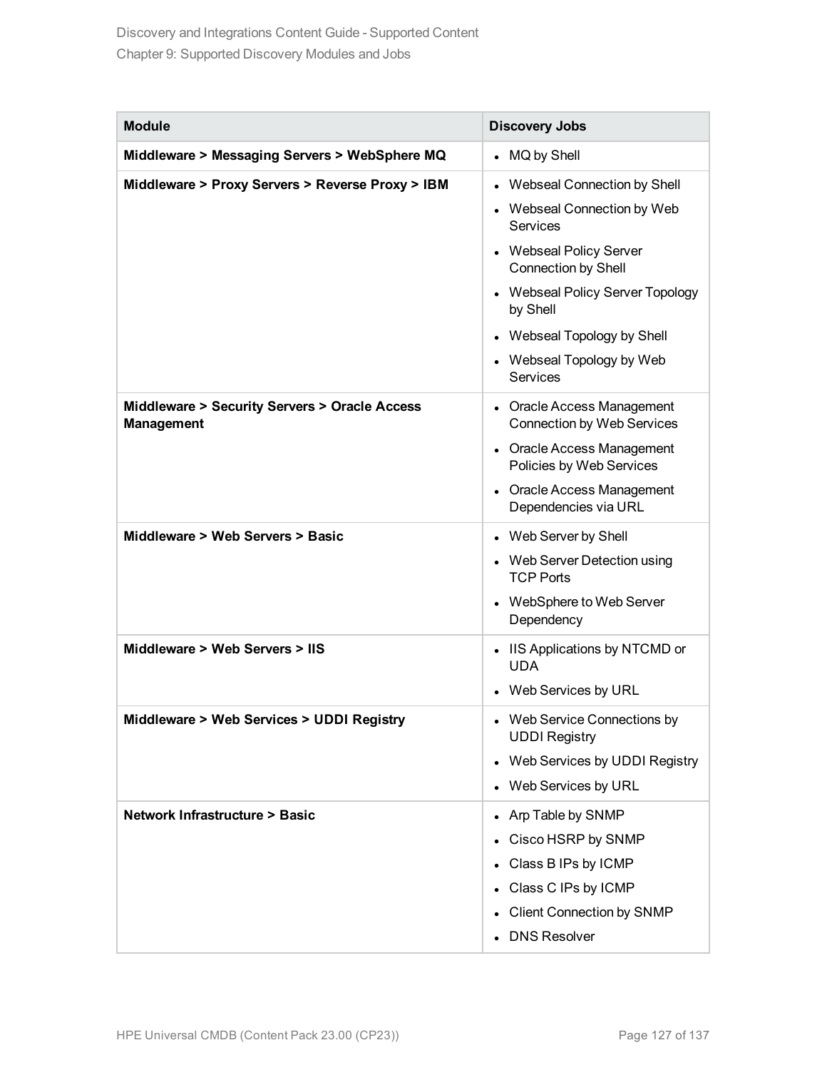| Module | Discovery Jobs |
| --- | --- |
| **Middleware > Messaging Servers > WebSphere MQ** | • MQ by Shell |
| **Middleware > Proxy Servers > Reverse Proxy > IBM** | • Webseal Connection by Shell<br>• Webseal Connection by Web Services<br>• Webseal Policy Server Connection by Shell<br>• Webseal Policy Server Topology by Shell<br>• Webseal Topology by Shell<br>• Webseal Topology by Web Services |
| **Middleware > Security Servers > Oracle Access Management** | • Oracle Access Management Connection by Web Services<br>• Oracle Access Management Policies by Web Services<br>• Oracle Access Management Dependencies via URL |
| **Middleware > Web Servers > Basic** | • Web Server by Shell<br>• Web Server Detection using TCP Ports<br>• WebSphere to Web Server Dependency |
| **Middleware > Web Servers > IIS** | • IIS Applications by NTCMD or UDA<br>• Web Services by URL |
| **Middleware > Web Services > UDDI Registry** | • Web Service Connections by UDDI Registry<br>• Web Services by UDDI Registry<br>• Web Services by URL |
| **Network Infrastructure > Basic** | • Arp Table by SNMP<br>• Cisco HSRP by SNMP<br>• Class B IPs by ICMP<br>• Class C IPs by ICMP<br>• Client Connection by SNMP<br>• DNS Resolver |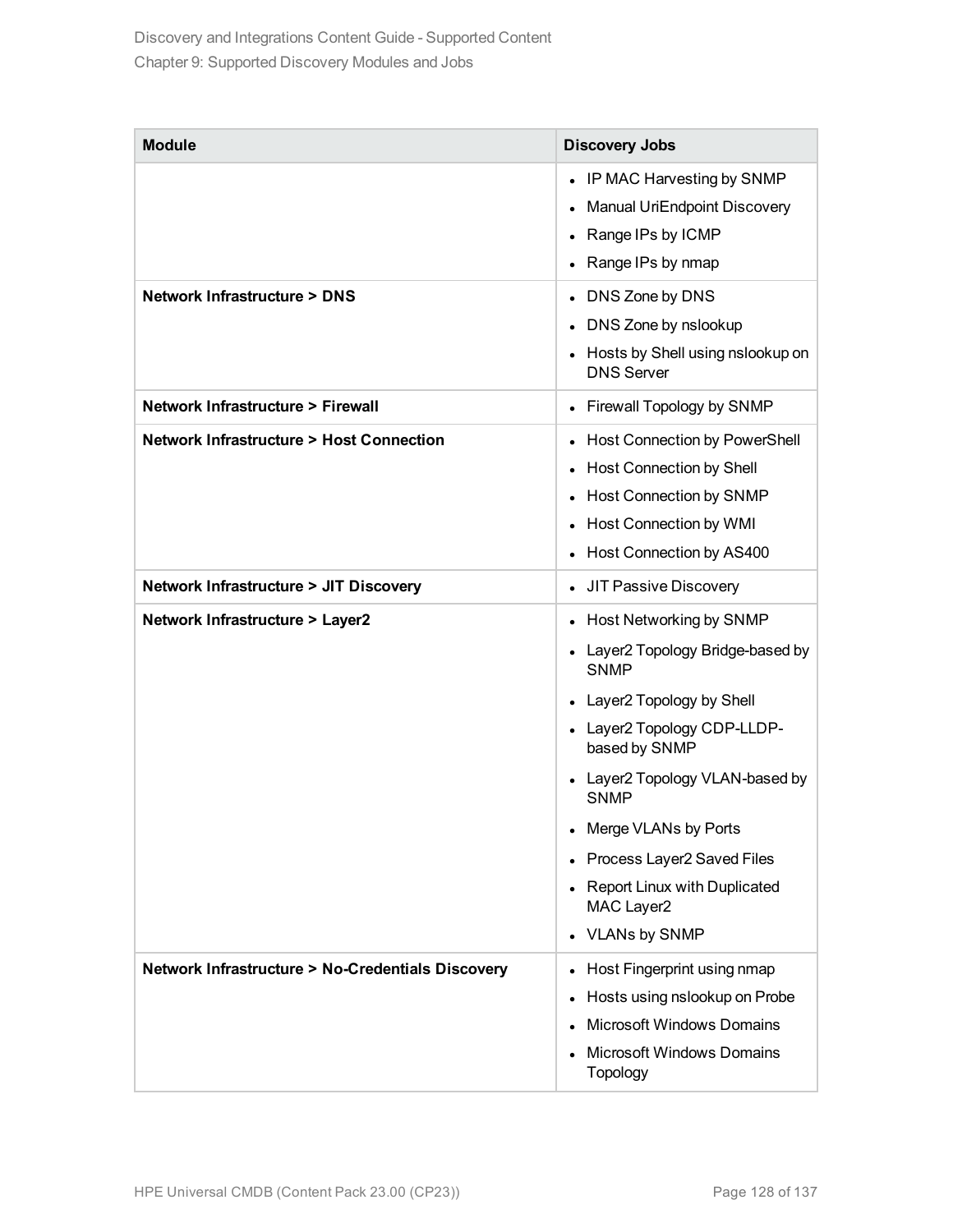| Module | Discovery Jobs |
| --- | --- |
| | • IP MAC Harvesting by SNMP<br>• Manual UriEndpoint Discovery<br>• Range IPs by ICMP<br>• Range IPs by nmap |
| **Network Infrastructure > DNS** | • DNS Zone by DNS<br>• DNS Zone by nslookup<br>• Hosts by Shell using nslookup on DNS Server |
| **Network Infrastructure > Firewall** | • Firewall Topology by SNMP |
| **Network Infrastructure > Host Connection** | • Host Connection by PowerShell<br>• Host Connection by Shell<br>• Host Connection by SNMP<br>• Host Connection by WMI<br>• Host Connection by AS400 |
| **Network Infrastructure > JIT Discovery** | • JIT Passive Discovery |
| **Network Infrastructure > Layer2** | • Host Networking by SNMP<br>• Layer2 Topology Bridge-based by SNMP<br>• Layer2 Topology by Shell<br>• Layer2 Topology CDP-LLDP-based by SNMP<br>• Layer2 Topology VLAN-based by SNMP<br>• Merge VLANs by Ports<br>• Process Layer2 Saved Files<br>• Report Linux with Duplicated MAC Layer2<br>• VLANs by SNMP |
| **Network Infrastructure > No-Credentials Discovery** | • Host Fingerprint using nmap<br>• Hosts using nslookup on Probe<br>• Microsoft Windows Domains<br>• Microsoft Windows Domains Topology |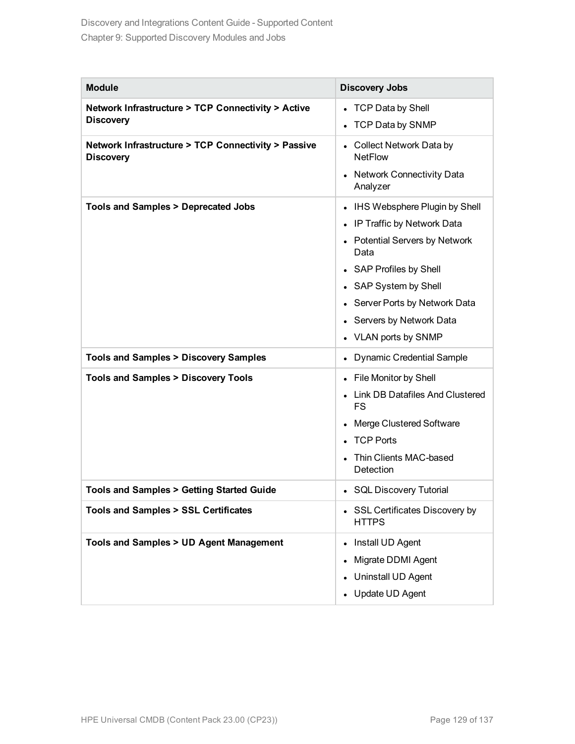| Module | Discovery Jobs |
|---|---|
| **Network Infrastructure > TCP Connectivity > Active Discovery** | • TCP Data by Shell<br>• TCP Data by SNMP |
| **Network Infrastructure > TCP Connectivity > Passive Discovery** | • Collect Network Data by NetFlow<br>• Network Connectivity Data Analyzer |
| **Tools and Samples > Deprecated Jobs** | • IHS Websphere Plugin by Shell<br>• IP Traffic by Network Data<br>• Potential Servers by Network Data<br>• SAP Profiles by Shell<br>• SAP System by Shell<br>• Server Ports by Network Data<br>• Servers by Network Data<br>• VLAN ports by SNMP |
| **Tools and Samples > Discovery Samples** | • Dynamic Credential Sample |
| **Tools and Samples > Discovery Tools** | • File Monitor by Shell<br>• Link DB Datafiles And Clustered FS<br>• Merge Clustered Software<br>• TCP Ports<br>• Thin Clients MAC-based Detection |
| **Tools and Samples > Getting Started Guide** | • SQL Discovery Tutorial |
| **Tools and Samples > SSL Certificates** | • SSL Certificates Discovery by HTTPS |
| **Tools and Samples > UD Agent Management** | • Install UD Agent<br>• Migrate DDMI Agent<br>• Uninstall UD Agent<br>• Update UD Agent |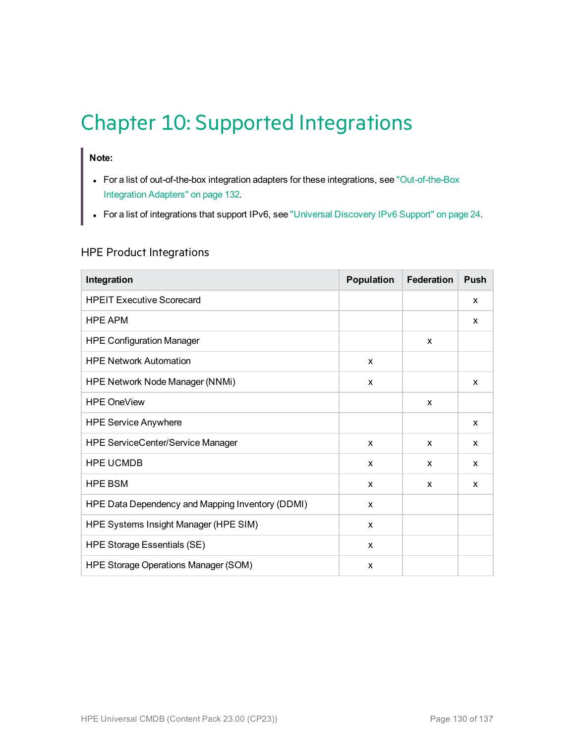# Chapter 10: Supported Integrations

> **Note:**
>
> - For a list of out-of-the-box integration adapters for these integrations, see "Out-of-the-Box Integration Adapters" on page 132.
> - For a list of integrations that support IPv6, see "Universal Discovery IPv6 Support" on page 24.

## HPE Product Integrations

| Integration | Population | Federation | Push |
|---|---|---|---|
| HPEIT Executive Scorecard | | | x |
| HPE APM | | | x |
| HPE Configuration Manager | | x | |
| HPE Network Automation | x | | |
| HPE Network Node Manager (NNMi) | x | | x |
| HPE OneView | | x | |
| HPE Service Anywhere | | | x |
| HPE ServiceCenter/Service Manager | x | x | x |
| HPE UCMDB | x | x | x |
| HPE BSM | x | x | x |
| HPE Data Dependency and Mapping Inventory (DDMI) | x | | |
| HPE Systems Insight Manager (HPE SIM) | x | | |
| HPE Storage Essentials (SE) | x | | |
| HPE Storage Operations Manager (SOM) | x | | |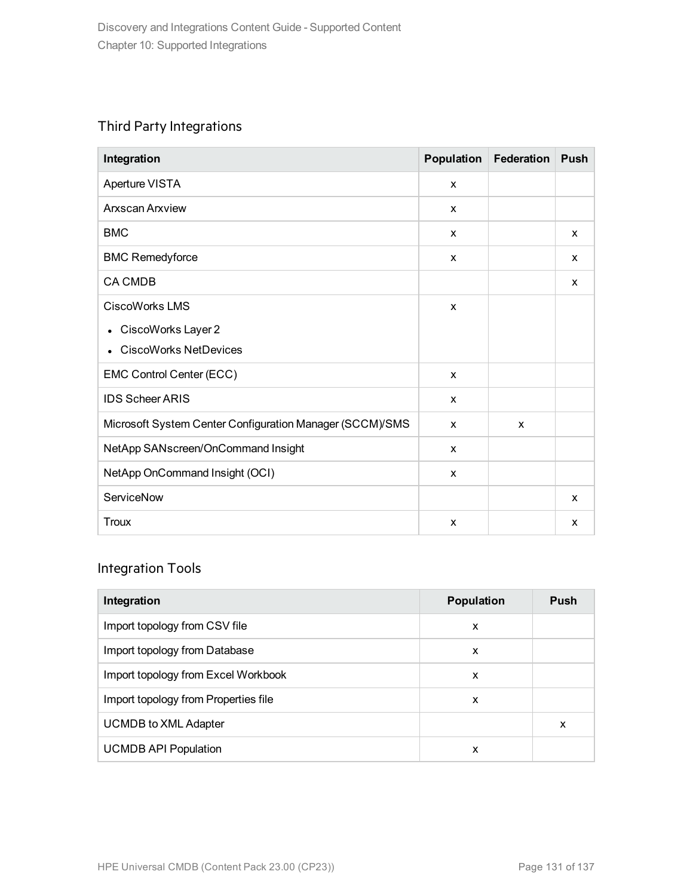## Third Party Integrations

| Integration | Population | Federation | Push |
| --- | --- | --- | --- |
| Aperture VISTA | x | | |
| Arxscan Arxview | x | | |
| BMC | x | | x |
| BMC Remedyforce | x | | x |
| CA CMDB | | | x |
| CiscoWorks LMS<br>• CiscoWorks Layer 2<br>• CiscoWorks NetDevices | x | | |
| EMC Control Center (ECC) | x | | |
| IDS Scheer ARIS | x | | |
| Microsoft System Center Configuration Manager (SCCM)/SMS | x | x | |
| NetApp SANscreen/OnCommand Insight | x | | |
| NetApp OnCommand Insight (OCI) | x | | |
| ServiceNow | | | x |
| Troux | x | | x |

## Integration Tools

| Integration | Population | Push |
| --- | --- | --- |
| Import topology from CSV file | x | |
| Import topology from Database | x | |
| Import topology from Excel Workbook | x | |
| Import topology from Properties file | x | |
| UCMDB to XML Adapter | | x |
| UCMDB API Population | x | |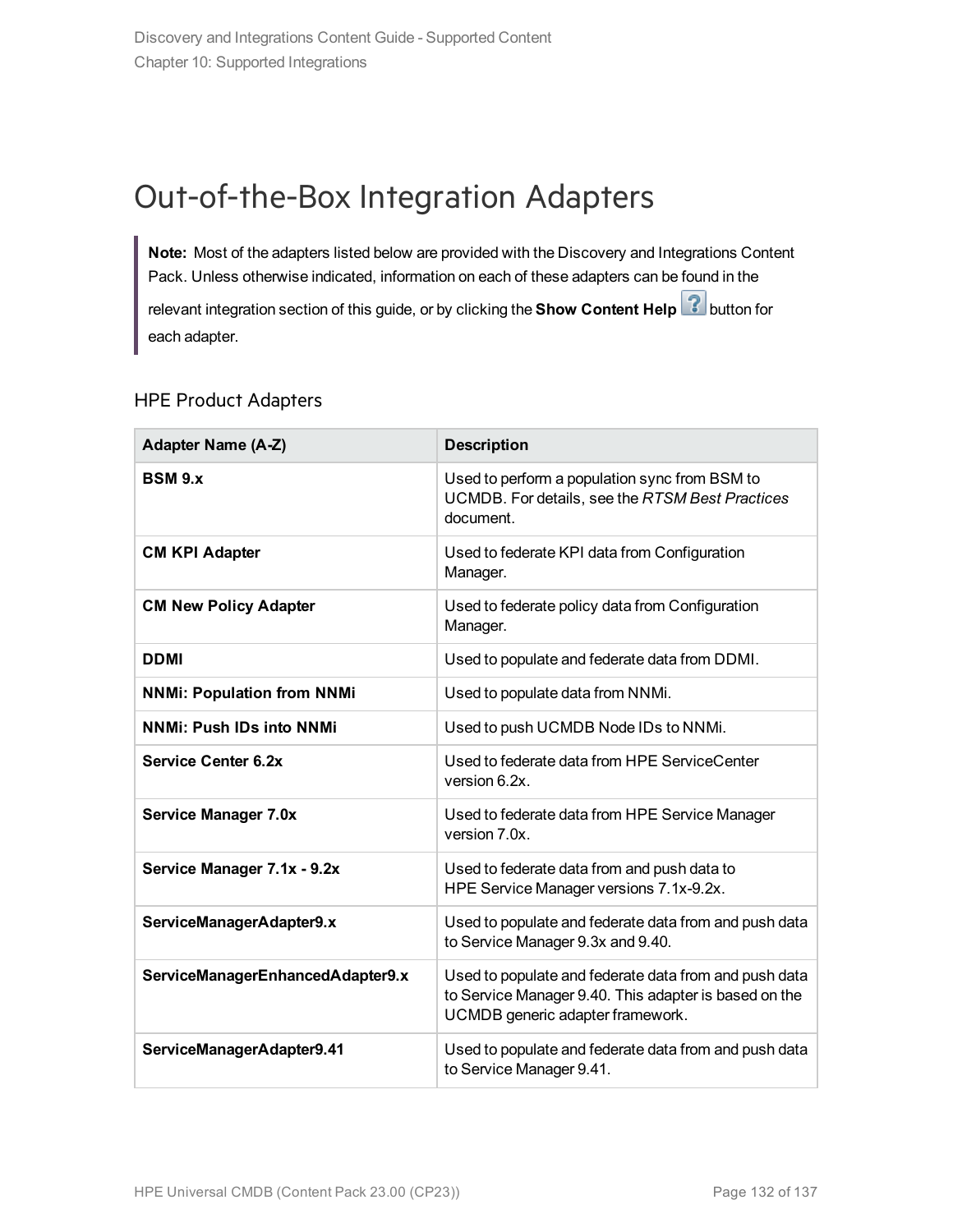# Out-of-the-Box Integration Adapters

> **Note:** Most of the adapters listed below are provided with the Discovery and Integrations Content Pack. Unless otherwise indicated, information on each of these adapters can be found in the relevant integration section of this guide, or by clicking the **Show Content Help** button for each adapter.

## HPE Product Adapters

| Adapter Name (A-Z) | Description |
|---|---|
| **BSM 9.x** | Used to perform a population sync from BSM to UCMDB. For details, see the *RTSM Best Practices* document. |
| **CM KPI Adapter** | Used to federate KPI data from Configuration Manager. |
| **CM New Policy Adapter** | Used to federate policy data from Configuration Manager. |
| **DDMI** | Used to populate and federate data from DDMI. |
| **NNMi: Population from NNMi** | Used to populate data from NNMi. |
| **NNMi: Push IDs into NNMi** | Used to push UCMDB Node IDs to NNMi. |
| **Service Center 6.2x** | Used to federate data from HPE ServiceCenter version 6.2x. |
| **Service Manager 7.0x** | Used to federate data from HPE Service Manager version 7.0x. |
| **Service Manager 7.1x - 9.2x** | Used to federate data from and push data to HPE Service Manager versions 7.1x-9.2x. |
| **ServiceManagerAdapter9.x** | Used to populate and federate data from and push data to Service Manager 9.3x and 9.40. |
| **ServiceManagerEnhancedAdapter9.x** | Used to populate and federate data from and push data to Service Manager 9.40. This adapter is based on the UCMDB generic adapter framework. |
| **ServiceManagerAdapter9.41** | Used to populate and federate data from and push data to Service Manager 9.41. |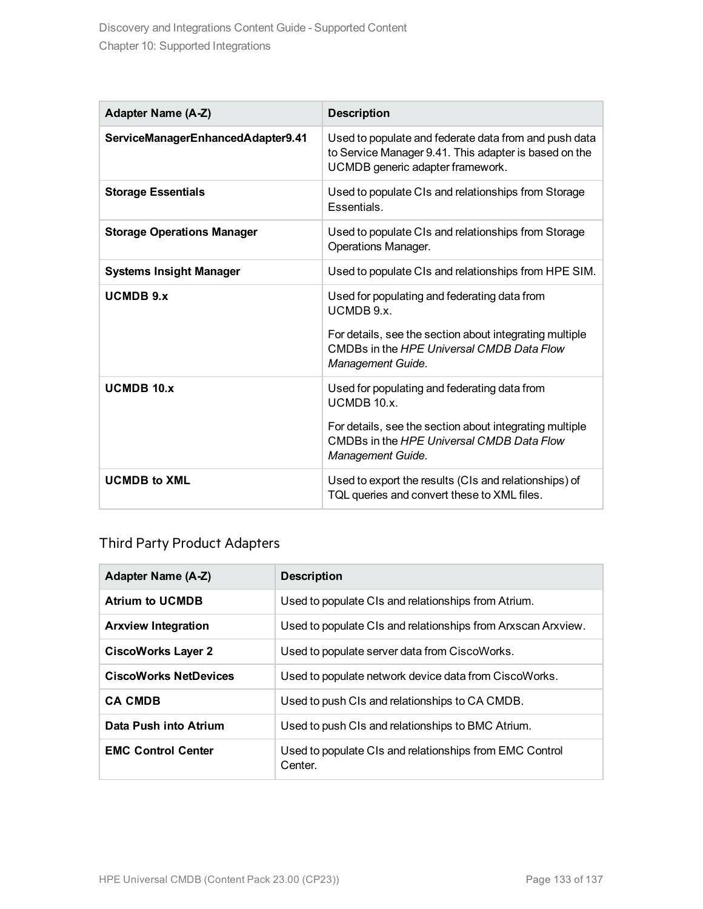| Adapter Name (A-Z) | Description |
|---|---|
| **ServiceManagerEnhancedAdapter9.41** | Used to populate and federate data from and push data to Service Manager 9.41. This adapter is based on the UCMDB generic adapter framework. |
| **Storage Essentials** | Used to populate CIs and relationships from Storage Essentials. |
| **Storage Operations Manager** | Used to populate CIs and relationships from Storage Operations Manager. |
| **Systems Insight Manager** | Used to populate CIs and relationships from HPE SIM. |
| **UCMDB 9.x** | Used for populating and federating data from UCMDB 9.x.<br><br>For details, see the section about integrating multiple CMDBs in the *HPE Universal CMDB Data Flow Management Guide*. |
| **UCMDB 10.x** | Used for populating and federating data from UCMDB 10.x.<br><br>For details, see the section about integrating multiple CMDBs in the *HPE Universal CMDB Data Flow Management Guide*. |
| **UCMDB to XML** | Used to export the results (CIs and relationships) of TQL queries and convert these to XML files. |

## Third Party Product Adapters

| Adapter Name (A-Z) | Description |
|---|---|
| **Atrium to UCMDB** | Used to populate CIs and relationships from Atrium. |
| **Arxview Integration** | Used to populate CIs and relationships from Arxscan Arxview. |
| **CiscoWorks Layer 2** | Used to populate server data from CiscoWorks. |
| **CiscoWorks NetDevices** | Used to populate network device data from CiscoWorks. |
| **CA CMDB** | Used to push CIs and relationships to CA CMDB. |
| **Data Push into Atrium** | Used to push CIs and relationships to BMC Atrium. |
| **EMC Control Center** | Used to populate CIs and relationships from EMC Control Center. |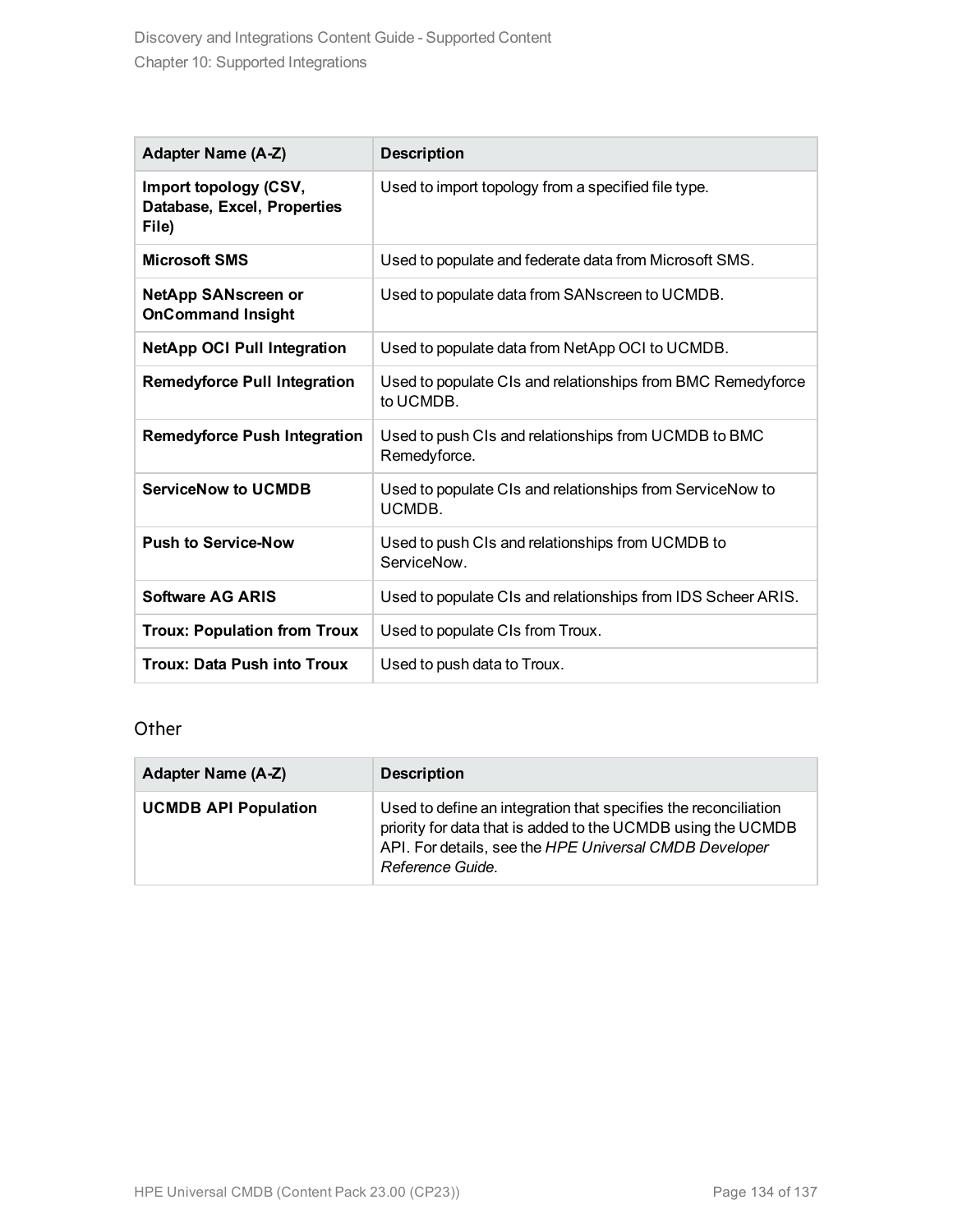| Adapter Name (A-Z) | Description |
|---|---|
| **Import topology (CSV, Database, Excel, Properties File)** | Used to import topology from a specified file type. |
| **Microsoft SMS** | Used to populate and federate data from Microsoft SMS. |
| **NetApp SANscreen or OnCommand Insight** | Used to populate data from SANscreen to UCMDB. |
| **NetApp OCI Pull Integration** | Used to populate data from NetApp OCI to UCMDB. |
| **Remedyforce Pull Integration** | Used to populate CIs and relationships from BMC Remedyforce to UCMDB. |
| **Remedyforce Push Integration** | Used to push CIs and relationships from UCMDB to BMC Remedyforce. |
| **ServiceNow to UCMDB** | Used to populate CIs and relationships from ServiceNow to UCMDB. |
| **Push to Service-Now** | Used to push CIs and relationships from UCMDB to ServiceNow. |
| **Software AG ARIS** | Used to populate CIs and relationships from IDS Scheer ARIS. |
| **Troux: Population from Troux** | Used to populate CIs from Troux. |
| **Troux: Data Push into Troux** | Used to push data to Troux. |

### Other

| Adapter Name (A-Z) | Description |
|---|---|
| **UCMDB API Population** | Used to define an integration that specifies the reconciliation priority for data that is added to the UCMDB using the UCMDB API. For details, see the *HPE Universal CMDB Developer Reference Guide*. |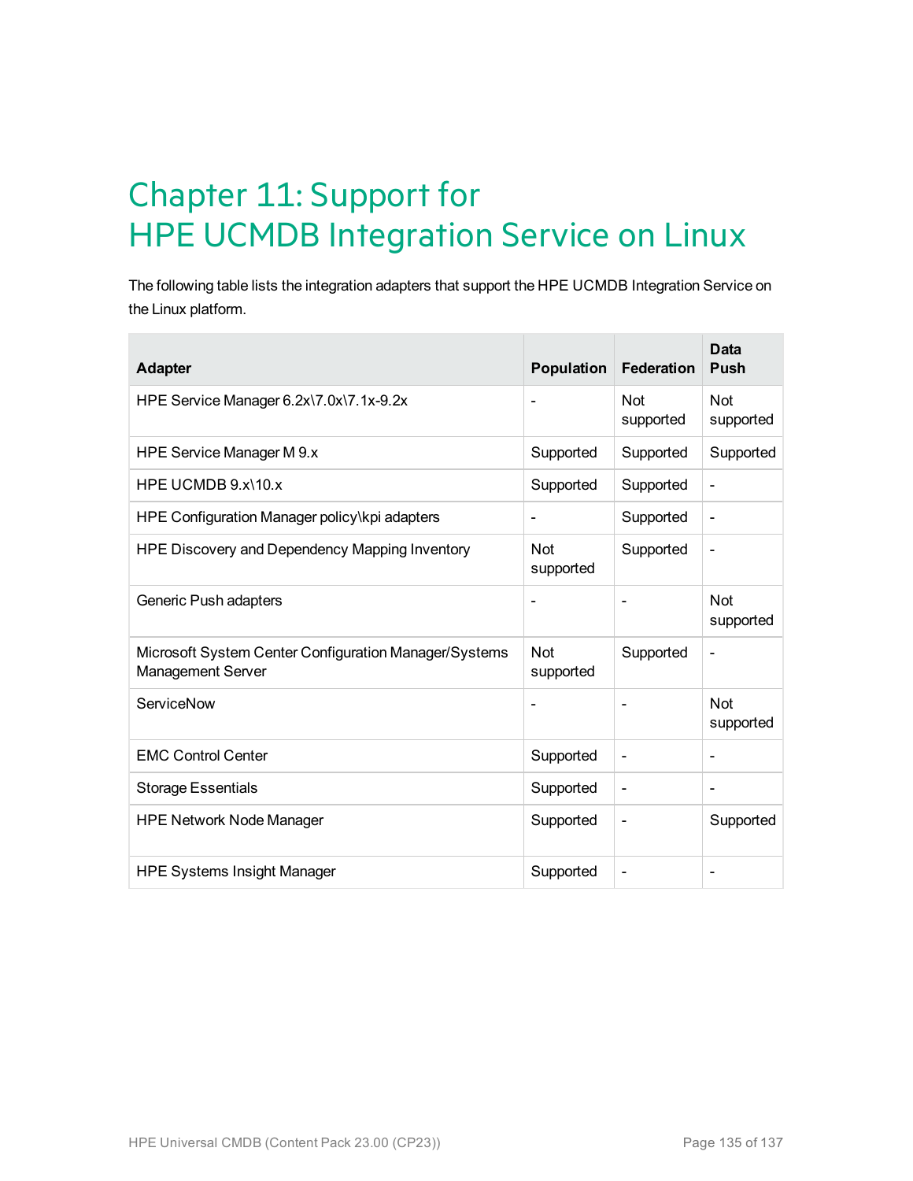# Chapter 11: Support for HPE UCMDB Integration Service on Linux

The following table lists the integration adapters that support the HPE UCMDB Integration Service on the Linux platform.

| Adapter | Population | Federation | Data Push |
|---|---|---|---|
| HPE Service Manager 6.2x\7.0x\7.1x-9.2x | - | Not supported | Not supported |
| HPE Service Manager M 9.x | Supported | Supported | Supported |
| HPE UCMDB 9.x\10.x | Supported | Supported | - |
| HPE Configuration Manager policy\kpi adapters | - | Supported | - |
| HPE Discovery and Dependency Mapping Inventory | Not supported | Supported | - |
| Generic Push adapters | - | - | Not supported |
| Microsoft System Center Configuration Manager/Systems Management Server | Not supported | Supported | - |
| ServiceNow | - | - | Not supported |
| EMC Control Center | Supported | - | - |
| Storage Essentials | Supported | - | - |
| HPE Network Node Manager | Supported | - | Supported |
| HPE Systems Insight Manager | Supported | - | - |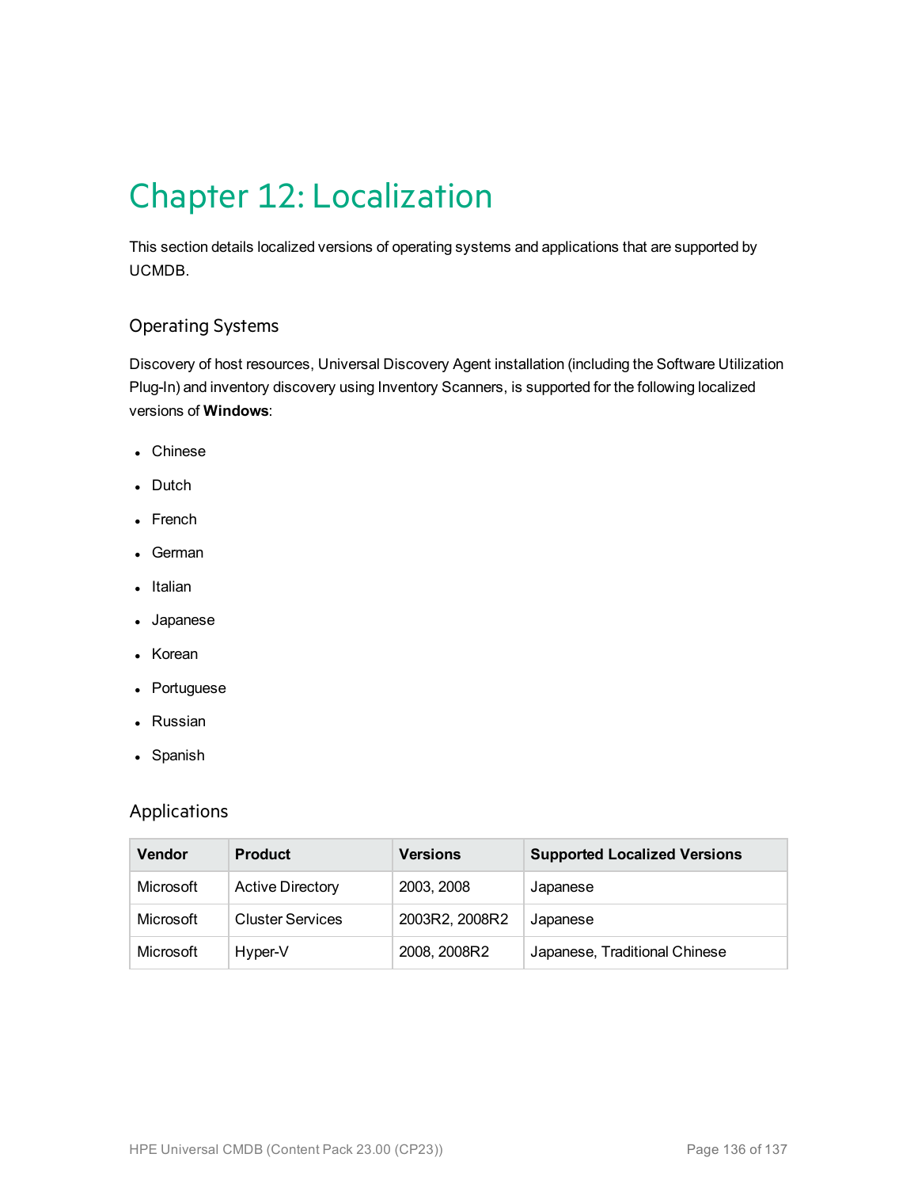# Chapter 12: Localization

This section details localized versions of operating systems and applications that are supported by UCMDB.

## Operating Systems

Discovery of host resources, Universal Discovery Agent installation (including the Software Utilization Plug-In) and inventory discovery using Inventory Scanners, is supported for the following localized versions of **Windows**:

- Chinese
- Dutch
- French
- German
- Italian
- Japanese
- Korean
- Portuguese
- Russian
- Spanish

## Applications

| Vendor | Product | Versions | Supported Localized Versions |
|---|---|---|---|
| Microsoft | Active Directory | 2003, 2008 | Japanese |
| Microsoft | Cluster Services | 2003R2, 2008R2 | Japanese |
| Microsoft | Hyper-V | 2008, 2008R2 | Japanese, Traditional Chinese |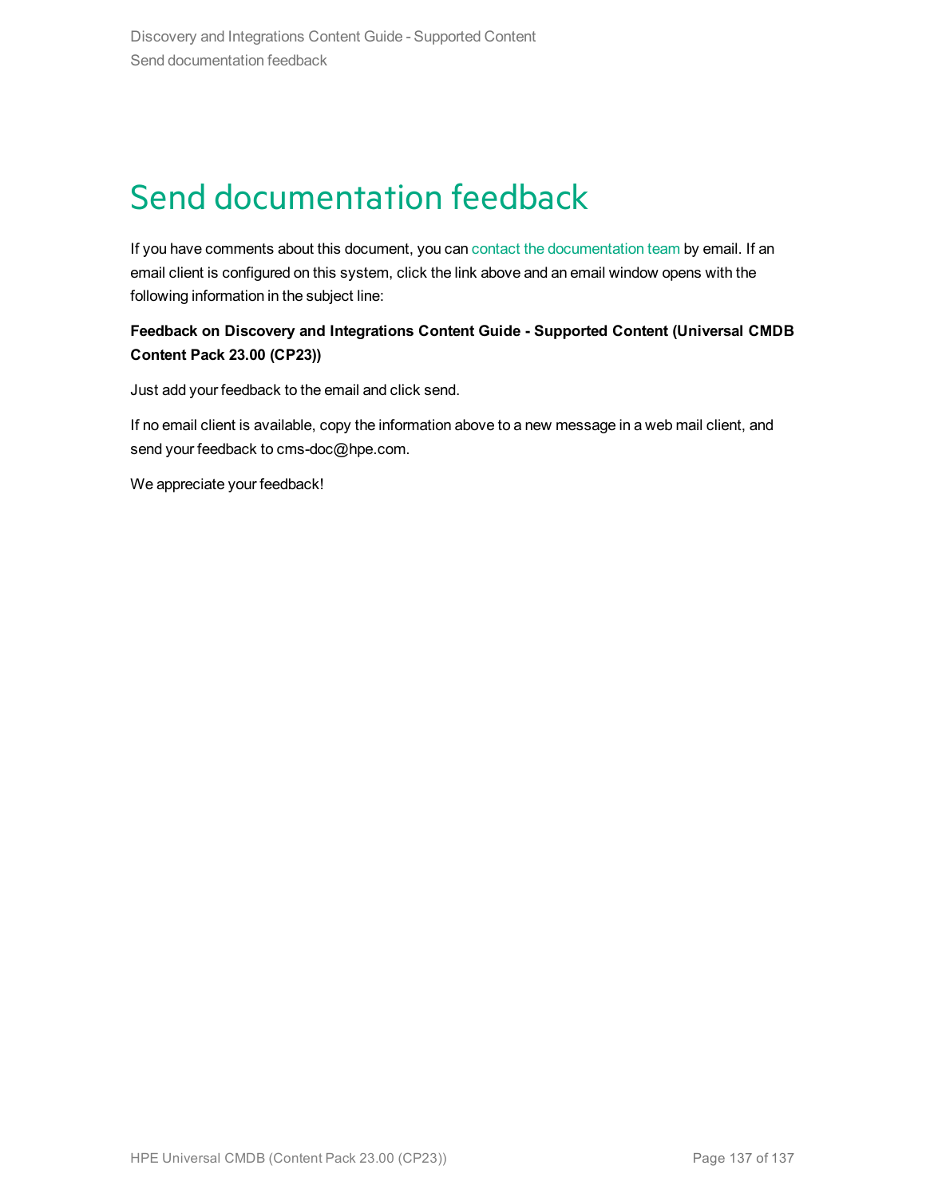# Send documentation feedback

If you have comments about this document, you can contact the documentation team by email. If an email client is configured on this system, click the link above and an email window opens with the following information in the subject line:

**Feedback on Discovery and Integrations Content Guide - Supported Content (Universal CMDB Content Pack 23.00 (CP23))**

Just add your feedback to the email and click send.

If no email client is available, copy the information above to a new message in a web mail client, and send your feedback to cms-doc@hpe.com.

We appreciate your feedback!